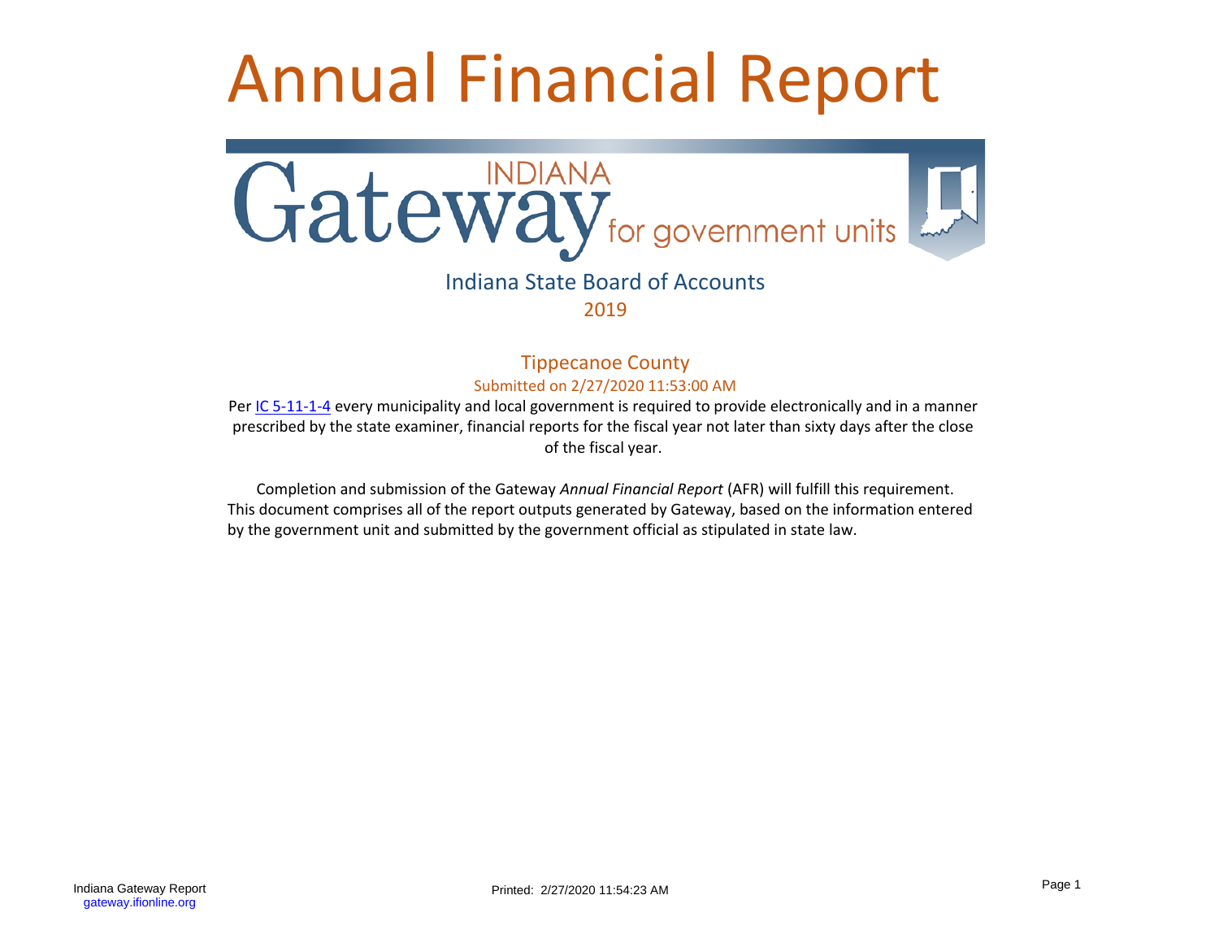# Annual Financial Report

INDIANA
Gateway for government units

Indiana State Board of Accounts

2019

## Tippecanoe County

Submitted on 2/27/2020 11:53:00 AM

Per IC 5-11-1-4 every municipality and local government is required to provide electronically and in a manner prescribed by the state examiner, financial reports for the fiscal year not later than sixty days after the close of the fiscal year.

Completion and submission of the Gateway *Annual Financial Report* (AFR) will fulfill this requirement. This document comprises all of the report outputs generated by Gateway, based on the information entered by the government unit and submitted by the government official as stipulated in state law.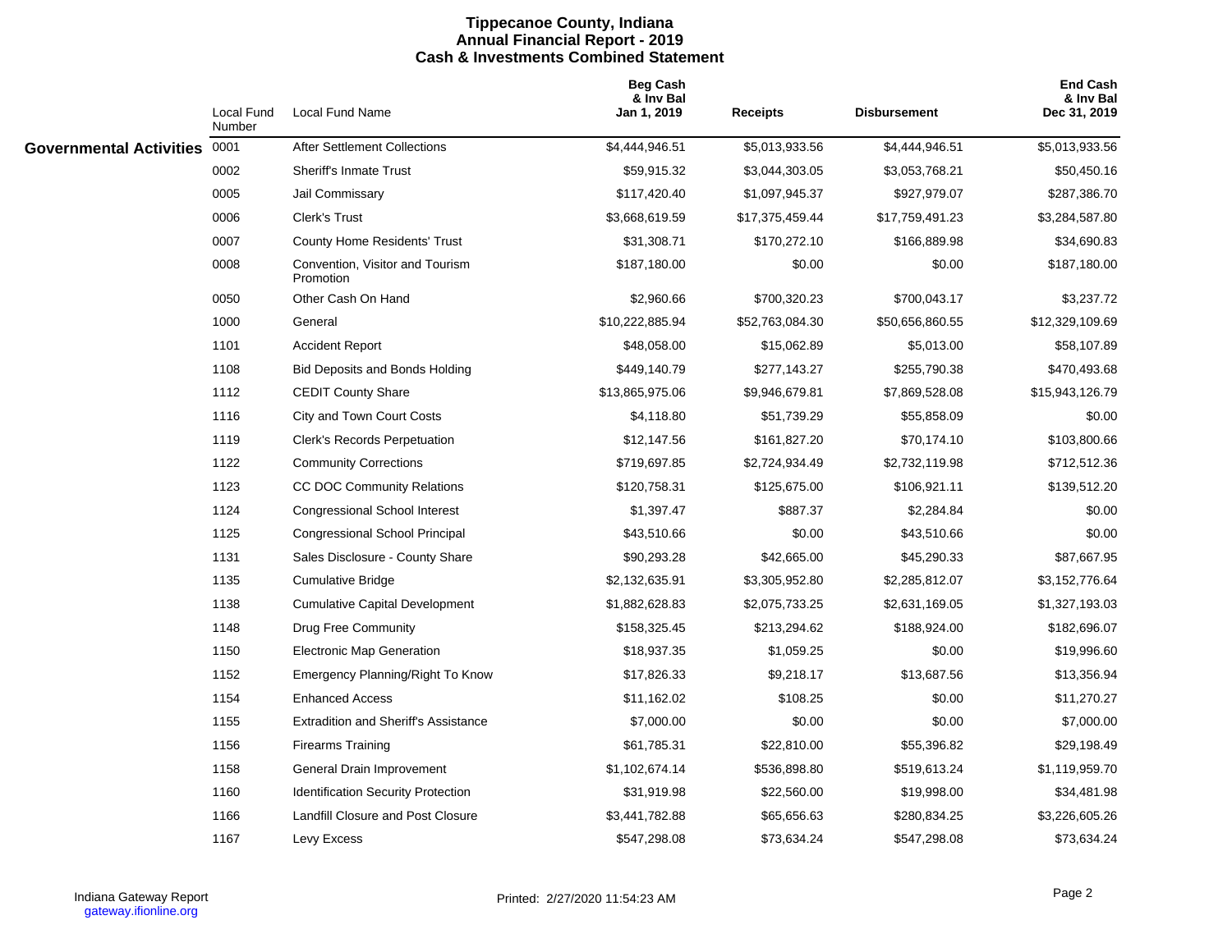# Tippecanoe County, Indiana
## Annual Financial Report - 2019
## Cash & Investments Combined Statement

| | Local Fund Number | Local Fund Name | Beg Cash & Inv Bal Jan 1, 2019 | Receipts | Disbursement | End Cash & Inv Bal Dec 31, 2019 |
|---|---|---|---|---|---|---|
| **Governmental Activities** | 0001 | After Settlement Collections | $4,444,946.51 | $5,013,933.56 | $4,444,946.51 | $5,013,933.56 |
| | 0002 | Sheriff's Inmate Trust | $59,915.32 | $3,044,303.05 | $3,053,768.21 | $50,450.16 |
| | 0005 | Jail Commissary | $117,420.40 | $1,097,945.37 | $927,979.07 | $287,386.70 |
| | 0006 | Clerk's Trust | $3,668,619.59 | $17,375,459.44 | $17,759,491.23 | $3,284,587.80 |
| | 0007 | County Home Residents' Trust | $31,308.71 | $170,272.10 | $166,889.98 | $34,690.83 |
| | 0008 | Convention, Visitor and Tourism Promotion | $187,180.00 | $0.00 | $0.00 | $187,180.00 |
| | 0050 | Other Cash On Hand | $2,960.66 | $700,320.23 | $700,043.17 | $3,237.72 |
| | 1000 | General | $10,222,885.94 | $52,763,084.30 | $50,656,860.55 | $12,329,109.69 |
| | 1101 | Accident Report | $48,058.00 | $15,062.89 | $5,013.00 | $58,107.89 |
| | 1108 | Bid Deposits and Bonds Holding | $449,140.79 | $277,143.27 | $255,790.38 | $470,493.68 |
| | 1112 | CEDIT County Share | $13,865,975.06 | $9,946,679.81 | $7,869,528.08 | $15,943,126.79 |
| | 1116 | City and Town Court Costs | $4,118.80 | $51,739.29 | $55,858.09 | $0.00 |
| | 1119 | Clerk's Records Perpetuation | $12,147.56 | $161,827.20 | $70,174.10 | $103,800.66 |
| | 1122 | Community Corrections | $719,697.85 | $2,724,934.49 | $2,732,119.98 | $712,512.36 |
| | 1123 | CC DOC Community Relations | $120,758.31 | $125,675.00 | $106,921.11 | $139,512.20 |
| | 1124 | Congressional School Interest | $1,397.47 | $887.37 | $2,284.84 | $0.00 |
| | 1125 | Congressional School Principal | $43,510.66 | $0.00 | $43,510.66 | $0.00 |
| | 1131 | Sales Disclosure - County Share | $90,293.28 | $42,665.00 | $45,290.33 | $87,667.95 |
| | 1135 | Cumulative Bridge | $2,132,635.91 | $3,305,952.80 | $2,285,812.07 | $3,152,776.64 |
| | 1138 | Cumulative Capital Development | $1,882,628.83 | $2,075,733.25 | $2,631,169.05 | $1,327,193.03 |
| | 1148 | Drug Free Community | $158,325.45 | $213,294.62 | $188,924.00 | $182,696.07 |
| | 1150 | Electronic Map Generation | $18,937.35 | $1,059.25 | $0.00 | $19,996.60 |
| | 1152 | Emergency Planning/Right To Know | $17,826.33 | $9,218.17 | $13,687.56 | $13,356.94 |
| | 1154 | Enhanced Access | $11,162.02 | $108.25 | $0.00 | $11,270.27 |
| | 1155 | Extradition and Sheriff's Assistance | $7,000.00 | $0.00 | $0.00 | $7,000.00 |
| | 1156 | Firearms Training | $61,785.31 | $22,810.00 | $55,396.82 | $29,198.49 |
| | 1158 | General Drain Improvement | $1,102,674.14 | $536,898.80 | $519,613.24 | $1,119,959.70 |
| | 1160 | Identification Security Protection | $31,919.98 | $22,560.00 | $19,998.00 | $34,481.98 |
| | 1166 | Landfill Closure and Post Closure | $3,441,782.88 | $65,656.63 | $280,834.25 | $3,226,605.26 |
| | 1167 | Levy Excess | $547,298.08 | $73,634.24 | $547,298.08 | $73,634.24 |

Indiana Gateway Report
gateway.ifionline.org

Printed: 2/27/2020 11:54:23 AM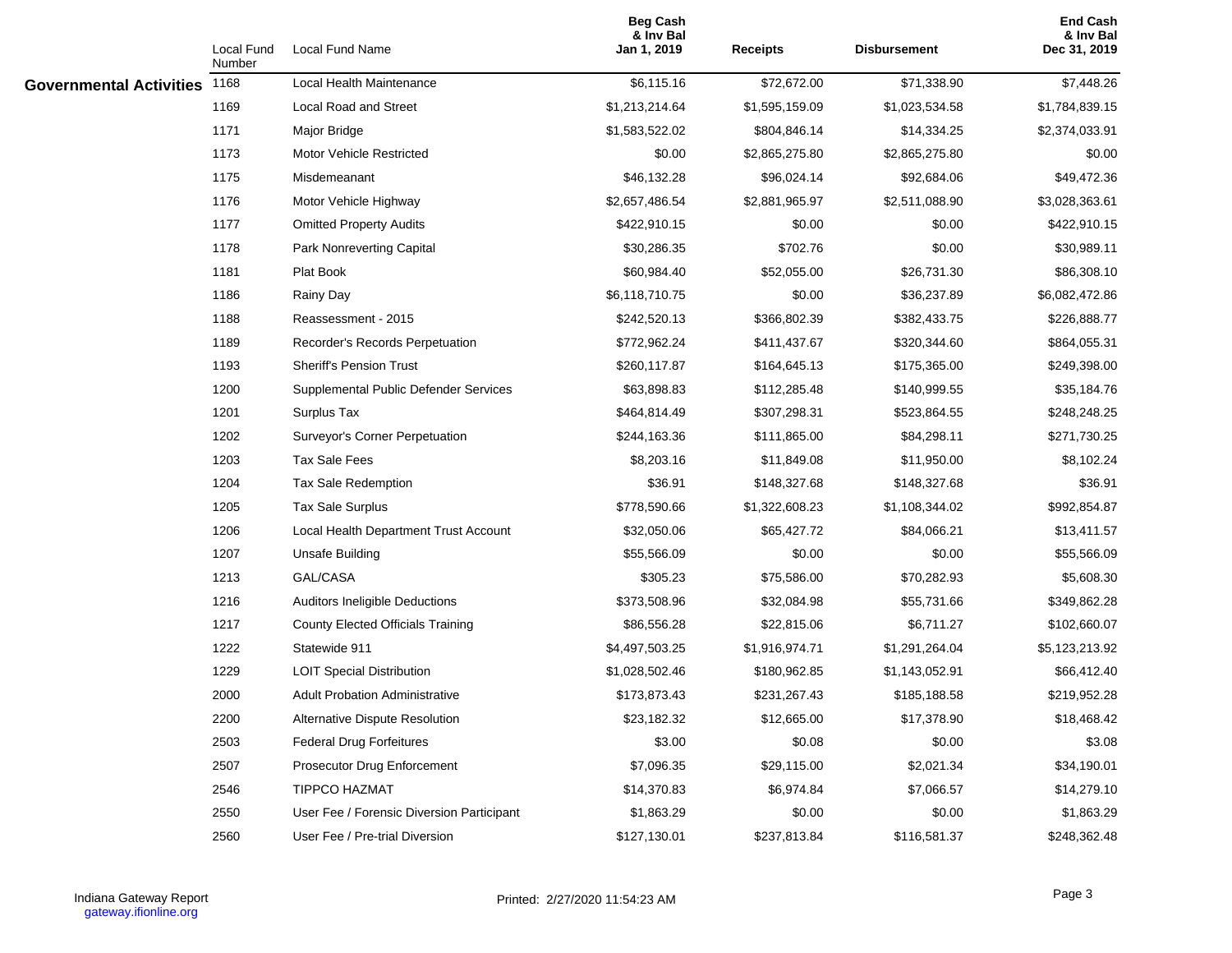| | Local Fund Number | Local Fund Name | Beg Cash & Inv Bal Jan 1, 2019 | Receipts | Disbursement | End Cash & Inv Bal Dec 31, 2019 |
|---|---|---|---|---|---|---|
| **Governmental Activities** | 1168 | Local Health Maintenance | $6,115.16 | $72,672.00 | $71,338.90 | $7,448.26 |
| | 1169 | Local Road and Street | $1,213,214.64 | $1,595,159.09 | $1,023,534.58 | $1,784,839.15 |
| | 1171 | Major Bridge | $1,583,522.02 | $804,846.14 | $14,334.25 | $2,374,033.91 |
| | 1173 | Motor Vehicle Restricted | $0.00 | $2,865,275.80 | $2,865,275.80 | $0.00 |
| | 1175 | Misdemeanant | $46,132.28 | $96,024.14 | $92,684.06 | $49,472.36 |
| | 1176 | Motor Vehicle Highway | $2,657,486.54 | $2,881,965.97 | $2,511,088.90 | $3,028,363.61 |
| | 1177 | Omitted Property Audits | $422,910.15 | $0.00 | $0.00 | $422,910.15 |
| | 1178 | Park Nonreverting Capital | $30,286.35 | $702.76 | $0.00 | $30,989.11 |
| | 1181 | Plat Book | $60,984.40 | $52,055.00 | $26,731.30 | $86,308.10 |
| | 1186 | Rainy Day | $6,118,710.75 | $0.00 | $36,237.89 | $6,082,472.86 |
| | 1188 | Reassessment - 2015 | $242,520.13 | $366,802.39 | $382,433.75 | $226,888.77 |
| | 1189 | Recorder's Records Perpetuation | $772,962.24 | $411,437.67 | $320,344.60 | $864,055.31 |
| | 1193 | Sheriff's Pension Trust | $260,117.87 | $164,645.13 | $175,365.00 | $249,398.00 |
| | 1200 | Supplemental Public Defender Services | $63,898.83 | $112,285.48 | $140,999.55 | $35,184.76 |
| | 1201 | Surplus Tax | $464,814.49 | $307,298.31 | $523,864.55 | $248,248.25 |
| | 1202 | Surveyor's Corner Perpetuation | $244,163.36 | $111,865.00 | $84,298.11 | $271,730.25 |
| | 1203 | Tax Sale Fees | $8,203.16 | $11,849.08 | $11,950.00 | $8,102.24 |
| | 1204 | Tax Sale Redemption | $36.91 | $148,327.68 | $148,327.68 | $36.91 |
| | 1205 | Tax Sale Surplus | $778,590.66 | $1,322,608.23 | $1,108,344.02 | $992,854.87 |
| | 1206 | Local Health Department Trust Account | $32,050.06 | $65,427.72 | $84,066.21 | $13,411.57 |
| | 1207 | Unsafe Building | $55,566.09 | $0.00 | $0.00 | $55,566.09 |
| | 1213 | GAL/CASA | $305.23 | $75,586.00 | $70,282.93 | $5,608.30 |
| | 1216 | Auditors Ineligible Deductions | $373,508.96 | $32,084.98 | $55,731.66 | $349,862.28 |
| | 1217 | County Elected Officials Training | $86,556.28 | $22,815.06 | $6,711.27 | $102,660.07 |
| | 1222 | Statewide 911 | $4,497,503.25 | $1,916,974.71 | $1,291,264.04 | $5,123,213.92 |
| | 1229 | LOIT Special Distribution | $1,028,502.46 | $180,962.85 | $1,143,052.91 | $66,412.40 |
| | 2000 | Adult Probation Administrative | $173,873.43 | $231,267.43 | $185,188.58 | $219,952.28 |
| | 2200 | Alternative Dispute Resolution | $23,182.32 | $12,665.00 | $17,378.90 | $18,468.42 |
| | 2503 | Federal Drug Forfeitures | $3.00 | $0.08 | $0.00 | $3.08 |
| | 2507 | Prosecutor Drug Enforcement | $7,096.35 | $29,115.00 | $2,021.34 | $34,190.01 |
| | 2546 | TIPPCO HAZMAT | $14,370.83 | $6,974.84 | $7,066.57 | $14,279.10 |
| | 2550 | User Fee / Forensic Diversion Participant | $1,863.29 | $0.00 | $0.00 | $1,863.29 |
| | 2560 | User Fee / Pre-trial Diversion | $127,130.01 | $237,813.84 | $116,581.37 | $248,362.48 |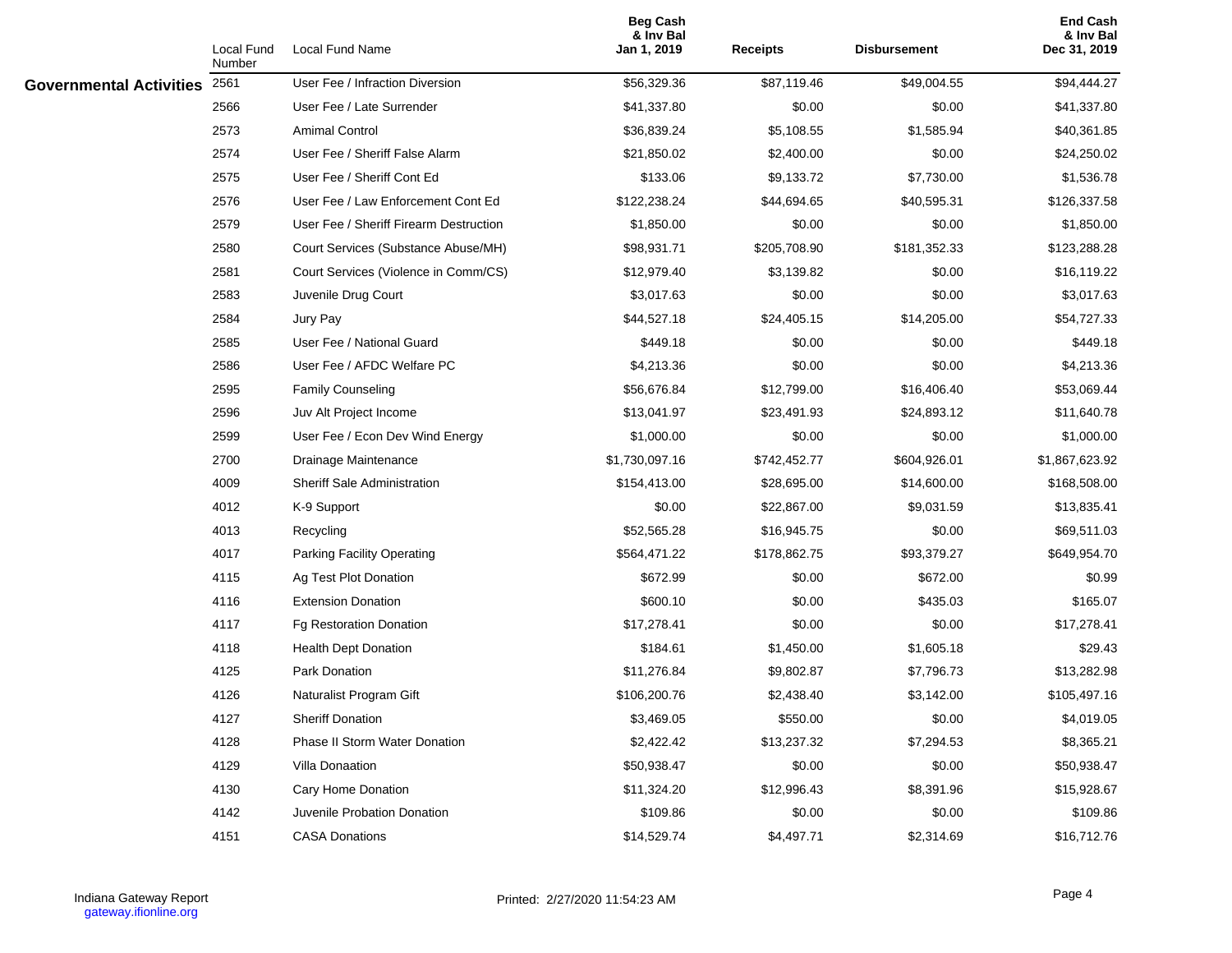| | Local Fund Number | Local Fund Name | Beg Cash & Inv Bal Jan 1, 2019 | Receipts | Disbursement | End Cash & Inv Bal Dec 31, 2019 |
|---|---|---|---|---|---|---|
| **Governmental Activities** | 2561 | User Fee / Infraction Diversion | $56,329.36 | $87,119.46 | $49,004.55 | $94,444.27 |
| | 2566 | User Fee / Late Surrender | $41,337.80 | $0.00 | $0.00 | $41,337.80 |
| | 2573 | Amimal Control | $36,839.24 | $5,108.55 | $1,585.94 | $40,361.85 |
| | 2574 | User Fee / Sheriff False Alarm | $21,850.02 | $2,400.00 | $0.00 | $24,250.02 |
| | 2575 | User Fee / Sheriff Cont Ed | $133.06 | $9,133.72 | $7,730.00 | $1,536.78 |
| | 2576 | User Fee / Law Enforcement Cont Ed | $122,238.24 | $44,694.65 | $40,595.31 | $126,337.58 |
| | 2579 | User Fee / Sheriff Firearm Destruction | $1,850.00 | $0.00 | $0.00 | $1,850.00 |
| | 2580 | Court Services (Substance Abuse/MH) | $98,931.71 | $205,708.90 | $181,352.33 | $123,288.28 |
| | 2581 | Court Services (Violence in Comm/CS) | $12,979.40 | $3,139.82 | $0.00 | $16,119.22 |
| | 2583 | Juvenile Drug Court | $3,017.63 | $0.00 | $0.00 | $3,017.63 |
| | 2584 | Jury Pay | $44,527.18 | $24,405.15 | $14,205.00 | $54,727.33 |
| | 2585 | User Fee / National Guard | $449.18 | $0.00 | $0.00 | $449.18 |
| | 2586 | User Fee / AFDC Welfare PC | $4,213.36 | $0.00 | $0.00 | $4,213.36 |
| | 2595 | Family Counseling | $56,676.84 | $12,799.00 | $16,406.40 | $53,069.44 |
| | 2596 | Juv Alt Project Income | $13,041.97 | $23,491.93 | $24,893.12 | $11,640.78 |
| | 2599 | User Fee / Econ Dev Wind Energy | $1,000.00 | $0.00 | $0.00 | $1,000.00 |
| | 2700 | Drainage Maintenance | $1,730,097.16 | $742,452.77 | $604,926.01 | $1,867,623.92 |
| | 4009 | Sheriff Sale Administration | $154,413.00 | $28,695.00 | $14,600.00 | $168,508.00 |
| | 4012 | K-9 Support | $0.00 | $22,867.00 | $9,031.59 | $13,835.41 |
| | 4013 | Recycling | $52,565.28 | $16,945.75 | $0.00 | $69,511.03 |
| | 4017 | Parking Facility Operating | $564,471.22 | $178,862.75 | $93,379.27 | $649,954.70 |
| | 4115 | Ag Test Plot Donation | $672.99 | $0.00 | $672.00 | $0.99 |
| | 4116 | Extension Donation | $600.10 | $0.00 | $435.03 | $165.07 |
| | 4117 | Fg Restoration Donation | $17,278.41 | $0.00 | $0.00 | $17,278.41 |
| | 4118 | Health Dept Donation | $184.61 | $1,450.00 | $1,605.18 | $29.43 |
| | 4125 | Park Donation | $11,276.84 | $9,802.87 | $7,796.73 | $13,282.98 |
| | 4126 | Naturalist Program Gift | $106,200.76 | $2,438.40 | $3,142.00 | $105,497.16 |
| | 4127 | Sheriff Donation | $3,469.05 | $550.00 | $0.00 | $4,019.05 |
| | 4128 | Phase II Storm Water Donation | $2,422.42 | $13,237.32 | $7,294.53 | $8,365.21 |
| | 4129 | Villa Donaation | $50,938.47 | $0.00 | $0.00 | $50,938.47 |
| | 4130 | Cary Home Donation | $11,324.20 | $12,996.43 | $8,391.96 | $15,928.67 |
| | 4142 | Juvenile Probation Donation | $109.86 | $0.00 | $0.00 | $109.86 |
| | 4151 | CASA Donations | $14,529.74 | $4,497.71 | $2,314.69 | $16,712.76 |

Indiana Gateway Report
gateway.ifionline.org

Printed: 2/27/2020 11:54:23 AM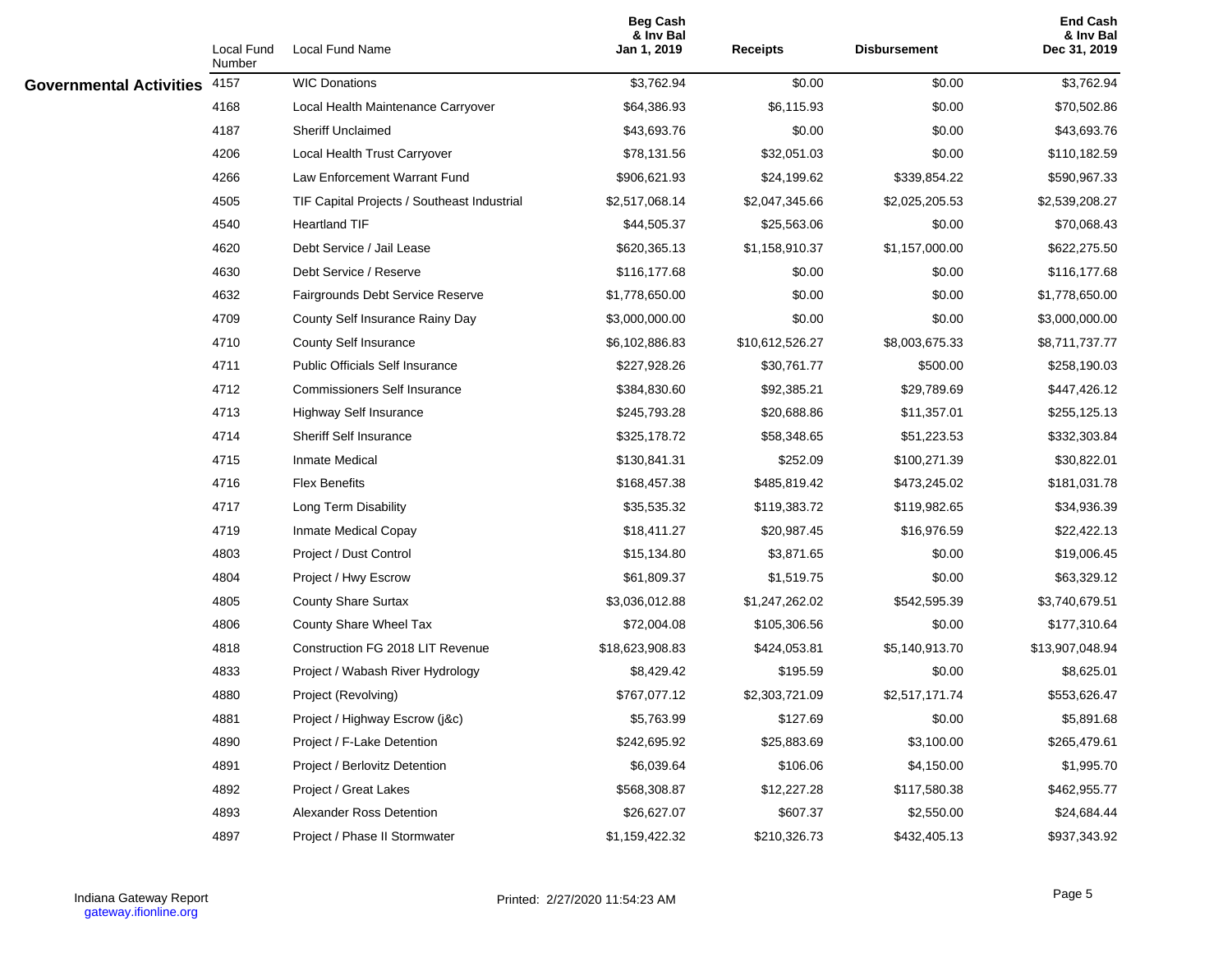| | Local Fund Number | Local Fund Name | Beg Cash & Inv Bal Jan 1, 2019 | Receipts | Disbursement | End Cash & Inv Bal Dec 31, 2019 |
|---|---|---|---|---|---|---|
| **Governmental Activities** | 4157 | WIC Donations | $3,762.94 | $0.00 | $0.00 | $3,762.94 |
| | 4168 | Local Health Maintenance Carryover | $64,386.93 | $6,115.93 | $0.00 | $70,502.86 |
| | 4187 | Sheriff Unclaimed | $43,693.76 | $0.00 | $0.00 | $43,693.76 |
| | 4206 | Local Health Trust Carryover | $78,131.56 | $32,051.03 | $0.00 | $110,182.59 |
| | 4266 | Law Enforcement Warrant Fund | $906,621.93 | $24,199.62 | $339,854.22 | $590,967.33 |
| | 4505 | TIF Capital Projects / Southeast Industrial | $2,517,068.14 | $2,047,345.66 | $2,025,205.53 | $2,539,208.27 |
| | 4540 | Heartland TIF | $44,505.37 | $25,563.06 | $0.00 | $70,068.43 |
| | 4620 | Debt Service / Jail Lease | $620,365.13 | $1,158,910.37 | $1,157,000.00 | $622,275.50 |
| | 4630 | Debt Service / Reserve | $116,177.68 | $0.00 | $0.00 | $116,177.68 |
| | 4632 | Fairgrounds Debt Service Reserve | $1,778,650.00 | $0.00 | $0.00 | $1,778,650.00 |
| | 4709 | County Self Insurance Rainy Day | $3,000,000.00 | $0.00 | $0.00 | $3,000,000.00 |
| | 4710 | County Self Insurance | $6,102,886.83 | $10,612,526.27 | $8,003,675.33 | $8,711,737.77 |
| | 4711 | Public Officials Self Insurance | $227,928.26 | $30,761.77 | $500.00 | $258,190.03 |
| | 4712 | Commissioners Self Insurance | $384,830.60 | $92,385.21 | $29,789.69 | $447,426.12 |
| | 4713 | Highway Self Insurance | $245,793.28 | $20,688.86 | $11,357.01 | $255,125.13 |
| | 4714 | Sheriff Self Insurance | $325,178.72 | $58,348.65 | $51,223.53 | $332,303.84 |
| | 4715 | Inmate Medical | $130,841.31 | $252.09 | $100,271.39 | $30,822.01 |
| | 4716 | Flex Benefits | $168,457.38 | $485,819.42 | $473,245.02 | $181,031.78 |
| | 4717 | Long Term Disability | $35,535.32 | $119,383.72 | $119,982.65 | $34,936.39 |
| | 4719 | Inmate Medical Copay | $18,411.27 | $20,987.45 | $16,976.59 | $22,422.13 |
| | 4803 | Project / Dust Control | $15,134.80 | $3,871.65 | $0.00 | $19,006.45 |
| | 4804 | Project / Hwy Escrow | $61,809.37 | $1,519.75 | $0.00 | $63,329.12 |
| | 4805 | County Share Surtax | $3,036,012.88 | $1,247,262.02 | $542,595.39 | $3,740,679.51 |
| | 4806 | County Share Wheel Tax | $72,004.08 | $105,306.56 | $0.00 | $177,310.64 |
| | 4818 | Construction FG 2018 LIT Revenue | $18,623,908.83 | $424,053.81 | $5,140,913.70 | $13,907,048.94 |
| | 4833 | Project / Wabash River Hydrology | $8,429.42 | $195.59 | $0.00 | $8,625.01 |
| | 4880 | Project (Revolving) | $767,077.12 | $2,303,721.09 | $2,517,171.74 | $553,626.47 |
| | 4881 | Project / Highway Escrow (j&c) | $5,763.99 | $127.69 | $0.00 | $5,891.68 |
| | 4890 | Project / F-Lake Detention | $242,695.92 | $25,883.69 | $3,100.00 | $265,479.61 |
| | 4891 | Project / Berlovitz Detention | $6,039.64 | $106.06 | $4,150.00 | $1,995.70 |
| | 4892 | Project / Great Lakes | $568,308.87 | $12,227.28 | $117,580.38 | $462,955.77 |
| | 4893 | Alexander Ross Detention | $26,627.07 | $607.37 | $2,550.00 | $24,684.44 |
| | 4897 | Project / Phase II Stormwater | $1,159,422.32 | $210,326.73 | $432,405.13 | $937,343.92 |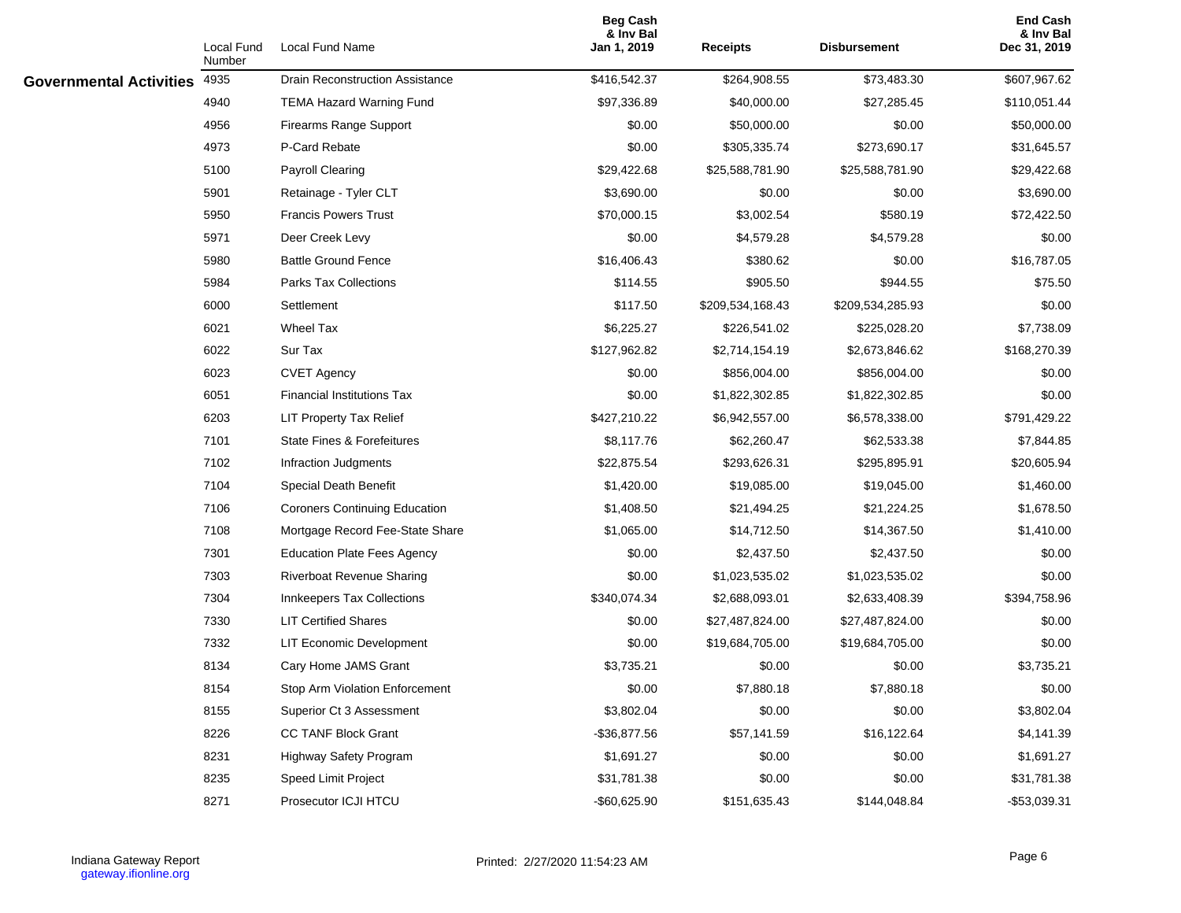| | Local Fund Number | Local Fund Name | Beg Cash & Inv Bal Jan 1, 2019 | Receipts | Disbursement | End Cash & Inv Bal Dec 31, 2019 |
|---|---|---|---|---|---|---|
| **Governmental Activities** | 4935 | Drain Reconstruction Assistance | $416,542.37 | $264,908.55 | $73,483.30 | $607,967.62 |
| | 4940 | TEMA Hazard Warning Fund | $97,336.89 | $40,000.00 | $27,285.45 | $110,051.44 |
| | 4956 | Firearms Range Support | $0.00 | $50,000.00 | $0.00 | $50,000.00 |
| | 4973 | P-Card Rebate | $0.00 | $305,335.74 | $273,690.17 | $31,645.57 |
| | 5100 | Payroll Clearing | $29,422.68 | $25,588,781.90 | $25,588,781.90 | $29,422.68 |
| | 5901 | Retainage - Tyler CLT | $3,690.00 | $0.00 | $0.00 | $3,690.00 |
| | 5950 | Francis Powers Trust | $70,000.15 | $3,002.54 | $580.19 | $72,422.50 |
| | 5971 | Deer Creek Levy | $0.00 | $4,579.28 | $4,579.28 | $0.00 |
| | 5980 | Battle Ground Fence | $16,406.43 | $380.62 | $0.00 | $16,787.05 |
| | 5984 | Parks Tax Collections | $114.55 | $905.50 | $944.55 | $75.50 |
| | 6000 | Settlement | $117.50 | $209,534,168.43 | $209,534,285.93 | $0.00 |
| | 6021 | Wheel Tax | $6,225.27 | $226,541.02 | $225,028.20 | $7,738.09 |
| | 6022 | Sur Tax | $127,962.82 | $2,714,154.19 | $2,673,846.62 | $168,270.39 |
| | 6023 | CVET Agency | $0.00 | $856,004.00 | $856,004.00 | $0.00 |
| | 6051 | Financial Institutions Tax | $0.00 | $1,822,302.85 | $1,822,302.85 | $0.00 |
| | 6203 | LIT Property Tax Relief | $427,210.22 | $6,942,557.00 | $6,578,338.00 | $791,429.22 |
| | 7101 | State Fines & Forefeitures | $8,117.76 | $62,260.47 | $62,533.38 | $7,844.85 |
| | 7102 | Infraction Judgments | $22,875.54 | $293,626.31 | $295,895.91 | $20,605.94 |
| | 7104 | Special Death Benefit | $1,420.00 | $19,085.00 | $19,045.00 | $1,460.00 |
| | 7106 | Coroners Continuing Education | $1,408.50 | $21,494.25 | $21,224.25 | $1,678.50 |
| | 7108 | Mortgage Record Fee-State Share | $1,065.00 | $14,712.50 | $14,367.50 | $1,410.00 |
| | 7301 | Education Plate Fees Agency | $0.00 | $2,437.50 | $2,437.50 | $0.00 |
| | 7303 | Riverboat Revenue Sharing | $0.00 | $1,023,535.02 | $1,023,535.02 | $0.00 |
| | 7304 | Innkeepers Tax Collections | $340,074.34 | $2,688,093.01 | $2,633,408.39 | $394,758.96 |
| | 7330 | LIT Certified Shares | $0.00 | $27,487,824.00 | $27,487,824.00 | $0.00 |
| | 7332 | LIT Economic Development | $0.00 | $19,684,705.00 | $19,684,705.00 | $0.00 |
| | 8134 | Cary Home JAMS Grant | $3,735.21 | $0.00 | $0.00 | $3,735.21 |
| | 8154 | Stop Arm Violation Enforcement | $0.00 | $7,880.18 | $7,880.18 | $0.00 |
| | 8155 | Superior Ct 3 Assessment | $3,802.04 | $0.00 | $0.00 | $3,802.04 |
| | 8226 | CC TANF Block Grant | -$36,877.56 | $57,141.59 | $16,122.64 | $4,141.39 |
| | 8231 | Highway Safety Program | $1,691.27 | $0.00 | $0.00 | $1,691.27 |
| | 8235 | Speed Limit Project | $31,781.38 | $0.00 | $0.00 | $31,781.38 |
| | 8271 | Prosecutor ICJI HTCU | -$60,625.90 | $151,635.43 | $144,048.84 | -$53,039.31 |

Indiana Gateway Report
gateway.ifionline.org

Printed: 2/27/2020 11:54:23 AM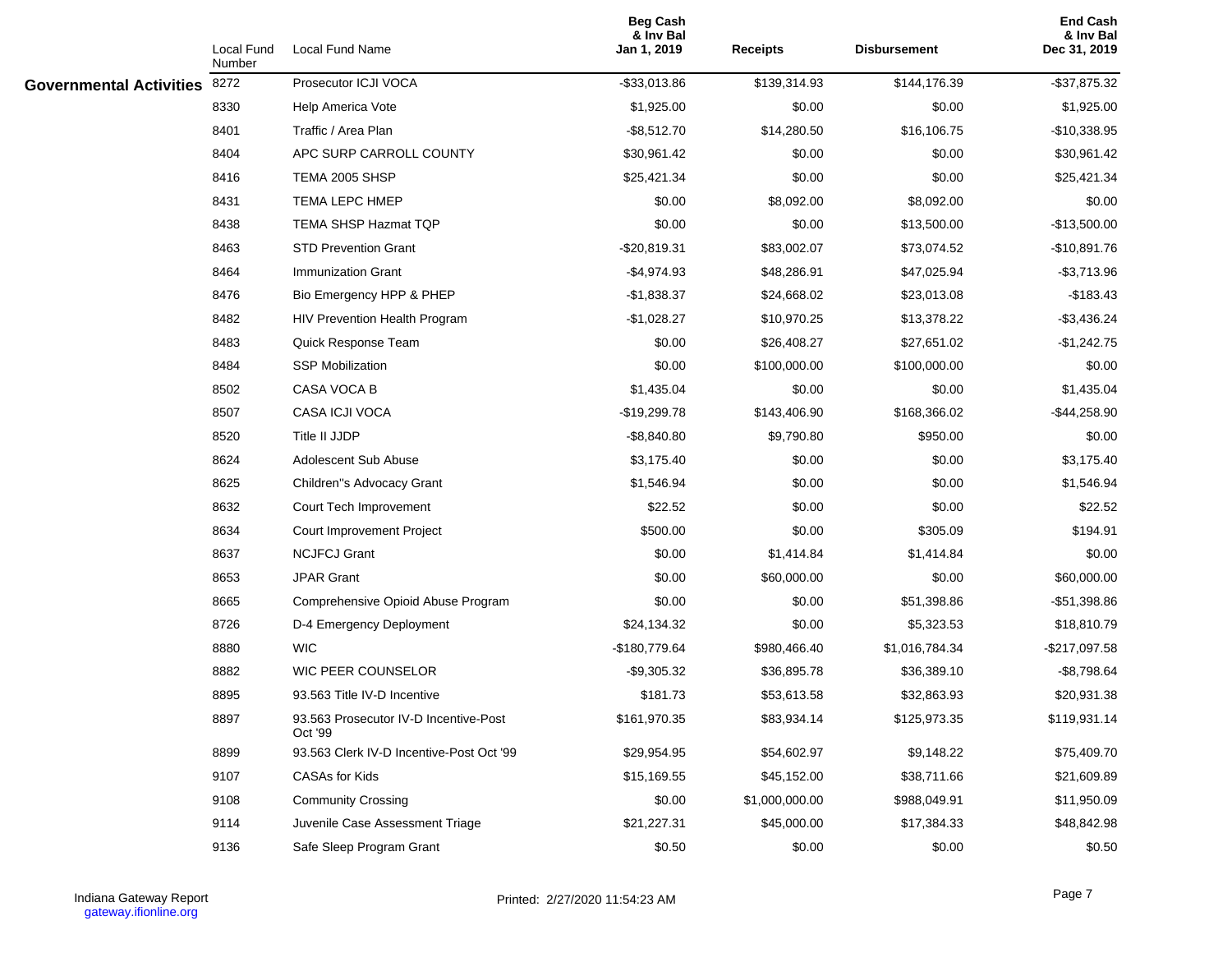| | Local Fund Number | Local Fund Name | Beg Cash & Inv Bal Jan 1, 2019 | Receipts | Disbursement | End Cash & Inv Bal Dec 31, 2019 |
|---|---|---|---|---|---|---|
| **Governmental Activities** | 8272 | Prosecutor ICJI VOCA | -$33,013.86 | $139,314.93 | $144,176.39 | -$37,875.32 |
| | 8330 | Help America Vote | $1,925.00 | $0.00 | $0.00 | $1,925.00 |
| | 8401 | Traffic / Area Plan | -$8,512.70 | $14,280.50 | $16,106.75 | -$10,338.95 |
| | 8404 | APC SURP CARROLL COUNTY | $30,961.42 | $0.00 | $0.00 | $30,961.42 |
| | 8416 | TEMA 2005 SHSP | $25,421.34 | $0.00 | $0.00 | $25,421.34 |
| | 8431 | TEMA LEPC HMEP | $0.00 | $8,092.00 | $8,092.00 | $0.00 |
| | 8438 | TEMA SHSP Hazmat TQP | $0.00 | $0.00 | $13,500.00 | -$13,500.00 |
| | 8463 | STD Prevention Grant | -$20,819.31 | $83,002.07 | $73,074.52 | -$10,891.76 |
| | 8464 | Immunization Grant | -$4,974.93 | $48,286.91 | $47,025.94 | -$3,713.96 |
| | 8476 | Bio Emergency HPP & PHEP | -$1,838.37 | $24,668.02 | $23,013.08 | -$183.43 |
| | 8482 | HIV Prevention Health Program | -$1,028.27 | $10,970.25 | $13,378.22 | -$3,436.24 |
| | 8483 | Quick Response Team | $0.00 | $26,408.27 | $27,651.02 | -$1,242.75 |
| | 8484 | SSP Mobilization | $0.00 | $100,000.00 | $100,000.00 | $0.00 |
| | 8502 | CASA VOCA B | $1,435.04 | $0.00 | $0.00 | $1,435.04 |
| | 8507 | CASA ICJI VOCA | -$19,299.78 | $143,406.90 | $168,366.02 | -$44,258.90 |
| | 8520 | Title II JJDP | -$8,840.80 | $9,790.80 | $950.00 | $0.00 |
| | 8624 | Adolescent Sub Abuse | $3,175.40 | $0.00 | $0.00 | $3,175.40 |
| | 8625 | Children''s Advocacy Grant | $1,546.94 | $0.00 | $0.00 | $1,546.94 |
| | 8632 | Court Tech Improvement | $22.52 | $0.00 | $0.00 | $22.52 |
| | 8634 | Court Improvement Project | $500.00 | $0.00 | $305.09 | $194.91 |
| | 8637 | NCJFCJ Grant | $0.00 | $1,414.84 | $1,414.84 | $0.00 |
| | 8653 | JPAR Grant | $0.00 | $60,000.00 | $0.00 | $60,000.00 |
| | 8665 | Comprehensive Opioid Abuse Program | $0.00 | $0.00 | $51,398.86 | -$51,398.86 |
| | 8726 | D-4 Emergency Deployment | $24,134.32 | $0.00 | $5,323.53 | $18,810.79 |
| | 8880 | WIC | -$180,779.64 | $980,466.40 | $1,016,784.34 | -$217,097.58 |
| | 8882 | WIC PEER COUNSELOR | -$9,305.32 | $36,895.78 | $36,389.10 | -$8,798.64 |
| | 8895 | 93.563 Title IV-D Incentive | $181.73 | $53,613.58 | $32,863.93 | $20,931.38 |
| | 8897 | 93.563 Prosecutor IV-D Incentive-Post Oct '99 | $161,970.35 | $83,934.14 | $125,973.35 | $119,931.14 |
| | 8899 | 93.563 Clerk IV-D Incentive-Post Oct '99 | $29,954.95 | $54,602.97 | $9,148.22 | $75,409.70 |
| | 9107 | CASAs for Kids | $15,169.55 | $45,152.00 | $38,711.66 | $21,609.89 |
| | 9108 | Community Crossing | $0.00 | $1,000,000.00 | $988,049.91 | $11,950.09 |
| | 9114 | Juvenile Case Assessment Triage | $21,227.31 | $45,000.00 | $17,384.33 | $48,842.98 |
| | 9136 | Safe Sleep Program Grant | $0.50 | $0.00 | $0.00 | $0.50 |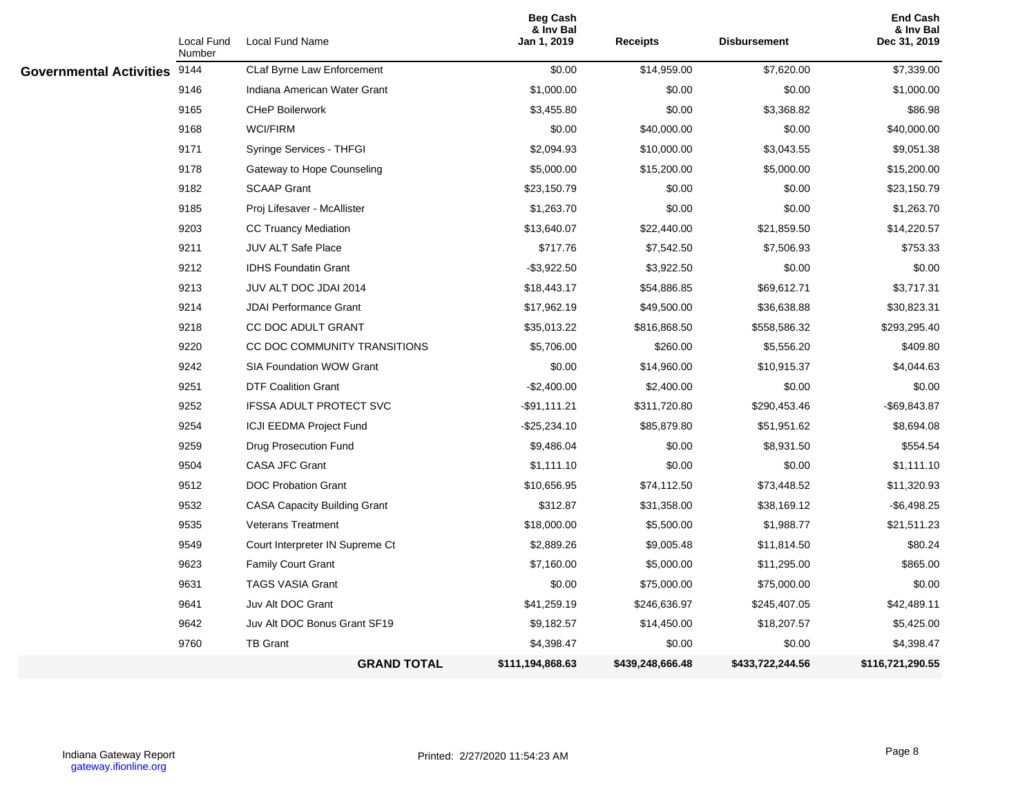| | Local Fund Number | Local Fund Name | Beg Cash & Inv Bal Jan 1, 2019 | Receipts | Disbursement | End Cash & Inv Bal Dec 31, 2019 |
|---|---|---|---|---|---|---|
| **Governmental Activities** | 9144 | CLaf Byrne Law Enforcement | $0.00 | $14,959.00 | $7,620.00 | $7,339.00 |
| | 9146 | Indiana American Water Grant | $1,000.00 | $0.00 | $0.00 | $1,000.00 |
| | 9165 | CHeP Boilerwork | $3,455.80 | $0.00 | $3,368.82 | $86.98 |
| | 9168 | WCI/FIRM | $0.00 | $40,000.00 | $0.00 | $40,000.00 |
| | 9171 | Syringe Services - THFGI | $2,094.93 | $10,000.00 | $3,043.55 | $9,051.38 |
| | 9178 | Gateway to Hope Counseling | $5,000.00 | $15,200.00 | $5,000.00 | $15,200.00 |
| | 9182 | SCAAP Grant | $23,150.79 | $0.00 | $0.00 | $23,150.79 |
| | 9185 | Proj Lifesaver - McAllister | $1,263.70 | $0.00 | $0.00 | $1,263.70 |
| | 9203 | CC Truancy Mediation | $13,640.07 | $22,440.00 | $21,859.50 | $14,220.57 |
| | 9211 | JUV ALT Safe Place | $717.76 | $7,542.50 | $7,506.93 | $753.33 |
| | 9212 | IDHS Foundatin Grant | -$3,922.50 | $3,922.50 | $0.00 | $0.00 |
| | 9213 | JUV ALT DOC JDAI 2014 | $18,443.17 | $54,886.85 | $69,612.71 | $3,717.31 |
| | 9214 | JDAI Performance Grant | $17,962.19 | $49,500.00 | $36,638.88 | $30,823.31 |
| | 9218 | CC DOC ADULT GRANT | $35,013.22 | $816,868.50 | $558,586.32 | $293,295.40 |
| | 9220 | CC DOC COMMUNITY TRANSITIONS | $5,706.00 | $260.00 | $5,556.20 | $409.80 |
| | 9242 | SIA Foundation WOW Grant | $0.00 | $14,960.00 | $10,915.37 | $4,044.63 |
| | 9251 | DTF Coalition Grant | -$2,400.00 | $2,400.00 | $0.00 | $0.00 |
| | 9252 | IFSSA ADULT PROTECT SVC | -$91,111.21 | $311,720.80 | $290,453.46 | -$69,843.87 |
| | 9254 | ICJI EEDMA Project Fund | -$25,234.10 | $85,879.80 | $51,951.62 | $8,694.08 |
| | 9259 | Drug Prosecution Fund | $9,486.04 | $0.00 | $8,931.50 | $554.54 |
| | 9504 | CASA JFC Grant | $1,111.10 | $0.00 | $0.00 | $1,111.10 |
| | 9512 | DOC Probation Grant | $10,656.95 | $74,112.50 | $73,448.52 | $11,320.93 |
| | 9532 | CASA Capacity Building Grant | $312.87 | $31,358.00 | $38,169.12 | -$6,498.25 |
| | 9535 | Veterans Treatment | $18,000.00 | $5,500.00 | $1,988.77 | $21,511.23 |
| | 9549 | Court Interpreter IN Supreme Ct | $2,889.26 | $9,005.48 | $11,814.50 | $80.24 |
| | 9623 | Family Court Grant | $7,160.00 | $5,000.00 | $11,295.00 | $865.00 |
| | 9631 | TAGS VASIA Grant | $0.00 | $75,000.00 | $75,000.00 | $0.00 |
| | 9641 | Juv Alt DOC Grant | $41,259.19 | $246,636.97 | $245,407.05 | $42,489.11 |
| | 9642 | Juv Alt DOC Bonus Grant SF19 | $9,182.57 | $14,450.00 | $18,207.57 | $5,425.00 |
| | 9760 | TB Grant | $4,398.47 | $0.00 | $0.00 | $4,398.47 |
| | | **GRAND TOTAL** | **$111,194,868.63** | **$439,248,666.48** | **$433,722,244.56** | **$116,721,290.55** |

Indiana Gateway Report
gateway.ifionline.org

Printed: 2/27/2020 11:54:23 AM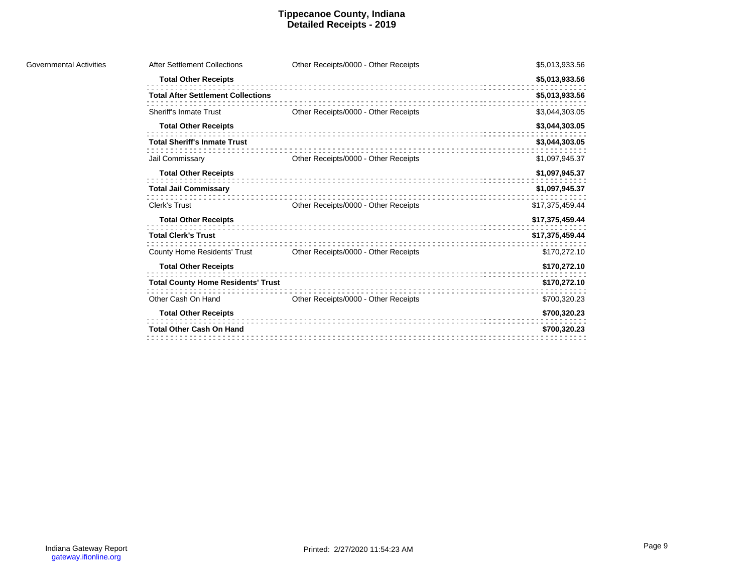# Tippecanoe County, Indiana
## Detailed Receipts - 2019

| | | | |
|---|---|---|---|
| Governmental Activities | After Settlement Collections | Other Receipts/0000 - Other Receipts | $5,013,933.56 |
| | **Total Other Receipts** | | **$5,013,933.56** |
| | **Total After Settlement Collections** | | **$5,013,933.56** |
| | Sheriff's Inmate Trust | Other Receipts/0000 - Other Receipts | $3,044,303.05 |
| | **Total Other Receipts** | | **$3,044,303.05** |
| | **Total Sheriff's Inmate Trust** | | **$3,044,303.05** |
| | Jail Commissary | Other Receipts/0000 - Other Receipts | $1,097,945.37 |
| | **Total Other Receipts** | | **$1,097,945.37** |
| | **Total Jail Commissary** | | **$1,097,945.37** |
| | Clerk's Trust | Other Receipts/0000 - Other Receipts | $17,375,459.44 |
| | **Total Other Receipts** | | **$17,375,459.44** |
| | **Total Clerk's Trust** | | **$17,375,459.44** |
| | County Home Residents' Trust | Other Receipts/0000 - Other Receipts | $170,272.10 |
| | **Total Other Receipts** | | **$170,272.10** |
| | **Total County Home Residents' Trust** | | **$170,272.10** |
| | Other Cash On Hand | Other Receipts/0000 - Other Receipts | $700,320.23 |
| | **Total Other Receipts** | | **$700,320.23** |
| | **Total Other Cash On Hand** | | **$700,320.23** |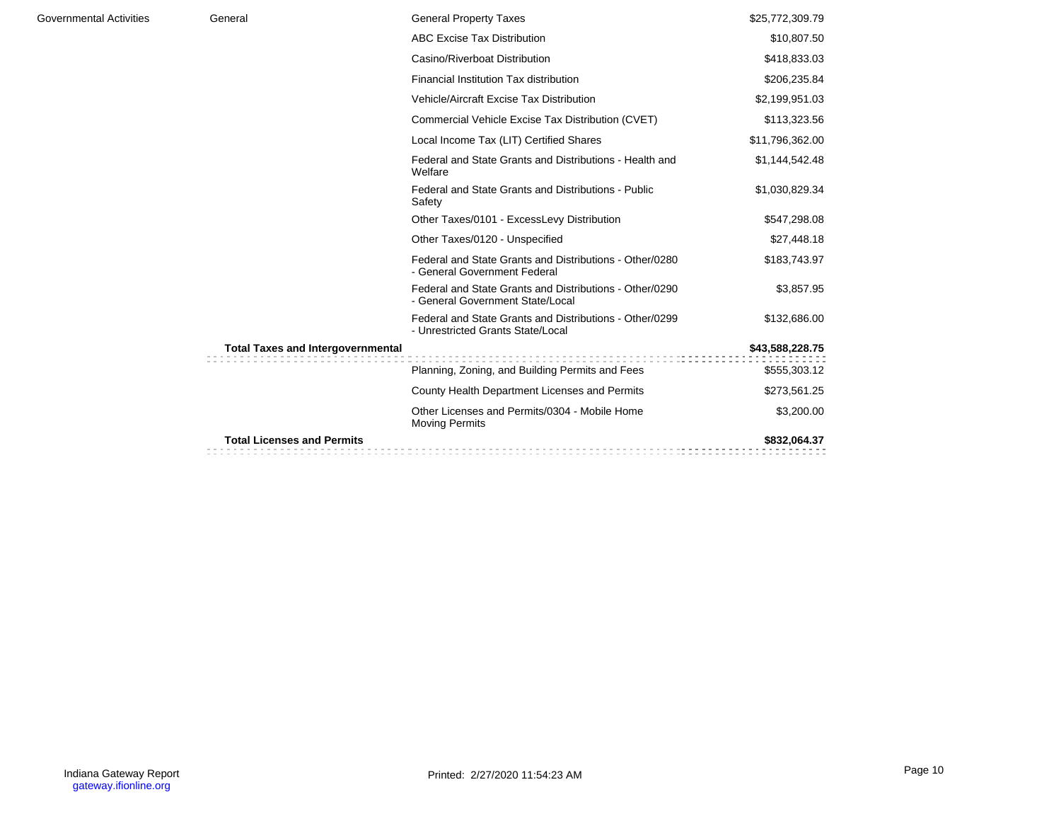| | | | |
|---|---|---|---|
| Governmental Activities | General | General Property Taxes | $25,772,309.79 |
| | | ABC Excise Tax Distribution | $10,807.50 |
| | | Casino/Riverboat Distribution | $418,833.03 |
| | | Financial Institution Tax distribution | $206,235.84 |
| | | Vehicle/Aircraft Excise Tax Distribution | $2,199,951.03 |
| | | Commercial Vehicle Excise Tax Distribution (CVET) | $113,323.56 |
| | | Local Income Tax (LIT) Certified Shares | $11,796,362.00 |
| | | Federal and State Grants and Distributions - Health and Welfare | $1,144,542.48 |
| | | Federal and State Grants and Distributions - Public Safety | $1,030,829.34 |
| | | Other Taxes/0101 - ExcessLevy Distribution | $547,298.08 |
| | | Other Taxes/0120 - Unspecified | $27,448.18 |
| | | Federal and State Grants and Distributions - Other/0280 - General Government Federal | $183,743.97 |
| | | Federal and State Grants and Distributions - Other/0290 - General Government State/Local | $3,857.95 |
| | | Federal and State Grants and Distributions - Other/0299 - Unrestricted Grants State/Local | $132,686.00 |
| | **Total Taxes and Intergovernmental** | | **$43,588,228.75** |
| | | Planning, Zoning, and Building Permits and Fees | $555,303.12 |
| | | County Health Department Licenses and Permits | $273,561.25 |
| | | Other Licenses and Permits/0304 - Mobile Home Moving Permits | $3,200.00 |
| | **Total Licenses and Permits** | | **$832,064.37** |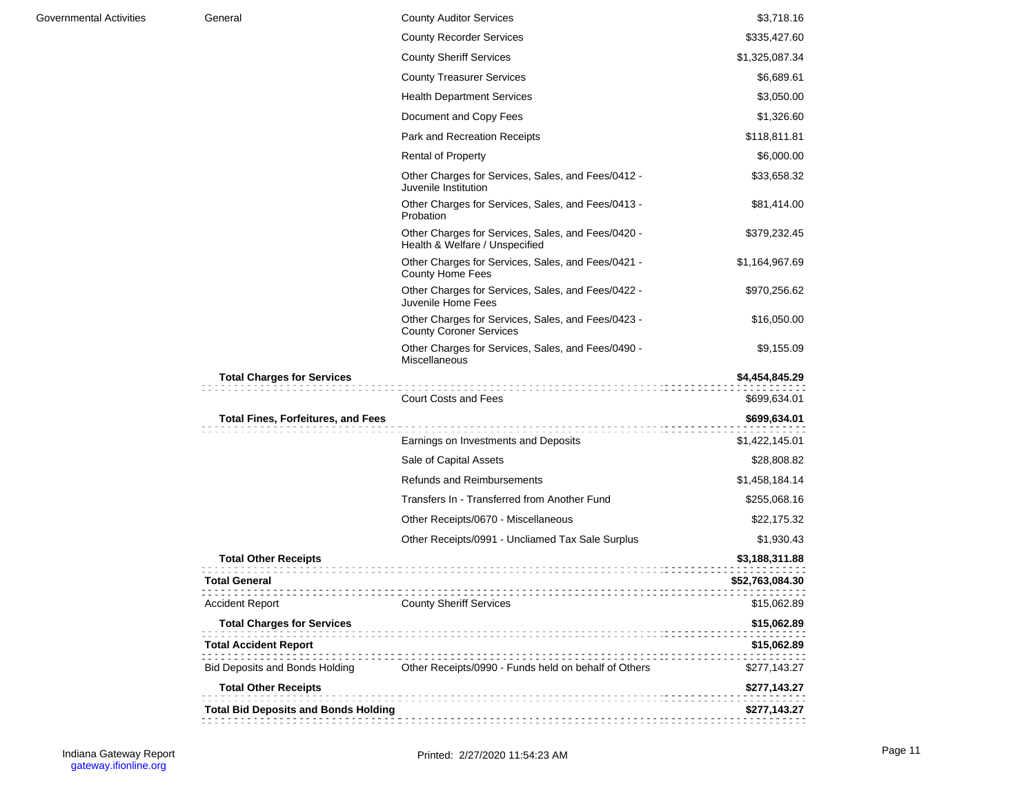| | | | |
|---|---|---|---|
| Governmental Activities | General | County Auditor Services | $3,718.16 |
| | | County Recorder Services | $335,427.60 |
| | | County Sheriff Services | $1,325,087.34 |
| | | County Treasurer Services | $6,689.61 |
| | | Health Department Services | $3,050.00 |
| | | Document and Copy Fees | $1,326.60 |
| | | Park and Recreation Receipts | $118,811.81 |
| | | Rental of Property | $6,000.00 |
| | | Other Charges for Services, Sales, and Fees/0412 - Juvenile Institution | $33,658.32 |
| | | Other Charges for Services, Sales, and Fees/0413 - Probation | $81,414.00 |
| | | Other Charges for Services, Sales, and Fees/0420 - Health & Welfare / Unspecified | $379,232.45 |
| | | Other Charges for Services, Sales, and Fees/0421 - County Home Fees | $1,164,967.69 |
| | | Other Charges for Services, Sales, and Fees/0422 - Juvenile Home Fees | $970,256.62 |
| | | Other Charges for Services, Sales, and Fees/0423 - County Coroner Services | $16,050.00 |
| | | Other Charges for Services, Sales, and Fees/0490 - Miscellaneous | $9,155.09 |
| | **Total Charges for Services** | | **$4,454,845.29** |
| | | Court Costs and Fees | $699,634.01 |
| | **Total Fines, Forfeitures, and Fees** | | **$699,634.01** |
| | | Earnings on Investments and Deposits | $1,422,145.01 |
| | | Sale of Capital Assets | $28,808.82 |
| | | Refunds and Reimbursements | $1,458,184.14 |
| | | Transfers In - Transferred from Another Fund | $255,068.16 |
| | | Other Receipts/0670 - Miscellaneous | $22,175.32 |
| | | Other Receipts/0991 - Uncliamed Tax Sale Surplus | $1,930.43 |
| | **Total Other Receipts** | | **$3,188,311.88** |
| | **Total General** | | **$52,763,084.30** |
| | Accident Report | County Sheriff Services | $15,062.89 |
| | **Total Charges for Services** | | **$15,062.89** |
| | **Total Accident Report** | | **$15,062.89** |
| | Bid Deposits and Bonds Holding | Other Receipts/0990 - Funds held on behalf of Others | $277,143.27 |
| | **Total Other Receipts** | | **$277,143.27** |
| | **Total Bid Deposits and Bonds Holding** | | **$277,143.27** |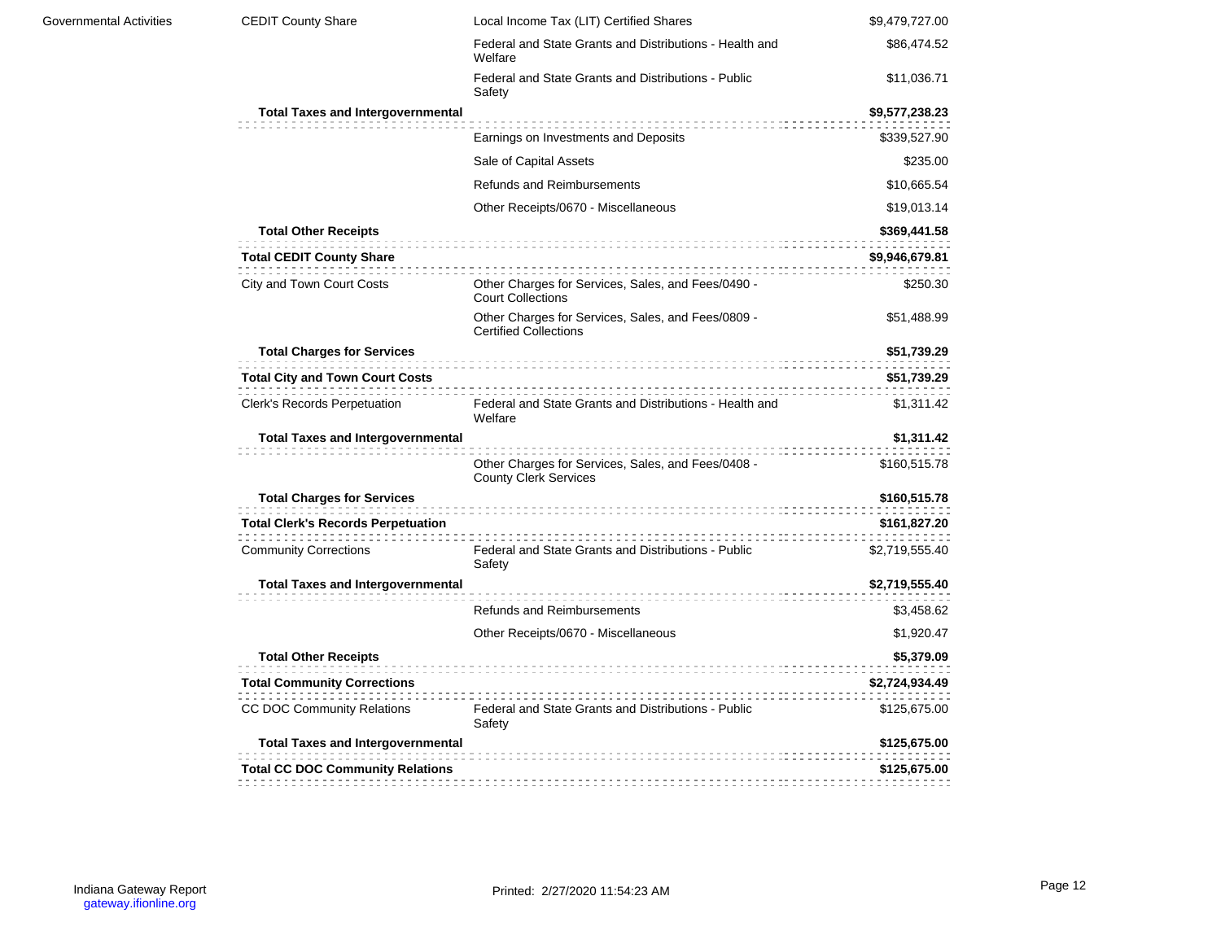| | | | |
|---|---|---|---|
| Governmental Activities | CEDIT County Share | Local Income Tax (LIT) Certified Shares | $9,479,727.00 |
| | | Federal and State Grants and Distributions - Health and Welfare | $86,474.52 |
| | | Federal and State Grants and Distributions - Public Safety | $11,036.71 |
| | **Total Taxes and Intergovernmental** | | **$9,577,238.23** |
| | | Earnings on Investments and Deposits | $339,527.90 |
| | | Sale of Capital Assets | $235.00 |
| | | Refunds and Reimbursements | $10,665.54 |
| | | Other Receipts/0670 - Miscellaneous | $19,013.14 |
| | **Total Other Receipts** | | **$369,441.58** |
| | **Total CEDIT County Share** | | **$9,946,679.81** |
| | City and Town Court Costs | Other Charges for Services, Sales, and Fees/0490 - Court Collections | $250.30 |
| | | Other Charges for Services, Sales, and Fees/0809 - Certified Collections | $51,488.99 |
| | **Total Charges for Services** | | **$51,739.29** |
| | **Total City and Town Court Costs** | | **$51,739.29** |
| | Clerk's Records Perpetuation | Federal and State Grants and Distributions - Health and Welfare | $1,311.42 |
| | **Total Taxes and Intergovernmental** | | **$1,311.42** |
| | | Other Charges for Services, Sales, and Fees/0408 - County Clerk Services | $160,515.78 |
| | **Total Charges for Services** | | **$160,515.78** |
| | **Total Clerk's Records Perpetuation** | | **$161,827.20** |
| | Community Corrections | Federal and State Grants and Distributions - Public Safety | $2,719,555.40 |
| | **Total Taxes and Intergovernmental** | | **$2,719,555.40** |
| | | Refunds and Reimbursements | $3,458.62 |
| | | Other Receipts/0670 - Miscellaneous | $1,920.47 |
| | **Total Other Receipts** | | **$5,379.09** |
| | **Total Community Corrections** | | **$2,724,934.49** |
| | CC DOC Community Relations | Federal and State Grants and Distributions - Public Safety | $125,675.00 |
| | **Total Taxes and Intergovernmental** | | **$125,675.00** |
| | **Total CC DOC Community Relations** | | **$125,675.00** |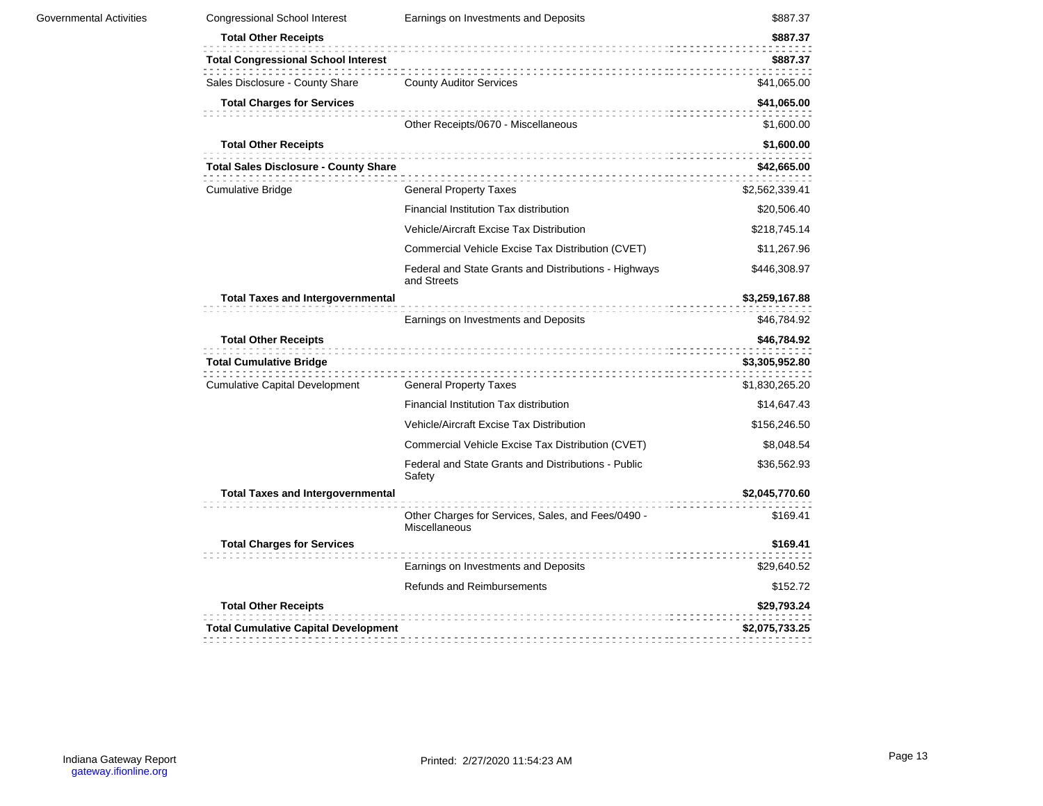| | | | |
|---|---|---|---|
| Governmental Activities | Congressional School Interest | Earnings on Investments and Deposits | $887.37 |
| | **Total Other Receipts** | | **$887.37** |
| | **Total Congressional School Interest** | | **$887.37** |
| | Sales Disclosure - County Share | County Auditor Services | $41,065.00 |
| | **Total Charges for Services** | | **$41,065.00** |
| | | Other Receipts/0670 - Miscellaneous | $1,600.00 |
| | **Total Other Receipts** | | **$1,600.00** |
| | **Total Sales Disclosure - County Share** | | **$42,665.00** |
| | Cumulative Bridge | General Property Taxes | $2,562,339.41 |
| | | Financial Institution Tax distribution | $20,506.40 |
| | | Vehicle/Aircraft Excise Tax Distribution | $218,745.14 |
| | | Commercial Vehicle Excise Tax Distribution (CVET) | $11,267.96 |
| | | Federal and State Grants and Distributions - Highways and Streets | $446,308.97 |
| | **Total Taxes and Intergovernmental** | | **$3,259,167.88** |
| | | Earnings on Investments and Deposits | $46,784.92 |
| | **Total Other Receipts** | | **$46,784.92** |
| | **Total Cumulative Bridge** | | **$3,305,952.80** |
| | Cumulative Capital Development | General Property Taxes | $1,830,265.20 |
| | | Financial Institution Tax distribution | $14,647.43 |
| | | Vehicle/Aircraft Excise Tax Distribution | $156,246.50 |
| | | Commercial Vehicle Excise Tax Distribution (CVET) | $8,048.54 |
| | | Federal and State Grants and Distributions - Public Safety | $36,562.93 |
| | **Total Taxes and Intergovernmental** | | **$2,045,770.60** |
| | | Other Charges for Services, Sales, and Fees/0490 - Miscellaneous | $169.41 |
| | **Total Charges for Services** | | **$169.41** |
| | | Earnings on Investments and Deposits | $29,640.52 |
| | | Refunds and Reimbursements | $152.72 |
| | **Total Other Receipts** | | **$29,793.24** |
| | **Total Cumulative Capital Development** | | **$2,075,733.25** |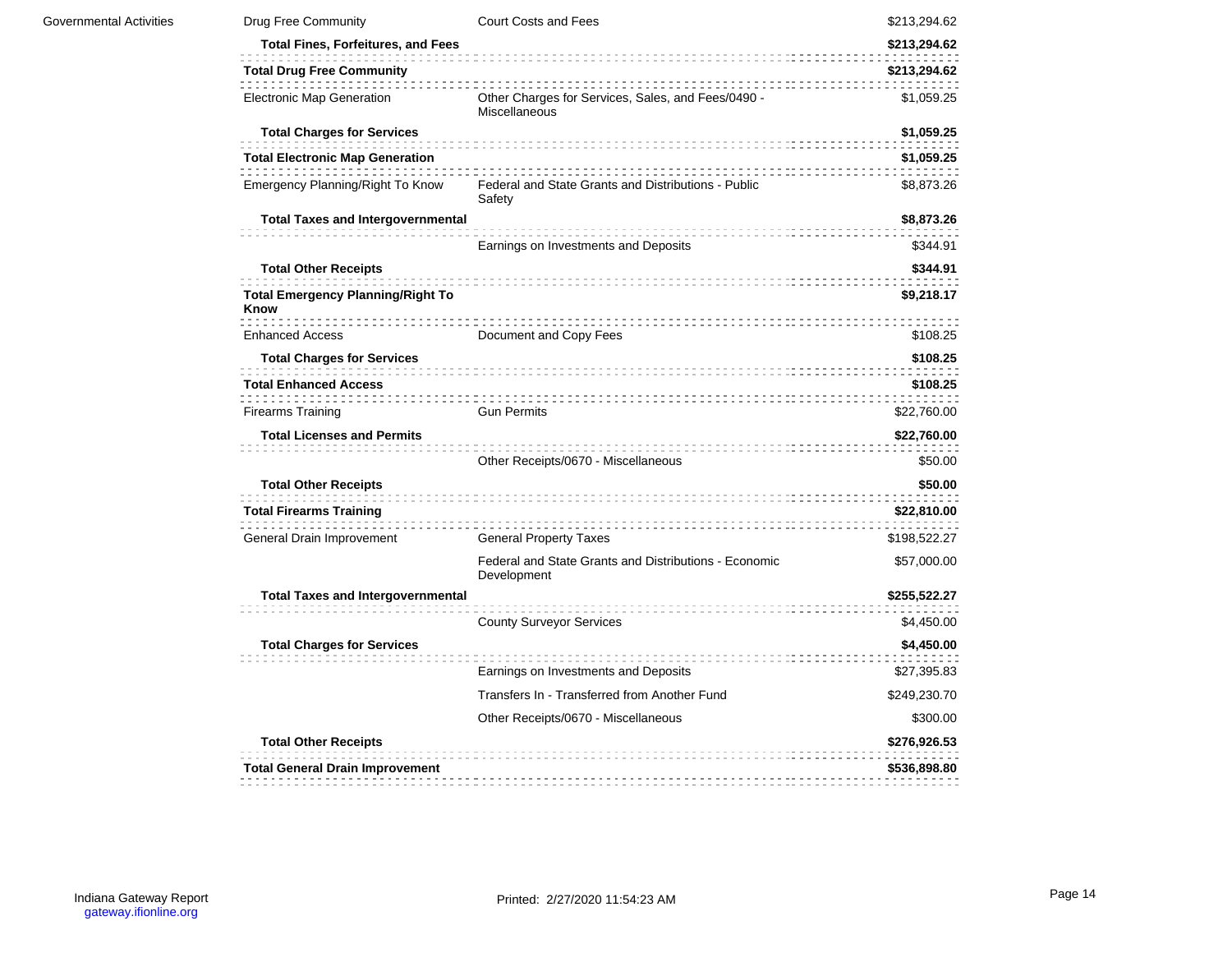| | | | |
|---|---|---|---|
| Governmental Activities | Drug Free Community | Court Costs and Fees | $213,294.62 |
| | **Total Fines, Forfeitures, and Fees** | | **$213,294.62** |
| | **Total Drug Free Community** | | **$213,294.62** |
| | Electronic Map Generation | Other Charges for Services, Sales, and Fees/0490 - Miscellaneous | $1,059.25 |
| | **Total Charges for Services** | | **$1,059.25** |
| | **Total Electronic Map Generation** | | **$1,059.25** |
| | Emergency Planning/Right To Know | Federal and State Grants and Distributions - Public Safety | $8,873.26 |
| | **Total Taxes and Intergovernmental** | | **$8,873.26** |
| | | Earnings on Investments and Deposits | $344.91 |
| | **Total Other Receipts** | | **$344.91** |
| | **Total Emergency Planning/Right To Know** | | **$9,218.17** |
| | Enhanced Access | Document and Copy Fees | $108.25 |
| | **Total Charges for Services** | | **$108.25** |
| | **Total Enhanced Access** | | **$108.25** |
| | Firearms Training | Gun Permits | $22,760.00 |
| | **Total Licenses and Permits** | | **$22,760.00** |
| | | Other Receipts/0670 - Miscellaneous | $50.00 |
| | **Total Other Receipts** | | **$50.00** |
| | **Total Firearms Training** | | **$22,810.00** |
| | General Drain Improvement | General Property Taxes | $198,522.27 |
| | | Federal and State Grants and Distributions - Economic Development | $57,000.00 |
| | **Total Taxes and Intergovernmental** | | **$255,522.27** |
| | | County Surveyor Services | $4,450.00 |
| | **Total Charges for Services** | | **$4,450.00** |
| | | Earnings on Investments and Deposits | $27,395.83 |
| | | Transfers In - Transferred from Another Fund | $249,230.70 |
| | | Other Receipts/0670 - Miscellaneous | $300.00 |
| | **Total Other Receipts** | | **$276,926.53** |
| | **Total General Drain Improvement** | | **$536,898.80** |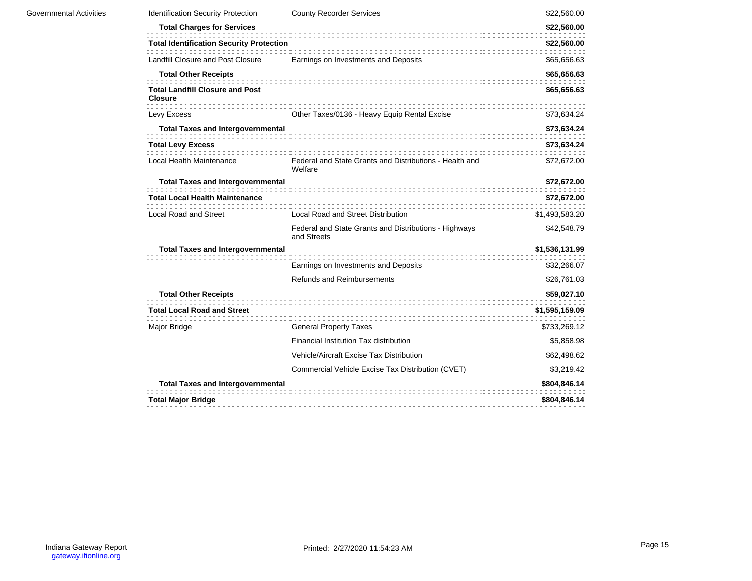| | | | |
|---|---|---|---|
| Governmental Activities | Identification Security Protection | County Recorder Services | $22,560.00 |
| | **Total Charges for Services** | | **$22,560.00** |
| | **Total Identification Security Protection** | | **$22,560.00** |
| | Landfill Closure and Post Closure | Earnings on Investments and Deposits | $65,656.63 |
| | **Total Other Receipts** | | **$65,656.63** |
| | **Total Landfill Closure and Post Closure** | | **$65,656.63** |
| | Levy Excess | Other Taxes/0136 - Heavy Equip Rental Excise | $73,634.24 |
| | **Total Taxes and Intergovernmental** | | **$73,634.24** |
| | **Total Levy Excess** | | **$73,634.24** |
| | Local Health Maintenance | Federal and State Grants and Distributions - Health and Welfare | $72,672.00 |
| | **Total Taxes and Intergovernmental** | | **$72,672.00** |
| | **Total Local Health Maintenance** | | **$72,672.00** |
| | Local Road and Street | Local Road and Street Distribution | $1,493,583.20 |
| | | Federal and State Grants and Distributions - Highways and Streets | $42,548.79 |
| | **Total Taxes and Intergovernmental** | | **$1,536,131.99** |
| | | Earnings on Investments and Deposits | $32,266.07 |
| | | Refunds and Reimbursements | $26,761.03 |
| | **Total Other Receipts** | | **$59,027.10** |
| | **Total Local Road and Street** | | **$1,595,159.09** |
| | Major Bridge | General Property Taxes | $733,269.12 |
| | | Financial Institution Tax distribution | $5,858.98 |
| | | Vehicle/Aircraft Excise Tax Distribution | $62,498.62 |
| | | Commercial Vehicle Excise Tax Distribution (CVET) | $3,219.42 |
| | **Total Taxes and Intergovernmental** | | **$804,846.14** |
| | **Total Major Bridge** | | **$804,846.14** |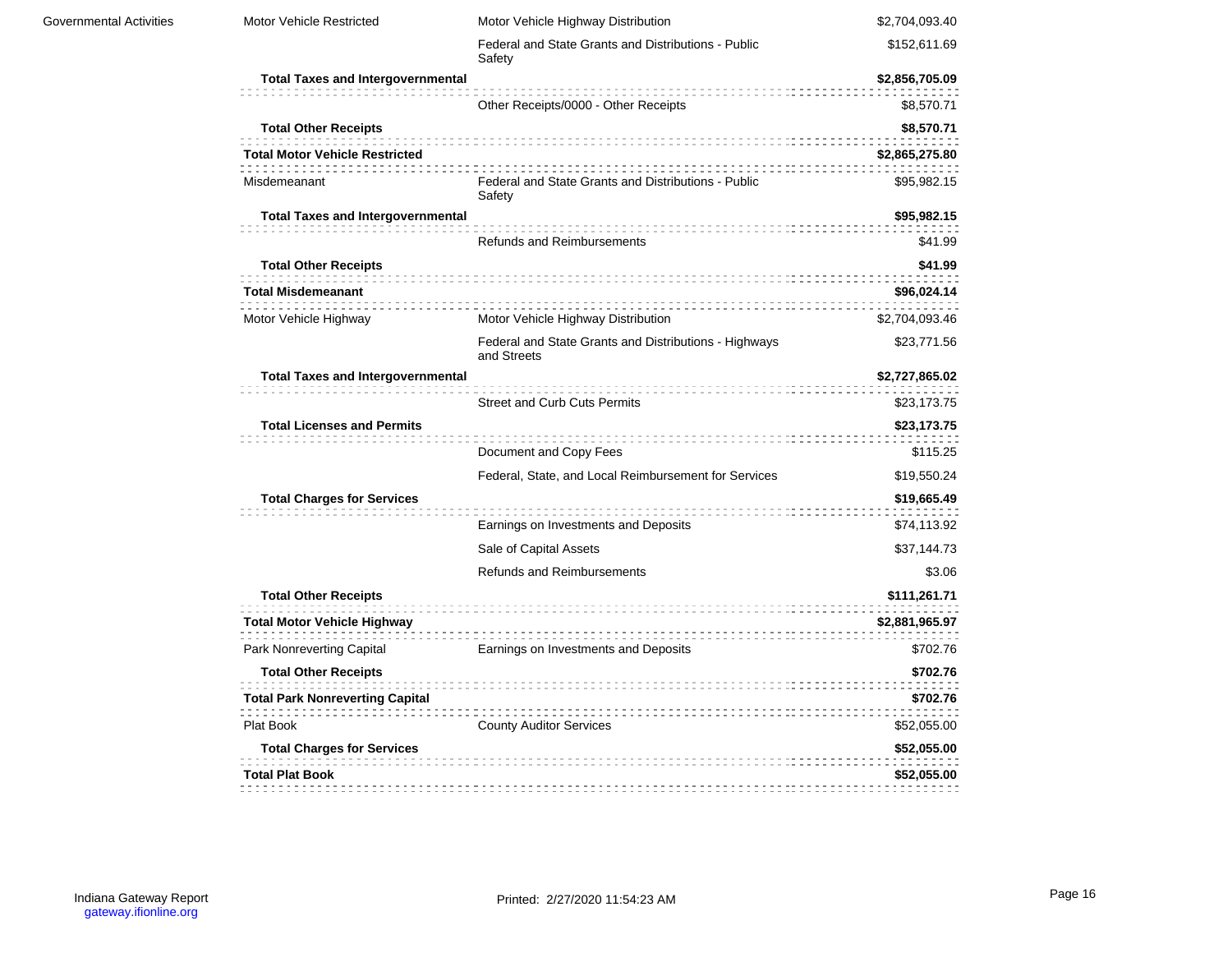| | | | |
|---|---|---|---|
| Governmental Activities | Motor Vehicle Restricted | Motor Vehicle Highway Distribution | $2,704,093.40 |
| | | Federal and State Grants and Distributions - Public Safety | $152,611.69 |
| | **Total Taxes and Intergovernmental** | | **$2,856,705.09** |
| | | Other Receipts/0000 - Other Receipts | $8,570.71 |
| | **Total Other Receipts** | | **$8,570.71** |
| | **Total Motor Vehicle Restricted** | | **$2,865,275.80** |
| | Misdemeanant | Federal and State Grants and Distributions - Public Safety | $95,982.15 |
| | **Total Taxes and Intergovernmental** | | **$95,982.15** |
| | | Refunds and Reimbursements | $41.99 |
| | **Total Other Receipts** | | **$41.99** |
| | **Total Misdemeanant** | | **$96,024.14** |
| | Motor Vehicle Highway | Motor Vehicle Highway Distribution | $2,704,093.46 |
| | | Federal and State Grants and Distributions - Highways and Streets | $23,771.56 |
| | **Total Taxes and Intergovernmental** | | **$2,727,865.02** |
| | | Street and Curb Cuts Permits | $23,173.75 |
| | **Total Licenses and Permits** | | **$23,173.75** |
| | | Document and Copy Fees | $115.25 |
| | | Federal, State, and Local Reimbursement for Services | $19,550.24 |
| | **Total Charges for Services** | | **$19,665.49** |
| | | Earnings on Investments and Deposits | $74,113.92 |
| | | Sale of Capital Assets | $37,144.73 |
| | | Refunds and Reimbursements | $3.06 |
| | **Total Other Receipts** | | **$111,261.71** |
| | **Total Motor Vehicle Highway** | | **$2,881,965.97** |
| | Park Nonreverting Capital | Earnings on Investments and Deposits | $702.76 |
| | **Total Other Receipts** | | **$702.76** |
| | **Total Park Nonreverting Capital** | | **$702.76** |
| | Plat Book | County Auditor Services | $52,055.00 |
| | **Total Charges for Services** | | **$52,055.00** |
| | **Total Plat Book** | | **$52,055.00** |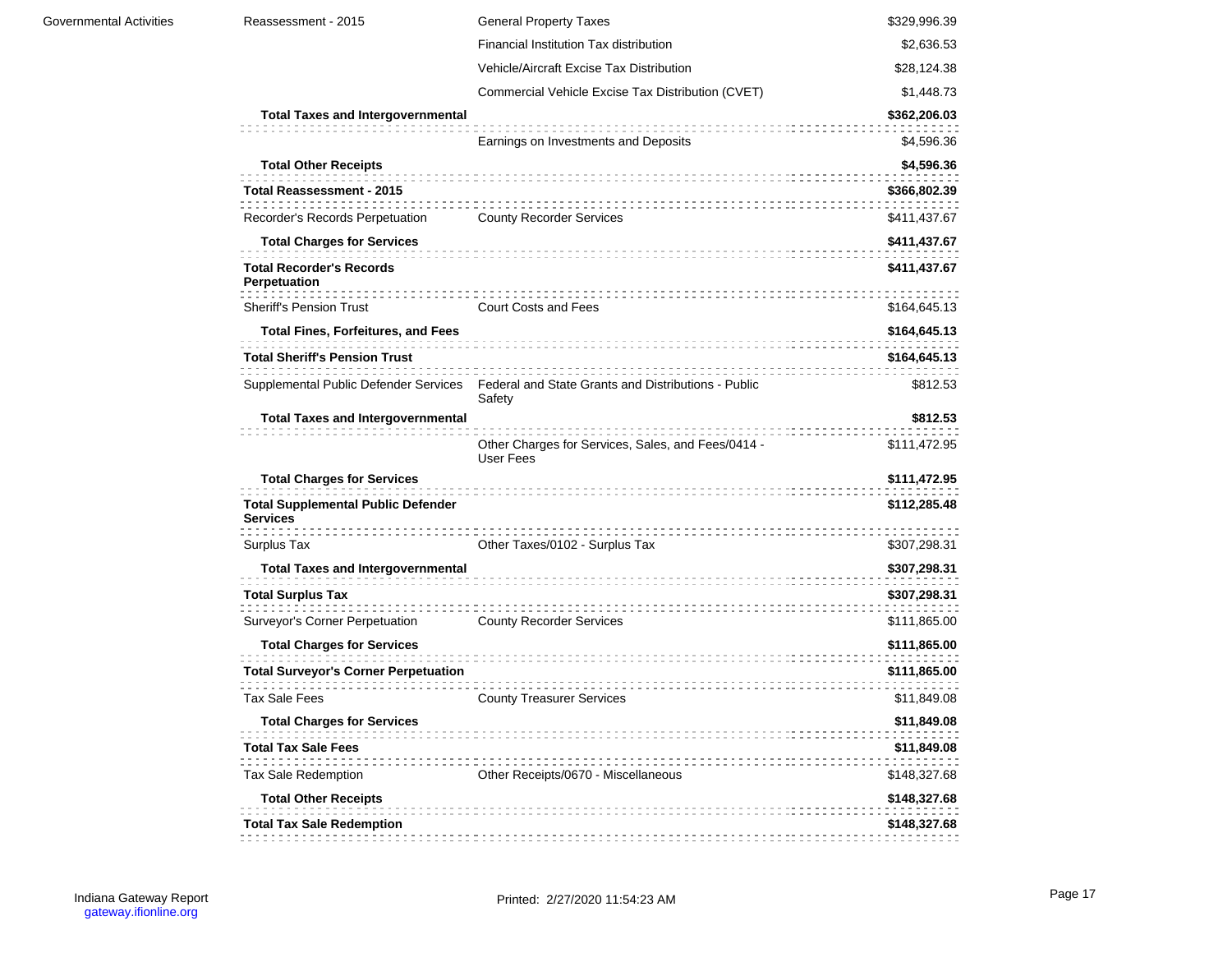| | | | |
|---|---|---|---|
| Governmental Activities | Reassessment - 2015 | General Property Taxes | $329,996.39 |
| | | Financial Institution Tax distribution | $2,636.53 |
| | | Vehicle/Aircraft Excise Tax Distribution | $28,124.38 |
| | | Commercial Vehicle Excise Tax Distribution (CVET) | $1,448.73 |
| | **Total Taxes and Intergovernmental** | | **$362,206.03** |
| | | Earnings on Investments and Deposits | $4,596.36 |
| | **Total Other Receipts** | | **$4,596.36** |
| | **Total Reassessment - 2015** | | **$366,802.39** |
| | Recorder's Records Perpetuation | County Recorder Services | $411,437.67 |
| | **Total Charges for Services** | | **$411,437.67** |
| | **Total Recorder's Records Perpetuation** | | **$411,437.67** |
| | Sheriff's Pension Trust | Court Costs and Fees | $164,645.13 |
| | **Total Fines, Forfeitures, and Fees** | | **$164,645.13** |
| | **Total Sheriff's Pension Trust** | | **$164,645.13** |
| | Supplemental Public Defender Services | Federal and State Grants and Distributions - Public Safety | $812.53 |
| | **Total Taxes and Intergovernmental** | | **$812.53** |
| | | Other Charges for Services, Sales, and Fees/0414 - User Fees | $111,472.95 |
| | **Total Charges for Services** | | **$111,472.95** |
| | **Total Supplemental Public Defender Services** | | **$112,285.48** |
| | Surplus Tax | Other Taxes/0102 - Surplus Tax | $307,298.31 |
| | **Total Taxes and Intergovernmental** | | **$307,298.31** |
| | **Total Surplus Tax** | | **$307,298.31** |
| | Surveyor's Corner Perpetuation | County Recorder Services | $111,865.00 |
| | **Total Charges for Services** | | **$111,865.00** |
| | **Total Surveyor's Corner Perpetuation** | | **$111,865.00** |
| | Tax Sale Fees | County Treasurer Services | $11,849.08 |
| | **Total Charges for Services** | | **$11,849.08** |
| | **Total Tax Sale Fees** | | **$11,849.08** |
| | Tax Sale Redemption | Other Receipts/0670 - Miscellaneous | $148,327.68 |
| | **Total Other Receipts** | | **$148,327.68** |
| | **Total Tax Sale Redemption** | | **$148,327.68** |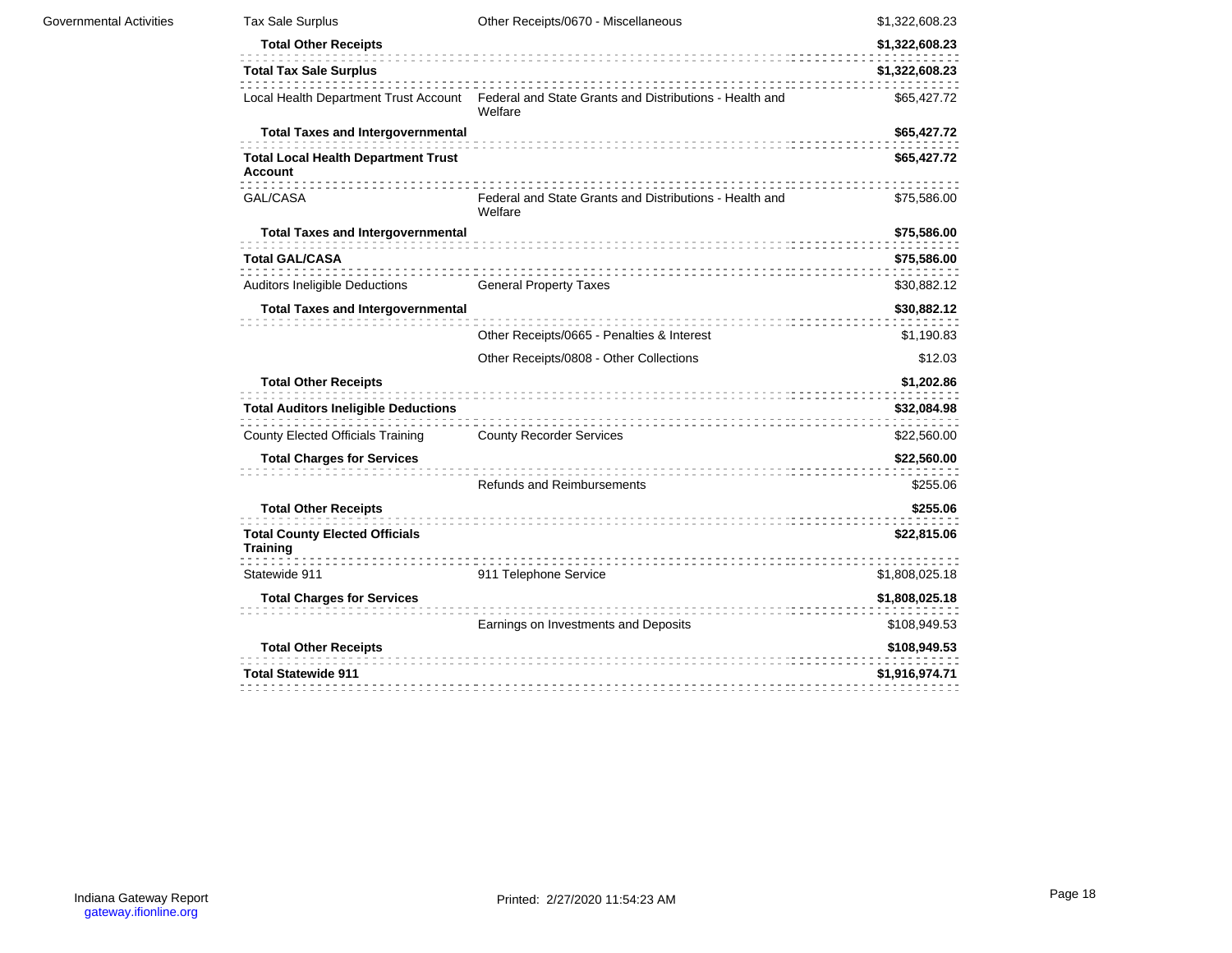| | | | |
|---|---|---|---|
| Governmental Activities | Tax Sale Surplus | Other Receipts/0670 - Miscellaneous | $1,322,608.23 |
| | **Total Other Receipts** | | **$1,322,608.23** |
| | **Total Tax Sale Surplus** | | **$1,322,608.23** |
| | Local Health Department Trust Account | Federal and State Grants and Distributions - Health and Welfare | $65,427.72 |
| | **Total Taxes and Intergovernmental** | | **$65,427.72** |
| | **Total Local Health Department Trust Account** | | **$65,427.72** |
| | GAL/CASA | Federal and State Grants and Distributions - Health and Welfare | $75,586.00 |
| | **Total Taxes and Intergovernmental** | | **$75,586.00** |
| | **Total GAL/CASA** | | **$75,586.00** |
| | Auditors Ineligible Deductions | General Property Taxes | $30,882.12 |
| | **Total Taxes and Intergovernmental** | | **$30,882.12** |
| | | Other Receipts/0665 - Penalties & Interest | $1,190.83 |
| | | Other Receipts/0808 - Other Collections | $12.03 |
| | **Total Other Receipts** | | **$1,202.86** |
| | **Total Auditors Ineligible Deductions** | | **$32,084.98** |
| | County Elected Officials Training | County Recorder Services | $22,560.00 |
| | **Total Charges for Services** | | **$22,560.00** |
| | | Refunds and Reimbursements | $255.06 |
| | **Total Other Receipts** | | **$255.06** |
| | **Total County Elected Officials Training** | | **$22,815.06** |
| | Statewide 911 | 911 Telephone Service | $1,808,025.18 |
| | **Total Charges for Services** | | **$1,808,025.18** |
| | | Earnings on Investments and Deposits | $108,949.53 |
| | **Total Other Receipts** | | **$108,949.53** |
| | **Total Statewide 911** | | **$1,916,974.71** |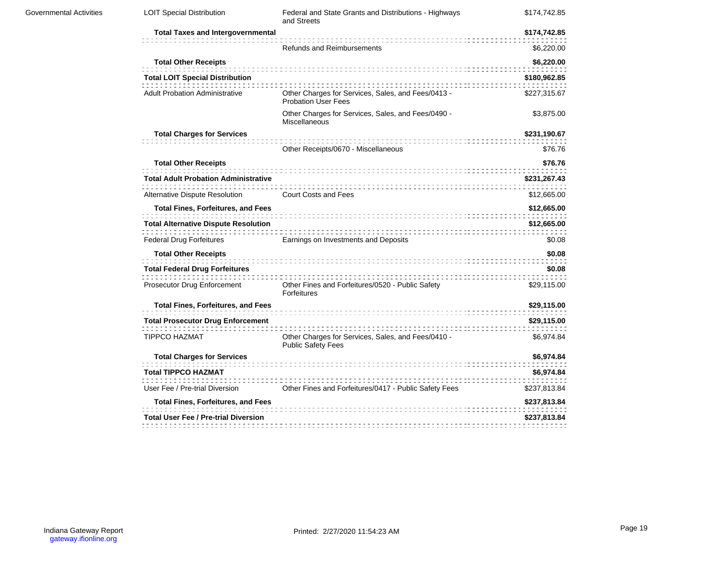| | | | |
|---|---|---|---|
| Governmental Activities | LOIT Special Distribution | Federal and State Grants and Distributions - Highways and Streets | $174,742.85 |
| | **Total Taxes and Intergovernmental** | | **$174,742.85** |
| | | Refunds and Reimbursements | $6,220.00 |
| | **Total Other Receipts** | | **$6,220.00** |
| | **Total LOIT Special Distribution** | | **$180,962.85** |
| | Adult Probation Administrative | Other Charges for Services, Sales, and Fees/0413 - Probation User Fees | $227,315.67 |
| | | Other Charges for Services, Sales, and Fees/0490 - Miscellaneous | $3,875.00 |
| | **Total Charges for Services** | | **$231,190.67** |
| | | Other Receipts/0670 - Miscellaneous | $76.76 |
| | **Total Other Receipts** | | **$76.76** |
| | **Total Adult Probation Administrative** | | **$231,267.43** |
| | Alternative Dispute Resolution | Court Costs and Fees | $12,665.00 |
| | **Total Fines, Forfeitures, and Fees** | | **$12,665.00** |
| | **Total Alternative Dispute Resolution** | | **$12,665.00** |
| | Federal Drug Forfeitures | Earnings on Investments and Deposits | $0.08 |
| | **Total Other Receipts** | | **$0.08** |
| | **Total Federal Drug Forfeitures** | | **$0.08** |
| | Prosecutor Drug Enforcement | Other Fines and Forfeitures/0520 - Public Safety Forfeitures | $29,115.00 |
| | **Total Fines, Forfeitures, and Fees** | | **$29,115.00** |
| | **Total Prosecutor Drug Enforcement** | | **$29,115.00** |
| | TIPPCO HAZMAT | Other Charges for Services, Sales, and Fees/0410 - Public Safety Fees | $6,974.84 |
| | **Total Charges for Services** | | **$6,974.84** |
| | **Total TIPPCO HAZMAT** | | **$6,974.84** |
| | User Fee / Pre-trial Diversion | Other Fines and Forfeitures/0417 - Public Safety Fees | $237,813.84 |
| | **Total Fines, Forfeitures, and Fees** | | **$237,813.84** |
| | **Total User Fee / Pre-trial Diversion** | | **$237,813.84** |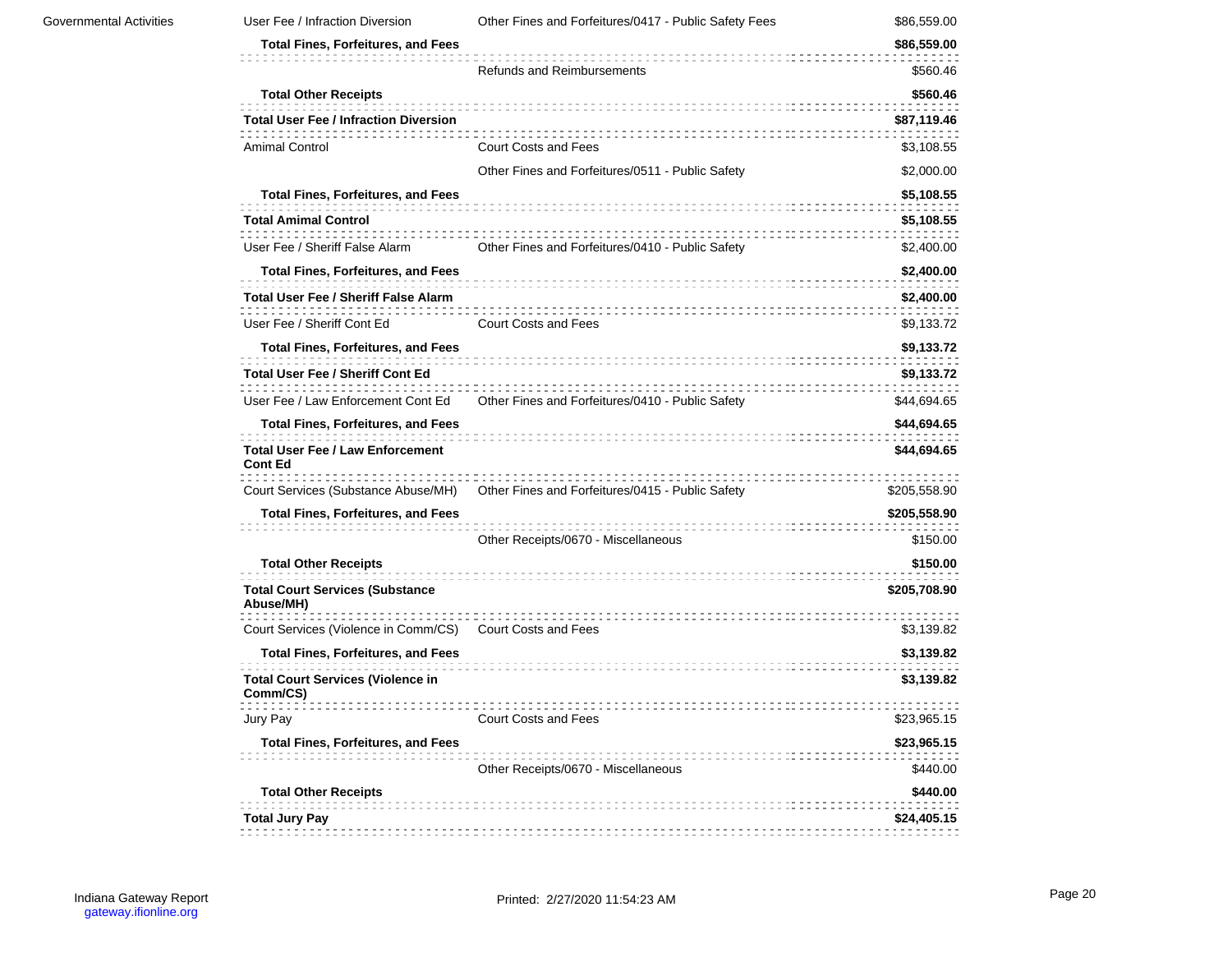| | | | |
|---|---|---|---|
| Governmental Activities | User Fee / Infraction Diversion | Other Fines and Forfeitures/0417 - Public Safety Fees | $86,559.00 |
| | **Total Fines, Forfeitures, and Fees** | | **$86,559.00** |
| | | Refunds and Reimbursements | $560.46 |
| | **Total Other Receipts** | | **$560.46** |
| | **Total User Fee / Infraction Diversion** | | **$87,119.46** |
| | Amimal Control | Court Costs and Fees | $3,108.55 |
| | | Other Fines and Forfeitures/0511 - Public Safety | $2,000.00 |
| | **Total Fines, Forfeitures, and Fees** | | **$5,108.55** |
| | **Total Amimal Control** | | **$5,108.55** |
| | User Fee / Sheriff False Alarm | Other Fines and Forfeitures/0410 - Public Safety | $2,400.00 |
| | **Total Fines, Forfeitures, and Fees** | | **$2,400.00** |
| | **Total User Fee / Sheriff False Alarm** | | **$2,400.00** |
| | User Fee / Sheriff Cont Ed | Court Costs and Fees | $9,133.72 |
| | **Total Fines, Forfeitures, and Fees** | | **$9,133.72** |
| | **Total User Fee / Sheriff Cont Ed** | | **$9,133.72** |
| | User Fee / Law Enforcement Cont Ed | Other Fines and Forfeitures/0410 - Public Safety | $44,694.65 |
| | **Total Fines, Forfeitures, and Fees** | | **$44,694.65** |
| | **Total User Fee / Law Enforcement Cont Ed** | | **$44,694.65** |
| | Court Services (Substance Abuse/MH) | Other Fines and Forfeitures/0415 - Public Safety | $205,558.90 |
| | **Total Fines, Forfeitures, and Fees** | | **$205,558.90** |
| | | Other Receipts/0670 - Miscellaneous | $150.00 |
| | **Total Other Receipts** | | **$150.00** |
| | **Total Court Services (Substance Abuse/MH)** | | **$205,708.90** |
| | Court Services (Violence in Comm/CS) | Court Costs and Fees | $3,139.82 |
| | **Total Fines, Forfeitures, and Fees** | | **$3,139.82** |
| | **Total Court Services (Violence in Comm/CS)** | | **$3,139.82** |
| | Jury Pay | Court Costs and Fees | $23,965.15 |
| | **Total Fines, Forfeitures, and Fees** | | **$23,965.15** |
| | | Other Receipts/0670 - Miscellaneous | $440.00 |
| | **Total Other Receipts** | | **$440.00** |
| | **Total Jury Pay** | | **$24,405.15** |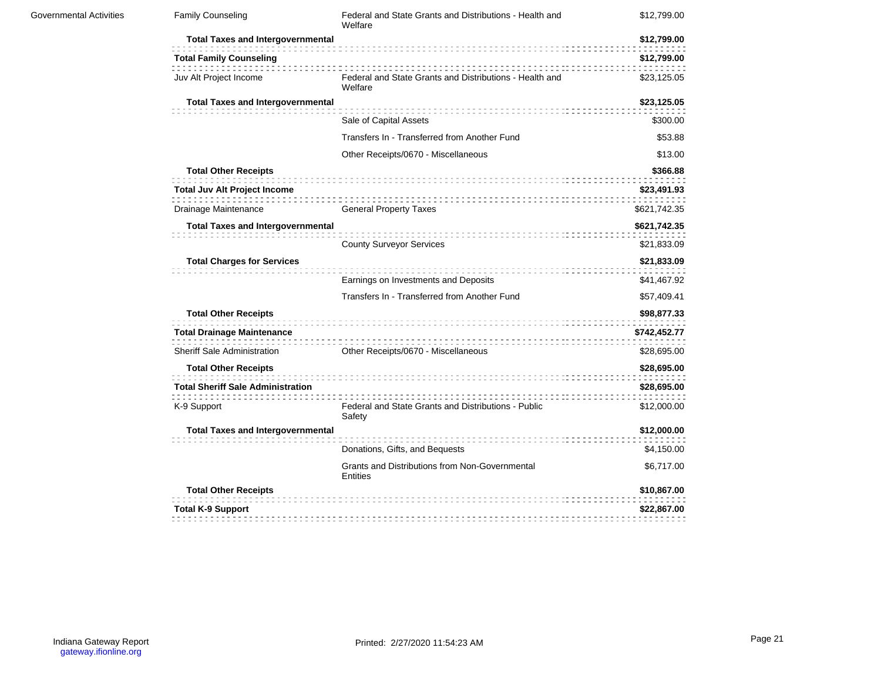| | | | |
|---|---|---|---|
| Governmental Activities | Family Counseling | Federal and State Grants and Distributions - Health and Welfare | $12,799.00 |
| | **Total Taxes and Intergovernmental** | | **$12,799.00** |
| | **Total Family Counseling** | | **$12,799.00** |
| | Juv Alt Project Income | Federal and State Grants and Distributions - Health and Welfare | $23,125.05 |
| | **Total Taxes and Intergovernmental** | | **$23,125.05** |
| | | Sale of Capital Assets | $300.00 |
| | | Transfers In - Transferred from Another Fund | $53.88 |
| | | Other Receipts/0670 - Miscellaneous | $13.00 |
| | **Total Other Receipts** | | **$366.88** |
| | **Total Juv Alt Project Income** | | **$23,491.93** |
| | Drainage Maintenance | General Property Taxes | $621,742.35 |
| | **Total Taxes and Intergovernmental** | | **$621,742.35** |
| | | County Surveyor Services | $21,833.09 |
| | **Total Charges for Services** | | **$21,833.09** |
| | | Earnings on Investments and Deposits | $41,467.92 |
| | | Transfers In - Transferred from Another Fund | $57,409.41 |
| | **Total Other Receipts** | | **$98,877.33** |
| | **Total Drainage Maintenance** | | **$742,452.77** |
| | Sheriff Sale Administration | Other Receipts/0670 - Miscellaneous | $28,695.00 |
| | **Total Other Receipts** | | **$28,695.00** |
| | **Total Sheriff Sale Administration** | | **$28,695.00** |
| | K-9 Support | Federal and State Grants and Distributions - Public Safety | $12,000.00 |
| | **Total Taxes and Intergovernmental** | | **$12,000.00** |
| | | Donations, Gifts, and Bequests | $4,150.00 |
| | | Grants and Distributions from Non-Governmental Entities | $6,717.00 |
| | **Total Other Receipts** | | **$10,867.00** |
| | **Total K-9 Support** | | **$22,867.00** |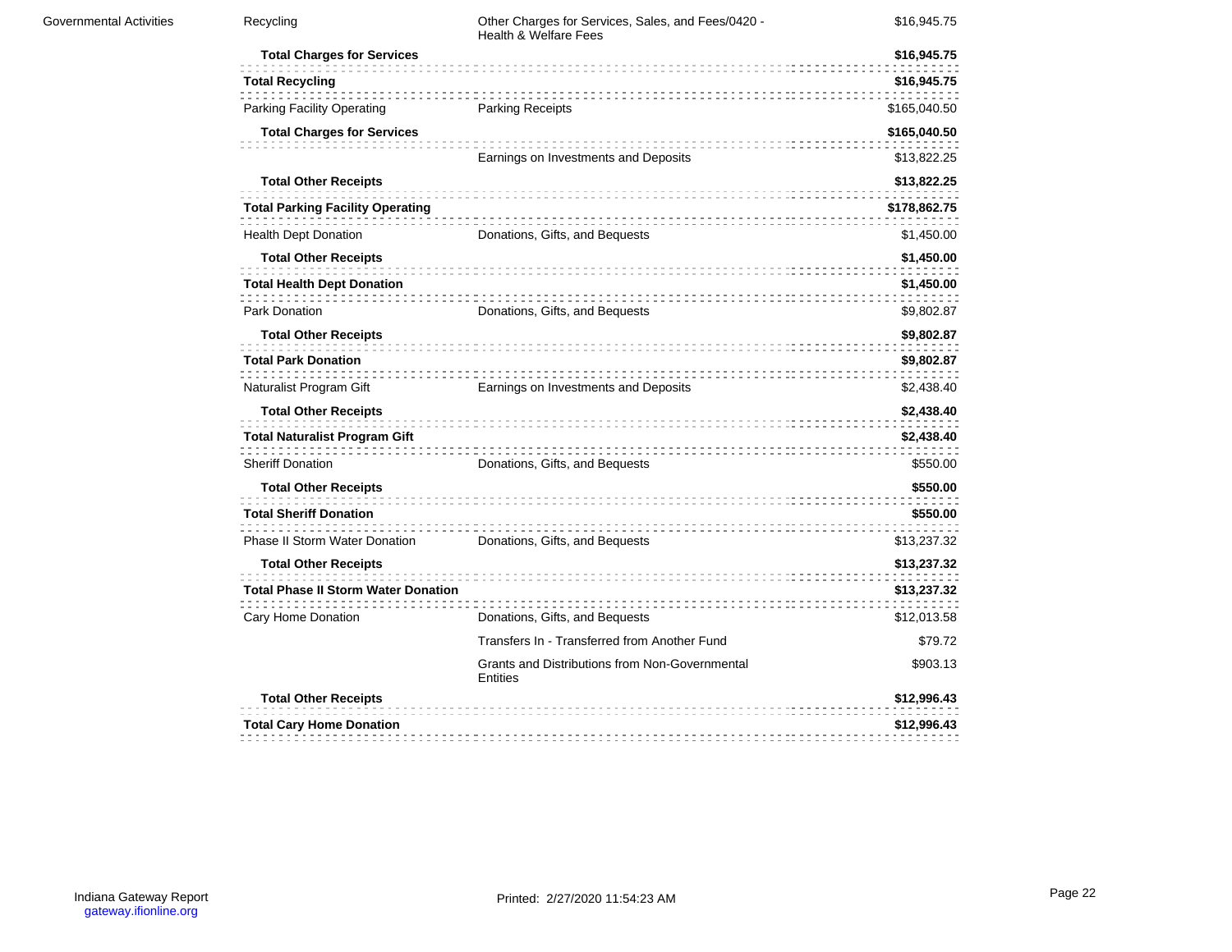| | | | |
|---|---|---|---|
| Governmental Activities | Recycling | Other Charges for Services, Sales, and Fees/0420 - Health & Welfare Fees | $16,945.75 |
| | **Total Charges for Services** | | **$16,945.75** |
| | **Total Recycling** | | **$16,945.75** |
| | Parking Facility Operating | Parking Receipts | $165,040.50 |
| | **Total Charges for Services** | | **$165,040.50** |
| | | Earnings on Investments and Deposits | $13,822.25 |
| | **Total Other Receipts** | | **$13,822.25** |
| | **Total Parking Facility Operating** | | **$178,862.75** |
| | Health Dept Donation | Donations, Gifts, and Bequests | $1,450.00 |
| | **Total Other Receipts** | | **$1,450.00** |
| | **Total Health Dept Donation** | | **$1,450.00** |
| | Park Donation | Donations, Gifts, and Bequests | $9,802.87 |
| | **Total Other Receipts** | | **$9,802.87** |
| | **Total Park Donation** | | **$9,802.87** |
| | Naturalist Program Gift | Earnings on Investments and Deposits | $2,438.40 |
| | **Total Other Receipts** | | **$2,438.40** |
| | **Total Naturalist Program Gift** | | **$2,438.40** |
| | Sheriff Donation | Donations, Gifts, and Bequests | $550.00 |
| | **Total Other Receipts** | | **$550.00** |
| | **Total Sheriff Donation** | | **$550.00** |
| | Phase II Storm Water Donation | Donations, Gifts, and Bequests | $13,237.32 |
| | **Total Other Receipts** | | **$13,237.32** |
| | **Total Phase II Storm Water Donation** | | **$13,237.32** |
| | Cary Home Donation | Donations, Gifts, and Bequests | $12,013.58 |
| | | Transfers In - Transferred from Another Fund | $79.72 |
| | | Grants and Distributions from Non-Governmental Entities | $903.13 |
| | **Total Other Receipts** | | **$12,996.43** |
| | **Total Cary Home Donation** | | **$12,996.43** |

Indiana Gateway Report
gateway.ifionline.org

Printed: 2/27/2020 11:54:23 AM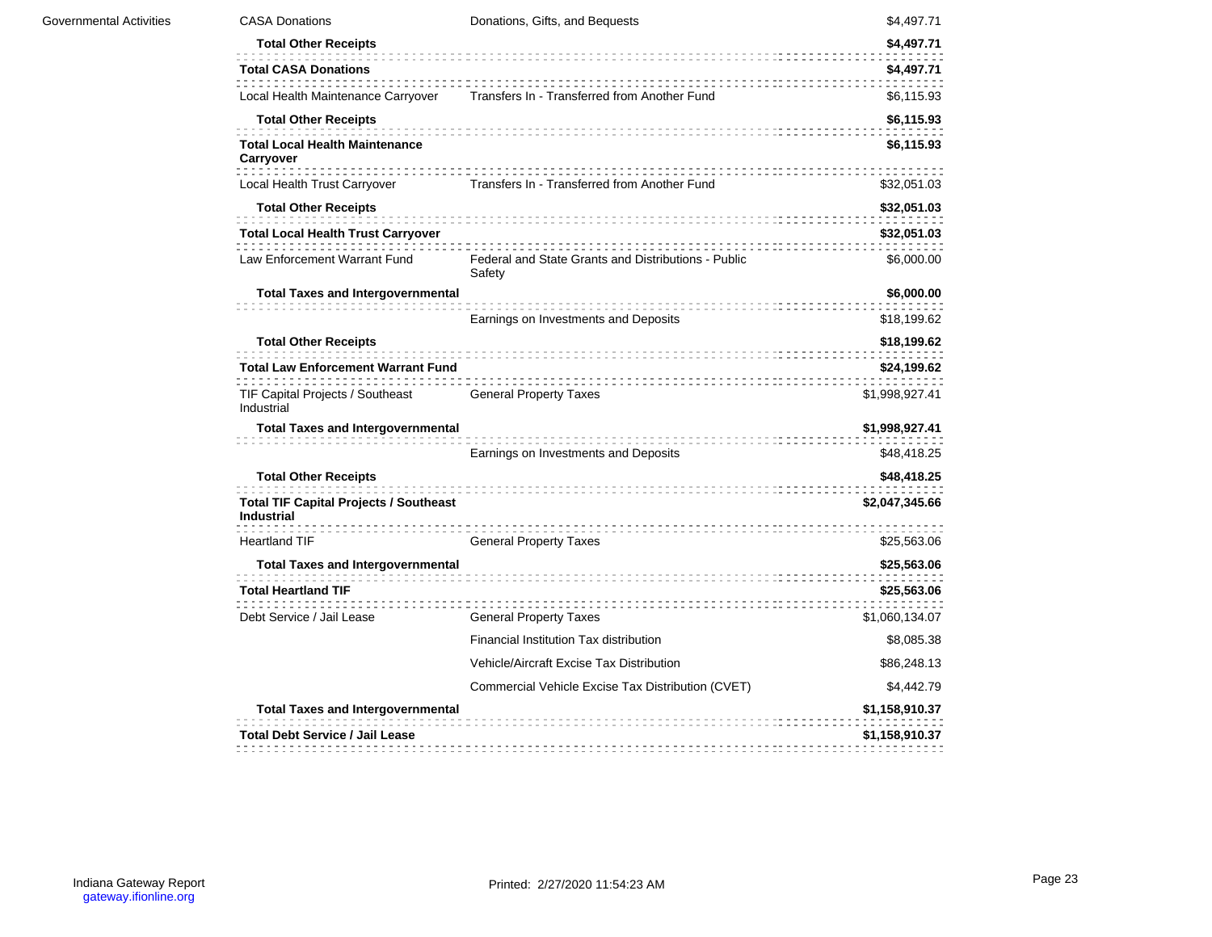| | | | |
|---|---|---|---|
| Governmental Activities | CASA Donations | Donations, Gifts, and Bequests | $4,497.71 |
| | **Total Other Receipts** | | **$4,497.71** |
| | **Total CASA Donations** | | **$4,497.71** |
| | Local Health Maintenance Carryover | Transfers In - Transferred from Another Fund | $6,115.93 |
| | **Total Other Receipts** | | **$6,115.93** |
| | **Total Local Health Maintenance Carryover** | | **$6,115.93** |
| | Local Health Trust Carryover | Transfers In - Transferred from Another Fund | $32,051.03 |
| | **Total Other Receipts** | | **$32,051.03** |
| | **Total Local Health Trust Carryover** | | **$32,051.03** |
| | Law Enforcement Warrant Fund | Federal and State Grants and Distributions - Public Safety | $6,000.00 |
| | **Total Taxes and Intergovernmental** | | **$6,000.00** |
| | | Earnings on Investments and Deposits | $18,199.62 |
| | **Total Other Receipts** | | **$18,199.62** |
| | **Total Law Enforcement Warrant Fund** | | **$24,199.62** |
| | TIF Capital Projects / Southeast Industrial | General Property Taxes | $1,998,927.41 |
| | **Total Taxes and Intergovernmental** | | **$1,998,927.41** |
| | | Earnings on Investments and Deposits | $48,418.25 |
| | **Total Other Receipts** | | **$48,418.25** |
| | **Total TIF Capital Projects / Southeast Industrial** | | **$2,047,345.66** |
| | Heartland TIF | General Property Taxes | $25,563.06 |
| | **Total Taxes and Intergovernmental** | | **$25,563.06** |
| | **Total Heartland TIF** | | **$25,563.06** |
| | Debt Service / Jail Lease | General Property Taxes | $1,060,134.07 |
| | | Financial Institution Tax distribution | $8,085.38 |
| | | Vehicle/Aircraft Excise Tax Distribution | $86,248.13 |
| | | Commercial Vehicle Excise Tax Distribution (CVET) | $4,442.79 |
| | **Total Taxes and Intergovernmental** | | **$1,158,910.37** |
| | **Total Debt Service / Jail Lease** | | **$1,158,910.37** |

Indiana Gateway Report
gateway.ifionline.org

Printed: 2/27/2020 11:54:23 AM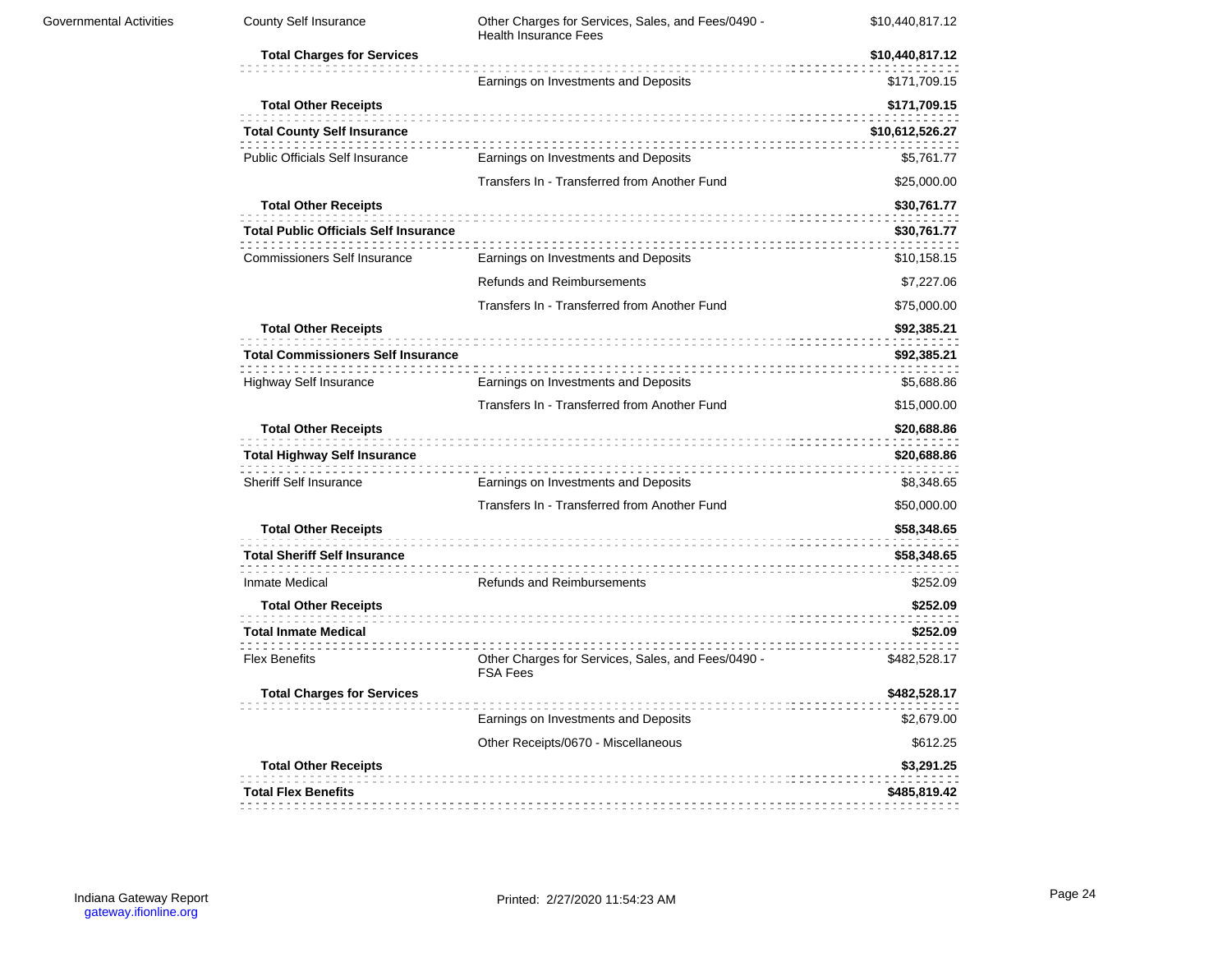| | | | |
|---|---|---|---|
| Governmental Activities | County Self Insurance | Other Charges for Services, Sales, and Fees/0490 - Health Insurance Fees | $10,440,817.12 |
| | **Total Charges for Services** | | **$10,440,817.12** |
| | | Earnings on Investments and Deposits | $171,709.15 |
| | **Total Other Receipts** | | **$171,709.15** |
| | **Total County Self Insurance** | | **$10,612,526.27** |
| | Public Officials Self Insurance | Earnings on Investments and Deposits | $5,761.77 |
| | | Transfers In - Transferred from Another Fund | $25,000.00 |
| | **Total Other Receipts** | | **$30,761.77** |
| | **Total Public Officials Self Insurance** | | **$30,761.77** |
| | Commissioners Self Insurance | Earnings on Investments and Deposits | $10,158.15 |
| | | Refunds and Reimbursements | $7,227.06 |
| | | Transfers In - Transferred from Another Fund | $75,000.00 |
| | **Total Other Receipts** | | **$92,385.21** |
| | **Total Commissioners Self Insurance** | | **$92,385.21** |
| | Highway Self Insurance | Earnings on Investments and Deposits | $5,688.86 |
| | | Transfers In - Transferred from Another Fund | $15,000.00 |
| | **Total Other Receipts** | | **$20,688.86** |
| | **Total Highway Self Insurance** | | **$20,688.86** |
| | Sheriff Self Insurance | Earnings on Investments and Deposits | $8,348.65 |
| | | Transfers In - Transferred from Another Fund | $50,000.00 |
| | **Total Other Receipts** | | **$58,348.65** |
| | **Total Sheriff Self Insurance** | | **$58,348.65** |
| | Inmate Medical | Refunds and Reimbursements | $252.09 |
| | **Total Other Receipts** | | **$252.09** |
| | **Total Inmate Medical** | | **$252.09** |
| | Flex Benefits | Other Charges for Services, Sales, and Fees/0490 - FSA Fees | $482,528.17 |
| | **Total Charges for Services** | | **$482,528.17** |
| | | Earnings on Investments and Deposits | $2,679.00 |
| | | Other Receipts/0670 - Miscellaneous | $612.25 |
| | **Total Other Receipts** | | **$3,291.25** |
| | **Total Flex Benefits** | | **$485,819.42** |

Indiana Gateway Report
gateway.ifionline.org

Printed: 2/27/2020 11:54:23 AM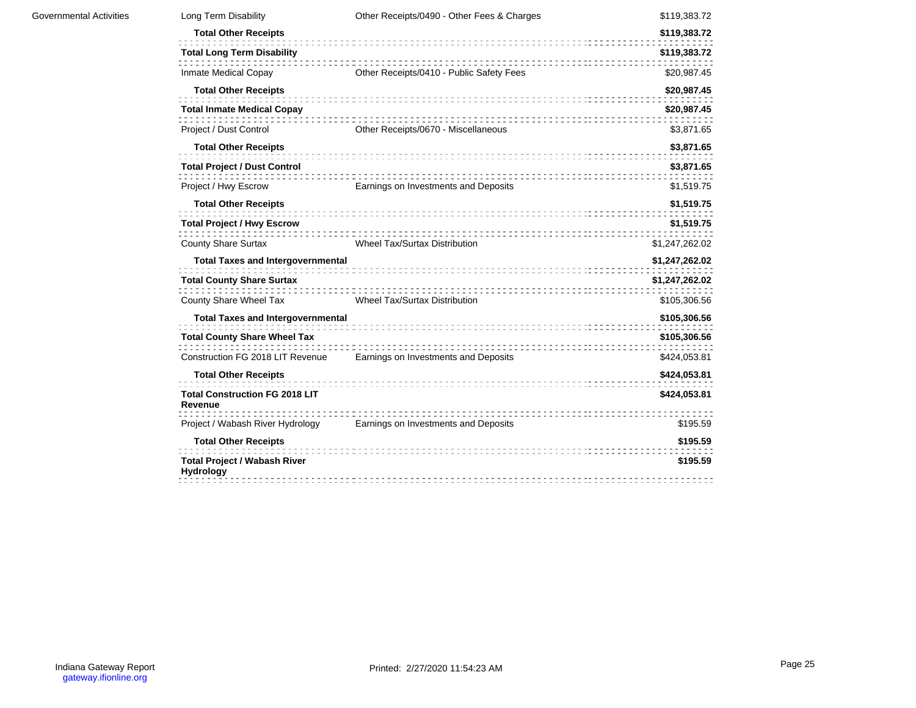| | | | |
|---|---|---|---|
| Governmental Activities | Long Term Disability | Other Receipts/0490 - Other Fees & Charges | $119,383.72 |
| | **Total Other Receipts** | | **$119,383.72** |
| | **Total Long Term Disability** | | **$119,383.72** |
| | Inmate Medical Copay | Other Receipts/0410 - Public Safety Fees | $20,987.45 |
| | **Total Other Receipts** | | **$20,987.45** |
| | **Total Inmate Medical Copay** | | **$20,987.45** |
| | Project / Dust Control | Other Receipts/0670 - Miscellaneous | $3,871.65 |
| | **Total Other Receipts** | | **$3,871.65** |
| | **Total Project / Dust Control** | | **$3,871.65** |
| | Project / Hwy Escrow | Earnings on Investments and Deposits | $1,519.75 |
| | **Total Other Receipts** | | **$1,519.75** |
| | **Total Project / Hwy Escrow** | | **$1,519.75** |
| | County Share Surtax | Wheel Tax/Surtax Distribution | $1,247,262.02 |
| | **Total Taxes and Intergovernmental** | | **$1,247,262.02** |
| | **Total County Share Surtax** | | **$1,247,262.02** |
| | County Share Wheel Tax | Wheel Tax/Surtax Distribution | $105,306.56 |
| | **Total Taxes and Intergovernmental** | | **$105,306.56** |
| | **Total County Share Wheel Tax** | | **$105,306.56** |
| | Construction FG 2018 LIT Revenue | Earnings on Investments and Deposits | $424,053.81 |
| | **Total Other Receipts** | | **$424,053.81** |
| | **Total Construction FG 2018 LIT Revenue** | | **$424,053.81** |
| | Project / Wabash River Hydrology | Earnings on Investments and Deposits | $195.59 |
| | **Total Other Receipts** | | **$195.59** |
| | **Total Project / Wabash River Hydrology** | | **$195.59** |

Indiana Gateway Report
gateway.ifionline.org

Printed: 2/27/2020 11:54:23 AM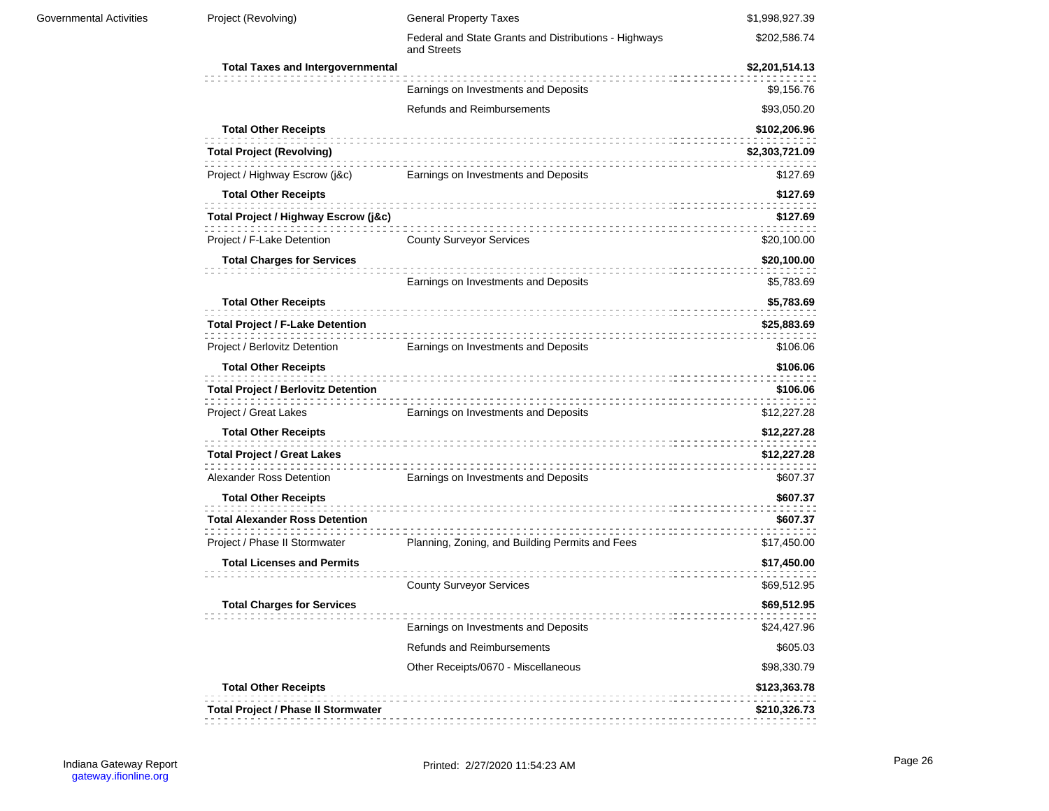| | | | |
|---|---|---|---|
| Governmental Activities | Project (Revolving) | General Property Taxes | $1,998,927.39 |
| | | Federal and State Grants and Distributions - Highways and Streets | $202,586.74 |
| | **Total Taxes and Intergovernmental** | | **$2,201,514.13** |
| | | Earnings on Investments and Deposits | $9,156.76 |
| | | Refunds and Reimbursements | $93,050.20 |
| | **Total Other Receipts** | | **$102,206.96** |
| | **Total Project (Revolving)** | | **$2,303,721.09** |
| | Project / Highway Escrow (j&c) | Earnings on Investments and Deposits | $127.69 |
| | **Total Other Receipts** | | **$127.69** |
| | **Total Project / Highway Escrow (j&c)** | | **$127.69** |
| | Project / F-Lake Detention | County Surveyor Services | $20,100.00 |
| | **Total Charges for Services** | | **$20,100.00** |
| | | Earnings on Investments and Deposits | $5,783.69 |
| | **Total Other Receipts** | | **$5,783.69** |
| | **Total Project / F-Lake Detention** | | **$25,883.69** |
| | Project / Berlovitz Detention | Earnings on Investments and Deposits | $106.06 |
| | **Total Other Receipts** | | **$106.06** |
| | **Total Project / Berlovitz Detention** | | **$106.06** |
| | Project / Great Lakes | Earnings on Investments and Deposits | $12,227.28 |
| | **Total Other Receipts** | | **$12,227.28** |
| | **Total Project / Great Lakes** | | **$12,227.28** |
| | Alexander Ross Detention | Earnings on Investments and Deposits | $607.37 |
| | **Total Other Receipts** | | **$607.37** |
| | **Total Alexander Ross Detention** | | **$607.37** |
| | Project / Phase II Stormwater | Planning, Zoning, and Building Permits and Fees | $17,450.00 |
| | **Total Licenses and Permits** | | **$17,450.00** |
| | | County Surveyor Services | $69,512.95 |
| | **Total Charges for Services** | | **$69,512.95** |
| | | Earnings on Investments and Deposits | $24,427.96 |
| | | Refunds and Reimbursements | $605.03 |
| | | Other Receipts/0670 - Miscellaneous | $98,330.79 |
| | **Total Other Receipts** | | **$123,363.78** |
| | **Total Project / Phase II Stormwater** | | **$210,326.73** |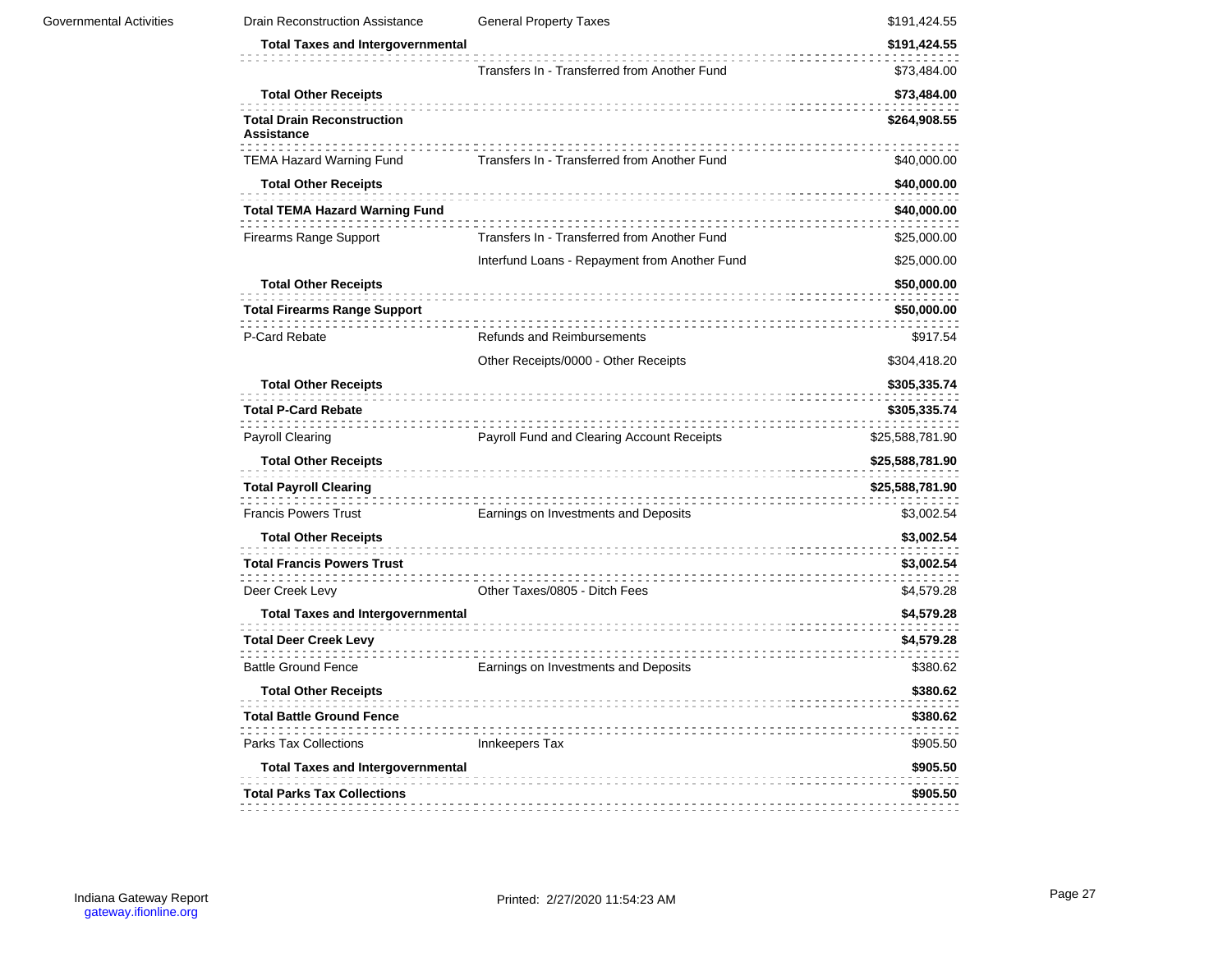| | | | |
|---|---|---|---|
| Governmental Activities | Drain Reconstruction Assistance | General Property Taxes | $191,424.55 |
| | **Total Taxes and Intergovernmental** | | **$191,424.55** |
| | | Transfers In - Transferred from Another Fund | $73,484.00 |
| | **Total Other Receipts** | | **$73,484.00** |
| | **Total Drain Reconstruction Assistance** | | **$264,908.55** |
| | TEMA Hazard Warning Fund | Transfers In - Transferred from Another Fund | $40,000.00 |
| | **Total Other Receipts** | | **$40,000.00** |
| | **Total TEMA Hazard Warning Fund** | | **$40,000.00** |
| | Firearms Range Support | Transfers In - Transferred from Another Fund | $25,000.00 |
| | | Interfund Loans - Repayment from Another Fund | $25,000.00 |
| | **Total Other Receipts** | | **$50,000.00** |
| | **Total Firearms Range Support** | | **$50,000.00** |
| | P-Card Rebate | Refunds and Reimbursements | $917.54 |
| | | Other Receipts/0000 - Other Receipts | $304,418.20 |
| | **Total Other Receipts** | | **$305,335.74** |
| | **Total P-Card Rebate** | | **$305,335.74** |
| | Payroll Clearing | Payroll Fund and Clearing Account Receipts | $25,588,781.90 |
| | **Total Other Receipts** | | **$25,588,781.90** |
| | **Total Payroll Clearing** | | **$25,588,781.90** |
| | Francis Powers Trust | Earnings on Investments and Deposits | $3,002.54 |
| | **Total Other Receipts** | | **$3,002.54** |
| | **Total Francis Powers Trust** | | **$3,002.54** |
| | Deer Creek Levy | Other Taxes/0805 - Ditch Fees | $4,579.28 |
| | **Total Taxes and Intergovernmental** | | **$4,579.28** |
| | **Total Deer Creek Levy** | | **$4,579.28** |
| | Battle Ground Fence | Earnings on Investments and Deposits | $380.62 |
| | **Total Other Receipts** | | **$380.62** |
| | **Total Battle Ground Fence** | | **$380.62** |
| | Parks Tax Collections | Innkeepers Tax | $905.50 |
| | **Total Taxes and Intergovernmental** | | **$905.50** |
| | **Total Parks Tax Collections** | | **$905.50** |

Indiana Gateway Report
gateway.ifionline.org

Printed: 2/27/2020 11:54:23 AM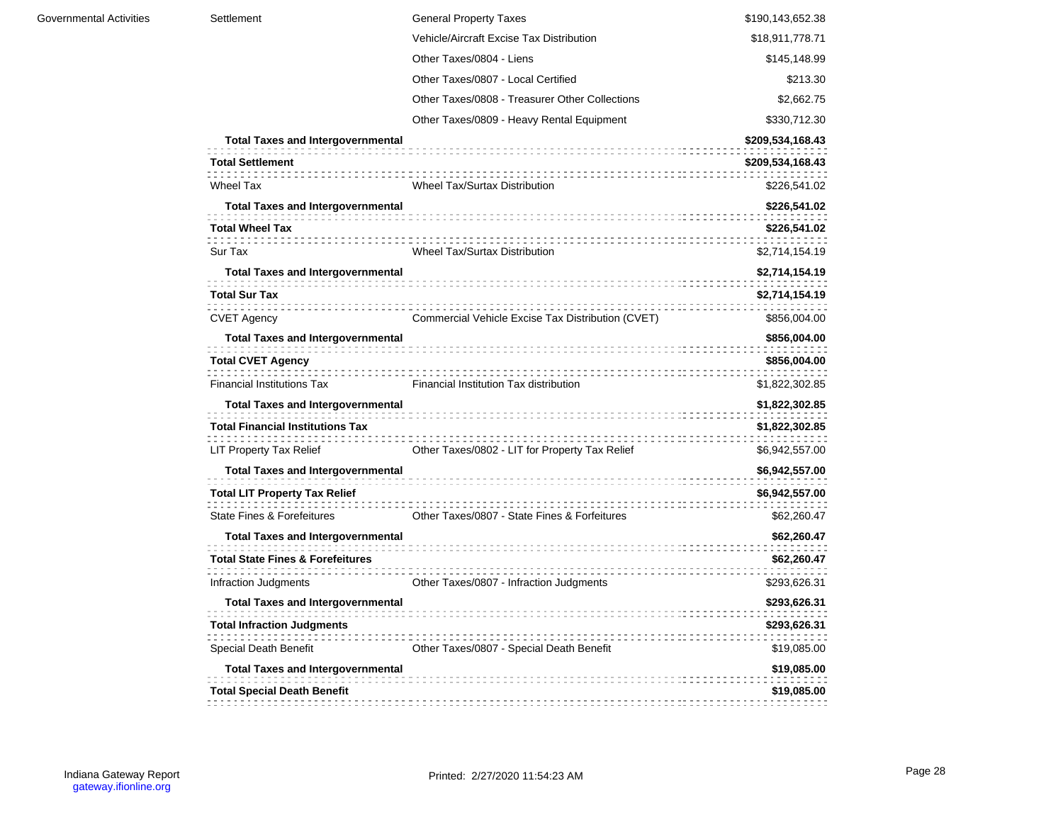| | | | |
|---|---|---|---|
| Governmental Activities | Settlement | General Property Taxes | $190,143,652.38 |
| | | Vehicle/Aircraft Excise Tax Distribution | $18,911,778.71 |
| | | Other Taxes/0804 - Liens | $145,148.99 |
| | | Other Taxes/0807 - Local Certified | $213.30 |
| | | Other Taxes/0808 - Treasurer Other Collections | $2,662.75 |
| | | Other Taxes/0809 - Heavy Rental Equipment | $330,712.30 |
| | **Total Taxes and Intergovernmental** | | **$209,534,168.43** |
| | **Total Settlement** | | **$209,534,168.43** |
| | Wheel Tax | Wheel Tax/Surtax Distribution | $226,541.02 |
| | **Total Taxes and Intergovernmental** | | **$226,541.02** |
| | **Total Wheel Tax** | | **$226,541.02** |
| | Sur Tax | Wheel Tax/Surtax Distribution | $2,714,154.19 |
| | **Total Taxes and Intergovernmental** | | **$2,714,154.19** |
| | **Total Sur Tax** | | **$2,714,154.19** |
| | CVET Agency | Commercial Vehicle Excise Tax Distribution (CVET) | $856,004.00 |
| | **Total Taxes and Intergovernmental** | | **$856,004.00** |
| | **Total CVET Agency** | | **$856,004.00** |
| | Financial Institutions Tax | Financial Institution Tax distribution | $1,822,302.85 |
| | **Total Taxes and Intergovernmental** | | **$1,822,302.85** |
| | **Total Financial Institutions Tax** | | **$1,822,302.85** |
| | LIT Property Tax Relief | Other Taxes/0802 - LIT for Property Tax Relief | $6,942,557.00 |
| | **Total Taxes and Intergovernmental** | | **$6,942,557.00** |
| | **Total LIT Property Tax Relief** | | **$6,942,557.00** |
| | State Fines & Forefeitures | Other Taxes/0807 - State Fines & Forfeitures | $62,260.47 |
| | **Total Taxes and Intergovernmental** | | **$62,260.47** |
| | **Total State Fines & Forefeitures** | | **$62,260.47** |
| | Infraction Judgments | Other Taxes/0807 - Infraction Judgments | $293,626.31 |
| | **Total Taxes and Intergovernmental** | | **$293,626.31** |
| | **Total Infraction Judgments** | | **$293,626.31** |
| | Special Death Benefit | Other Taxes/0807 - Special Death Benefit | $19,085.00 |
| | **Total Taxes and Intergovernmental** | | **$19,085.00** |
| | **Total Special Death Benefit** | | **$19,085.00** |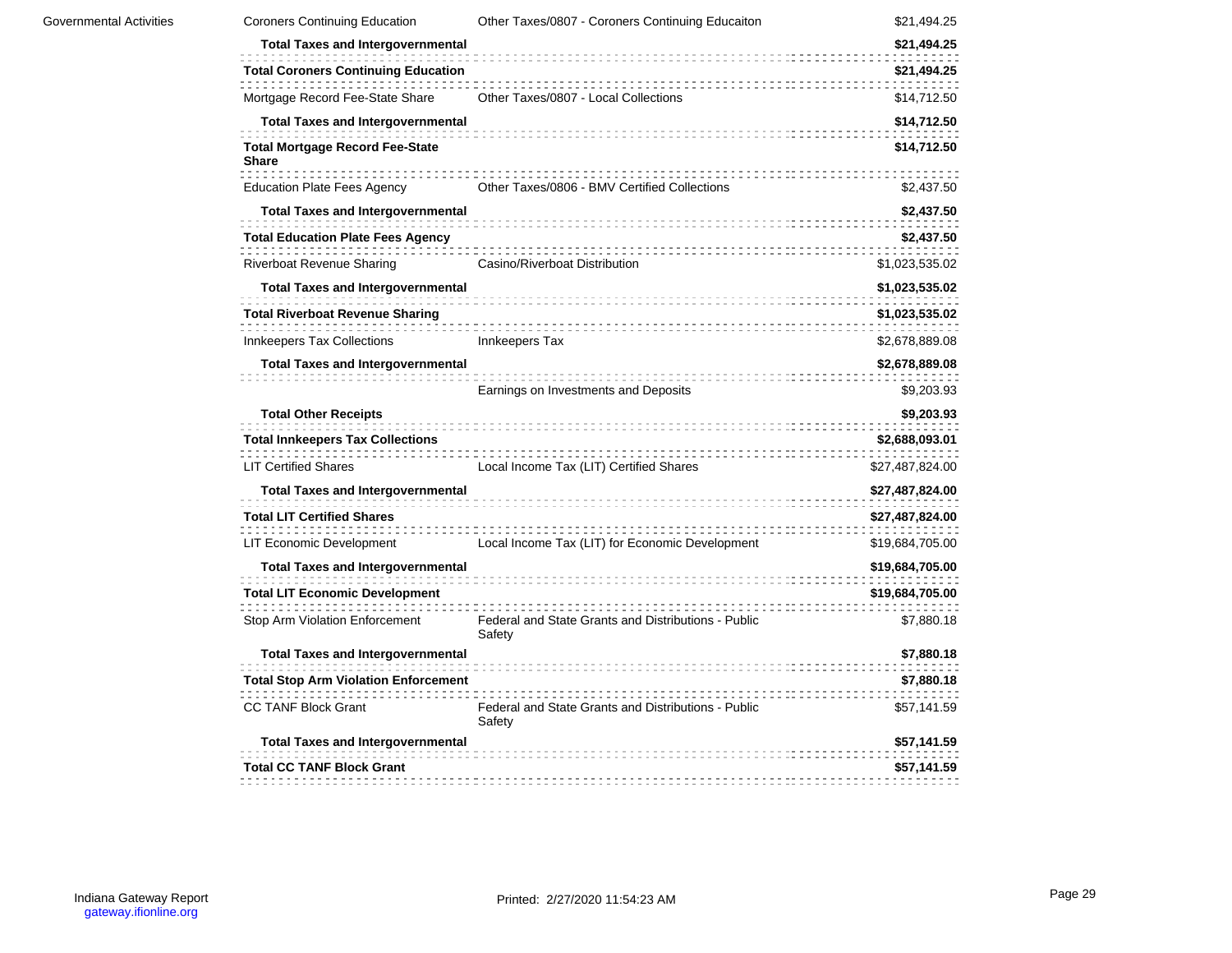| | | | |
|---|---|---|---|
| Governmental Activities | Coroners Continuing Education | Other Taxes/0807 - Coroners Continuing Educaiton | $21,494.25 |
| | **Total Taxes and Intergovernmental** | | **$21,494.25** |
| | **Total Coroners Continuing Education** | | **$21,494.25** |
| | Mortgage Record Fee-State Share | Other Taxes/0807 - Local Collections | $14,712.50 |
| | **Total Taxes and Intergovernmental** | | **$14,712.50** |
| | **Total Mortgage Record Fee-State Share** | | **$14,712.50** |
| | Education Plate Fees Agency | Other Taxes/0806 - BMV Certified Collections | $2,437.50 |
| | **Total Taxes and Intergovernmental** | | **$2,437.50** |
| | **Total Education Plate Fees Agency** | | **$2,437.50** |
| | Riverboat Revenue Sharing | Casino/Riverboat Distribution | $1,023,535.02 |
| | **Total Taxes and Intergovernmental** | | **$1,023,535.02** |
| | **Total Riverboat Revenue Sharing** | | **$1,023,535.02** |
| | Innkeepers Tax Collections | Innkeepers Tax | $2,678,889.08 |
| | **Total Taxes and Intergovernmental** | | **$2,678,889.08** |
| | | Earnings on Investments and Deposits | $9,203.93 |
| | **Total Other Receipts** | | **$9,203.93** |
| | **Total Innkeepers Tax Collections** | | **$2,688,093.01** |
| | LIT Certified Shares | Local Income Tax (LIT) Certified Shares | $27,487,824.00 |
| | **Total Taxes and Intergovernmental** | | **$27,487,824.00** |
| | **Total LIT Certified Shares** | | **$27,487,824.00** |
| | LIT Economic Development | Local Income Tax (LIT) for Economic Development | $19,684,705.00 |
| | **Total Taxes and Intergovernmental** | | **$19,684,705.00** |
| | **Total LIT Economic Development** | | **$19,684,705.00** |
| | Stop Arm Violation Enforcement | Federal and State Grants and Distributions - Public Safety | $7,880.18 |
| | **Total Taxes and Intergovernmental** | | **$7,880.18** |
| | **Total Stop Arm Violation Enforcement** | | **$7,880.18** |
| | CC TANF Block Grant | Federal and State Grants and Distributions - Public Safety | $57,141.59 |
| | **Total Taxes and Intergovernmental** | | **$57,141.59** |
| | **Total CC TANF Block Grant** | | **$57,141.59** |

Indiana Gateway Report
gateway.ifionline.org

Printed: 2/27/2020 11:54:23 AM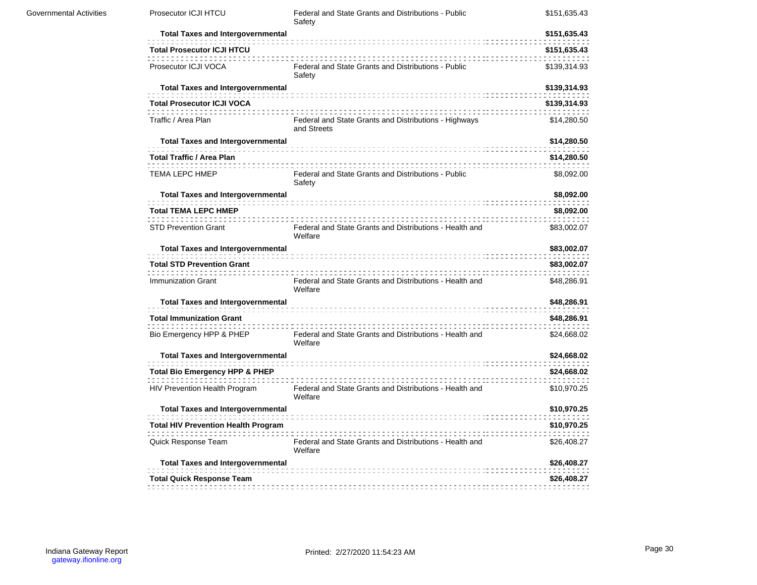| | | | |
|---|---|---|---|
| Governmental Activities | Prosecutor ICJI HTCU | Federal and State Grants and Distributions - Public Safety | $151,635.43 |
| | **Total Taxes and Intergovernmental** | | **$151,635.43** |
| | **Total Prosecutor ICJI HTCU** | | **$151,635.43** |
| | Prosecutor ICJI VOCA | Federal and State Grants and Distributions - Public Safety | $139,314.93 |
| | **Total Taxes and Intergovernmental** | | **$139,314.93** |
| | **Total Prosecutor ICJI VOCA** | | **$139,314.93** |
| | Traffic / Area Plan | Federal and State Grants and Distributions - Highways and Streets | $14,280.50 |
| | **Total Taxes and Intergovernmental** | | **$14,280.50** |
| | **Total Traffic / Area Plan** | | **$14,280.50** |
| | TEMA LEPC HMEP | Federal and State Grants and Distributions - Public Safety | $8,092.00 |
| | **Total Taxes and Intergovernmental** | | **$8,092.00** |
| | **Total TEMA LEPC HMEP** | | **$8,092.00** |
| | STD Prevention Grant | Federal and State Grants and Distributions - Health and Welfare | $83,002.07 |
| | **Total Taxes and Intergovernmental** | | **$83,002.07** |
| | **Total STD Prevention Grant** | | **$83,002.07** |
| | Immunization Grant | Federal and State Grants and Distributions - Health and Welfare | $48,286.91 |
| | **Total Taxes and Intergovernmental** | | **$48,286.91** |
| | **Total Immunization Grant** | | **$48,286.91** |
| | Bio Emergency HPP & PHEP | Federal and State Grants and Distributions - Health and Welfare | $24,668.02 |
| | **Total Taxes and Intergovernmental** | | **$24,668.02** |
| | **Total Bio Emergency HPP & PHEP** | | **$24,668.02** |
| | HIV Prevention Health Program | Federal and State Grants and Distributions - Health and Welfare | $10,970.25 |
| | **Total Taxes and Intergovernmental** | | **$10,970.25** |
| | **Total HIV Prevention Health Program** | | **$10,970.25** |
| | Quick Response Team | Federal and State Grants and Distributions - Health and Welfare | $26,408.27 |
| | **Total Taxes and Intergovernmental** | | **$26,408.27** |
| | **Total Quick Response Team** | | **$26,408.27** |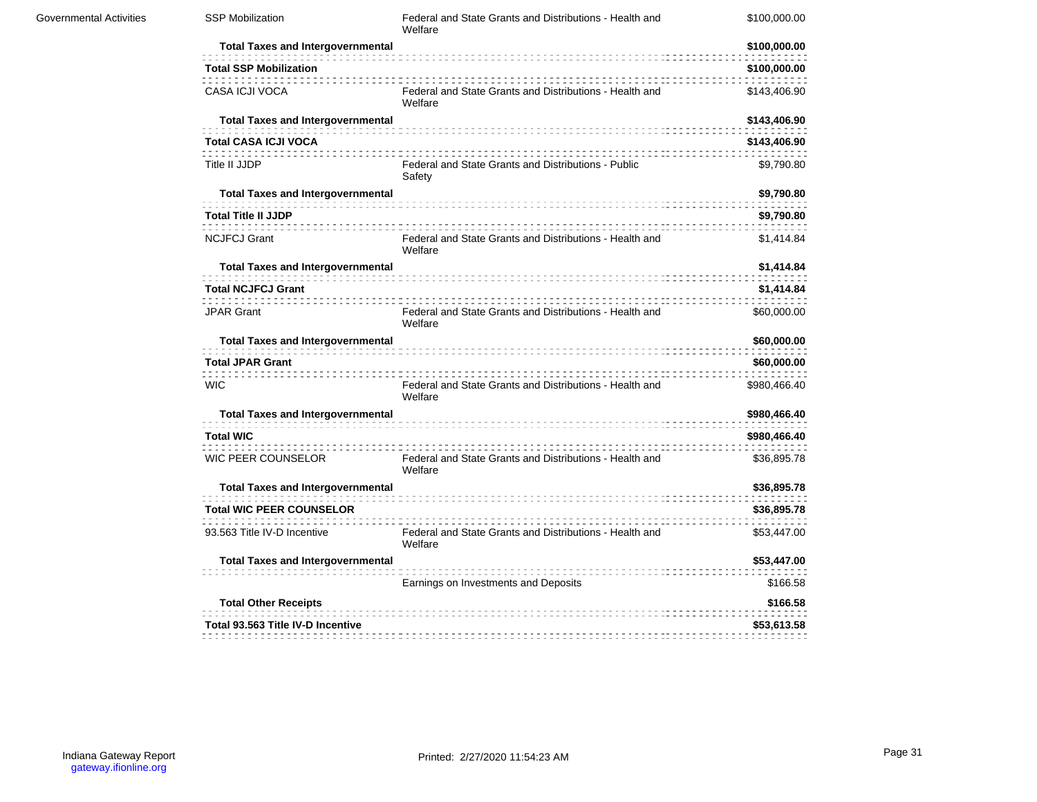| | | | |
|---|---|---|---|
| Governmental Activities | SSP Mobilization | Federal and State Grants and Distributions - Health and Welfare | $100,000.00 |
| | **Total Taxes and Intergovernmental** | | **$100,000.00** |
| | **Total SSP Mobilization** | | **$100,000.00** |
| | CASA ICJI VOCA | Federal and State Grants and Distributions - Health and Welfare | $143,406.90 |
| | **Total Taxes and Intergovernmental** | | **$143,406.90** |
| | **Total CASA ICJI VOCA** | | **$143,406.90** |
| | Title II JJDP | Federal and State Grants and Distributions - Public Safety | $9,790.80 |
| | **Total Taxes and Intergovernmental** | | **$9,790.80** |
| | **Total Title II JJDP** | | **$9,790.80** |
| | NCJFCJ Grant | Federal and State Grants and Distributions - Health and Welfare | $1,414.84 |
| | **Total Taxes and Intergovernmental** | | **$1,414.84** |
| | **Total NCJFCJ Grant** | | **$1,414.84** |
| | JPAR Grant | Federal and State Grants and Distributions - Health and Welfare | $60,000.00 |
| | **Total Taxes and Intergovernmental** | | **$60,000.00** |
| | **Total JPAR Grant** | | **$60,000.00** |
| | WIC | Federal and State Grants and Distributions - Health and Welfare | $980,466.40 |
| | **Total Taxes and Intergovernmental** | | **$980,466.40** |
| | **Total WIC** | | **$980,466.40** |
| | WIC PEER COUNSELOR | Federal and State Grants and Distributions - Health and Welfare | $36,895.78 |
| | **Total Taxes and Intergovernmental** | | **$36,895.78** |
| | **Total WIC PEER COUNSELOR** | | **$36,895.78** |
| | 93.563 Title IV-D Incentive | Federal and State Grants and Distributions - Health and Welfare | $53,447.00 |
| | **Total Taxes and Intergovernmental** | | **$53,447.00** |
| | | Earnings on Investments and Deposits | $166.58 |
| | **Total Other Receipts** | | **$166.58** |
| | **Total 93.563 Title IV-D Incentive** | | **$53,613.58** |

Indiana Gateway Report
gateway.ifionline.org

Printed: 2/27/2020 11:54:23 AM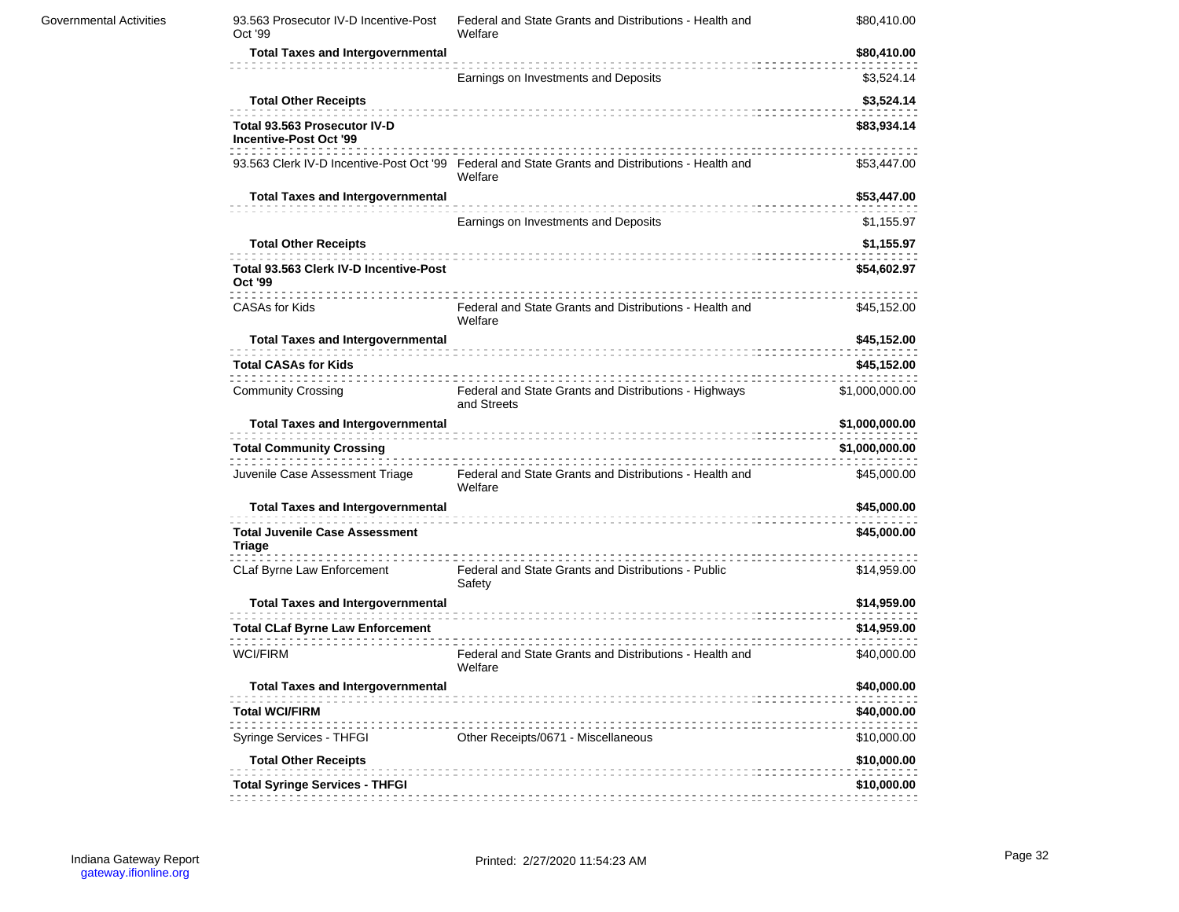| | | | |
|---|---|---|---|
| Governmental Activities | 93.563 Prosecutor IV-D Incentive-Post Oct '99 | Federal and State Grants and Distributions - Health and Welfare | $80,410.00 |
| | **Total Taxes and Intergovernmental** | | **$80,410.00** |
| | | Earnings on Investments and Deposits | $3,524.14 |
| | **Total Other Receipts** | | **$3,524.14** |
| | **Total 93.563 Prosecutor IV-D Incentive-Post Oct '99** | | **$83,934.14** |
| | 93.563 Clerk IV-D Incentive-Post Oct '99 | Federal and State Grants and Distributions - Health and Welfare | $53,447.00 |
| | **Total Taxes and Intergovernmental** | | **$53,447.00** |
| | | Earnings on Investments and Deposits | $1,155.97 |
| | **Total Other Receipts** | | **$1,155.97** |
| | **Total 93.563 Clerk IV-D Incentive-Post Oct '99** | | **$54,602.97** |
| | CASAs for Kids | Federal and State Grants and Distributions - Health and Welfare | $45,152.00 |
| | **Total Taxes and Intergovernmental** | | **$45,152.00** |
| | **Total CASAs for Kids** | | **$45,152.00** |
| | Community Crossing | Federal and State Grants and Distributions - Highways and Streets | $1,000,000.00 |
| | **Total Taxes and Intergovernmental** | | **$1,000,000.00** |
| | **Total Community Crossing** | | **$1,000,000.00** |
| | Juvenile Case Assessment Triage | Federal and State Grants and Distributions - Health and Welfare | $45,000.00 |
| | **Total Taxes and Intergovernmental** | | **$45,000.00** |
| | **Total Juvenile Case Assessment Triage** | | **$45,000.00** |
| | CLaf Byrne Law Enforcement | Federal and State Grants and Distributions - Public Safety | $14,959.00 |
| | **Total Taxes and Intergovernmental** | | **$14,959.00** |
| | **Total CLaf Byrne Law Enforcement** | | **$14,959.00** |
| | WCI/FIRM | Federal and State Grants and Distributions - Health and Welfare | $40,000.00 |
| | **Total Taxes and Intergovernmental** | | **$40,000.00** |
| | **Total WCI/FIRM** | | **$40,000.00** |
| | Syringe Services - THFGI | Other Receipts/0671 - Miscellaneous | $10,000.00 |
| | **Total Other Receipts** | | **$10,000.00** |
| | **Total Syringe Services - THFGI** | | **$10,000.00** |

Indiana Gateway Report
gateway.ifionline.org

Printed: 2/27/2020 11:54:23 AM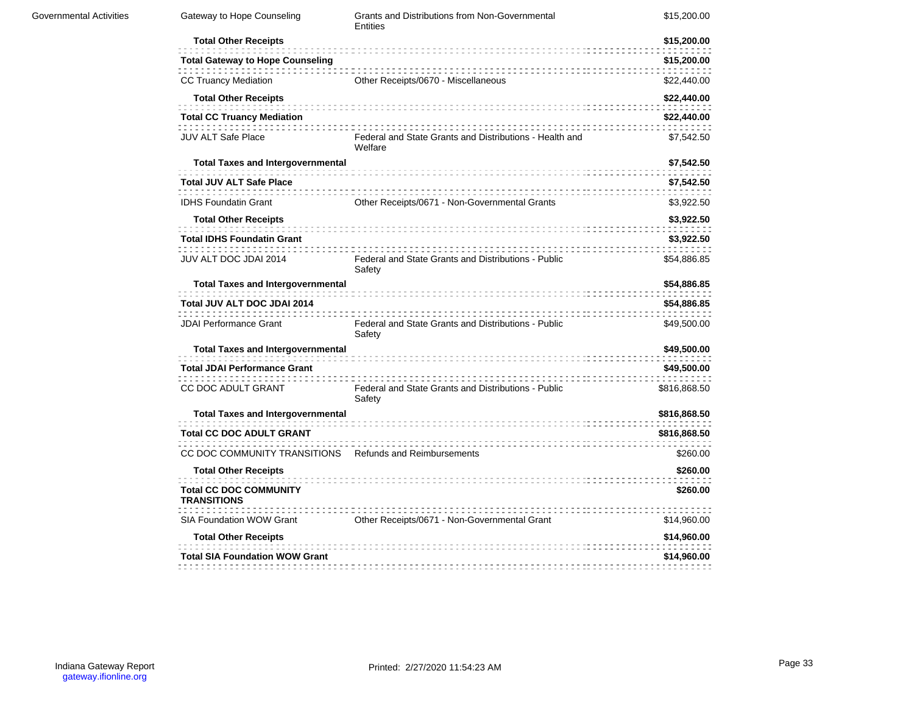| | | | |
|---|---|---|---|
| Governmental Activities | Gateway to Hope Counseling | Grants and Distributions from Non-Governmental Entities | $15,200.00 |
| | **Total Other Receipts** | | **$15,200.00** |
| | **Total Gateway to Hope Counseling** | | **$15,200.00** |
| | CC Truancy Mediation | Other Receipts/0670 - Miscellaneous | $22,440.00 |
| | **Total Other Receipts** | | **$22,440.00** |
| | **Total CC Truancy Mediation** | | **$22,440.00** |
| | JUV ALT Safe Place | Federal and State Grants and Distributions - Health and Welfare | $7,542.50 |
| | **Total Taxes and Intergovernmental** | | **$7,542.50** |
| | **Total JUV ALT Safe Place** | | **$7,542.50** |
| | IDHS Foundatin Grant | Other Receipts/0671 - Non-Governmental Grants | $3,922.50 |
| | **Total Other Receipts** | | **$3,922.50** |
| | **Total IDHS Foundatin Grant** | | **$3,922.50** |
| | JUV ALT DOC JDAI 2014 | Federal and State Grants and Distributions - Public Safety | $54,886.85 |
| | **Total Taxes and Intergovernmental** | | **$54,886.85** |
| | **Total JUV ALT DOC JDAI 2014** | | **$54,886.85** |
| | JDAI Performance Grant | Federal and State Grants and Distributions - Public Safety | $49,500.00 |
| | **Total Taxes and Intergovernmental** | | **$49,500.00** |
| | **Total JDAI Performance Grant** | | **$49,500.00** |
| | CC DOC ADULT GRANT | Federal and State Grants and Distributions - Public Safety | $816,868.50 |
| | **Total Taxes and Intergovernmental** | | **$816,868.50** |
| | **Total CC DOC ADULT GRANT** | | **$816,868.50** |
| | CC DOC COMMUNITY TRANSITIONS | Refunds and Reimbursements | $260.00 |
| | **Total Other Receipts** | | **$260.00** |
| | **Total CC DOC COMMUNITY TRANSITIONS** | | **$260.00** |
| | SIA Foundation WOW Grant | Other Receipts/0671 - Non-Governmental Grant | $14,960.00 |
| | **Total Other Receipts** | | **$14,960.00** |
| | **Total SIA Foundation WOW Grant** | | **$14,960.00** |

Indiana Gateway Report
gateway.ifionline.org

Printed: 2/27/2020 11:54:23 AM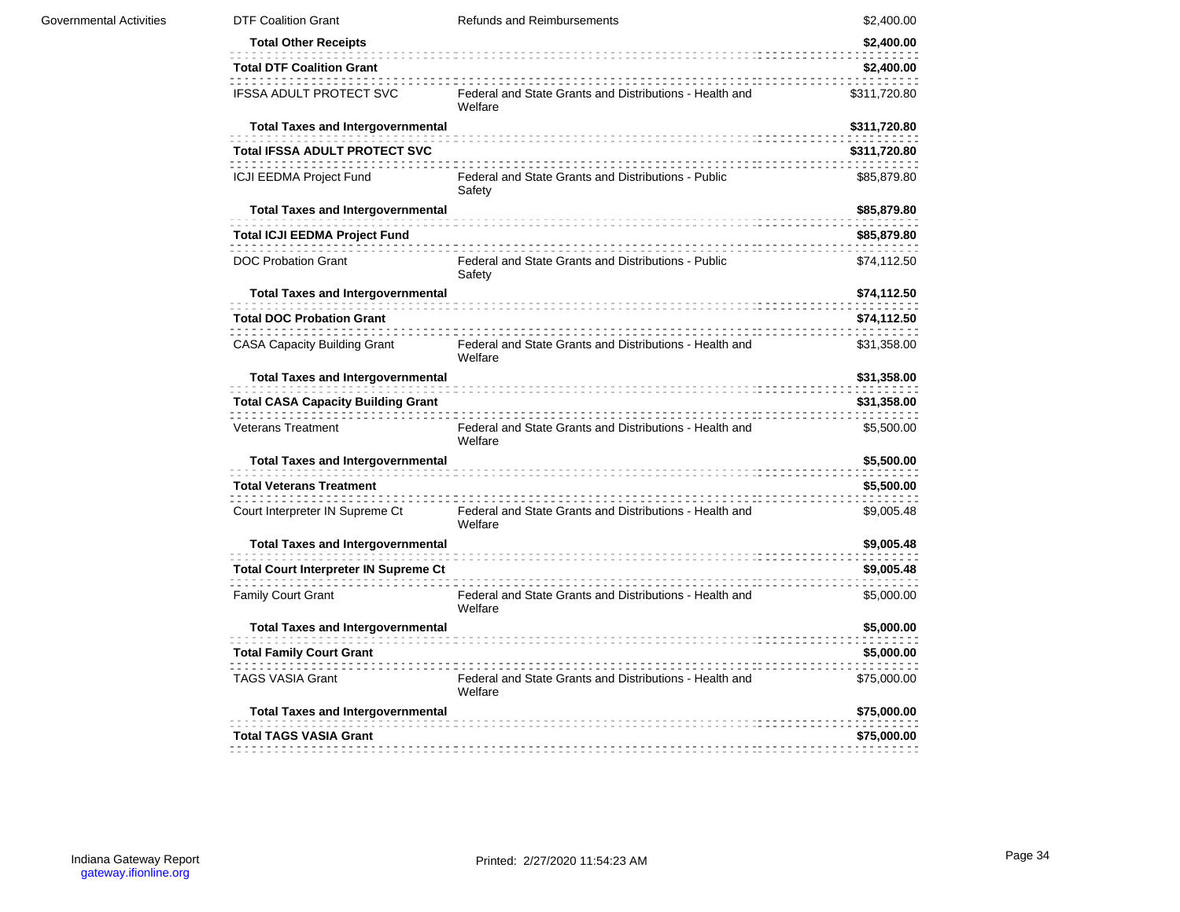| | | | |
|---|---|---|---|
| Governmental Activities | DTF Coalition Grant | Refunds and Reimbursements | $2,400.00 |
| | **Total Other Receipts** | | **$2,400.00** |
| | **Total DTF Coalition Grant** | | **$2,400.00** |
| | IFSSA ADULT PROTECT SVC | Federal and State Grants and Distributions - Health and Welfare | $311,720.80 |
| | **Total Taxes and Intergovernmental** | | **$311,720.80** |
| | **Total IFSSA ADULT PROTECT SVC** | | **$311,720.80** |
| | ICJI EEDMA Project Fund | Federal and State Grants and Distributions - Public Safety | $85,879.80 |
| | **Total Taxes and Intergovernmental** | | **$85,879.80** |
| | **Total ICJI EEDMA Project Fund** | | **$85,879.80** |
| | DOC Probation Grant | Federal and State Grants and Distributions - Public Safety | $74,112.50 |
| | **Total Taxes and Intergovernmental** | | **$74,112.50** |
| | **Total DOC Probation Grant** | | **$74,112.50** |
| | CASA Capacity Building Grant | Federal and State Grants and Distributions - Health and Welfare | $31,358.00 |
| | **Total Taxes and Intergovernmental** | | **$31,358.00** |
| | **Total CASA Capacity Building Grant** | | **$31,358.00** |
| | Veterans Treatment | Federal and State Grants and Distributions - Health and Welfare | $5,500.00 |
| | **Total Taxes and Intergovernmental** | | **$5,500.00** |
| | **Total Veterans Treatment** | | **$5,500.00** |
| | Court Interpreter IN Supreme Ct | Federal and State Grants and Distributions - Health and Welfare | $9,005.48 |
| | **Total Taxes and Intergovernmental** | | **$9,005.48** |
| | **Total Court Interpreter IN Supreme Ct** | | **$9,005.48** |
| | Family Court Grant | Federal and State Grants and Distributions - Health and Welfare | $5,000.00 |
| | **Total Taxes and Intergovernmental** | | **$5,000.00** |
| | **Total Family Court Grant** | | **$5,000.00** |
| | TAGS VASIA Grant | Federal and State Grants and Distributions - Health and Welfare | $75,000.00 |
| | **Total Taxes and Intergovernmental** | | **$75,000.00** |
| | **Total TAGS VASIA Grant** | | **$75,000.00** |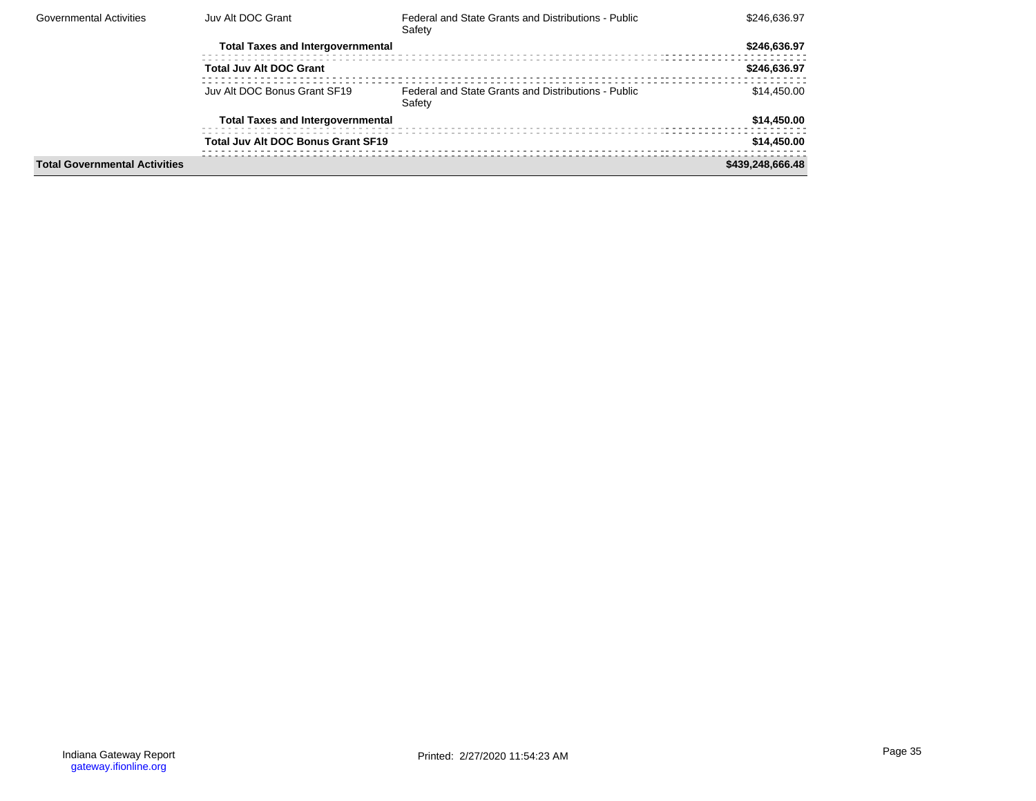| | | | |
|---|---|---|---|
| Governmental Activities | Juv Alt DOC Grant | Federal and State Grants and Distributions - Public Safety | $246,636.97 |
| | **Total Taxes and Intergovernmental** | | **$246,636.97** |
| | **Total Juv Alt DOC Grant** | | **$246,636.97** |
| | Juv Alt DOC Bonus Grant SF19 | Federal and State Grants and Distributions - Public Safety | $14,450.00 |
| | **Total Taxes and Intergovernmental** | | **$14,450.00** |
| | **Total Juv Alt DOC Bonus Grant SF19** | | **$14,450.00** |
| **Total Governmental Activities** | | | **$439,248,666.48** |

Indiana Gateway Report
gateway.ifionline.org

Printed: 2/27/2020 11:54:23 AM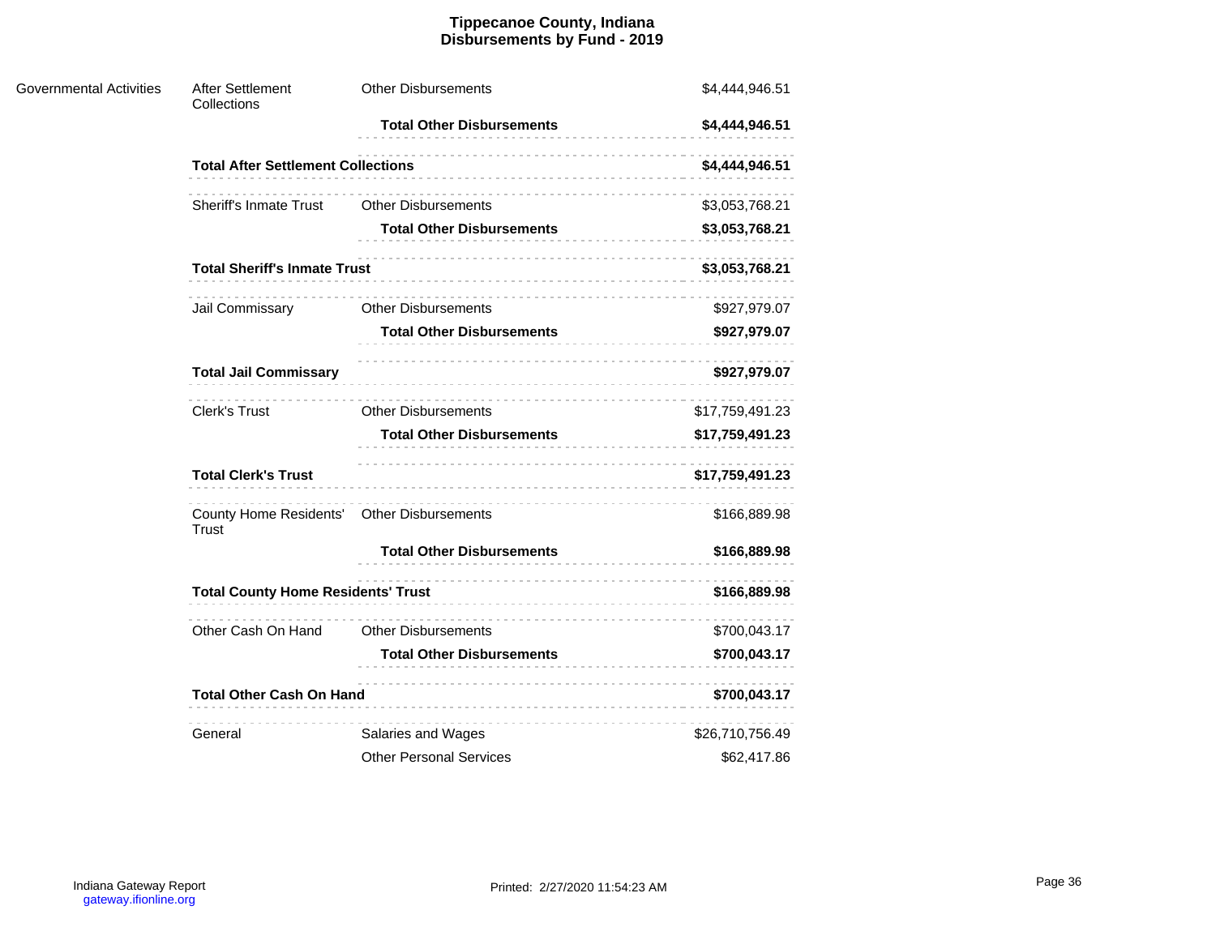# Tippecanoe County, Indiana
## Disbursements by Fund - 2019

| | | | |
|---|---|---|---|
| Governmental Activities | After Settlement Collections | Other Disbursements | $4,444,946.51 |
| | | **Total Other Disbursements** | **$4,444,946.51** |
| | **Total After Settlement Collections** | | **$4,444,946.51** |
| | Sheriff's Inmate Trust | Other Disbursements | $3,053,768.21 |
| | | **Total Other Disbursements** | **$3,053,768.21** |
| | **Total Sheriff's Inmate Trust** | | **$3,053,768.21** |
| | Jail Commissary | Other Disbursements | $927,979.07 |
| | | **Total Other Disbursements** | **$927,979.07** |
| | **Total Jail Commissary** | | **$927,979.07** |
| | Clerk's Trust | Other Disbursements | $17,759,491.23 |
| | | **Total Other Disbursements** | **$17,759,491.23** |
| | **Total Clerk's Trust** | | **$17,759,491.23** |
| | County Home Residents' Trust | Other Disbursements | $166,889.98 |
| | | **Total Other Disbursements** | **$166,889.98** |
| | **Total County Home Residents' Trust** | | **$166,889.98** |
| | Other Cash On Hand | Other Disbursements | $700,043.17 |
| | | **Total Other Disbursements** | **$700,043.17** |
| | **Total Other Cash On Hand** | | **$700,043.17** |
| | General | Salaries and Wages | $26,710,756.49 |
| | | Other Personal Services | $62,417.86 |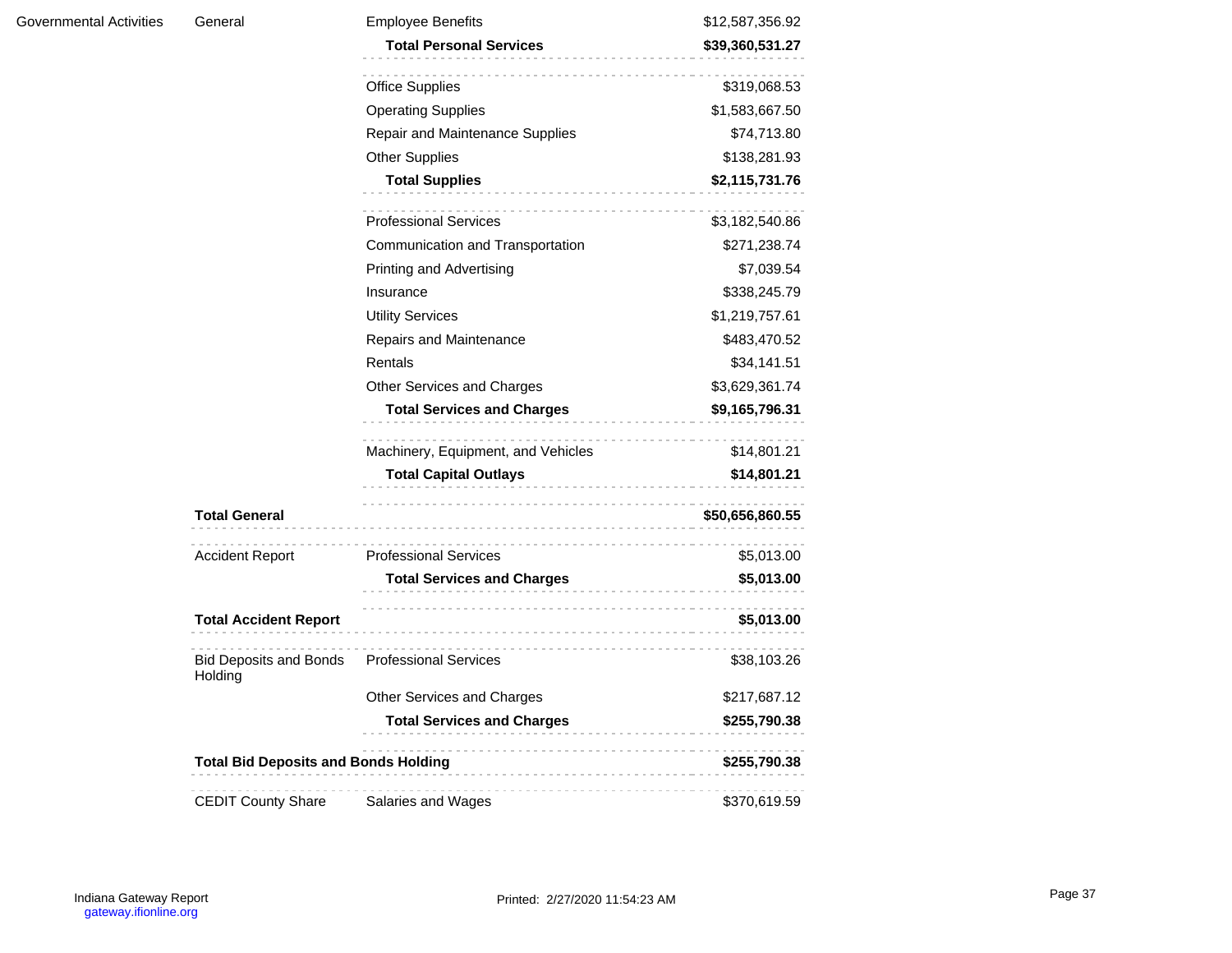| | | | |
|---|---|---|---|
| Governmental Activities | General | Employee Benefits | $12,587,356.92 |
| | | **Total Personal Services** | **$39,360,531.27** |
| | | Office Supplies | $319,068.53 |
| | | Operating Supplies | $1,583,667.50 |
| | | Repair and Maintenance Supplies | $74,713.80 |
| | | Other Supplies | $138,281.93 |
| | | **Total Supplies** | **$2,115,731.76** |
| | | Professional Services | $3,182,540.86 |
| | | Communication and Transportation | $271,238.74 |
| | | Printing and Advertising | $7,039.54 |
| | | Insurance | $338,245.79 |
| | | Utility Services | $1,219,757.61 |
| | | Repairs and Maintenance | $483,470.52 |
| | | Rentals | $34,141.51 |
| | | Other Services and Charges | $3,629,361.74 |
| | | **Total Services and Charges** | **$9,165,796.31** |
| | | Machinery, Equipment, and Vehicles | $14,801.21 |
| | | **Total Capital Outlays** | **$14,801.21** |
| | **Total General** | | **$50,656,860.55** |
| | Accident Report | Professional Services | $5,013.00 |
| | | **Total Services and Charges** | **$5,013.00** |
| | **Total Accident Report** | | **$5,013.00** |
| | Bid Deposits and Bonds Holding | Professional Services | $38,103.26 |
| | | Other Services and Charges | $217,687.12 |
| | | **Total Services and Charges** | **$255,790.38** |
| | **Total Bid Deposits and Bonds Holding** | | **$255,790.38** |
| | CEDIT County Share | Salaries and Wages | $370,619.59 |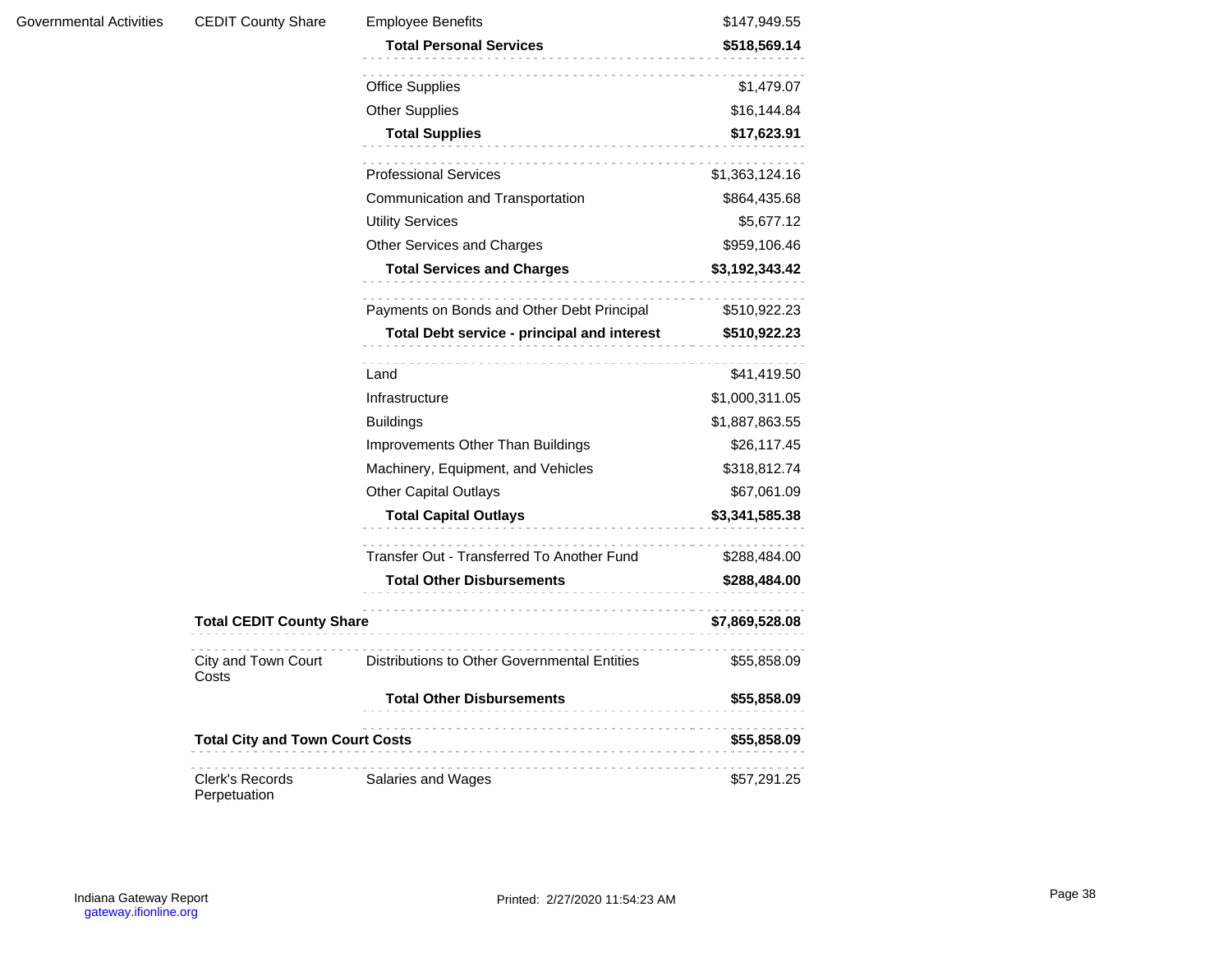| | | | |
|---|---|---|---|
| Governmental Activities | CEDIT County Share | Employee Benefits | $147,949.55 |
| | | **Total Personal Services** | **$518,569.14** |
| | | Office Supplies | $1,479.07 |
| | | Other Supplies | $16,144.84 |
| | | **Total Supplies** | **$17,623.91** |
| | | Professional Services | $1,363,124.16 |
| | | Communication and Transportation | $864,435.68 |
| | | Utility Services | $5,677.12 |
| | | Other Services and Charges | $959,106.46 |
| | | **Total Services and Charges** | **$3,192,343.42** |
| | | Payments on Bonds and Other Debt Principal | $510,922.23 |
| | | **Total Debt service - principal and interest** | **$510,922.23** |
| | | Land | $41,419.50 |
| | | Infrastructure | $1,000,311.05 |
| | | Buildings | $1,887,863.55 |
| | | Improvements Other Than Buildings | $26,117.45 |
| | | Machinery, Equipment, and Vehicles | $318,812.74 |
| | | Other Capital Outlays | $67,061.09 |
| | | **Total Capital Outlays** | **$3,341,585.38** |
| | | Transfer Out - Transferred To Another Fund | $288,484.00 |
| | | **Total Other Disbursements** | **$288,484.00** |
| | **Total CEDIT County Share** | | **$7,869,528.08** |
| | City and Town Court Costs | Distributions to Other Governmental Entities | $55,858.09 |
| | | **Total Other Disbursements** | **$55,858.09** |
| | **Total City and Town Court Costs** | | **$55,858.09** |
| | Clerk's Records Perpetuation | Salaries and Wages | $57,291.25 |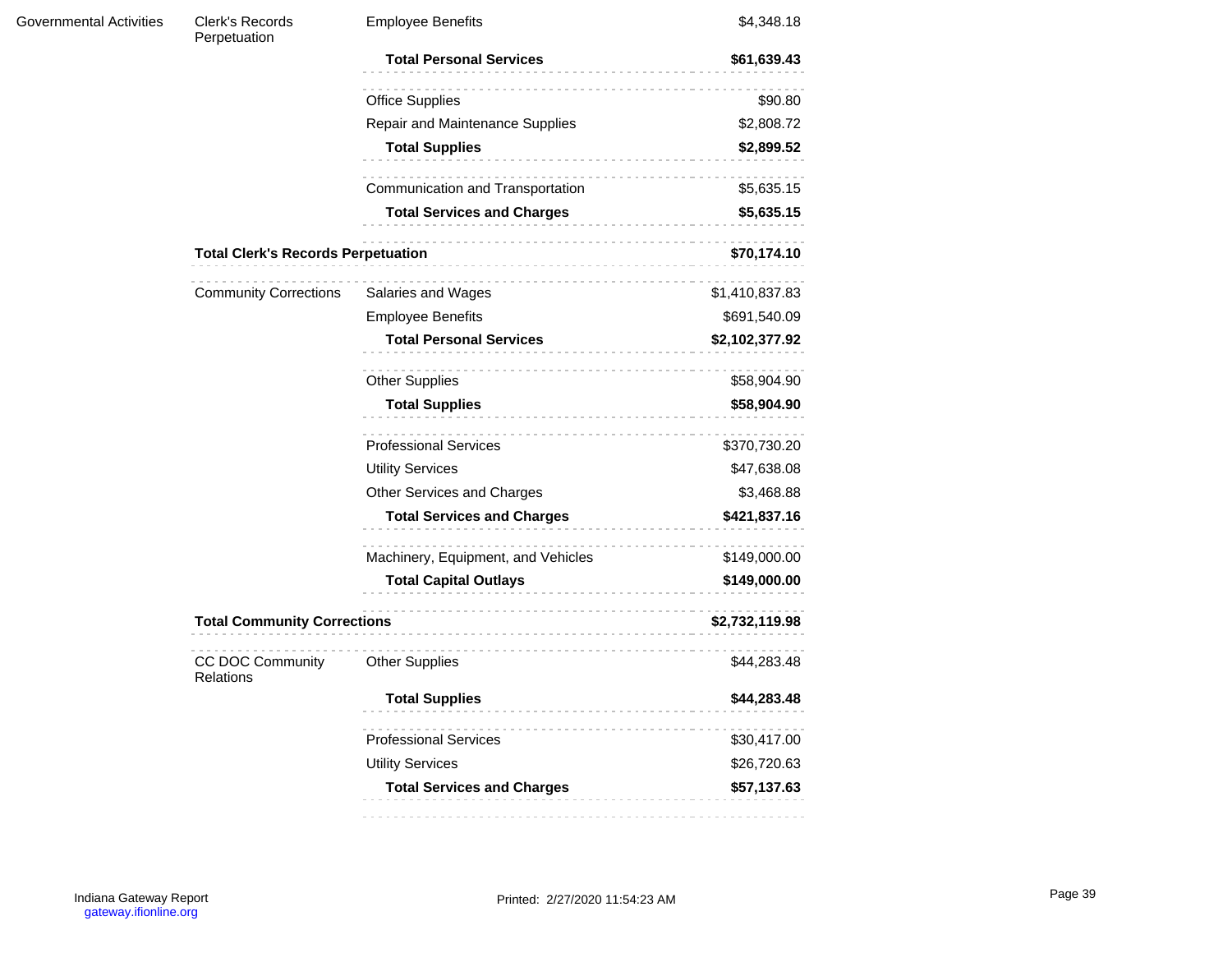| | | | |
|---|---|---|---|
| Governmental Activities | Clerk's Records Perpetuation | Employee Benefits | $4,348.18 |
| | | **Total Personal Services** | **$61,639.43** |
| | | Office Supplies | $90.80 |
| | | Repair and Maintenance Supplies | $2,808.72 |
| | | **Total Supplies** | **$2,899.52** |
| | | Communication and Transportation | $5,635.15 |
| | | **Total Services and Charges** | **$5,635.15** |
| | **Total Clerk's Records Perpetuation** | | **$70,174.10** |
| | Community Corrections | Salaries and Wages | $1,410,837.83 |
| | | Employee Benefits | $691,540.09 |
| | | **Total Personal Services** | **$2,102,377.92** |
| | | Other Supplies | $58,904.90 |
| | | **Total Supplies** | **$58,904.90** |
| | | Professional Services | $370,730.20 |
| | | Utility Services | $47,638.08 |
| | | Other Services and Charges | $3,468.88 |
| | | **Total Services and Charges** | **$421,837.16** |
| | | Machinery, Equipment, and Vehicles | $149,000.00 |
| | | **Total Capital Outlays** | **$149,000.00** |
| | **Total Community Corrections** | | **$2,732,119.98** |
| | CC DOC Community Relations | Other Supplies | $44,283.48 |
| | | **Total Supplies** | **$44,283.48** |
| | | Professional Services | $30,417.00 |
| | | Utility Services | $26,720.63 |
| | | **Total Services and Charges** | **$57,137.63** |

Indiana Gateway Report
gateway.ifionline.org

Printed: 2/27/2020 11:54:23 AM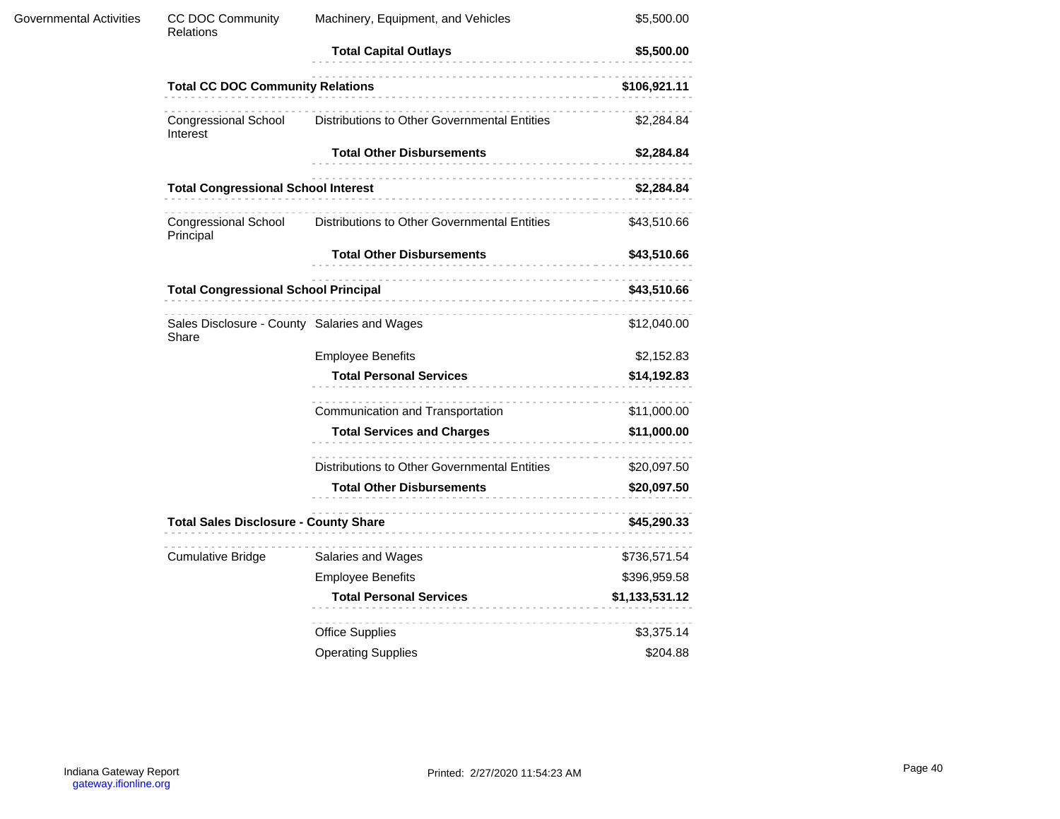| | | | |
|---|---|---|---|
| Governmental Activities | CC DOC Community Relations | Machinery, Equipment, and Vehicles | $5,500.00 |
| | | **Total Capital Outlays** | **$5,500.00** |
| | **Total CC DOC Community Relations** | | **$106,921.11** |
| | Congressional School Interest | Distributions to Other Governmental Entities | $2,284.84 |
| | | **Total Other Disbursements** | **$2,284.84** |
| | **Total Congressional School Interest** | | **$2,284.84** |
| | Congressional School Principal | Distributions to Other Governmental Entities | $43,510.66 |
| | | **Total Other Disbursements** | **$43,510.66** |
| | **Total Congressional School Principal** | | **$43,510.66** |
| | Sales Disclosure - County Share | Salaries and Wages | $12,040.00 |
| | | Employee Benefits | $2,152.83 |
| | | **Total Personal Services** | **$14,192.83** |
| | | Communication and Transportation | $11,000.00 |
| | | **Total Services and Charges** | **$11,000.00** |
| | | Distributions to Other Governmental Entities | $20,097.50 |
| | | **Total Other Disbursements** | **$20,097.50** |
| | **Total Sales Disclosure - County Share** | | **$45,290.33** |
| | Cumulative Bridge | Salaries and Wages | $736,571.54 |
| | | Employee Benefits | $396,959.58 |
| | | **Total Personal Services** | **$1,133,531.12** |
| | | Office Supplies | $3,375.14 |
| | | Operating Supplies | $204.88 |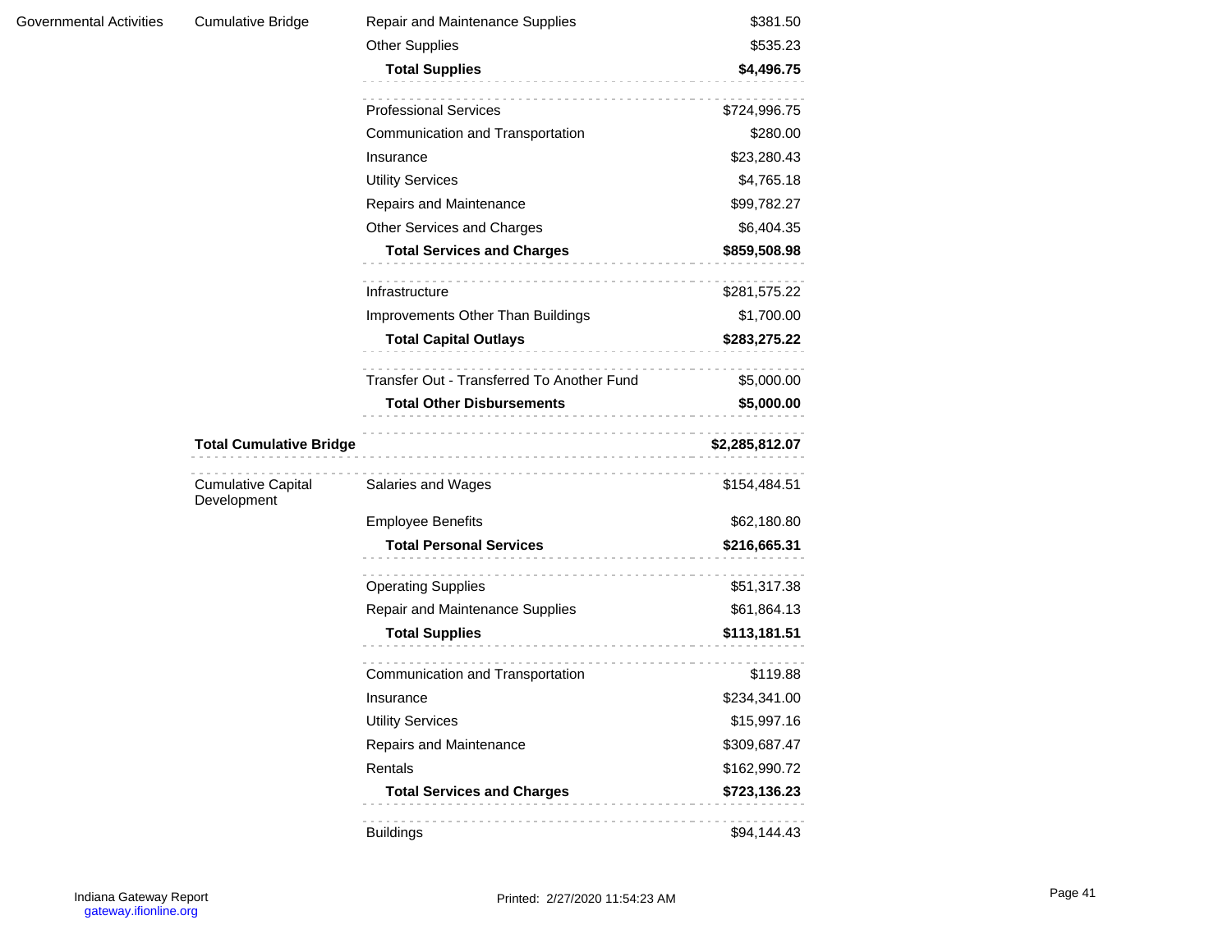| | | | |
|---|---|---|---|
| Governmental Activities | Cumulative Bridge | Repair and Maintenance Supplies | $381.50 |
| | | Other Supplies | $535.23 |
| | | **Total Supplies** | **$4,496.75** |
| | | Professional Services | $724,996.75 |
| | | Communication and Transportation | $280.00 |
| | | Insurance | $23,280.43 |
| | | Utility Services | $4,765.18 |
| | | Repairs and Maintenance | $99,782.27 |
| | | Other Services and Charges | $6,404.35 |
| | | **Total Services and Charges** | **$859,508.98** |
| | | Infrastructure | $281,575.22 |
| | | Improvements Other Than Buildings | $1,700.00 |
| | | **Total Capital Outlays** | **$283,275.22** |
| | | Transfer Out - Transferred To Another Fund | $5,000.00 |
| | | **Total Other Disbursements** | **$5,000.00** |
| | **Total Cumulative Bridge** | | **$2,285,812.07** |
| | Cumulative Capital Development | Salaries and Wages | $154,484.51 |
| | | Employee Benefits | $62,180.80 |
| | | **Total Personal Services** | **$216,665.31** |
| | | Operating Supplies | $51,317.38 |
| | | Repair and Maintenance Supplies | $61,864.13 |
| | | **Total Supplies** | **$113,181.51** |
| | | Communication and Transportation | $119.88 |
| | | Insurance | $234,341.00 |
| | | Utility Services | $15,997.16 |
| | | Repairs and Maintenance | $309,687.47 |
| | | Rentals | $162,990.72 |
| | | **Total Services and Charges** | **$723,136.23** |
| | | Buildings | $94,144.43 |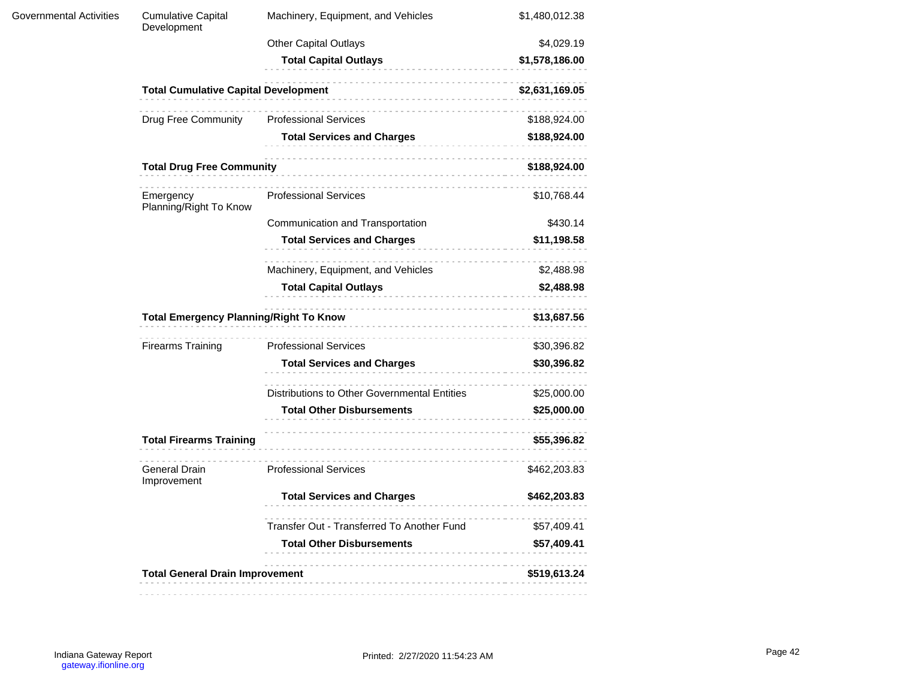| | | | |
|---|---|---|---|
| Governmental Activities | Cumulative Capital Development | Machinery, Equipment, and Vehicles | $1,480,012.38 |
| | | Other Capital Outlays | $4,029.19 |
| | | **Total Capital Outlays** | **$1,578,186.00** |
| | **Total Cumulative Capital Development** | | **$2,631,169.05** |
| | Drug Free Community | Professional Services | $188,924.00 |
| | | **Total Services and Charges** | **$188,924.00** |
| | **Total Drug Free Community** | | **$188,924.00** |
| | Emergency Planning/Right To Know | Professional Services | $10,768.44 |
| | | Communication and Transportation | $430.14 |
| | | **Total Services and Charges** | **$11,198.58** |
| | | Machinery, Equipment, and Vehicles | $2,488.98 |
| | | **Total Capital Outlays** | **$2,488.98** |
| | **Total Emergency Planning/Right To Know** | | **$13,687.56** |
| | Firearms Training | Professional Services | $30,396.82 |
| | | **Total Services and Charges** | **$30,396.82** |
| | | Distributions to Other Governmental Entities | $25,000.00 |
| | | **Total Other Disbursements** | **$25,000.00** |
| | **Total Firearms Training** | | **$55,396.82** |
| | General Drain Improvement | Professional Services | $462,203.83 |
| | | **Total Services and Charges** | **$462,203.83** |
| | | Transfer Out - Transferred To Another Fund | $57,409.41 |
| | | **Total Other Disbursements** | **$57,409.41** |
| | **Total General Drain Improvement** | | **$519,613.24** |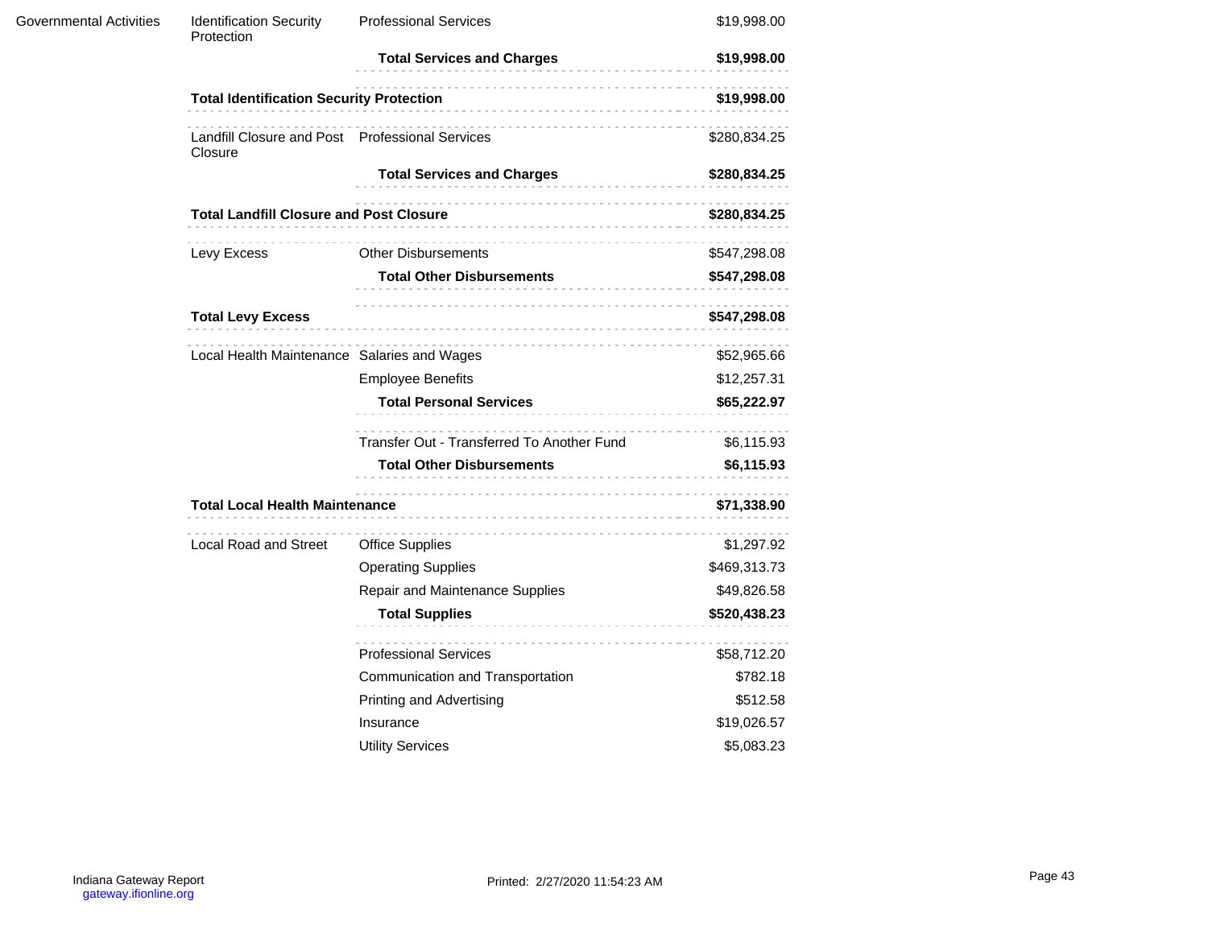| | | | |
|---|---|---|---|
| Governmental Activities | Identification Security Protection | Professional Services | $19,998.00 |
| | | **Total Services and Charges** | **$19,998.00** |
| | **Total Identification Security Protection** | | **$19,998.00** |
| | Landfill Closure and Post Closure | Professional Services | $280,834.25 |
| | | **Total Services and Charges** | **$280,834.25** |
| | **Total Landfill Closure and Post Closure** | | **$280,834.25** |
| | Levy Excess | Other Disbursements | $547,298.08 |
| | | **Total Other Disbursements** | **$547,298.08** |
| | **Total Levy Excess** | | **$547,298.08** |
| | Local Health Maintenance | Salaries and Wages | $52,965.66 |
| | | Employee Benefits | $12,257.31 |
| | | **Total Personal Services** | **$65,222.97** |
| | | Transfer Out - Transferred To Another Fund | $6,115.93 |
| | | **Total Other Disbursements** | **$6,115.93** |
| | **Total Local Health Maintenance** | | **$71,338.90** |
| | Local Road and Street | Office Supplies | $1,297.92 |
| | | Operating Supplies | $469,313.73 |
| | | Repair and Maintenance Supplies | $49,826.58 |
| | | **Total Supplies** | **$520,438.23** |
| | | Professional Services | $58,712.20 |
| | | Communication and Transportation | $782.18 |
| | | Printing and Advertising | $512.58 |
| | | Insurance | $19,026.57 |
| | | Utility Services | $5,083.23 |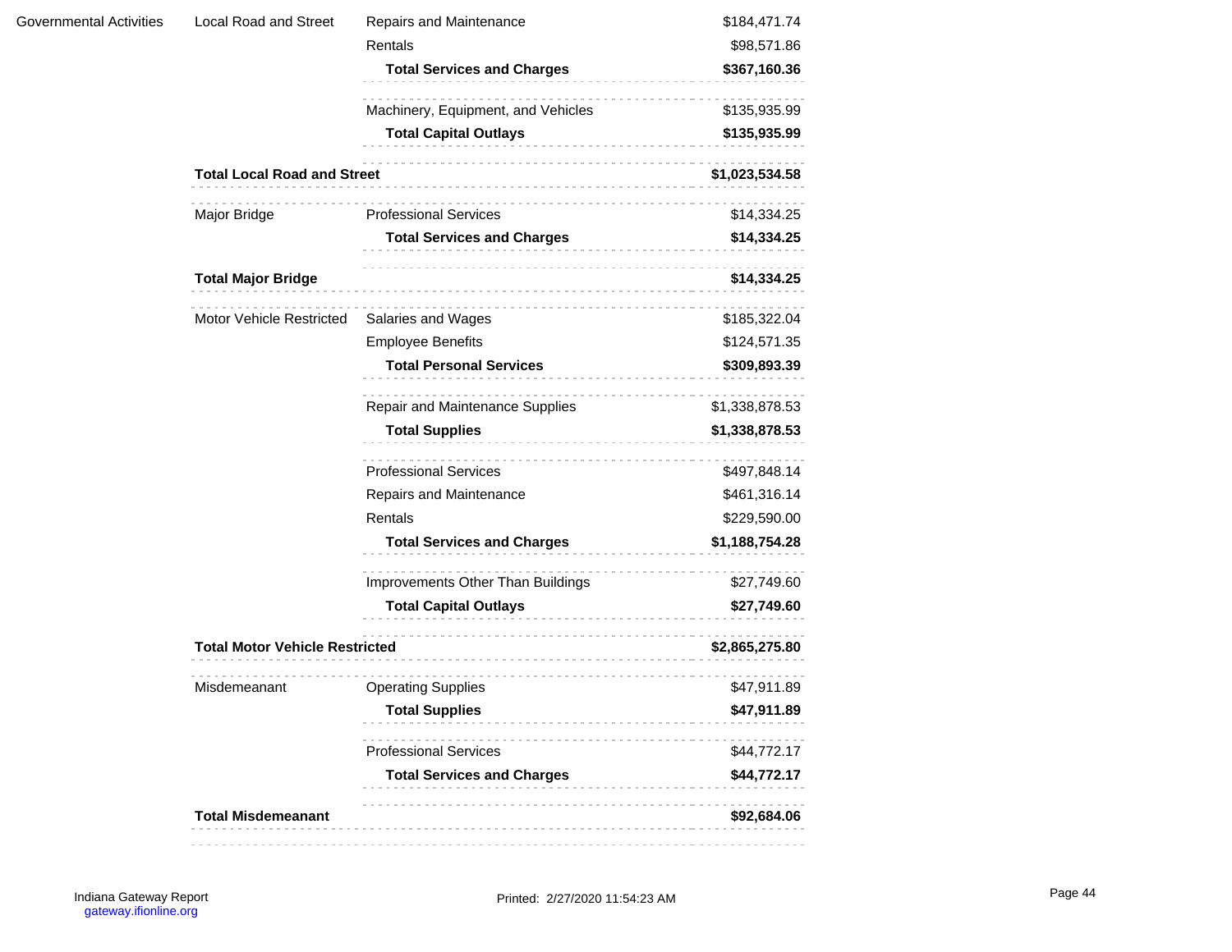| | | | |
|---|---|---|---|
| Governmental Activities | Local Road and Street | Repairs and Maintenance | $184,471.74 |
| | | Rentals | $98,571.86 |
| | | **Total Services and Charges** | **$367,160.36** |
| | | Machinery, Equipment, and Vehicles | $135,935.99 |
| | | **Total Capital Outlays** | **$135,935.99** |
| | **Total Local Road and Street** | | **$1,023,534.58** |
| | Major Bridge | Professional Services | $14,334.25 |
| | | **Total Services and Charges** | **$14,334.25** |
| | **Total Major Bridge** | | **$14,334.25** |
| | Motor Vehicle Restricted | Salaries and Wages | $185,322.04 |
| | | Employee Benefits | $124,571.35 |
| | | **Total Personal Services** | **$309,893.39** |
| | | Repair and Maintenance Supplies | $1,338,878.53 |
| | | **Total Supplies** | **$1,338,878.53** |
| | | Professional Services | $497,848.14 |
| | | Repairs and Maintenance | $461,316.14 |
| | | Rentals | $229,590.00 |
| | | **Total Services and Charges** | **$1,188,754.28** |
| | | Improvements Other Than Buildings | $27,749.60 |
| | | **Total Capital Outlays** | **$27,749.60** |
| | **Total Motor Vehicle Restricted** | | **$2,865,275.80** |
| | Misdemeanant | Operating Supplies | $47,911.89 |
| | | **Total Supplies** | **$47,911.89** |
| | | Professional Services | $44,772.17 |
| | | **Total Services and Charges** | **$44,772.17** |
| | **Total Misdemeanant** | | **$92,684.06** |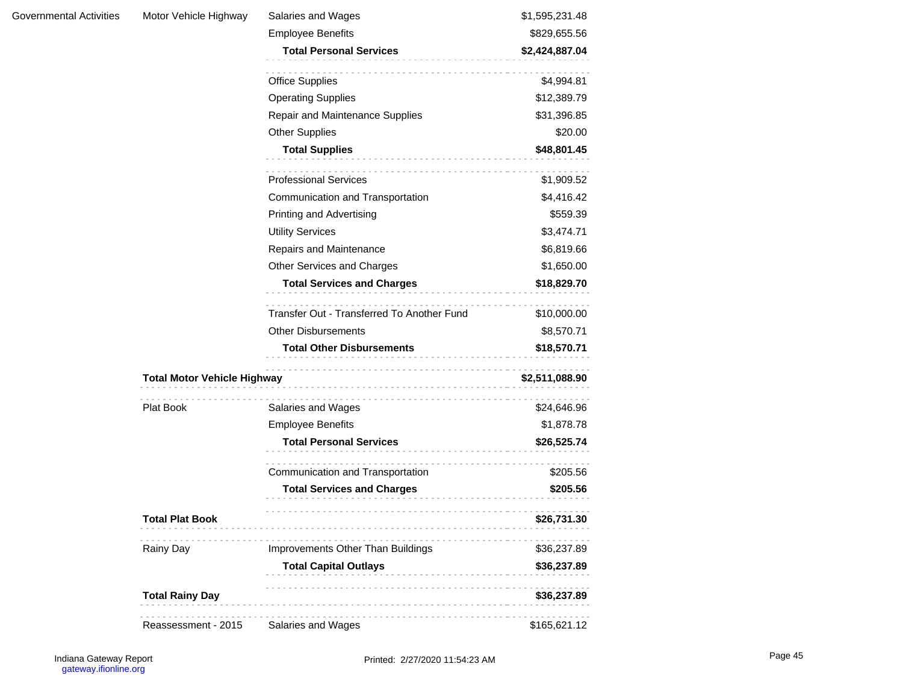| | | | |
|---|---|---|---|
| Governmental Activities | Motor Vehicle Highway | Salaries and Wages | $1,595,231.48 |
| | | Employee Benefits | $829,655.56 |
| | | **Total Personal Services** | **$2,424,887.04** |
| | | Office Supplies | $4,994.81 |
| | | Operating Supplies | $12,389.79 |
| | | Repair and Maintenance Supplies | $31,396.85 |
| | | Other Supplies | $20.00 |
| | | **Total Supplies** | **$48,801.45** |
| | | Professional Services | $1,909.52 |
| | | Communication and Transportation | $4,416.42 |
| | | Printing and Advertising | $559.39 |
| | | Utility Services | $3,474.71 |
| | | Repairs and Maintenance | $6,819.66 |
| | | Other Services and Charges | $1,650.00 |
| | | **Total Services and Charges** | **$18,829.70** |
| | | Transfer Out - Transferred To Another Fund | $10,000.00 |
| | | Other Disbursements | $8,570.71 |
| | | **Total Other Disbursements** | **$18,570.71** |
| | **Total Motor Vehicle Highway** | | **$2,511,088.90** |
| | Plat Book | Salaries and Wages | $24,646.96 |
| | | Employee Benefits | $1,878.78 |
| | | **Total Personal Services** | **$26,525.74** |
| | | Communication and Transportation | $205.56 |
| | | **Total Services and Charges** | **$205.56** |
| | **Total Plat Book** | | **$26,731.30** |
| | Rainy Day | Improvements Other Than Buildings | $36,237.89 |
| | | **Total Capital Outlays** | **$36,237.89** |
| | **Total Rainy Day** | | **$36,237.89** |
| | Reassessment - 2015 | Salaries and Wages | $165,621.12 |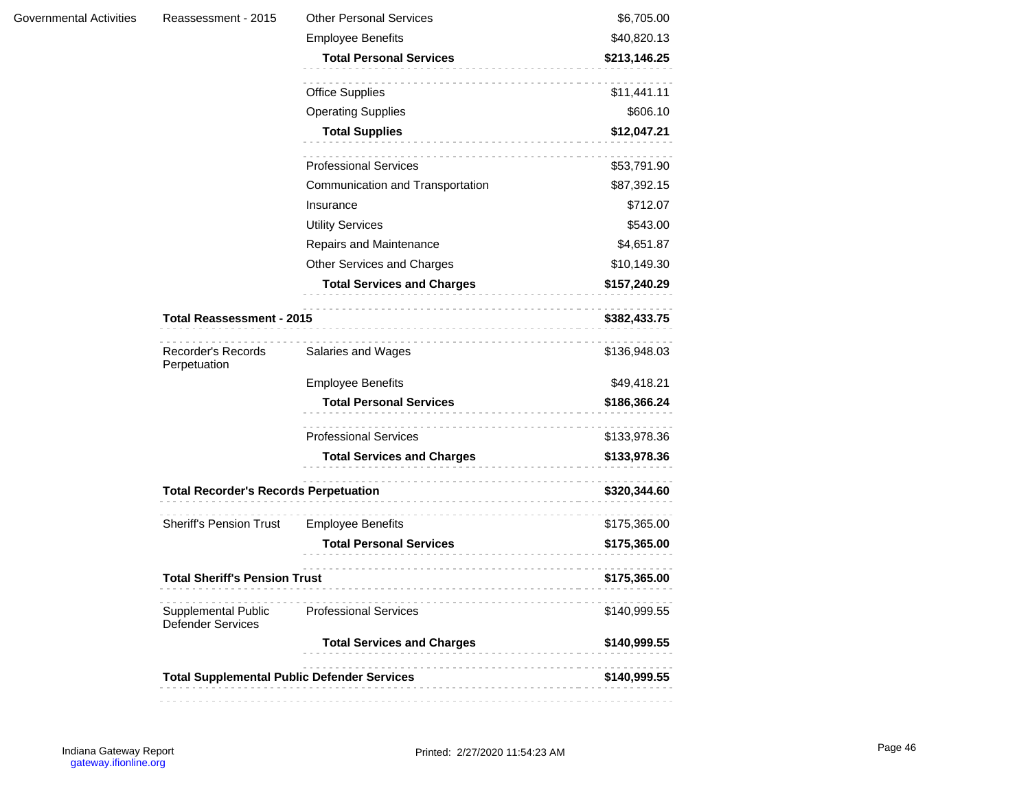| | | | |
|---|---|---|---|
| Governmental Activities | Reassessment - 2015 | Other Personal Services | $6,705.00 |
| | | Employee Benefits | $40,820.13 |
| | | **Total Personal Services** | **$213,146.25** |
| | | Office Supplies | $11,441.11 |
| | | Operating Supplies | $606.10 |
| | | **Total Supplies** | **$12,047.21** |
| | | Professional Services | $53,791.90 |
| | | Communication and Transportation | $87,392.15 |
| | | Insurance | $712.07 |
| | | Utility Services | $543.00 |
| | | Repairs and Maintenance | $4,651.87 |
| | | Other Services and Charges | $10,149.30 |
| | | **Total Services and Charges** | **$157,240.29** |
| | **Total Reassessment - 2015** | | **$382,433.75** |
| | Recorder's Records Perpetuation | Salaries and Wages | $136,948.03 |
| | | Employee Benefits | $49,418.21 |
| | | **Total Personal Services** | **$186,366.24** |
| | | Professional Services | $133,978.36 |
| | | **Total Services and Charges** | **$133,978.36** |
| | **Total Recorder's Records Perpetuation** | | **$320,344.60** |
| | Sheriff's Pension Trust | Employee Benefits | $175,365.00 |
| | | **Total Personal Services** | **$175,365.00** |
| | **Total Sheriff's Pension Trust** | | **$175,365.00** |
| | Supplemental Public Defender Services | Professional Services | $140,999.55 |
| | | **Total Services and Charges** | **$140,999.55** |
| | **Total Supplemental Public Defender Services** | | **$140,999.55** |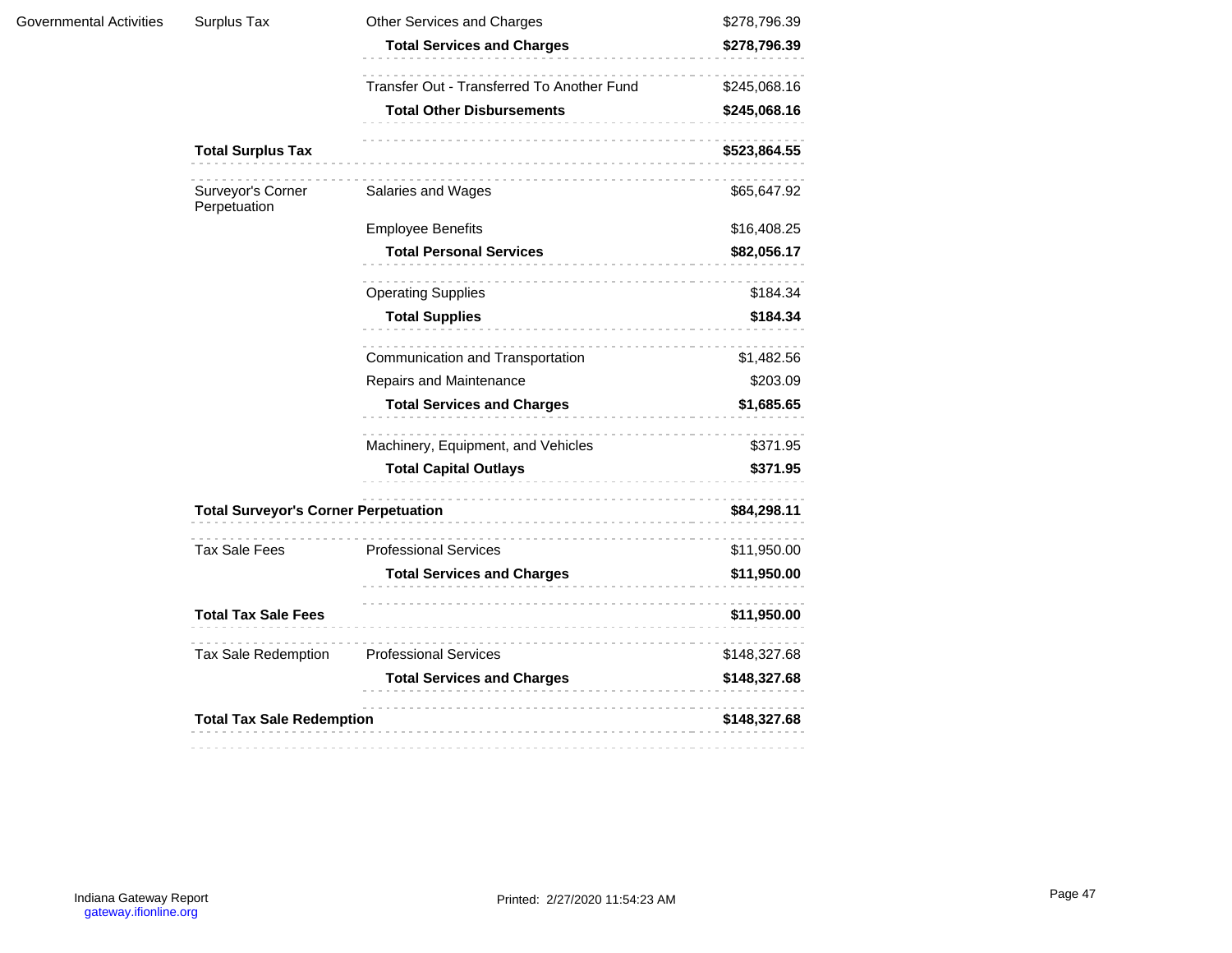| | | | |
|---|---|---|---|
| Governmental Activities | Surplus Tax | Other Services and Charges | $278,796.39 |
| | | **Total Services and Charges** | **$278,796.39** |
| | | Transfer Out - Transferred To Another Fund | $245,068.16 |
| | | **Total Other Disbursements** | **$245,068.16** |
| | **Total Surplus Tax** | | **$523,864.55** |
| | Surveyor's Corner Perpetuation | Salaries and Wages | $65,647.92 |
| | | Employee Benefits | $16,408.25 |
| | | **Total Personal Services** | **$82,056.17** |
| | | Operating Supplies | $184.34 |
| | | **Total Supplies** | **$184.34** |
| | | Communication and Transportation | $1,482.56 |
| | | Repairs and Maintenance | $203.09 |
| | | **Total Services and Charges** | **$1,685.65** |
| | | Machinery, Equipment, and Vehicles | $371.95 |
| | | **Total Capital Outlays** | **$371.95** |
| | **Total Surveyor's Corner Perpetuation** | | **$84,298.11** |
| | Tax Sale Fees | Professional Services | $11,950.00 |
| | | **Total Services and Charges** | **$11,950.00** |
| | **Total Tax Sale Fees** | | **$11,950.00** |
| | Tax Sale Redemption | Professional Services | $148,327.68 |
| | | **Total Services and Charges** | **$148,327.68** |
| | **Total Tax Sale Redemption** | | **$148,327.68** |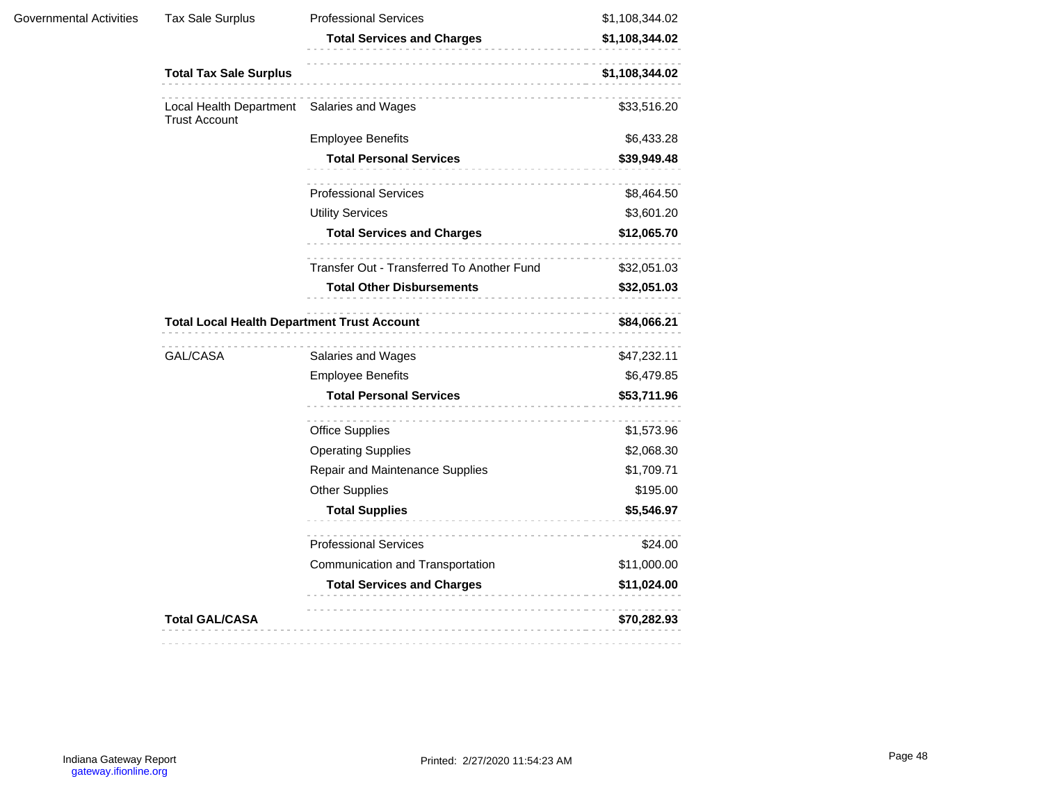| | | | |
|---|---|---|---|
| Governmental Activities | Tax Sale Surplus | Professional Services | $1,108,344.02 |
| | | **Total Services and Charges** | **$1,108,344.02** |
| | **Total Tax Sale Surplus** | | **$1,108,344.02** |
| | Local Health Department Trust Account | Salaries and Wages | $33,516.20 |
| | | Employee Benefits | $6,433.28 |
| | | **Total Personal Services** | **$39,949.48** |
| | | Professional Services | $8,464.50 |
| | | Utility Services | $3,601.20 |
| | | **Total Services and Charges** | **$12,065.70** |
| | | Transfer Out - Transferred To Another Fund | $32,051.03 |
| | | **Total Other Disbursements** | **$32,051.03** |
| | **Total Local Health Department Trust Account** | | **$84,066.21** |
| | GAL/CASA | Salaries and Wages | $47,232.11 |
| | | Employee Benefits | $6,479.85 |
| | | **Total Personal Services** | **$53,711.96** |
| | | Office Supplies | $1,573.96 |
| | | Operating Supplies | $2,068.30 |
| | | Repair and Maintenance Supplies | $1,709.71 |
| | | Other Supplies | $195.00 |
| | | **Total Supplies** | **$5,546.97** |
| | | Professional Services | $24.00 |
| | | Communication and Transportation | $11,000.00 |
| | | **Total Services and Charges** | **$11,024.00** |
| | **Total GAL/CASA** | | **$70,282.93** |

Indiana Gateway Report
gateway.ifionline.org

Printed: 2/27/2020 11:54:23 AM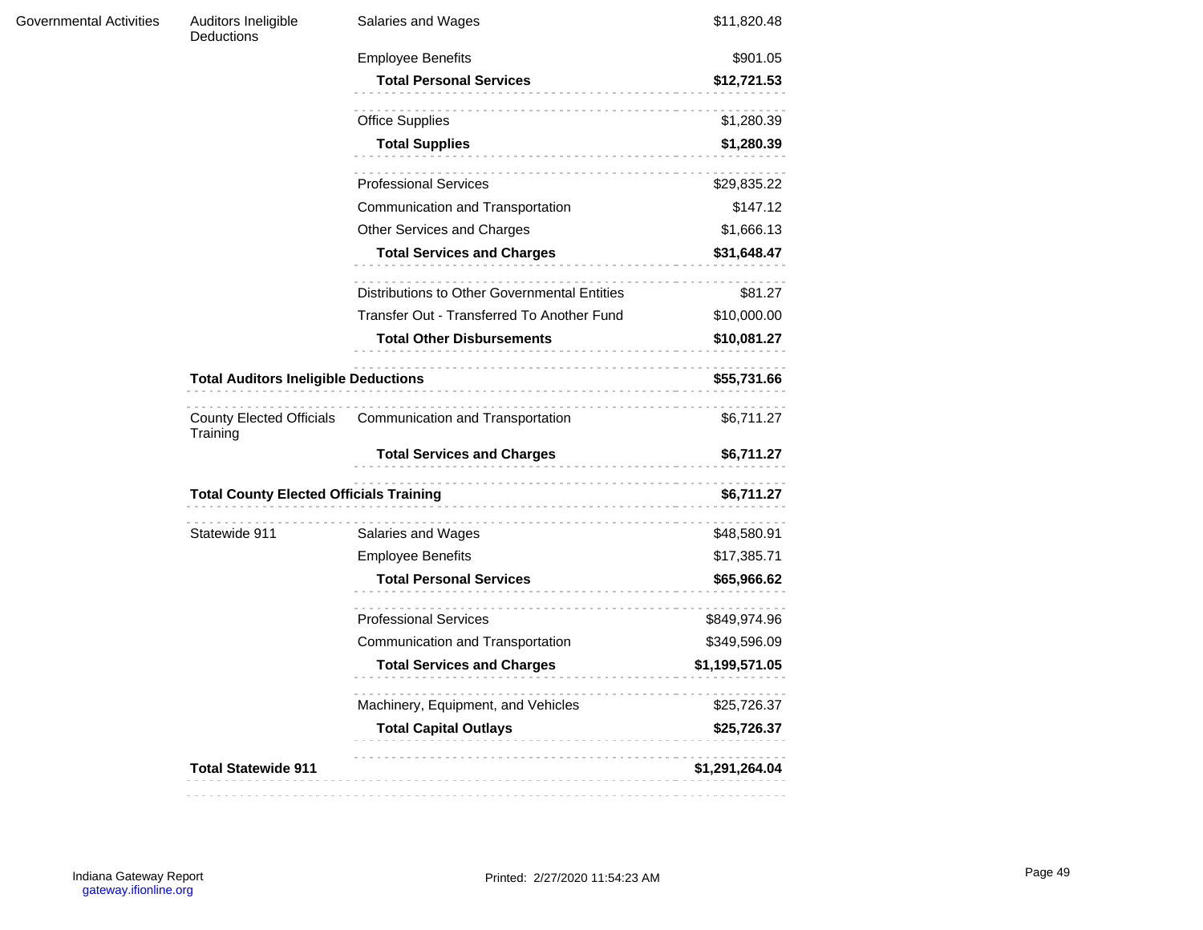| | | | |
|---|---|---|---|
| Governmental Activities | Auditors Ineligible Deductions | Salaries and Wages | $11,820.48 |
| | | Employee Benefits | $901.05 |
| | | **Total Personal Services** | **$12,721.53** |
| | | Office Supplies | $1,280.39 |
| | | **Total Supplies** | **$1,280.39** |
| | | Professional Services | $29,835.22 |
| | | Communication and Transportation | $147.12 |
| | | Other Services and Charges | $1,666.13 |
| | | **Total Services and Charges** | **$31,648.47** |
| | | Distributions to Other Governmental Entities | $81.27 |
| | | Transfer Out - Transferred To Another Fund | $10,000.00 |
| | | **Total Other Disbursements** | **$10,081.27** |
| | **Total Auditors Ineligible Deductions** | | **$55,731.66** |
| | County Elected Officials Training | Communication and Transportation | $6,711.27 |
| | | **Total Services and Charges** | **$6,711.27** |
| | **Total County Elected Officials Training** | | **$6,711.27** |
| | Statewide 911 | Salaries and Wages | $48,580.91 |
| | | Employee Benefits | $17,385.71 |
| | | **Total Personal Services** | **$65,966.62** |
| | | Professional Services | $849,974.96 |
| | | Communication and Transportation | $349,596.09 |
| | | **Total Services and Charges** | **$1,199,571.05** |
| | | Machinery, Equipment, and Vehicles | $25,726.37 |
| | | **Total Capital Outlays** | **$25,726.37** |
| | **Total Statewide 911** | | **$1,291,264.04** |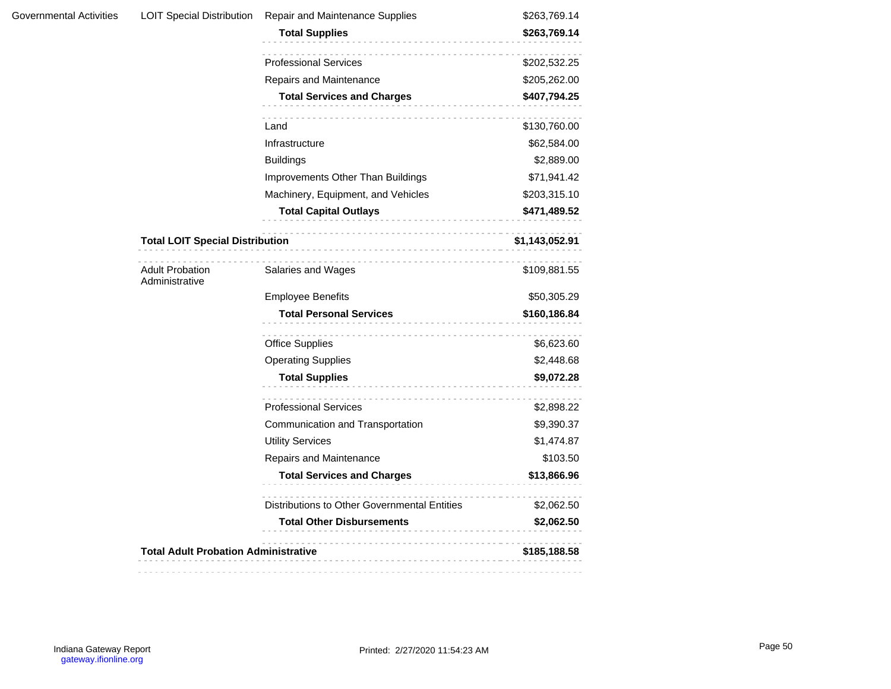| | | | |
|---|---|---|---|
| Governmental Activities | LOIT Special Distribution | Repair and Maintenance Supplies | $263,769.14 |
| | | **Total Supplies** | **$263,769.14** |
| | | Professional Services | $202,532.25 |
| | | Repairs and Maintenance | $205,262.00 |
| | | **Total Services and Charges** | **$407,794.25** |
| | | Land | $130,760.00 |
| | | Infrastructure | $62,584.00 |
| | | Buildings | $2,889.00 |
| | | Improvements Other Than Buildings | $71,941.42 |
| | | Machinery, Equipment, and Vehicles | $203,315.10 |
| | | **Total Capital Outlays** | **$471,489.52** |
| | **Total LOIT Special Distribution** | | **$1,143,052.91** |
| | Adult Probation Administrative | Salaries and Wages | $109,881.55 |
| | | Employee Benefits | $50,305.29 |
| | | **Total Personal Services** | **$160,186.84** |
| | | Office Supplies | $6,623.60 |
| | | Operating Supplies | $2,448.68 |
| | | **Total Supplies** | **$9,072.28** |
| | | Professional Services | $2,898.22 |
| | | Communication and Transportation | $9,390.37 |
| | | Utility Services | $1,474.87 |
| | | Repairs and Maintenance | $103.50 |
| | | **Total Services and Charges** | **$13,866.96** |
| | | Distributions to Other Governmental Entities | $2,062.50 |
| | | **Total Other Disbursements** | **$2,062.50** |
| | **Total Adult Probation Administrative** | | **$185,188.58** |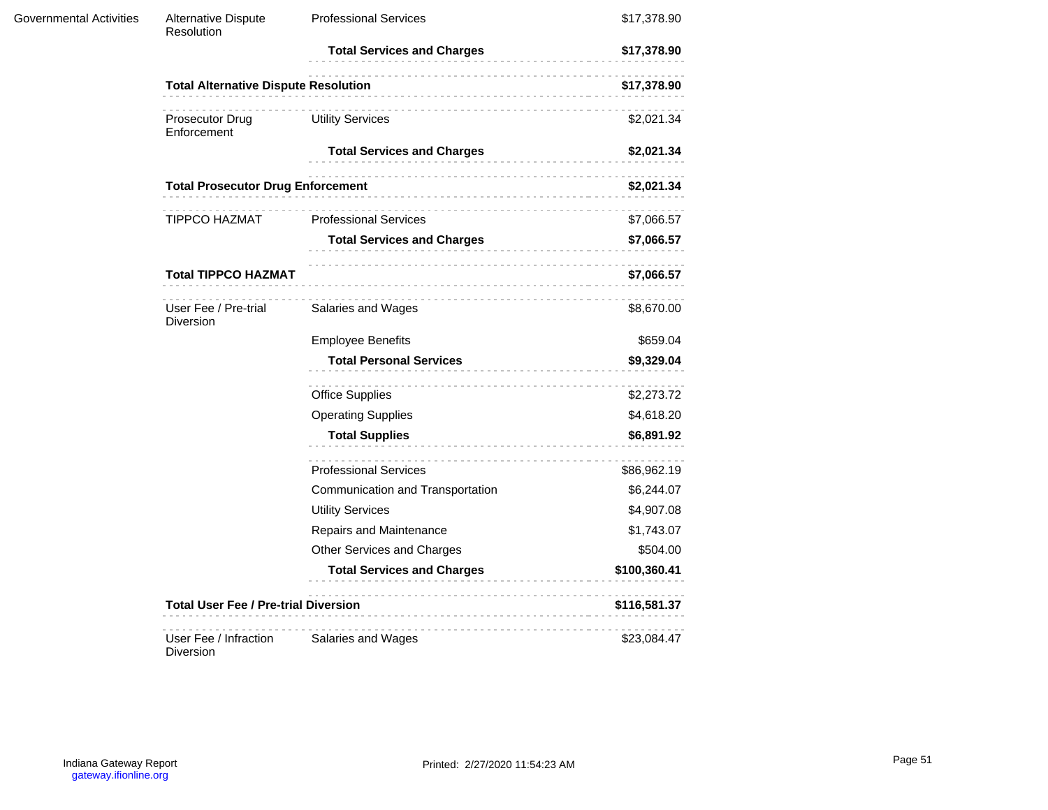| | | | |
|---|---|---|---|
| Governmental Activities | Alternative Dispute Resolution | Professional Services | $17,378.90 |
| | | **Total Services and Charges** | **$17,378.90** |
| | **Total Alternative Dispute Resolution** | | **$17,378.90** |
| | Prosecutor Drug Enforcement | Utility Services | $2,021.34 |
| | | **Total Services and Charges** | **$2,021.34** |
| | **Total Prosecutor Drug Enforcement** | | **$2,021.34** |
| | TIPPCO HAZMAT | Professional Services | $7,066.57 |
| | | **Total Services and Charges** | **$7,066.57** |
| | **Total TIPPCO HAZMAT** | | **$7,066.57** |
| | User Fee / Pre-trial Diversion | Salaries and Wages | $8,670.00 |
| | | Employee Benefits | $659.04 |
| | | **Total Personal Services** | **$9,329.04** |
| | | Office Supplies | $2,273.72 |
| | | Operating Supplies | $4,618.20 |
| | | **Total Supplies** | **$6,891.92** |
| | | Professional Services | $86,962.19 |
| | | Communication and Transportation | $6,244.07 |
| | | Utility Services | $4,907.08 |
| | | Repairs and Maintenance | $1,743.07 |
| | | Other Services and Charges | $504.00 |
| | | **Total Services and Charges** | **$100,360.41** |
| | **Total User Fee / Pre-trial Diversion** | | **$116,581.37** |
| | User Fee / Infraction Diversion | Salaries and Wages | $23,084.47 |

Indiana Gateway Report
gateway.ifionline.org

Printed: 2/27/2020 11:54:23 AM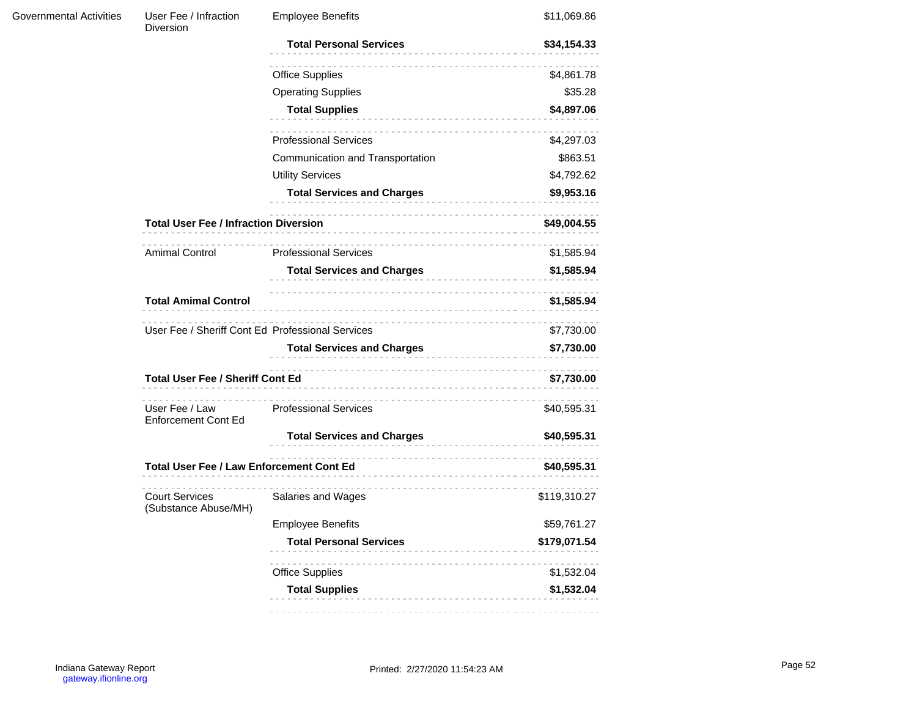| | | | |
|---|---|---|---|
| Governmental Activities | User Fee / Infraction Diversion | Employee Benefits | $11,069.86 |
| | | **Total Personal Services** | **$34,154.33** |
| | | Office Supplies | $4,861.78 |
| | | Operating Supplies | $35.28 |
| | | **Total Supplies** | **$4,897.06** |
| | | Professional Services | $4,297.03 |
| | | Communication and Transportation | $863.51 |
| | | Utility Services | $4,792.62 |
| | | **Total Services and Charges** | **$9,953.16** |
| | **Total User Fee / Infraction Diversion** | | **$49,004.55** |
| | Amimal Control | Professional Services | $1,585.94 |
| | | **Total Services and Charges** | **$1,585.94** |
| | **Total Amimal Control** | | **$1,585.94** |
| | User Fee / Sheriff Cont Ed | Professional Services | $7,730.00 |
| | | **Total Services and Charges** | **$7,730.00** |
| | **Total User Fee / Sheriff Cont Ed** | | **$7,730.00** |
| | User Fee / Law Enforcement Cont Ed | Professional Services | $40,595.31 |
| | | **Total Services and Charges** | **$40,595.31** |
| | **Total User Fee / Law Enforcement Cont Ed** | | **$40,595.31** |
| | Court Services (Substance Abuse/MH) | Salaries and Wages | $119,310.27 |
| | | Employee Benefits | $59,761.27 |
| | | **Total Personal Services** | **$179,071.54** |
| | | Office Supplies | $1,532.04 |
| | | **Total Supplies** | **$1,532.04** |

Indiana Gateway Report
gateway.ifionline.org

Printed: 2/27/2020 11:54:23 AM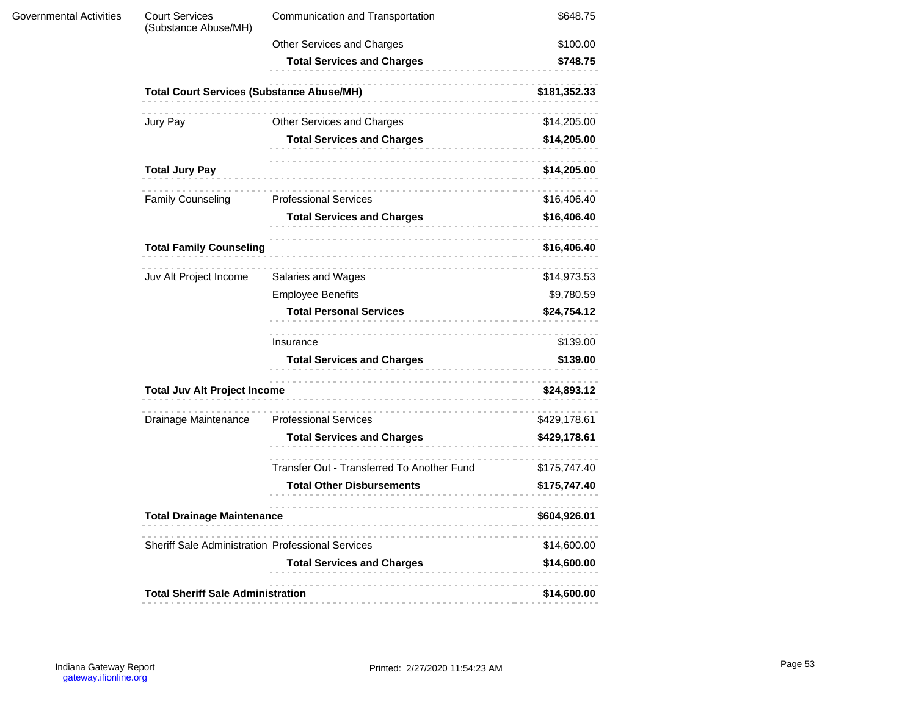| | | | |
|---|---|---|---|
| Governmental Activities | Court Services (Substance Abuse/MH) | Communication and Transportation | $648.75 |
| | | Other Services and Charges | $100.00 |
| | | **Total Services and Charges** | **$748.75** |
| | **Total Court Services (Substance Abuse/MH)** | | **$181,352.33** |
| | Jury Pay | Other Services and Charges | $14,205.00 |
| | | **Total Services and Charges** | **$14,205.00** |
| | **Total Jury Pay** | | **$14,205.00** |
| | Family Counseling | Professional Services | $16,406.40 |
| | | **Total Services and Charges** | **$16,406.40** |
| | **Total Family Counseling** | | **$16,406.40** |
| | Juv Alt Project Income | Salaries and Wages | $14,973.53 |
| | | Employee Benefits | $9,780.59 |
| | | **Total Personal Services** | **$24,754.12** |
| | | Insurance | $139.00 |
| | | **Total Services and Charges** | **$139.00** |
| | **Total Juv Alt Project Income** | | **$24,893.12** |
| | Drainage Maintenance | Professional Services | $429,178.61 |
| | | **Total Services and Charges** | **$429,178.61** |
| | | Transfer Out - Transferred To Another Fund | $175,747.40 |
| | | **Total Other Disbursements** | **$175,747.40** |
| | **Total Drainage Maintenance** | | **$604,926.01** |
| | Sheriff Sale Administration | Professional Services | $14,600.00 |
| | | **Total Services and Charges** | **$14,600.00** |
| | **Total Sheriff Sale Administration** | | **$14,600.00** |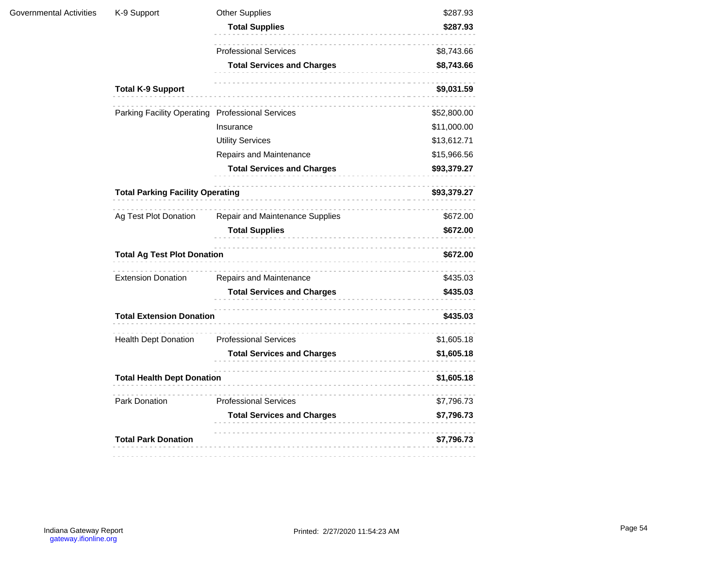| | | | |
|---|---|---|---|
| Governmental Activities | K-9 Support | Other Supplies | $287.93 |
| | | **Total Supplies** | **$287.93** |
| | | Professional Services | $8,743.66 |
| | | **Total Services and Charges** | **$8,743.66** |
| | **Total K-9 Support** | | **$9,031.59** |
| | Parking Facility Operating | Professional Services | $52,800.00 |
| | | Insurance | $11,000.00 |
| | | Utility Services | $13,612.71 |
| | | Repairs and Maintenance | $15,966.56 |
| | | **Total Services and Charges** | **$93,379.27** |
| | **Total Parking Facility Operating** | | **$93,379.27** |
| | Ag Test Plot Donation | Repair and Maintenance Supplies | $672.00 |
| | | **Total Supplies** | **$672.00** |
| | **Total Ag Test Plot Donation** | | **$672.00** |
| | Extension Donation | Repairs and Maintenance | $435.03 |
| | | **Total Services and Charges** | **$435.03** |
| | **Total Extension Donation** | | **$435.03** |
| | Health Dept Donation | Professional Services | $1,605.18 |
| | | **Total Services and Charges** | **$1,605.18** |
| | **Total Health Dept Donation** | | **$1,605.18** |
| | Park Donation | Professional Services | $7,796.73 |
| | | **Total Services and Charges** | **$7,796.73** |
| | **Total Park Donation** | | **$7,796.73** |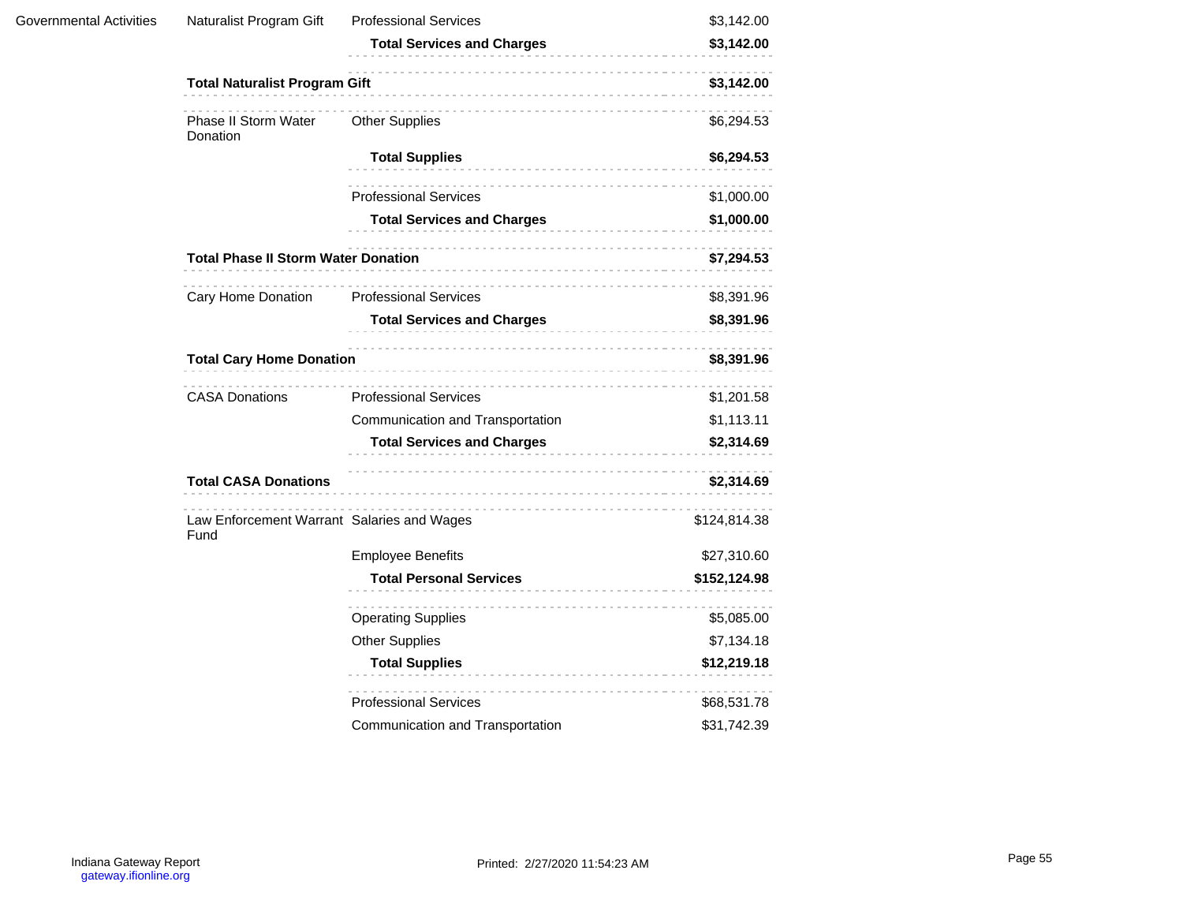| | | | |
|---|---|---|---|
| Governmental Activities | Naturalist Program Gift | Professional Services | $3,142.00 |
| | | **Total Services and Charges** | **$3,142.00** |
| | **Total Naturalist Program Gift** | | **$3,142.00** |
| | Phase II Storm Water Donation | Other Supplies | $6,294.53 |
| | | **Total Supplies** | **$6,294.53** |
| | | Professional Services | $1,000.00 |
| | | **Total Services and Charges** | **$1,000.00** |
| | **Total Phase II Storm Water Donation** | | **$7,294.53** |
| | Cary Home Donation | Professional Services | $8,391.96 |
| | | **Total Services and Charges** | **$8,391.96** |
| | **Total Cary Home Donation** | | **$8,391.96** |
| | CASA Donations | Professional Services | $1,201.58 |
| | | Communication and Transportation | $1,113.11 |
| | | **Total Services and Charges** | **$2,314.69** |
| | **Total CASA Donations** | | **$2,314.69** |
| | Law Enforcement Warrant Fund | Salaries and Wages | $124,814.38 |
| | | Employee Benefits | $27,310.60 |
| | | **Total Personal Services** | **$152,124.98** |
| | | Operating Supplies | $5,085.00 |
| | | Other Supplies | $7,134.18 |
| | | **Total Supplies** | **$12,219.18** |
| | | Professional Services | $68,531.78 |
| | | Communication and Transportation | $31,742.39 |

Indiana Gateway Report
gateway.ifionline.org

Printed: 2/27/2020 11:54:23 AM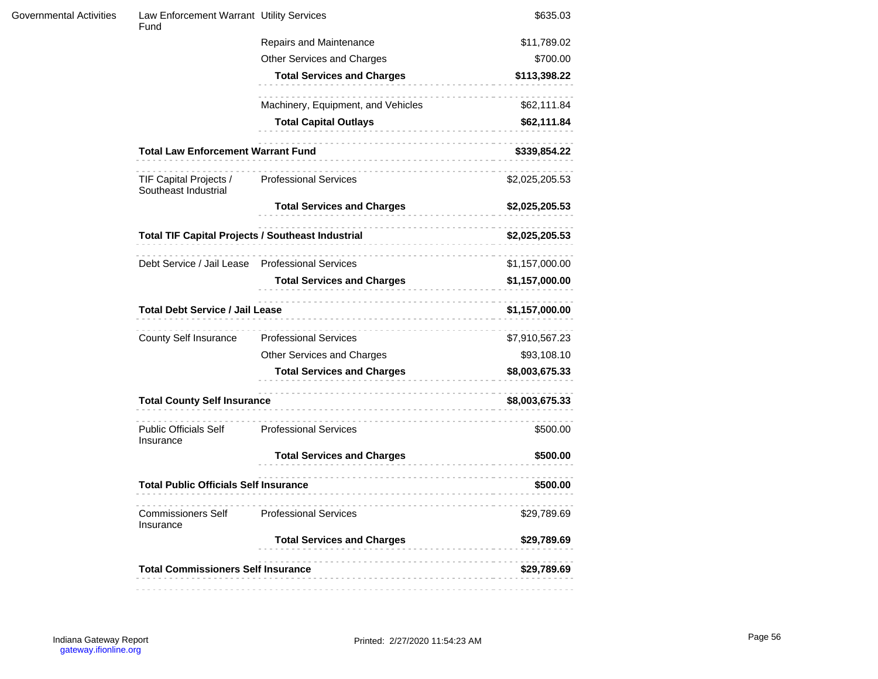| | | | |
|---|---|---|---|
| Governmental Activities | Law Enforcement Warrant Fund | Utility Services | $635.03 |
| | | Repairs and Maintenance | $11,789.02 |
| | | Other Services and Charges | $700.00 |
| | | **Total Services and Charges** | **$113,398.22** |
| | | Machinery, Equipment, and Vehicles | $62,111.84 |
| | | **Total Capital Outlays** | **$62,111.84** |
| | **Total Law Enforcement Warrant Fund** | | **$339,854.22** |
| | TIF Capital Projects / Southeast Industrial | Professional Services | $2,025,205.53 |
| | | **Total Services and Charges** | **$2,025,205.53** |
| | **Total TIF Capital Projects / Southeast Industrial** | | **$2,025,205.53** |
| | Debt Service / Jail Lease | Professional Services | $1,157,000.00 |
| | | **Total Services and Charges** | **$1,157,000.00** |
| | **Total Debt Service / Jail Lease** | | **$1,157,000.00** |
| | County Self Insurance | Professional Services | $7,910,567.23 |
| | | Other Services and Charges | $93,108.10 |
| | | **Total Services and Charges** | **$8,003,675.33** |
| | **Total County Self Insurance** | | **$8,003,675.33** |
| | Public Officials Self Insurance | Professional Services | $500.00 |
| | | **Total Services and Charges** | **$500.00** |
| | **Total Public Officials Self Insurance** | | **$500.00** |
| | Commissioners Self Insurance | Professional Services | $29,789.69 |
| | | **Total Services and Charges** | **$29,789.69** |
| | **Total Commissioners Self Insurance** | | **$29,789.69** |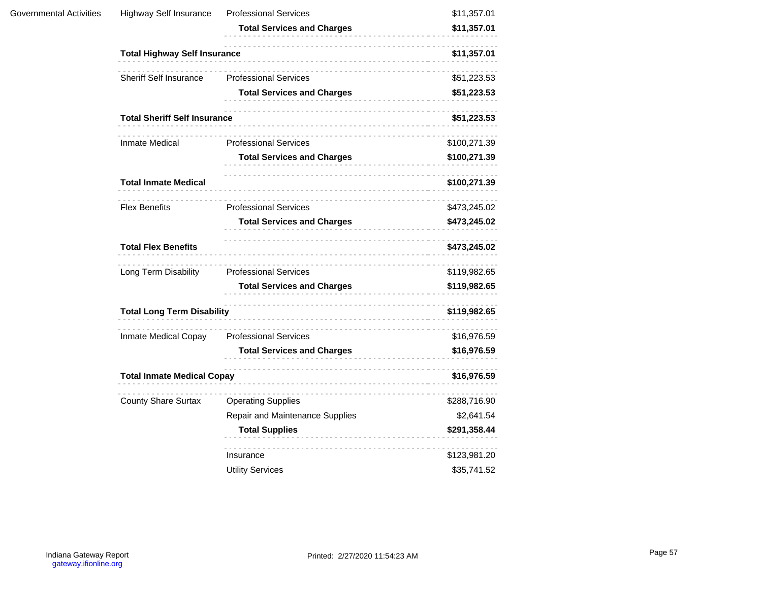| | | | |
|---|---|---|---|
| Governmental Activities | Highway Self Insurance | Professional Services | $11,357.01 |
| | | **Total Services and Charges** | **$11,357.01** |
| | **Total Highway Self Insurance** | | **$11,357.01** |
| | Sheriff Self Insurance | Professional Services | $51,223.53 |
| | | **Total Services and Charges** | **$51,223.53** |
| | **Total Sheriff Self Insurance** | | **$51,223.53** |
| | Inmate Medical | Professional Services | $100,271.39 |
| | | **Total Services and Charges** | **$100,271.39** |
| | **Total Inmate Medical** | | **$100,271.39** |
| | Flex Benefits | Professional Services | $473,245.02 |
| | | **Total Services and Charges** | **$473,245.02** |
| | **Total Flex Benefits** | | **$473,245.02** |
| | Long Term Disability | Professional Services | $119,982.65 |
| | | **Total Services and Charges** | **$119,982.65** |
| | **Total Long Term Disability** | | **$119,982.65** |
| | Inmate Medical Copay | Professional Services | $16,976.59 |
| | | **Total Services and Charges** | **$16,976.59** |
| | **Total Inmate Medical Copay** | | **$16,976.59** |
| | County Share Surtax | Operating Supplies | $288,716.90 |
| | | Repair and Maintenance Supplies | $2,641.54 |
| | | **Total Supplies** | **$291,358.44** |
| | | Insurance | $123,981.20 |
| | | Utility Services | $35,741.52 |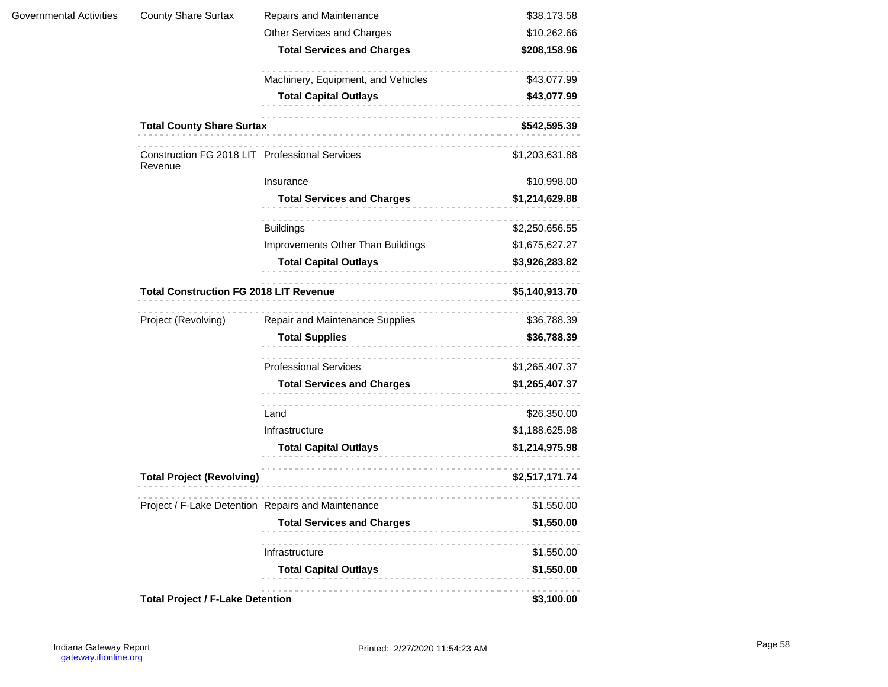| | | | |
|---|---|---|---|
| Governmental Activities | County Share Surtax | Repairs and Maintenance | $38,173.58 |
| | | Other Services and Charges | $10,262.66 |
| | | **Total Services and Charges** | **$208,158.96** |
| | | Machinery, Equipment, and Vehicles | $43,077.99 |
| | | **Total Capital Outlays** | **$43,077.99** |
| | **Total County Share Surtax** | | **$542,595.39** |
| | Construction FG 2018 LIT Revenue | Professional Services | $1,203,631.88 |
| | | Insurance | $10,998.00 |
| | | **Total Services and Charges** | **$1,214,629.88** |
| | | Buildings | $2,250,656.55 |
| | | Improvements Other Than Buildings | $1,675,627.27 |
| | | **Total Capital Outlays** | **$3,926,283.82** |
| | **Total Construction FG 2018 LIT Revenue** | | **$5,140,913.70** |
| | Project (Revolving) | Repair and Maintenance Supplies | $36,788.39 |
| | | **Total Supplies** | **$36,788.39** |
| | | Professional Services | $1,265,407.37 |
| | | **Total Services and Charges** | **$1,265,407.37** |
| | | Land | $26,350.00 |
| | | Infrastructure | $1,188,625.98 |
| | | **Total Capital Outlays** | **$1,214,975.98** |
| | **Total Project (Revolving)** | | **$2,517,171.74** |
| | Project / F-Lake Detention | Repairs and Maintenance | $1,550.00 |
| | | **Total Services and Charges** | **$1,550.00** |
| | | Infrastructure | $1,550.00 |
| | | **Total Capital Outlays** | **$1,550.00** |
| | **Total Project / F-Lake Detention** | | **$3,100.00** |

Indiana Gateway Report
gateway.ifionline.org

Printed: 2/27/2020 11:54:23 AM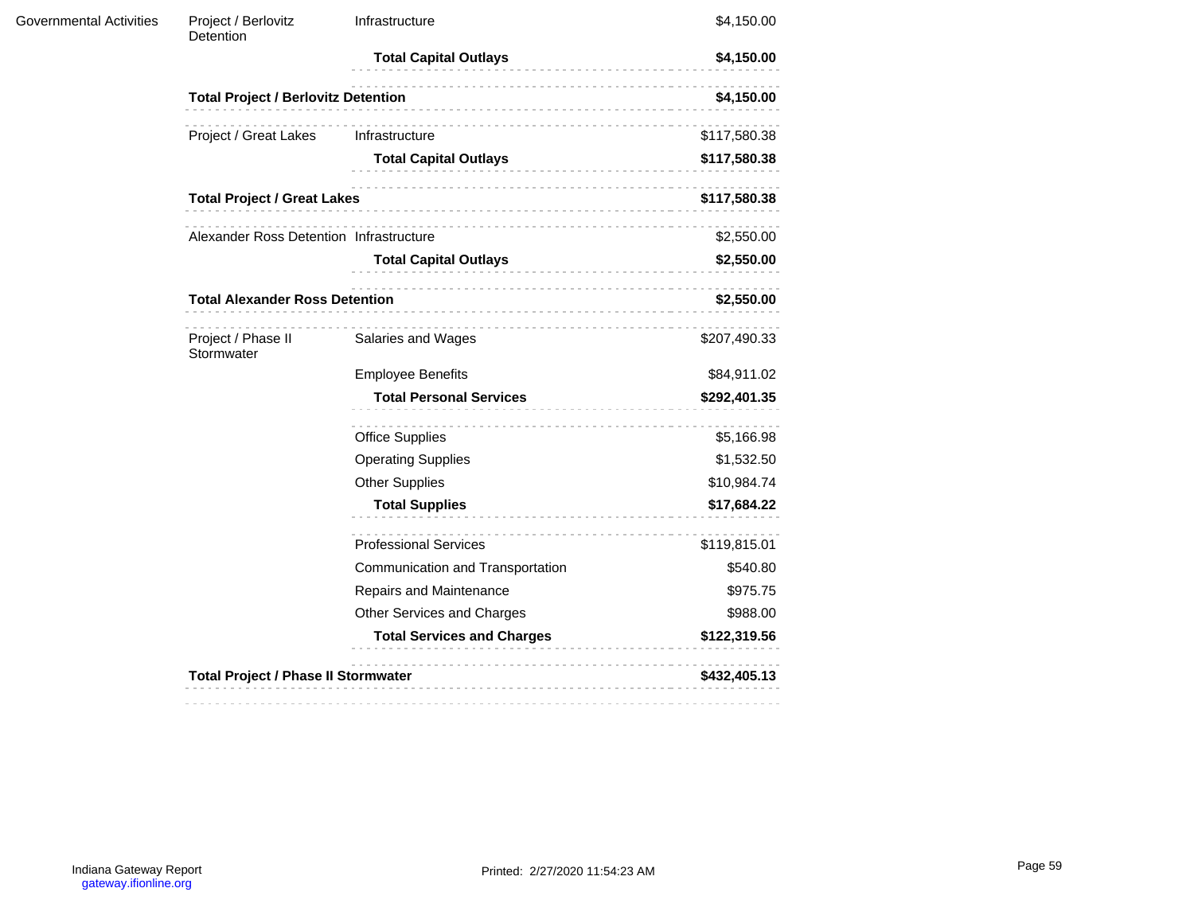| | | | |
|---|---|---|---|
| Governmental Activities | Project / Berlovitz Detention | Infrastructure | $4,150.00 |
| | | **Total Capital Outlays** | **$4,150.00** |
| | **Total Project / Berlovitz Detention** | | **$4,150.00** |
| | Project / Great Lakes | Infrastructure | $117,580.38 |
| | | **Total Capital Outlays** | **$117,580.38** |
| | **Total Project / Great Lakes** | | **$117,580.38** |
| | Alexander Ross Detention | Infrastructure | $2,550.00 |
| | | **Total Capital Outlays** | **$2,550.00** |
| | **Total Alexander Ross Detention** | | **$2,550.00** |
| | Project / Phase II Stormwater | Salaries and Wages | $207,490.33 |
| | | Employee Benefits | $84,911.02 |
| | | **Total Personal Services** | **$292,401.35** |
| | | Office Supplies | $5,166.98 |
| | | Operating Supplies | $1,532.50 |
| | | Other Supplies | $10,984.74 |
| | | **Total Supplies** | **$17,684.22** |
| | | Professional Services | $119,815.01 |
| | | Communication and Transportation | $540.80 |
| | | Repairs and Maintenance | $975.75 |
| | | Other Services and Charges | $988.00 |
| | | **Total Services and Charges** | **$122,319.56** |
| | **Total Project / Phase II Stormwater** | | **$432,405.13** |

Indiana Gateway Report
gateway.ifionline.org

Printed: 2/27/2020 11:54:23 AM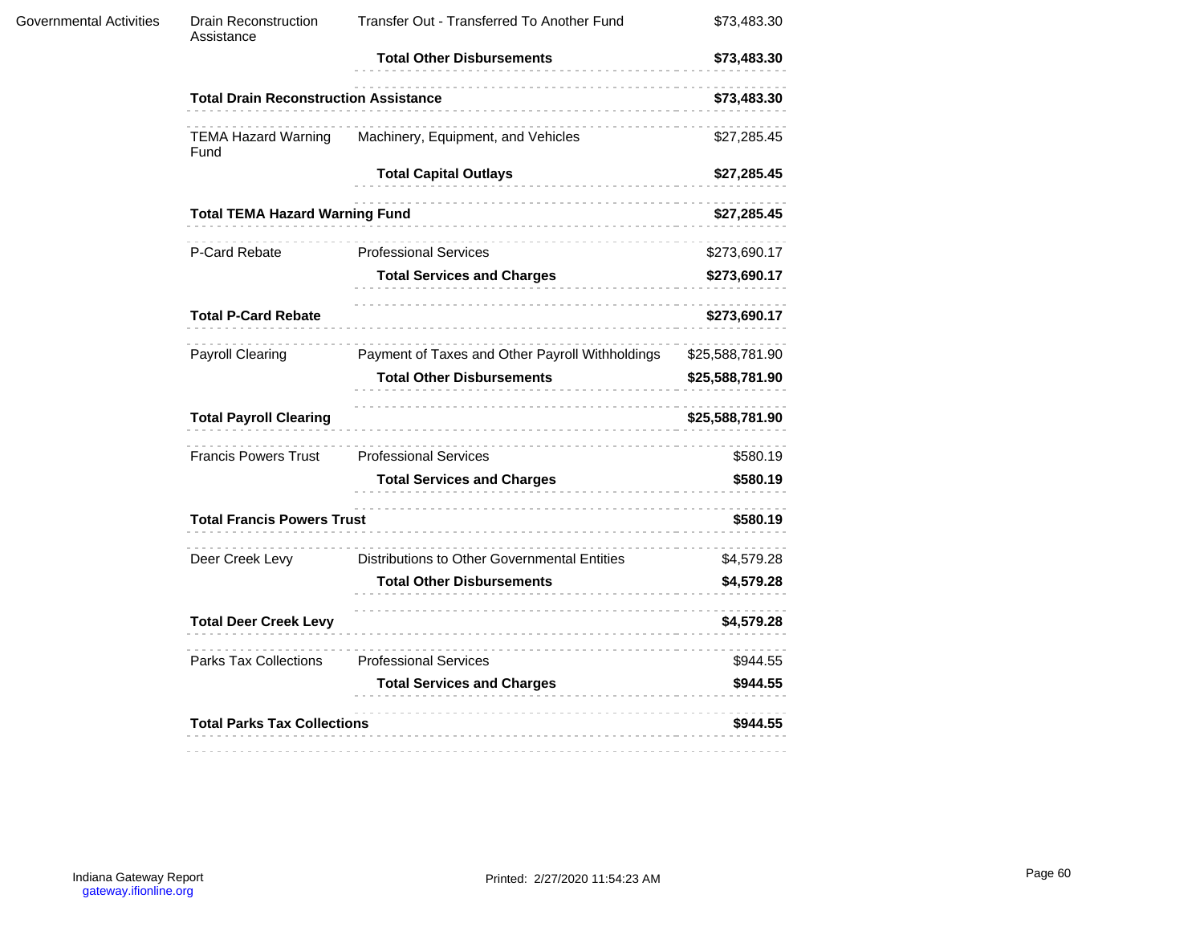| | | | |
|---|---|---|---|
| Governmental Activities | Drain Reconstruction Assistance | Transfer Out - Transferred To Another Fund | $73,483.30 |
| | | **Total Other Disbursements** | **$73,483.30** |
| | **Total Drain Reconstruction Assistance** | | **$73,483.30** |
| | TEMA Hazard Warning Fund | Machinery, Equipment, and Vehicles | $27,285.45 |
| | | **Total Capital Outlays** | **$27,285.45** |
| | **Total TEMA Hazard Warning Fund** | | **$27,285.45** |
| | P-Card Rebate | Professional Services | $273,690.17 |
| | | **Total Services and Charges** | **$273,690.17** |
| | **Total P-Card Rebate** | | **$273,690.17** |
| | Payroll Clearing | Payment of Taxes and Other Payroll Withholdings | $25,588,781.90 |
| | | **Total Other Disbursements** | **$25,588,781.90** |
| | **Total Payroll Clearing** | | **$25,588,781.90** |
| | Francis Powers Trust | Professional Services | $580.19 |
| | | **Total Services and Charges** | **$580.19** |
| | **Total Francis Powers Trust** | | **$580.19** |
| | Deer Creek Levy | Distributions to Other Governmental Entities | $4,579.28 |
| | | **Total Other Disbursements** | **$4,579.28** |
| | **Total Deer Creek Levy** | | **$4,579.28** |
| | Parks Tax Collections | Professional Services | $944.55 |
| | | **Total Services and Charges** | **$944.55** |
| | **Total Parks Tax Collections** | | **$944.55** |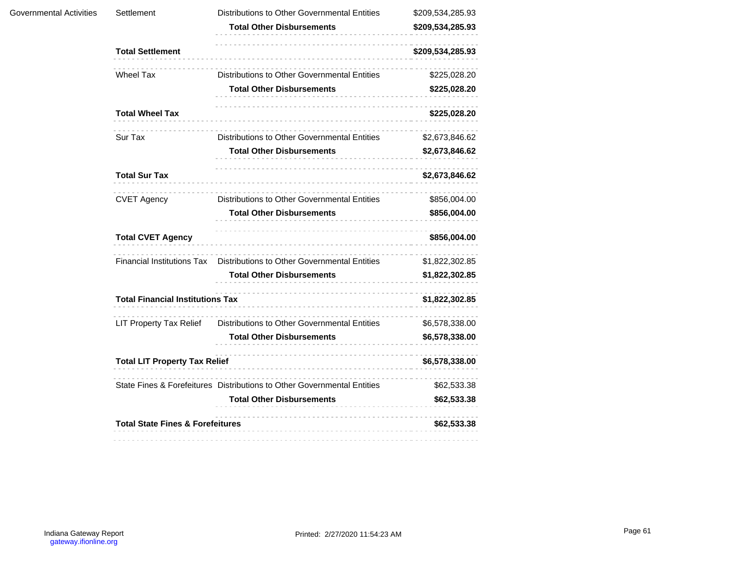| | | | |
|---|---|---|---|
| Governmental Activities | Settlement | Distributions to Other Governmental Entities | $209,534,285.93 |
| | | **Total Other Disbursements** | **$209,534,285.93** |
| | **Total Settlement** | | **$209,534,285.93** |
| | Wheel Tax | Distributions to Other Governmental Entities | $225,028.20 |
| | | **Total Other Disbursements** | **$225,028.20** |
| | **Total Wheel Tax** | | **$225,028.20** |
| | Sur Tax | Distributions to Other Governmental Entities | $2,673,846.62 |
| | | **Total Other Disbursements** | **$2,673,846.62** |
| | **Total Sur Tax** | | **$2,673,846.62** |
| | CVET Agency | Distributions to Other Governmental Entities | $856,004.00 |
| | | **Total Other Disbursements** | **$856,004.00** |
| | **Total CVET Agency** | | **$856,004.00** |
| | Financial Institutions Tax | Distributions to Other Governmental Entities | $1,822,302.85 |
| | | **Total Other Disbursements** | **$1,822,302.85** |
| | **Total Financial Institutions Tax** | | **$1,822,302.85** |
| | LIT Property Tax Relief | Distributions to Other Governmental Entities | $6,578,338.00 |
| | | **Total Other Disbursements** | **$6,578,338.00** |
| | **Total LIT Property Tax Relief** | | **$6,578,338.00** |
| | State Fines & Forefeitures | Distributions to Other Governmental Entities | $62,533.38 |
| | | **Total Other Disbursements** | **$62,533.38** |
| | **Total State Fines & Forefeitures** | | **$62,533.38** |

Indiana Gateway Report
gateway.ifionline.org

Printed: 2/27/2020 11:54:23 AM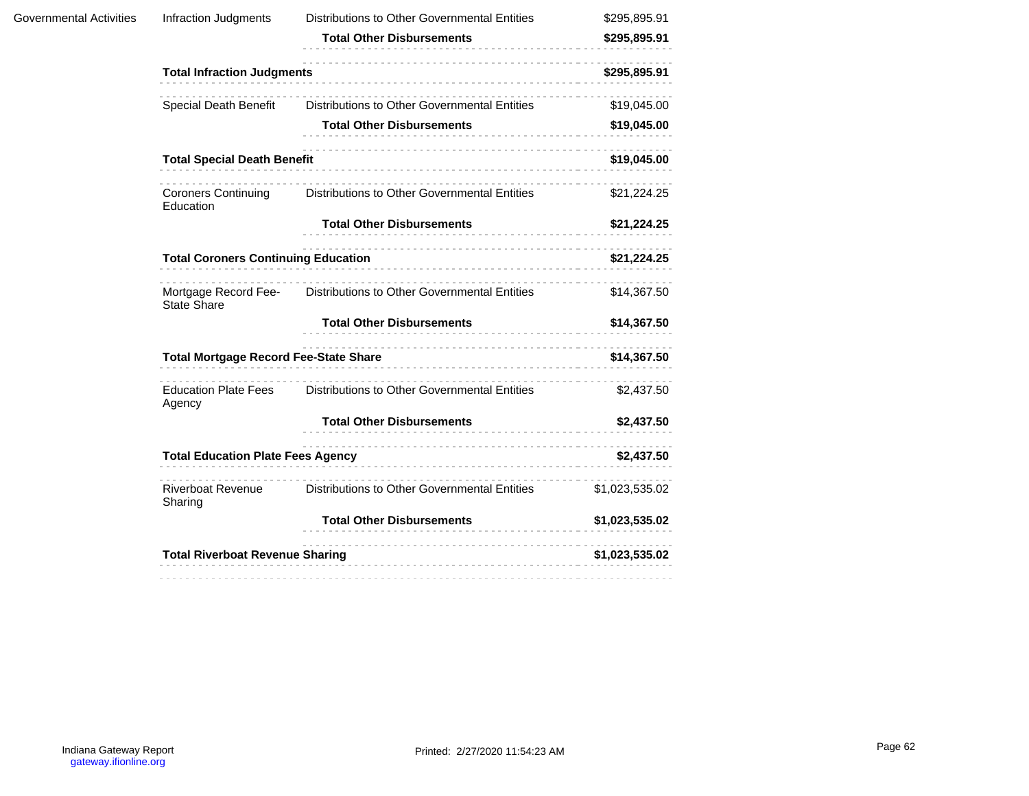| | | | |
|---|---|---|---|
| Governmental Activities | Infraction Judgments | Distributions to Other Governmental Entities | $295,895.91 |
| | | **Total Other Disbursements** | **$295,895.91** |
| | **Total Infraction Judgments** | | **$295,895.91** |
| | Special Death Benefit | Distributions to Other Governmental Entities | $19,045.00 |
| | | **Total Other Disbursements** | **$19,045.00** |
| | **Total Special Death Benefit** | | **$19,045.00** |
| | Coroners Continuing Education | Distributions to Other Governmental Entities | $21,224.25 |
| | | **Total Other Disbursements** | **$21,224.25** |
| | **Total Coroners Continuing Education** | | **$21,224.25** |
| | Mortgage Record Fee-State Share | Distributions to Other Governmental Entities | $14,367.50 |
| | | **Total Other Disbursements** | **$14,367.50** |
| | **Total Mortgage Record Fee-State Share** | | **$14,367.50** |
| | Education Plate Fees Agency | Distributions to Other Governmental Entities | $2,437.50 |
| | | **Total Other Disbursements** | **$2,437.50** |
| | **Total Education Plate Fees Agency** | | **$2,437.50** |
| | Riverboat Revenue Sharing | Distributions to Other Governmental Entities | $1,023,535.02 |
| | | **Total Other Disbursements** | **$1,023,535.02** |
| | **Total Riverboat Revenue Sharing** | | **$1,023,535.02** |

Indiana Gateway Report
gateway.ifionline.org

Printed: 2/27/2020 11:54:23 AM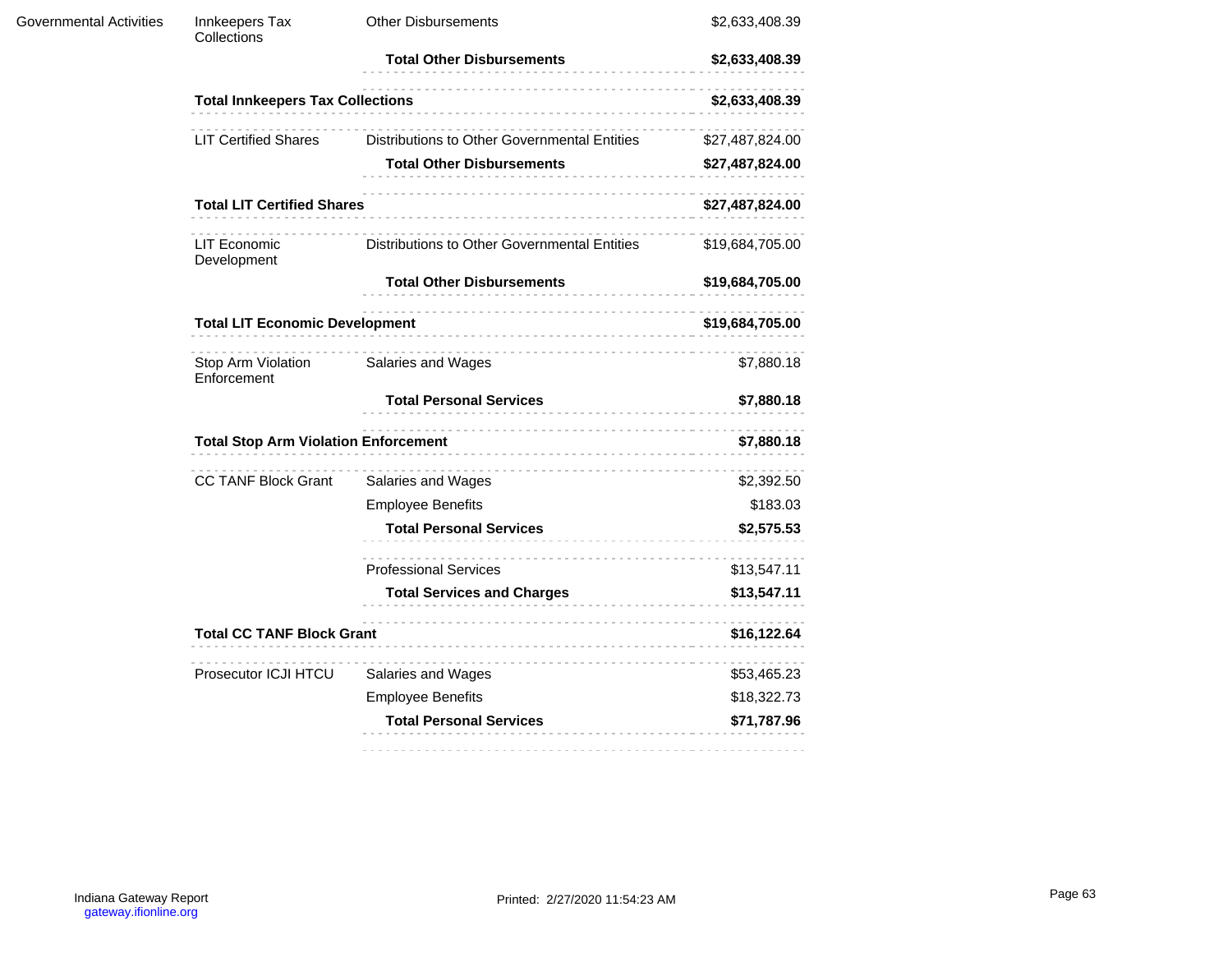| | | | |
|---|---|---|---|
| Governmental Activities | Innkeepers Tax Collections | Other Disbursements | $2,633,408.39 |
| | | **Total Other Disbursements** | **$2,633,408.39** |
| | **Total Innkeepers Tax Collections** | | **$2,633,408.39** |
| | LIT Certified Shares | Distributions to Other Governmental Entities | $27,487,824.00 |
| | | **Total Other Disbursements** | **$27,487,824.00** |
| | **Total LIT Certified Shares** | | **$27,487,824.00** |
| | LIT Economic Development | Distributions to Other Governmental Entities | $19,684,705.00 |
| | | **Total Other Disbursements** | **$19,684,705.00** |
| | **Total LIT Economic Development** | | **$19,684,705.00** |
| | Stop Arm Violation Enforcement | Salaries and Wages | $7,880.18 |
| | | **Total Personal Services** | **$7,880.18** |
| | **Total Stop Arm Violation Enforcement** | | **$7,880.18** |
| | CC TANF Block Grant | Salaries and Wages | $2,392.50 |
| | | Employee Benefits | $183.03 |
| | | **Total Personal Services** | **$2,575.53** |
| | | Professional Services | $13,547.11 |
| | | **Total Services and Charges** | **$13,547.11** |
| | **Total CC TANF Block Grant** | | **$16,122.64** |
| | Prosecutor ICJI HTCU | Salaries and Wages | $53,465.23 |
| | | Employee Benefits | $18,322.73 |
| | | **Total Personal Services** | **$71,787.96** |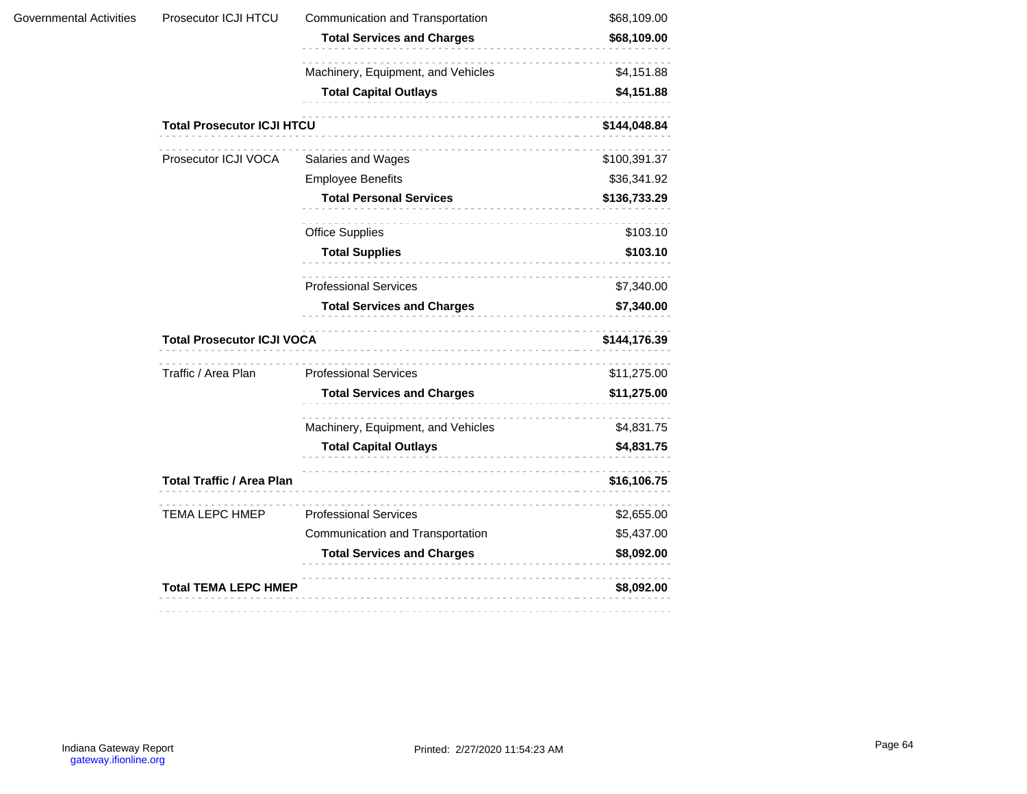| | | | |
|---|---|---|---|
| Governmental Activities | Prosecutor ICJI HTCU | Communication and Transportation | $68,109.00 |
| | | **Total Services and Charges** | **$68,109.00** |
| | | Machinery, Equipment, and Vehicles | $4,151.88 |
| | | **Total Capital Outlays** | **$4,151.88** |
| | **Total Prosecutor ICJI HTCU** | | **$144,048.84** |
| | Prosecutor ICJI VOCA | Salaries and Wages | $100,391.37 |
| | | Employee Benefits | $36,341.92 |
| | | **Total Personal Services** | **$136,733.29** |
| | | Office Supplies | $103.10 |
| | | **Total Supplies** | **$103.10** |
| | | Professional Services | $7,340.00 |
| | | **Total Services and Charges** | **$7,340.00** |
| | **Total Prosecutor ICJI VOCA** | | **$144,176.39** |
| | Traffic / Area Plan | Professional Services | $11,275.00 |
| | | **Total Services and Charges** | **$11,275.00** |
| | | Machinery, Equipment, and Vehicles | $4,831.75 |
| | | **Total Capital Outlays** | **$4,831.75** |
| | **Total Traffic / Area Plan** | | **$16,106.75** |
| | TEMA LEPC HMEP | Professional Services | $2,655.00 |
| | | Communication and Transportation | $5,437.00 |
| | | **Total Services and Charges** | **$8,092.00** |
| | **Total TEMA LEPC HMEP** | | **$8,092.00** |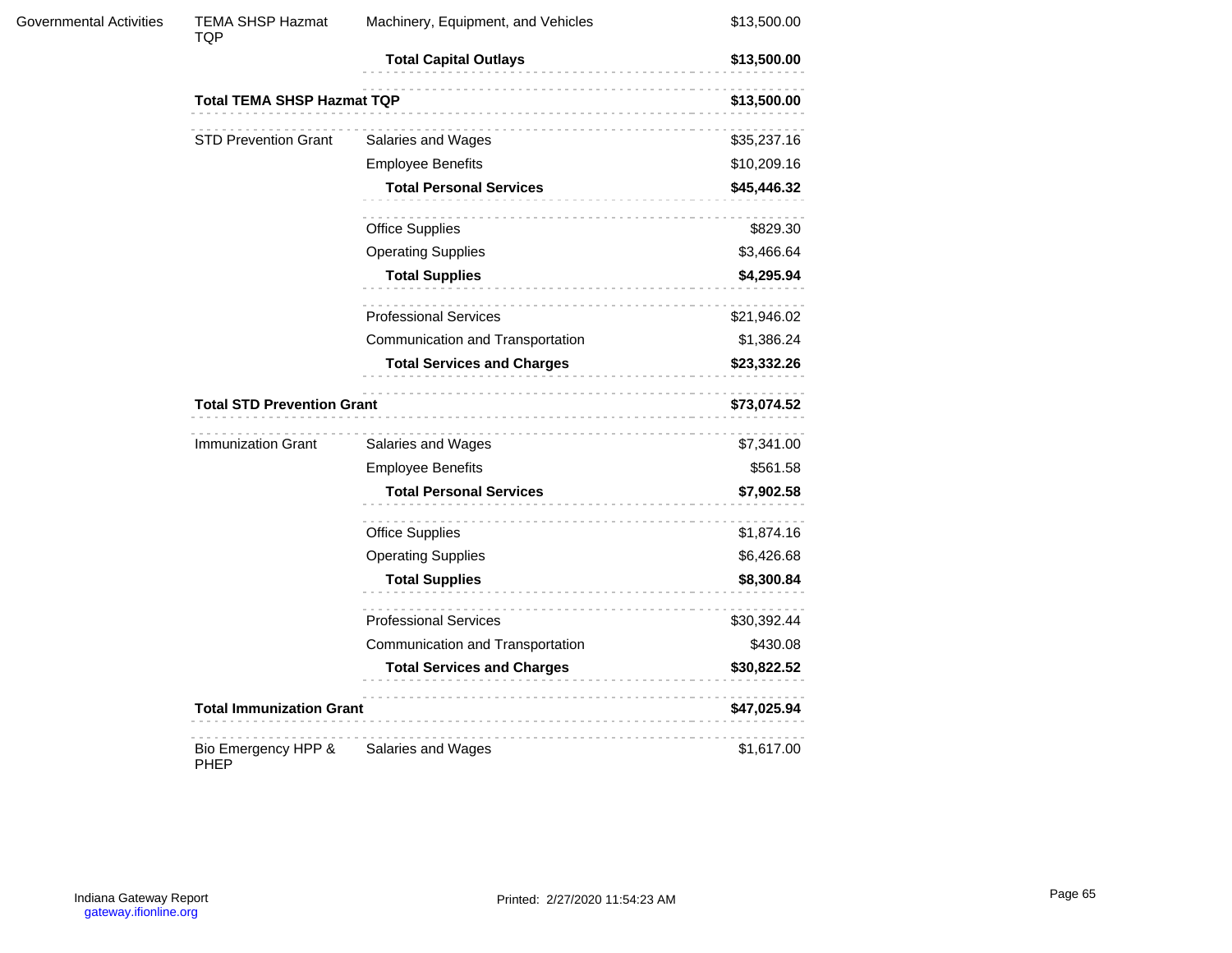| | | | |
|---|---|---|---|
| Governmental Activities | TEMA SHSP Hazmat TQP | Machinery, Equipment, and Vehicles | $13,500.00 |
| | | **Total Capital Outlays** | **$13,500.00** |
| | **Total TEMA SHSP Hazmat TQP** | | **$13,500.00** |
| | STD Prevention Grant | Salaries and Wages | $35,237.16 |
| | | Employee Benefits | $10,209.16 |
| | | **Total Personal Services** | **$45,446.32** |
| | | Office Supplies | $829.30 |
| | | Operating Supplies | $3,466.64 |
| | | **Total Supplies** | **$4,295.94** |
| | | Professional Services | $21,946.02 |
| | | Communication and Transportation | $1,386.24 |
| | | **Total Services and Charges** | **$23,332.26** |
| | **Total STD Prevention Grant** | | **$73,074.52** |
| | Immunization Grant | Salaries and Wages | $7,341.00 |
| | | Employee Benefits | $561.58 |
| | | **Total Personal Services** | **$7,902.58** |
| | | Office Supplies | $1,874.16 |
| | | Operating Supplies | $6,426.68 |
| | | **Total Supplies** | **$8,300.84** |
| | | Professional Services | $30,392.44 |
| | | Communication and Transportation | $430.08 |
| | | **Total Services and Charges** | **$30,822.52** |
| | **Total Immunization Grant** | | **$47,025.94** |
| | Bio Emergency HPP & PHEP | Salaries and Wages | $1,617.00 |

Indiana Gateway Report
gateway.ifionline.org

Printed: 2/27/2020 11:54:23 AM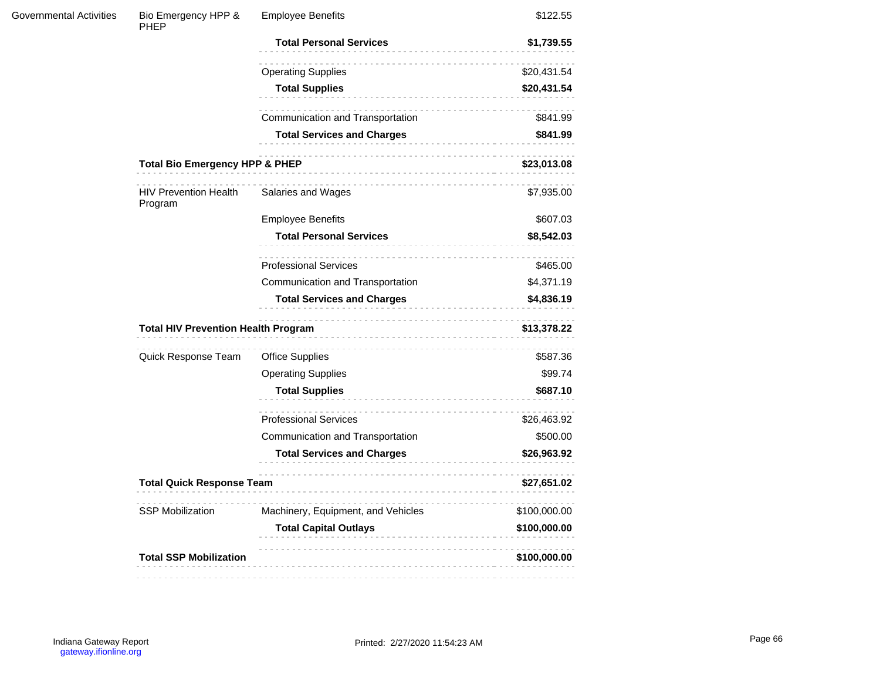| | | | |
|---|---|---|---|
| Governmental Activities | Bio Emergency HPP & PHEP | Employee Benefits | $122.55 |
| | | **Total Personal Services** | **$1,739.55** |
| | | Operating Supplies | $20,431.54 |
| | | **Total Supplies** | **$20,431.54** |
| | | Communication and Transportation | $841.99 |
| | | **Total Services and Charges** | **$841.99** |
| | **Total Bio Emergency HPP & PHEP** | | **$23,013.08** |
| | HIV Prevention Health Program | Salaries and Wages | $7,935.00 |
| | | Employee Benefits | $607.03 |
| | | **Total Personal Services** | **$8,542.03** |
| | | Professional Services | $465.00 |
| | | Communication and Transportation | $4,371.19 |
| | | **Total Services and Charges** | **$4,836.19** |
| | **Total HIV Prevention Health Program** | | **$13,378.22** |
| | Quick Response Team | Office Supplies | $587.36 |
| | | Operating Supplies | $99.74 |
| | | **Total Supplies** | **$687.10** |
| | | Professional Services | $26,463.92 |
| | | Communication and Transportation | $500.00 |
| | | **Total Services and Charges** | **$26,963.92** |
| | **Total Quick Response Team** | | **$27,651.02** |
| | SSP Mobilization | Machinery, Equipment, and Vehicles | $100,000.00 |
| | | **Total Capital Outlays** | **$100,000.00** |
| | **Total SSP Mobilization** | | **$100,000.00** |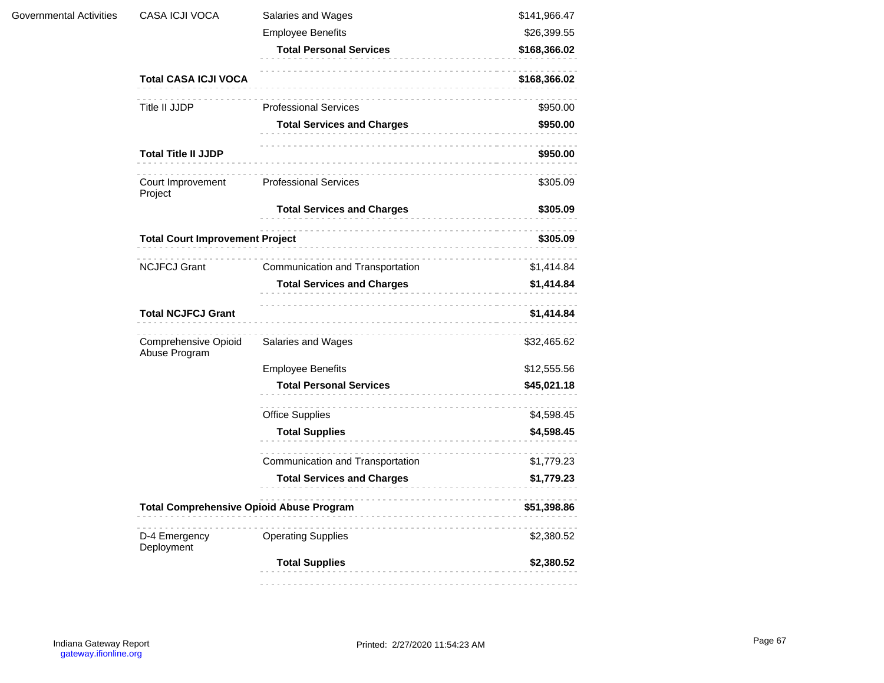| | | | |
|---|---|---|---|
| Governmental Activities | CASA ICJI VOCA | Salaries and Wages | $141,966.47 |
| | | Employee Benefits | $26,399.55 |
| | | **Total Personal Services** | **$168,366.02** |
| | **Total CASA ICJI VOCA** | | **$168,366.02** |
| | Title II JJDP | Professional Services | $950.00 |
| | | **Total Services and Charges** | **$950.00** |
| | **Total Title II JJDP** | | **$950.00** |
| | Court Improvement Project | Professional Services | $305.09 |
| | | **Total Services and Charges** | **$305.09** |
| | **Total Court Improvement Project** | | **$305.09** |
| | NCJFCJ Grant | Communication and Transportation | $1,414.84 |
| | | **Total Services and Charges** | **$1,414.84** |
| | **Total NCJFCJ Grant** | | **$1,414.84** |
| | Comprehensive Opioid Abuse Program | Salaries and Wages | $32,465.62 |
| | | Employee Benefits | $12,555.56 |
| | | **Total Personal Services** | **$45,021.18** |
| | | Office Supplies | $4,598.45 |
| | | **Total Supplies** | **$4,598.45** |
| | | Communication and Transportation | $1,779.23 |
| | | **Total Services and Charges** | **$1,779.23** |
| | **Total Comprehensive Opioid Abuse Program** | | **$51,398.86** |
| | D-4 Emergency Deployment | Operating Supplies | $2,380.52 |
| | | **Total Supplies** | **$2,380.52** |

Indiana Gateway Report
gateway.ifionline.org

Printed: 2/27/2020 11:54:23 AM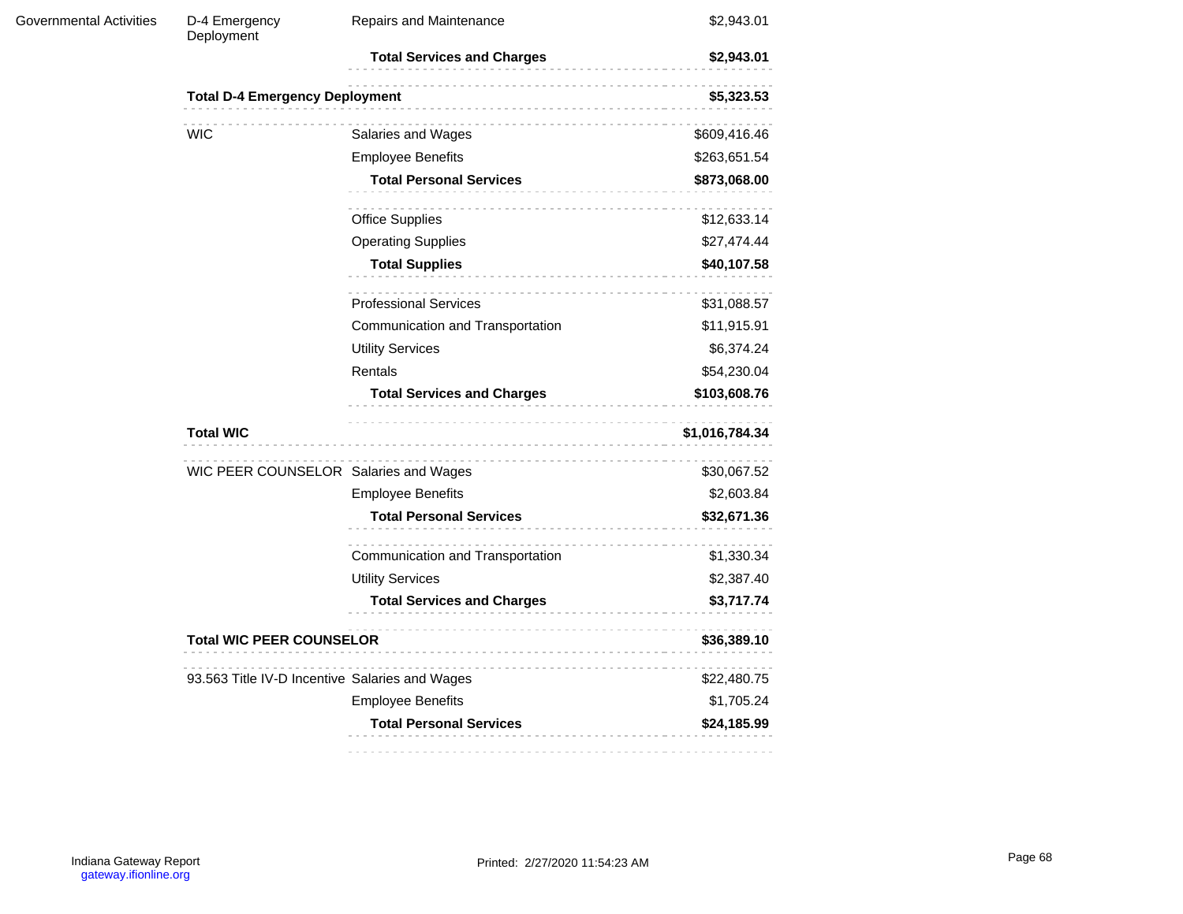| | | | |
|---|---|---|---|
| Governmental Activities | D-4 Emergency Deployment | Repairs and Maintenance | $2,943.01 |
| | | **Total Services and Charges** | **$2,943.01** |
| | **Total D-4 Emergency Deployment** | | **$5,323.53** |
| | WIC | Salaries and Wages | $609,416.46 |
| | | Employee Benefits | $263,651.54 |
| | | **Total Personal Services** | **$873,068.00** |
| | | Office Supplies | $12,633.14 |
| | | Operating Supplies | $27,474.44 |
| | | **Total Supplies** | **$40,107.58** |
| | | Professional Services | $31,088.57 |
| | | Communication and Transportation | $11,915.91 |
| | | Utility Services | $6,374.24 |
| | | Rentals | $54,230.04 |
| | | **Total Services and Charges** | **$103,608.76** |
| | **Total WIC** | | **$1,016,784.34** |
| | WIC PEER COUNSELOR | Salaries and Wages | $30,067.52 |
| | | Employee Benefits | $2,603.84 |
| | | **Total Personal Services** | **$32,671.36** |
| | | Communication and Transportation | $1,330.34 |
| | | Utility Services | $2,387.40 |
| | | **Total Services and Charges** | **$3,717.74** |
| | **Total WIC PEER COUNSELOR** | | **$36,389.10** |
| | 93.563 Title IV-D Incentive | Salaries and Wages | $22,480.75 |
| | | Employee Benefits | $1,705.24 |
| | | **Total Personal Services** | **$24,185.99** |

Indiana Gateway Report
gateway.ifionline.org

Printed: 2/27/2020 11:54:23 AM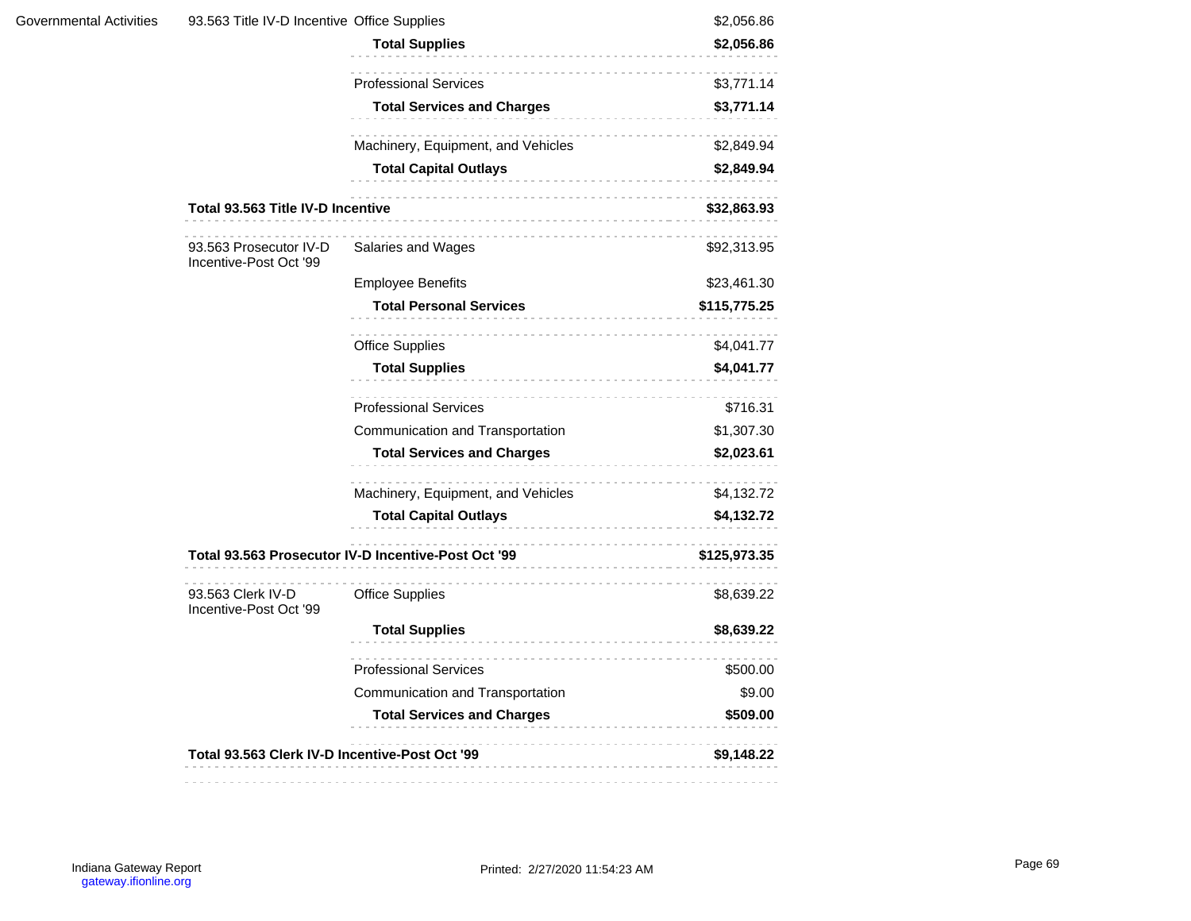| | | | |
|---|---|---|---|
| Governmental Activities | 93.563 Title IV-D Incentive | Office Supplies | $2,056.86 |
| | | **Total Supplies** | **$2,056.86** |
| | | Professional Services | $3,771.14 |
| | | **Total Services and Charges** | **$3,771.14** |
| | | Machinery, Equipment, and Vehicles | $2,849.94 |
| | | **Total Capital Outlays** | **$2,849.94** |
| | **Total 93.563 Title IV-D Incentive** | | **$32,863.93** |
| | 93.563 Prosecutor IV-D Incentive-Post Oct '99 | Salaries and Wages | $92,313.95 |
| | | Employee Benefits | $23,461.30 |
| | | **Total Personal Services** | **$115,775.25** |
| | | Office Supplies | $4,041.77 |
| | | **Total Supplies** | **$4,041.77** |
| | | Professional Services | $716.31 |
| | | Communication and Transportation | $1,307.30 |
| | | **Total Services and Charges** | **$2,023.61** |
| | | Machinery, Equipment, and Vehicles | $4,132.72 |
| | | **Total Capital Outlays** | **$4,132.72** |
| | **Total 93.563 Prosecutor IV-D Incentive-Post Oct '99** | | **$125,973.35** |
| | 93.563 Clerk IV-D Incentive-Post Oct '99 | Office Supplies | $8,639.22 |
| | | **Total Supplies** | **$8,639.22** |
| | | Professional Services | $500.00 |
| | | Communication and Transportation | $9.00 |
| | | **Total Services and Charges** | **$509.00** |
| | **Total 93.563 Clerk IV-D Incentive-Post Oct '99** | | **$9,148.22** |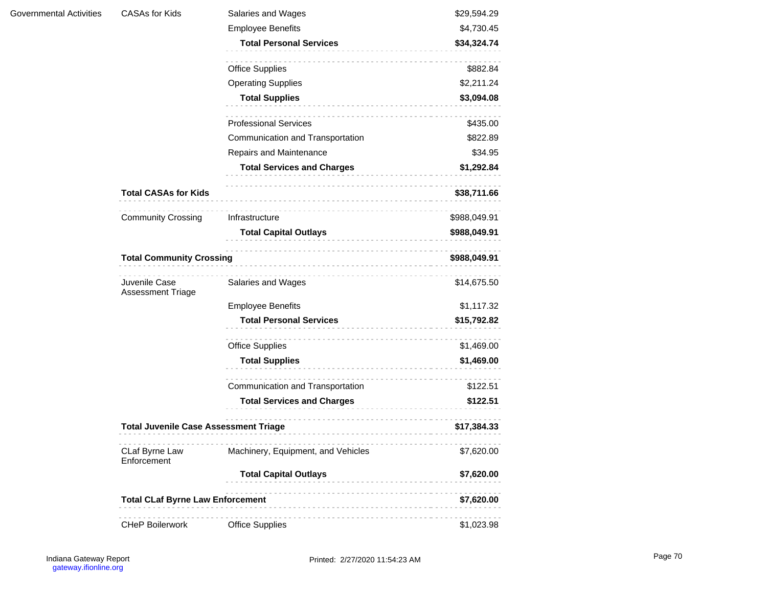| | | | |
|---|---|---|---|
| Governmental Activities | CASAs for Kids | Salaries and Wages | $29,594.29 |
| | | Employee Benefits | $4,730.45 |
| | | **Total Personal Services** | **$34,324.74** |
| | | Office Supplies | $882.84 |
| | | Operating Supplies | $2,211.24 |
| | | **Total Supplies** | **$3,094.08** |
| | | Professional Services | $435.00 |
| | | Communication and Transportation | $822.89 |
| | | Repairs and Maintenance | $34.95 |
| | | **Total Services and Charges** | **$1,292.84** |
| | **Total CASAs for Kids** | | **$38,711.66** |
| | Community Crossing | Infrastructure | $988,049.91 |
| | | **Total Capital Outlays** | **$988,049.91** |
| | **Total Community Crossing** | | **$988,049.91** |
| | Juvenile Case Assessment Triage | Salaries and Wages | $14,675.50 |
| | | Employee Benefits | $1,117.32 |
| | | **Total Personal Services** | **$15,792.82** |
| | | Office Supplies | $1,469.00 |
| | | **Total Supplies** | **$1,469.00** |
| | | Communication and Transportation | $122.51 |
| | | **Total Services and Charges** | **$122.51** |
| | **Total Juvenile Case Assessment Triage** | | **$17,384.33** |
| | CLaf Byrne Law Enforcement | Machinery, Equipment, and Vehicles | $7,620.00 |
| | | **Total Capital Outlays** | **$7,620.00** |
| | **Total CLaf Byrne Law Enforcement** | | **$7,620.00** |
| | CHeP Boilerwork | Office Supplies | $1,023.98 |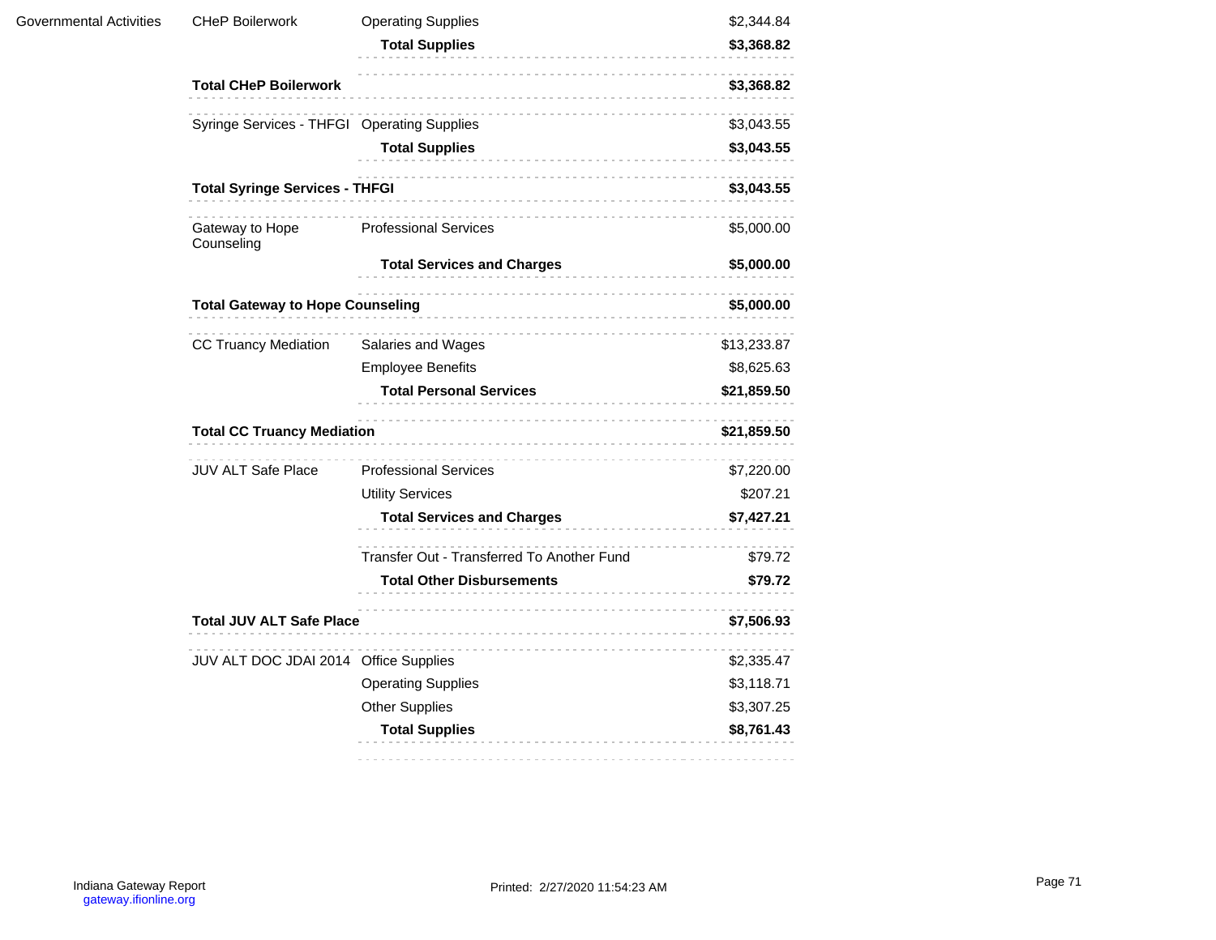| | | | |
|---|---|---|---|
| Governmental Activities | CHeP Boilerwork | Operating Supplies | $2,344.84 |
| | | **Total Supplies** | **$3,368.82** |
| | **Total CHeP Boilerwork** | | **$3,368.82** |
| | Syringe Services - THFGI | Operating Supplies | $3,043.55 |
| | | **Total Supplies** | **$3,043.55** |
| | **Total Syringe Services - THFGI** | | **$3,043.55** |
| | Gateway to Hope Counseling | Professional Services | $5,000.00 |
| | | **Total Services and Charges** | **$5,000.00** |
| | **Total Gateway to Hope Counseling** | | **$5,000.00** |
| | CC Truancy Mediation | Salaries and Wages | $13,233.87 |
| | | Employee Benefits | $8,625.63 |
| | | **Total Personal Services** | **$21,859.50** |
| | **Total CC Truancy Mediation** | | **$21,859.50** |
| | JUV ALT Safe Place | Professional Services | $7,220.00 |
| | | Utility Services | $207.21 |
| | | **Total Services and Charges** | **$7,427.21** |
| | | Transfer Out - Transferred To Another Fund | $79.72 |
| | | **Total Other Disbursements** | **$79.72** |
| | **Total JUV ALT Safe Place** | | **$7,506.93** |
| | JUV ALT DOC JDAI 2014 | Office Supplies | $2,335.47 |
| | | Operating Supplies | $3,118.71 |
| | | Other Supplies | $3,307.25 |
| | | **Total Supplies** | **$8,761.43** |

Indiana Gateway Report
gateway.ifionline.org

Printed: 2/27/2020 11:54:23 AM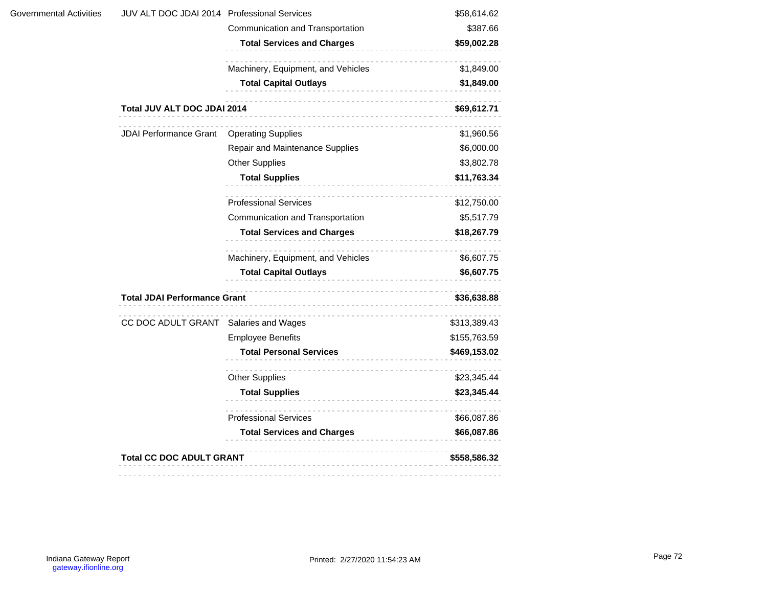| | | | |
|---|---|---|---|
| Governmental Activities | JUV ALT DOC JDAI 2014 | Professional Services | $58,614.62 |
| | | Communication and Transportation | $387.66 |
| | | **Total Services and Charges** | **$59,002.28** |
| | | Machinery, Equipment, and Vehicles | $1,849.00 |
| | | **Total Capital Outlays** | **$1,849.00** |
| | **Total JUV ALT DOC JDAI 2014** | | **$69,612.71** |
| | JDAI Performance Grant | Operating Supplies | $1,960.56 |
| | | Repair and Maintenance Supplies | $6,000.00 |
| | | Other Supplies | $3,802.78 |
| | | **Total Supplies** | **$11,763.34** |
| | | Professional Services | $12,750.00 |
| | | Communication and Transportation | $5,517.79 |
| | | **Total Services and Charges** | **$18,267.79** |
| | | Machinery, Equipment, and Vehicles | $6,607.75 |
| | | **Total Capital Outlays** | **$6,607.75** |
| | **Total JDAI Performance Grant** | | **$36,638.88** |
| | CC DOC ADULT GRANT | Salaries and Wages | $313,389.43 |
| | | Employee Benefits | $155,763.59 |
| | | **Total Personal Services** | **$469,153.02** |
| | | Other Supplies | $23,345.44 |
| | | **Total Supplies** | **$23,345.44** |
| | | Professional Services | $66,087.86 |
| | | **Total Services and Charges** | **$66,087.86** |
| | **Total CC DOC ADULT GRANT** | | **$558,586.32** |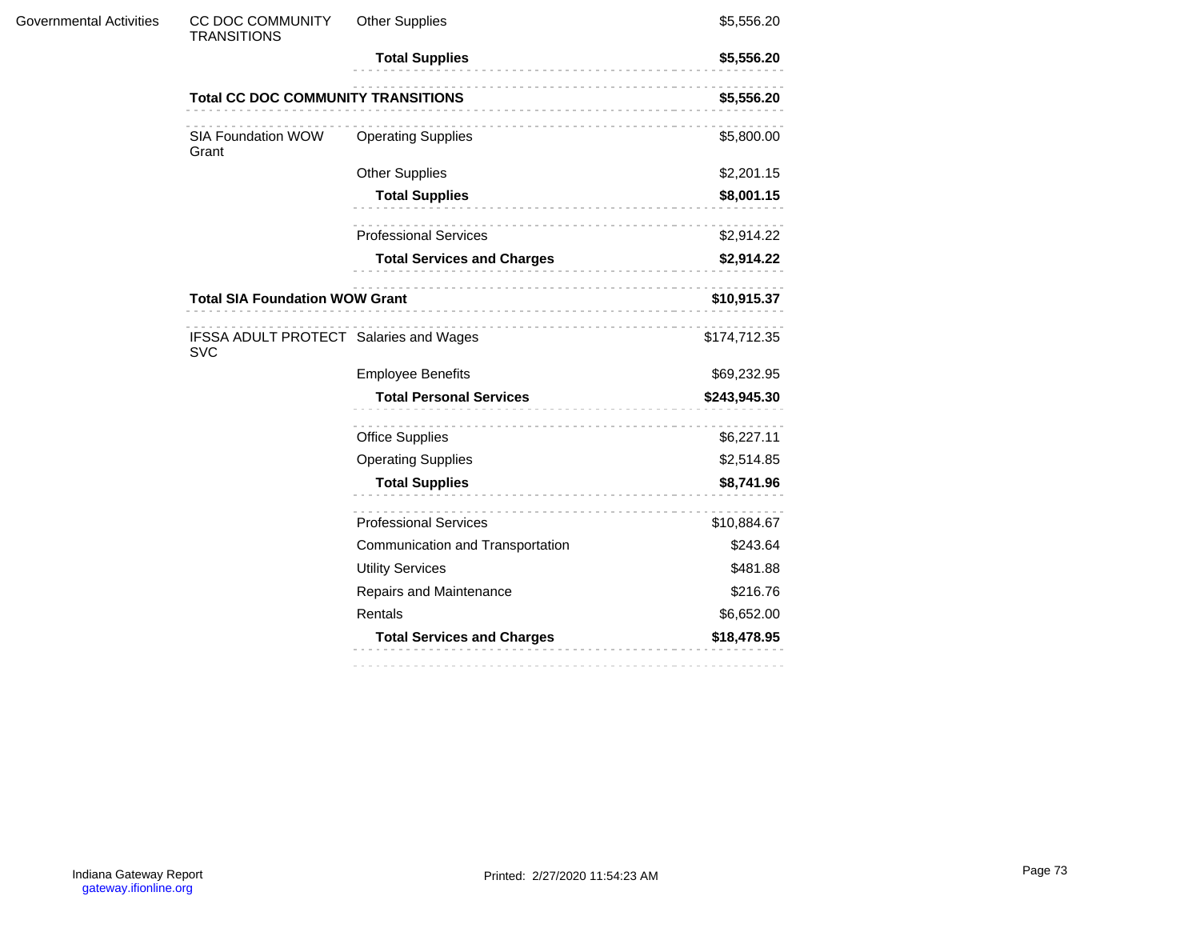| | | | |
|---|---|---|---|
| Governmental Activities | CC DOC COMMUNITY TRANSITIONS | Other Supplies | $5,556.20 |
| | | **Total Supplies** | **$5,556.20** |
| | **Total CC DOC COMMUNITY TRANSITIONS** | | **$5,556.20** |
| | SIA Foundation WOW Grant | Operating Supplies | $5,800.00 |
| | | Other Supplies | $2,201.15 |
| | | **Total Supplies** | **$8,001.15** |
| | | Professional Services | $2,914.22 |
| | | **Total Services and Charges** | **$2,914.22** |
| | **Total SIA Foundation WOW Grant** | | **$10,915.37** |
| | IFSSA ADULT PROTECT SVC | Salaries and Wages | $174,712.35 |
| | | Employee Benefits | $69,232.95 |
| | | **Total Personal Services** | **$243,945.30** |
| | | Office Supplies | $6,227.11 |
| | | Operating Supplies | $2,514.85 |
| | | **Total Supplies** | **$8,741.96** |
| | | Professional Services | $10,884.67 |
| | | Communication and Transportation | $243.64 |
| | | Utility Services | $481.88 |
| | | Repairs and Maintenance | $216.76 |
| | | Rentals | $6,652.00 |
| | | **Total Services and Charges** | **$18,478.95** |

Indiana Gateway Report
gateway.ifionline.org

Printed: 2/27/2020 11:54:23 AM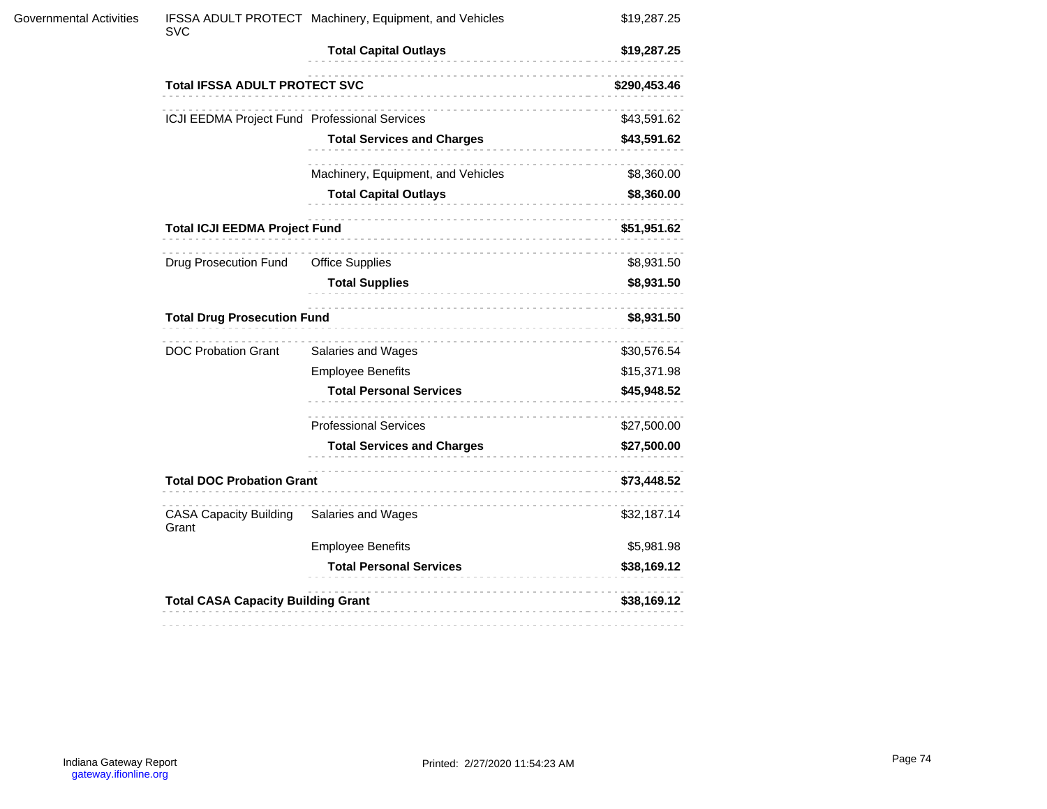| | | | |
|---|---|---|---|
| Governmental Activities | IFSSA ADULT PROTECT SVC | Machinery, Equipment, and Vehicles | $19,287.25 |
| | | **Total Capital Outlays** | **$19,287.25** |
| | **Total IFSSA ADULT PROTECT SVC** | | **$290,453.46** |
| | ICJI EEDMA Project Fund | Professional Services | $43,591.62 |
| | | **Total Services and Charges** | **$43,591.62** |
| | | Machinery, Equipment, and Vehicles | $8,360.00 |
| | | **Total Capital Outlays** | **$8,360.00** |
| | **Total ICJI EEDMA Project Fund** | | **$51,951.62** |
| | Drug Prosecution Fund | Office Supplies | $8,931.50 |
| | | **Total Supplies** | **$8,931.50** |
| | **Total Drug Prosecution Fund** | | **$8,931.50** |
| | DOC Probation Grant | Salaries and Wages | $30,576.54 |
| | | Employee Benefits | $15,371.98 |
| | | **Total Personal Services** | **$45,948.52** |
| | | Professional Services | $27,500.00 |
| | | **Total Services and Charges** | **$27,500.00** |
| | **Total DOC Probation Grant** | | **$73,448.52** |
| | CASA Capacity Building Grant | Salaries and Wages | $32,187.14 |
| | | Employee Benefits | $5,981.98 |
| | | **Total Personal Services** | **$38,169.12** |
| | **Total CASA Capacity Building Grant** | | **$38,169.12** |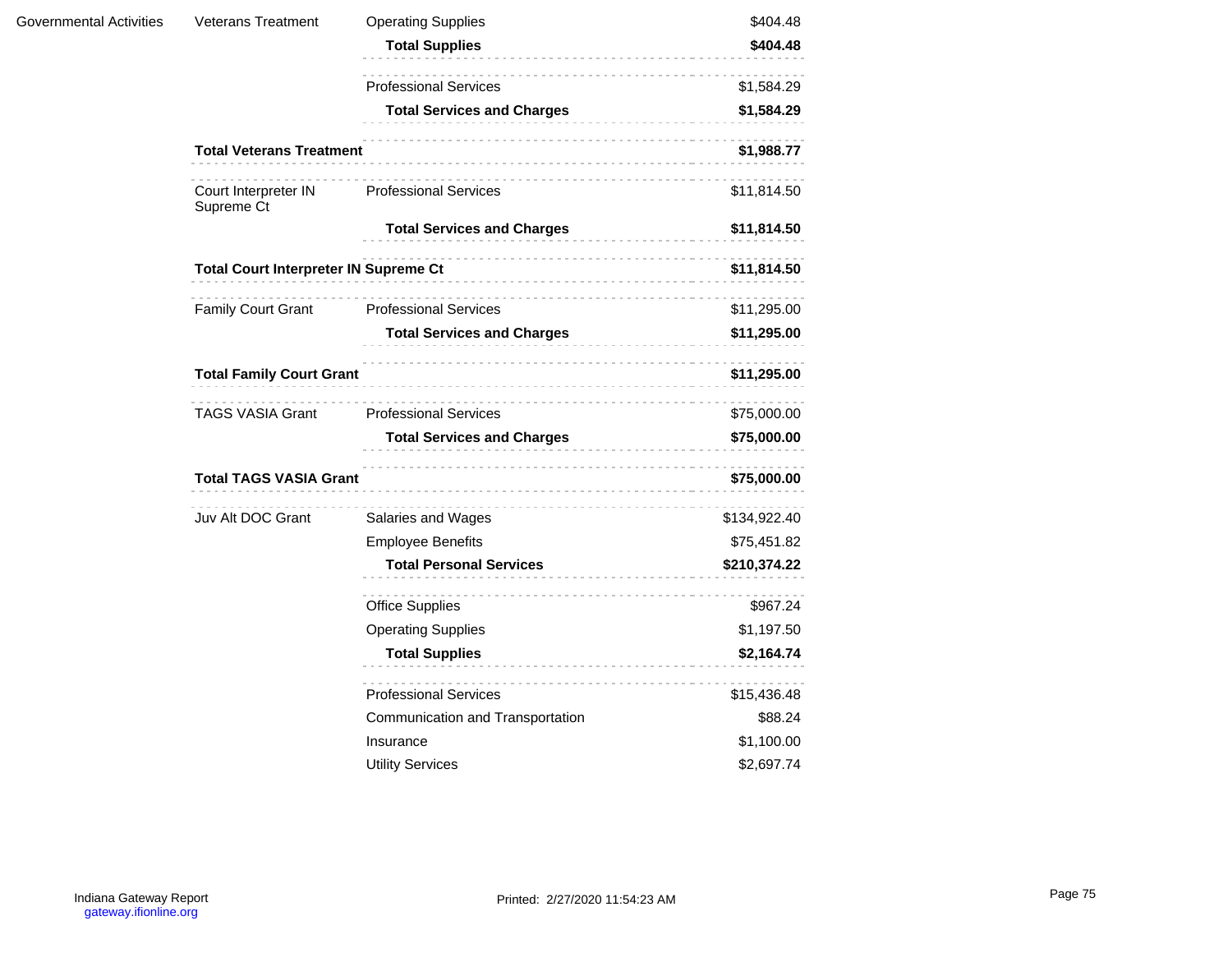| | | | |
|---|---|---|---|
| Governmental Activities | Veterans Treatment | Operating Supplies | $404.48 |
| | | **Total Supplies** | **$404.48** |
| | | Professional Services | $1,584.29 |
| | | **Total Services and Charges** | **$1,584.29** |
| | **Total Veterans Treatment** | | **$1,988.77** |
| | Court Interpreter IN Supreme Ct | Professional Services | $11,814.50 |
| | | **Total Services and Charges** | **$11,814.50** |
| | **Total Court Interpreter IN Supreme Ct** | | **$11,814.50** |
| | Family Court Grant | Professional Services | $11,295.00 |
| | | **Total Services and Charges** | **$11,295.00** |
| | **Total Family Court Grant** | | **$11,295.00** |
| | TAGS VASIA Grant | Professional Services | $75,000.00 |
| | | **Total Services and Charges** | **$75,000.00** |
| | **Total TAGS VASIA Grant** | | **$75,000.00** |
| | Juv Alt DOC Grant | Salaries and Wages | $134,922.40 |
| | | Employee Benefits | $75,451.82 |
| | | **Total Personal Services** | **$210,374.22** |
| | | Office Supplies | $967.24 |
| | | Operating Supplies | $1,197.50 |
| | | **Total Supplies** | **$2,164.74** |
| | | Professional Services | $15,436.48 |
| | | Communication and Transportation | $88.24 |
| | | Insurance | $1,100.00 |
| | | Utility Services | $2,697.74 |

Indiana Gateway Report
gateway.ifionline.org

Printed: 2/27/2020 11:54:23 AM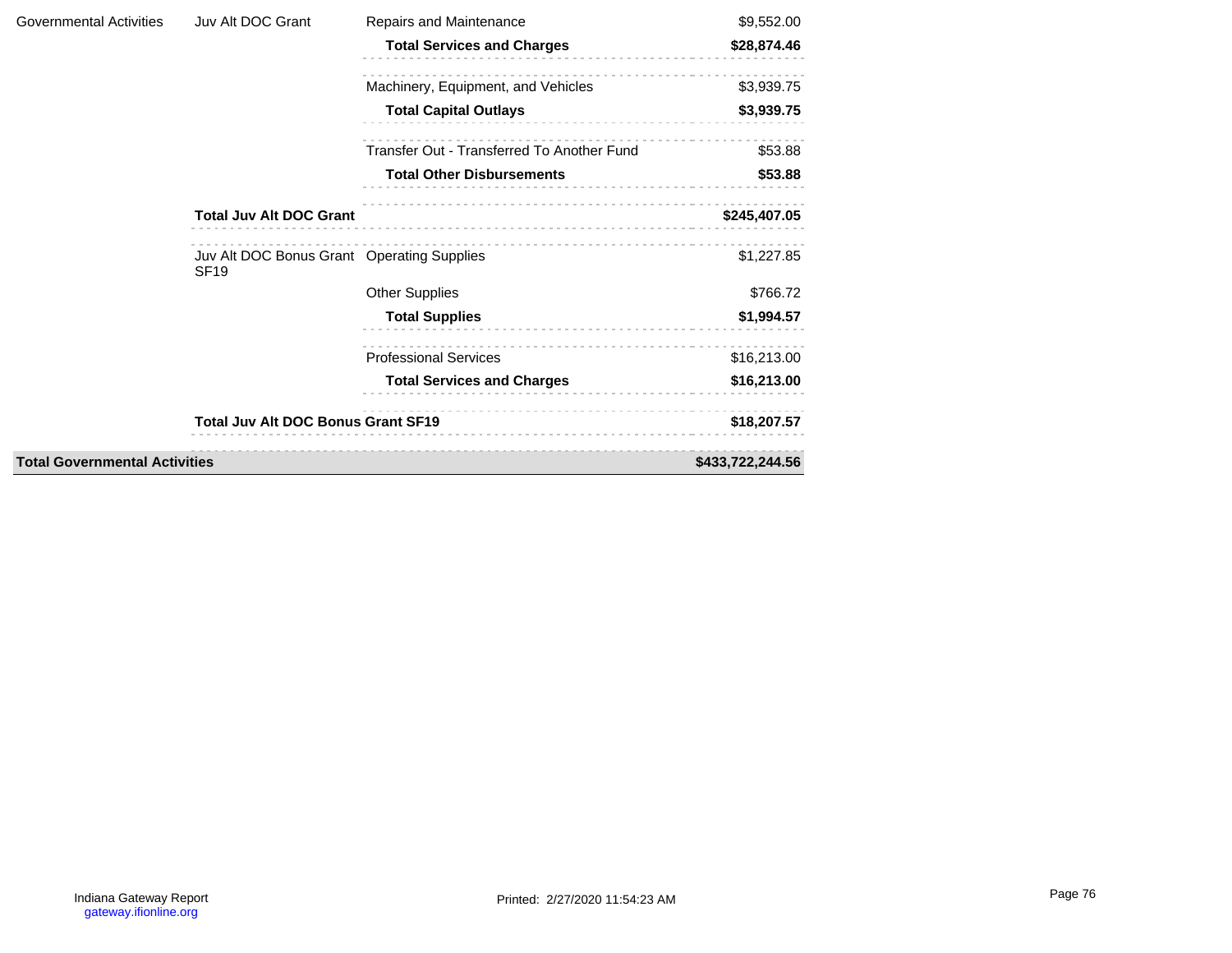| | | | |
|---|---|---|---|
| Governmental Activities | Juv Alt DOC Grant | Repairs and Maintenance | $9,552.00 |
| | | **Total Services and Charges** | **$28,874.46** |
| | | Machinery, Equipment, and Vehicles | $3,939.75 |
| | | **Total Capital Outlays** | **$3,939.75** |
| | | Transfer Out - Transferred To Another Fund | $53.88 |
| | | **Total Other Disbursements** | **$53.88** |
| | **Total Juv Alt DOC Grant** | | **$245,407.05** |
| | Juv Alt DOC Bonus Grant SF19 | Operating Supplies | $1,227.85 |
| | | Other Supplies | $766.72 |
| | | **Total Supplies** | **$1,994.57** |
| | | Professional Services | $16,213.00 |
| | | **Total Services and Charges** | **$16,213.00** |
| | **Total Juv Alt DOC Bonus Grant SF19** | | **$18,207.57** |
| **Total Governmental Activities** | | | **$433,722,244.56** |

Indiana Gateway Report
gateway.ifionline.org

Printed: 2/27/2020 11:54:23 AM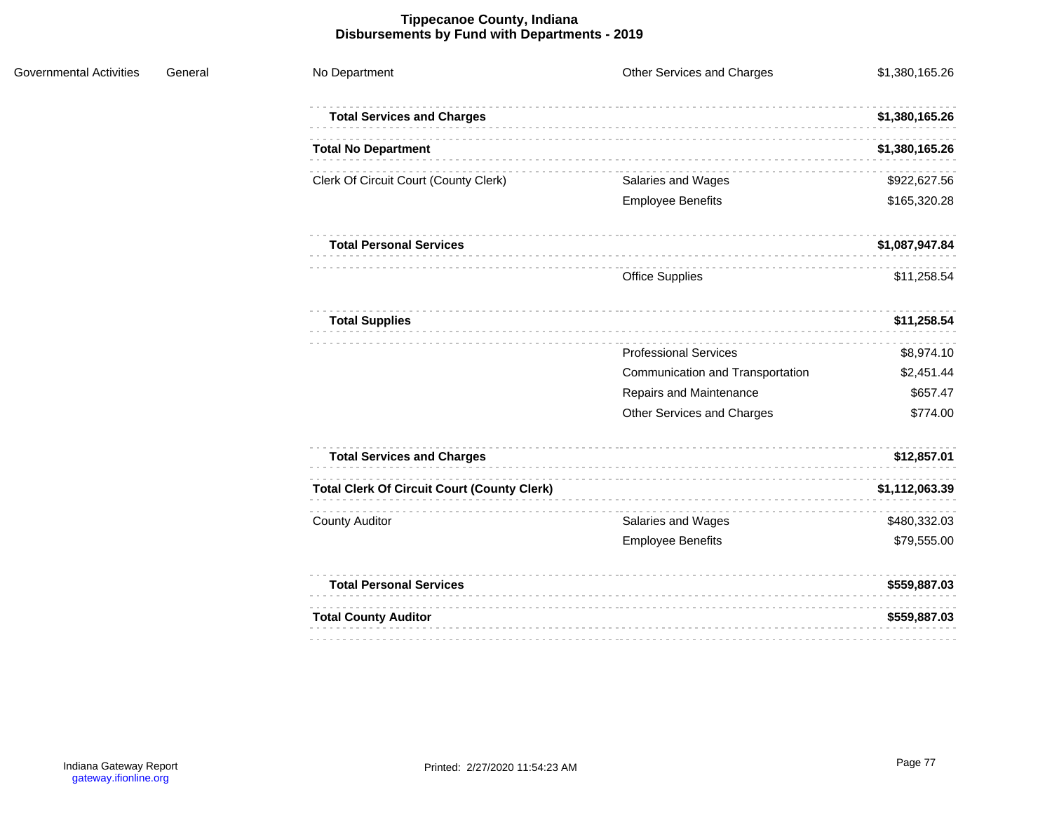# Tippecanoe County, Indiana
## Disbursements by Fund with Departments - 2019

| | | | | |
|---|---|---|---|---|
| Governmental Activities | General | No Department | Other Services and Charges | $1,380,165.26 |
| | | **Total Services and Charges** | | **$1,380,165.26** |
| | | **Total No Department** | | **$1,380,165.26** |
| | | Clerk Of Circuit Court (County Clerk) | Salaries and Wages | $922,627.56 |
| | | | Employee Benefits | $165,320.28 |
| | | **Total Personal Services** | | **$1,087,947.84** |
| | | | Office Supplies | $11,258.54 |
| | | **Total Supplies** | | **$11,258.54** |
| | | | Professional Services | $8,974.10 |
| | | | Communication and Transportation | $2,451.44 |
| | | | Repairs and Maintenance | $657.47 |
| | | | Other Services and Charges | $774.00 |
| | | **Total Services and Charges** | | **$12,857.01** |
| | | **Total Clerk Of Circuit Court (County Clerk)** | | **$1,112,063.39** |
| | | County Auditor | Salaries and Wages | $480,332.03 |
| | | | Employee Benefits | $79,555.00 |
| | | **Total Personal Services** | | **$559,887.03** |
| | | **Total County Auditor** | | **$559,887.03** |

Indiana Gateway Report
gateway.ifionline.org

Printed: 2/27/2020 11:54:23 AM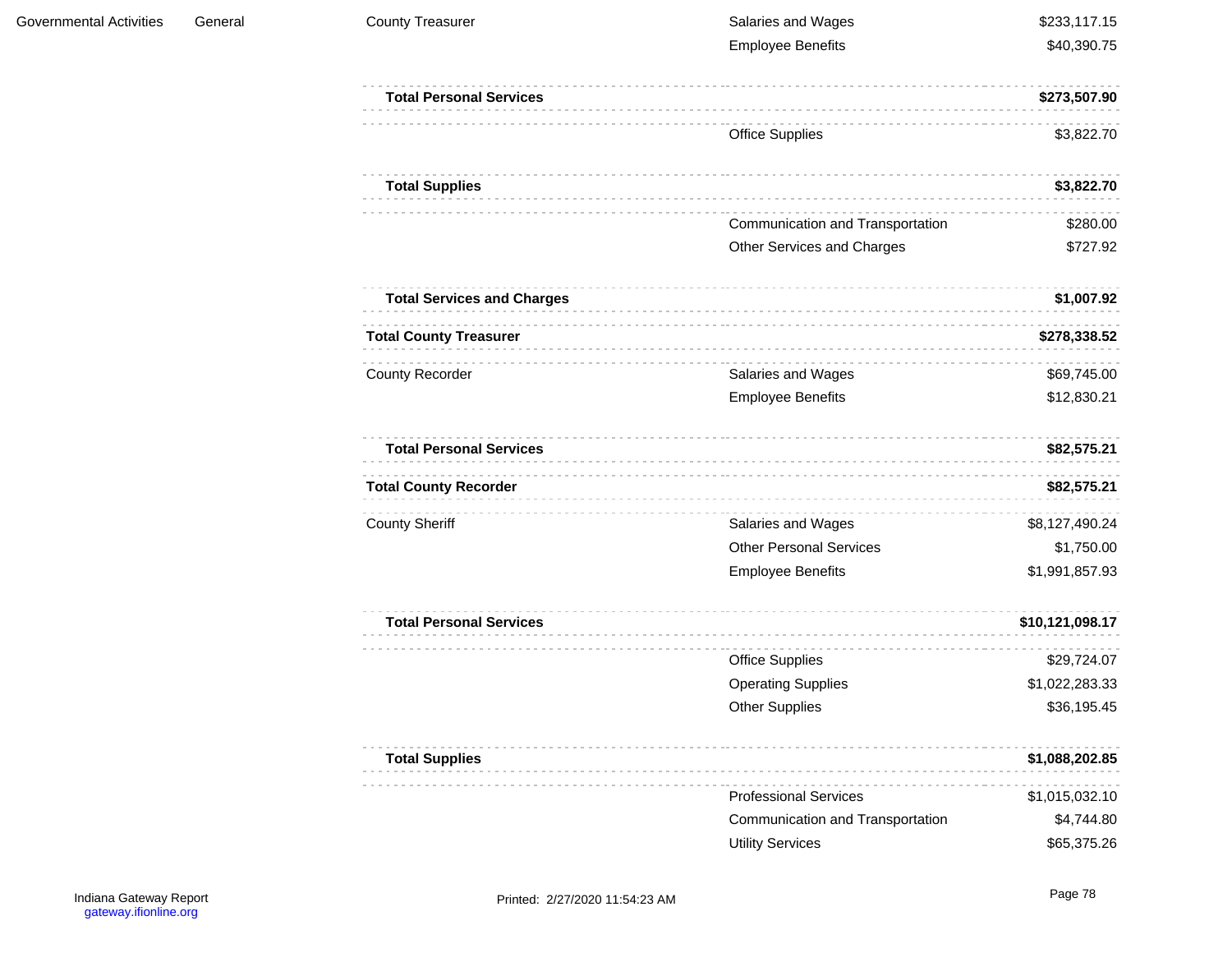| | | | | |
|---|---|---|---|---|
| Governmental Activities | General | County Treasurer | Salaries and Wages | $233,117.15 |
| | | | Employee Benefits | $40,390.75 |
| | | **Total Personal Services** | | **$273,507.90** |
| | | | Office Supplies | $3,822.70 |
| | | **Total Supplies** | | **$3,822.70** |
| | | | Communication and Transportation | $280.00 |
| | | | Other Services and Charges | $727.92 |
| | | **Total Services and Charges** | | **$1,007.92** |
| | | **Total County Treasurer** | | **$278,338.52** |
| | | County Recorder | Salaries and Wages | $69,745.00 |
| | | | Employee Benefits | $12,830.21 |
| | | **Total Personal Services** | | **$82,575.21** |
| | | **Total County Recorder** | | **$82,575.21** |
| | | County Sheriff | Salaries and Wages | $8,127,490.24 |
| | | | Other Personal Services | $1,750.00 |
| | | | Employee Benefits | $1,991,857.93 |
| | | **Total Personal Services** | | **$10,121,098.17** |
| | | | Office Supplies | $29,724.07 |
| | | | Operating Supplies | $1,022,283.33 |
| | | | Other Supplies | $36,195.45 |
| | | **Total Supplies** | | **$1,088,202.85** |
| | | | Professional Services | $1,015,032.10 |
| | | | Communication and Transportation | $4,744.80 |
| | | | Utility Services | $65,375.26 |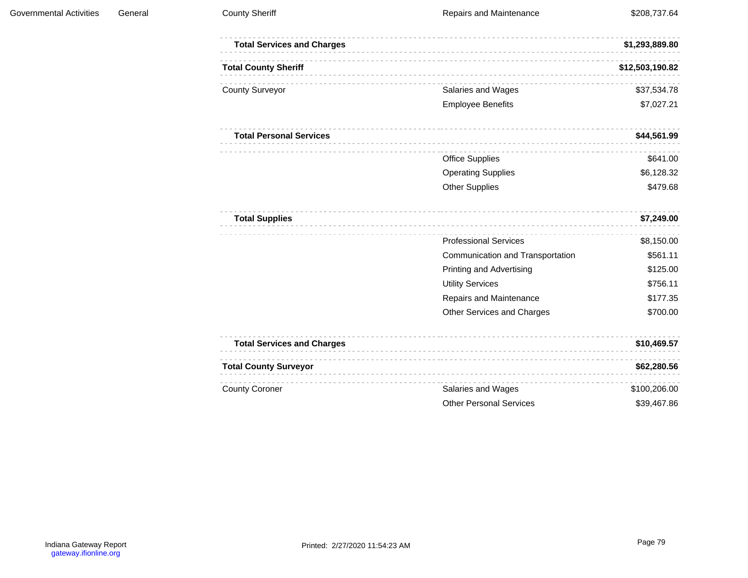| | | | | |
|---|---|---|---|---|
| Governmental Activities | General | County Sheriff | Repairs and Maintenance | $208,737.64 |
| | | **Total Services and Charges** | | **$1,293,889.80** |
| | | **Total County Sheriff** | | **$12,503,190.82** |
| | | County Surveyor | Salaries and Wages | $37,534.78 |
| | | | Employee Benefits | $7,027.21 |
| | | **Total Personal Services** | | **$44,561.99** |
| | | | Office Supplies | $641.00 |
| | | | Operating Supplies | $6,128.32 |
| | | | Other Supplies | $479.68 |
| | | **Total Supplies** | | **$7,249.00** |
| | | | Professional Services | $8,150.00 |
| | | | Communication and Transportation | $561.11 |
| | | | Printing and Advertising | $125.00 |
| | | | Utility Services | $756.11 |
| | | | Repairs and Maintenance | $177.35 |
| | | | Other Services and Charges | $700.00 |
| | | **Total Services and Charges** | | **$10,469.57** |
| | | **Total County Surveyor** | | **$62,280.56** |
| | | County Coroner | Salaries and Wages | $100,206.00 |
| | | | Other Personal Services | $39,467.86 |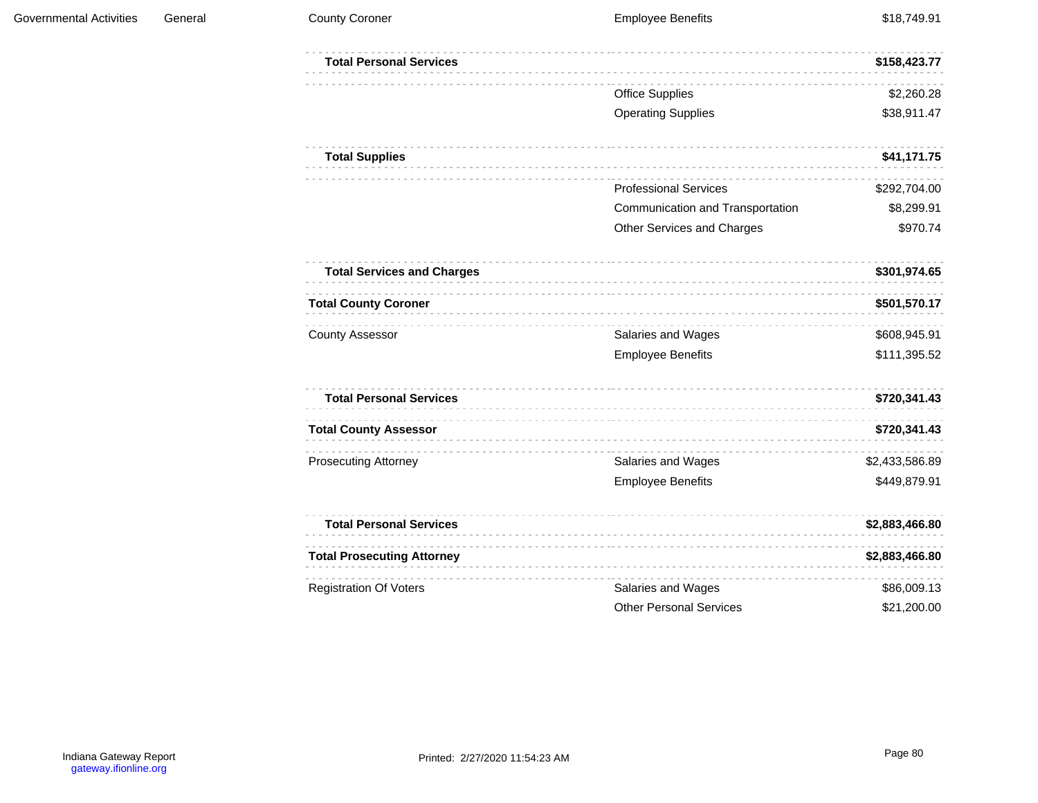| | | | | |
|---|---|---|---|---|
| Governmental Activities | General | County Coroner | Employee Benefits | $18,749.91 |
| | | **Total Personal Services** | | **$158,423.77** |
| | | | Office Supplies | $2,260.28 |
| | | | Operating Supplies | $38,911.47 |
| | | **Total Supplies** | | **$41,171.75** |
| | | | Professional Services | $292,704.00 |
| | | | Communication and Transportation | $8,299.91 |
| | | | Other Services and Charges | $970.74 |
| | | **Total Services and Charges** | | **$301,974.65** |
| | | **Total County Coroner** | | **$501,570.17** |
| | | County Assessor | Salaries and Wages | $608,945.91 |
| | | | Employee Benefits | $111,395.52 |
| | | **Total Personal Services** | | **$720,341.43** |
| | | **Total County Assessor** | | **$720,341.43** |
| | | Prosecuting Attorney | Salaries and Wages | $2,433,586.89 |
| | | | Employee Benefits | $449,879.91 |
| | | **Total Personal Services** | | **$2,883,466.80** |
| | | **Total Prosecuting Attorney** | | **$2,883,466.80** |
| | | Registration Of Voters | Salaries and Wages | $86,009.13 |
| | | | Other Personal Services | $21,200.00 |

Indiana Gateway Report
gateway.ifionline.org

Printed: 2/27/2020 11:54:23 AM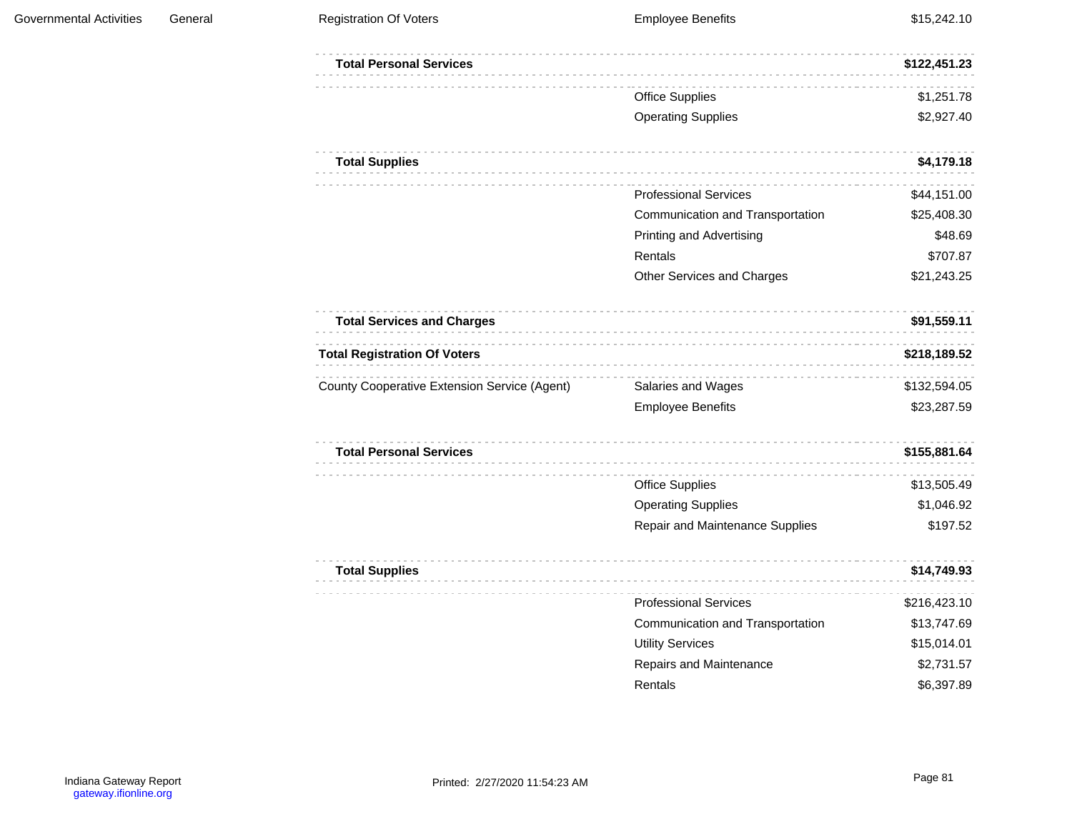| | | | | |
|---|---|---|---|---|
| Governmental Activities | General | Registration Of Voters | Employee Benefits | $15,242.10 |
| | | **Total Personal Services** | | **$122,451.23** |
| | | | Office Supplies | $1,251.78 |
| | | | Operating Supplies | $2,927.40 |
| | | **Total Supplies** | | **$4,179.18** |
| | | | Professional Services | $44,151.00 |
| | | | Communication and Transportation | $25,408.30 |
| | | | Printing and Advertising | $48.69 |
| | | | Rentals | $707.87 |
| | | | Other Services and Charges | $21,243.25 |
| | | **Total Services and Charges** | | **$91,559.11** |
| | | **Total Registration Of Voters** | | **$218,189.52** |
| | | County Cooperative Extension Service (Agent) | Salaries and Wages | $132,594.05 |
| | | | Employee Benefits | $23,287.59 |
| | | **Total Personal Services** | | **$155,881.64** |
| | | | Office Supplies | $13,505.49 |
| | | | Operating Supplies | $1,046.92 |
| | | | Repair and Maintenance Supplies | $197.52 |
| | | **Total Supplies** | | **$14,749.93** |
| | | | Professional Services | $216,423.10 |
| | | | Communication and Transportation | $13,747.69 |
| | | | Utility Services | $15,014.01 |
| | | | Repairs and Maintenance | $2,731.57 |
| | | | Rentals | $6,397.89 |

Indiana Gateway Report
gateway.ifionline.org

Printed: 2/27/2020 11:54:23 AM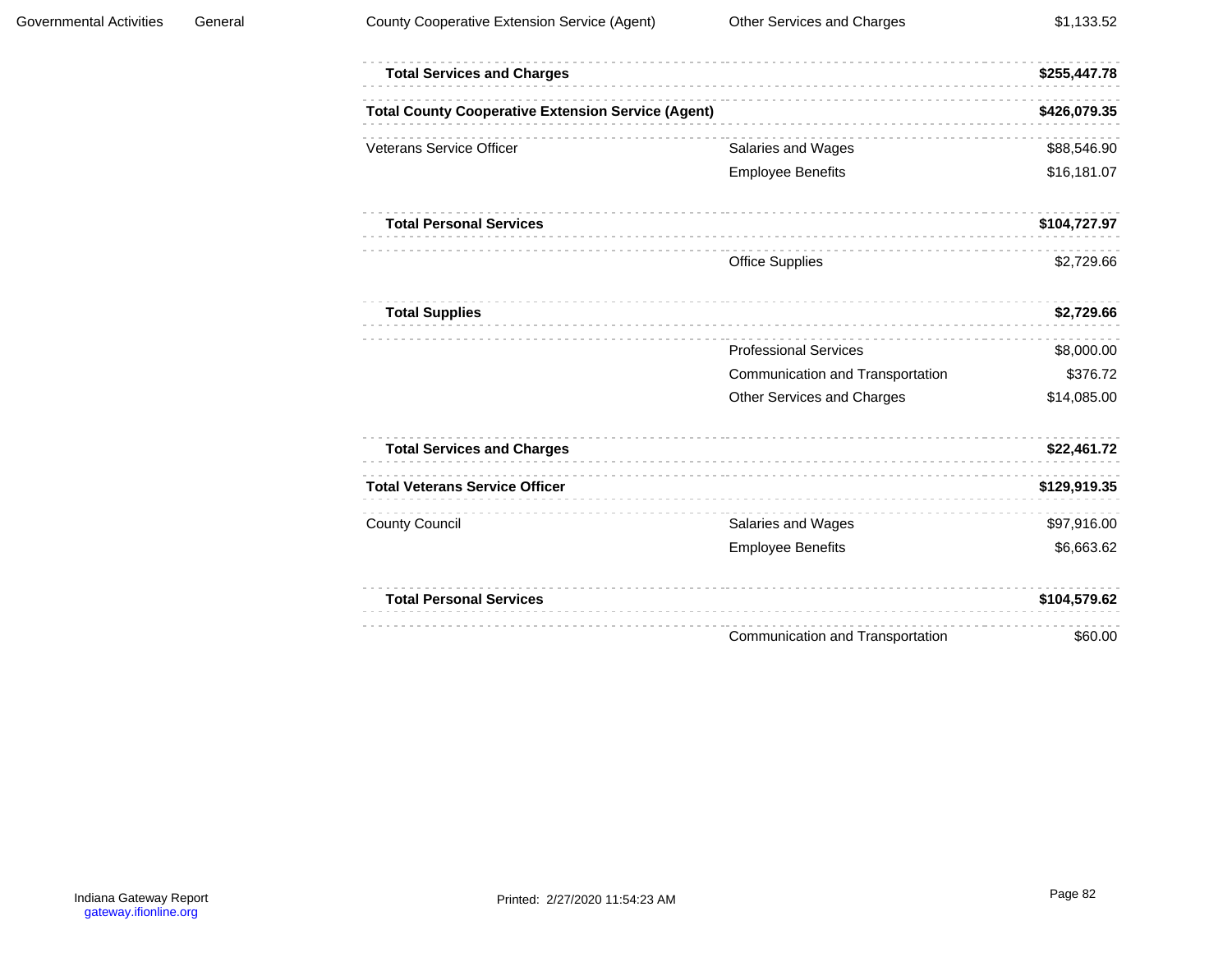| | | | | |
|---|---|---|---|---|
| Governmental Activities | General | County Cooperative Extension Service (Agent) | Other Services and Charges | $1,133.52 |
| | | **Total Services and Charges** | | **$255,447.78** |
| | | **Total County Cooperative Extension Service (Agent)** | | **$426,079.35** |
| | | Veterans Service Officer | Salaries and Wages | $88,546.90 |
| | | | Employee Benefits | $16,181.07 |
| | | **Total Personal Services** | | **$104,727.97** |
| | | | Office Supplies | $2,729.66 |
| | | **Total Supplies** | | **$2,729.66** |
| | | | Professional Services | $8,000.00 |
| | | | Communication and Transportation | $376.72 |
| | | | Other Services and Charges | $14,085.00 |
| | | **Total Services and Charges** | | **$22,461.72** |
| | | **Total Veterans Service Officer** | | **$129,919.35** |
| | | County Council | Salaries and Wages | $97,916.00 |
| | | | Employee Benefits | $6,663.62 |
| | | **Total Personal Services** | | **$104,579.62** |
| | | | Communication and Transportation | $60.00 |

Indiana Gateway Report
gateway.ifionline.org

Printed: 2/27/2020 11:54:23 AM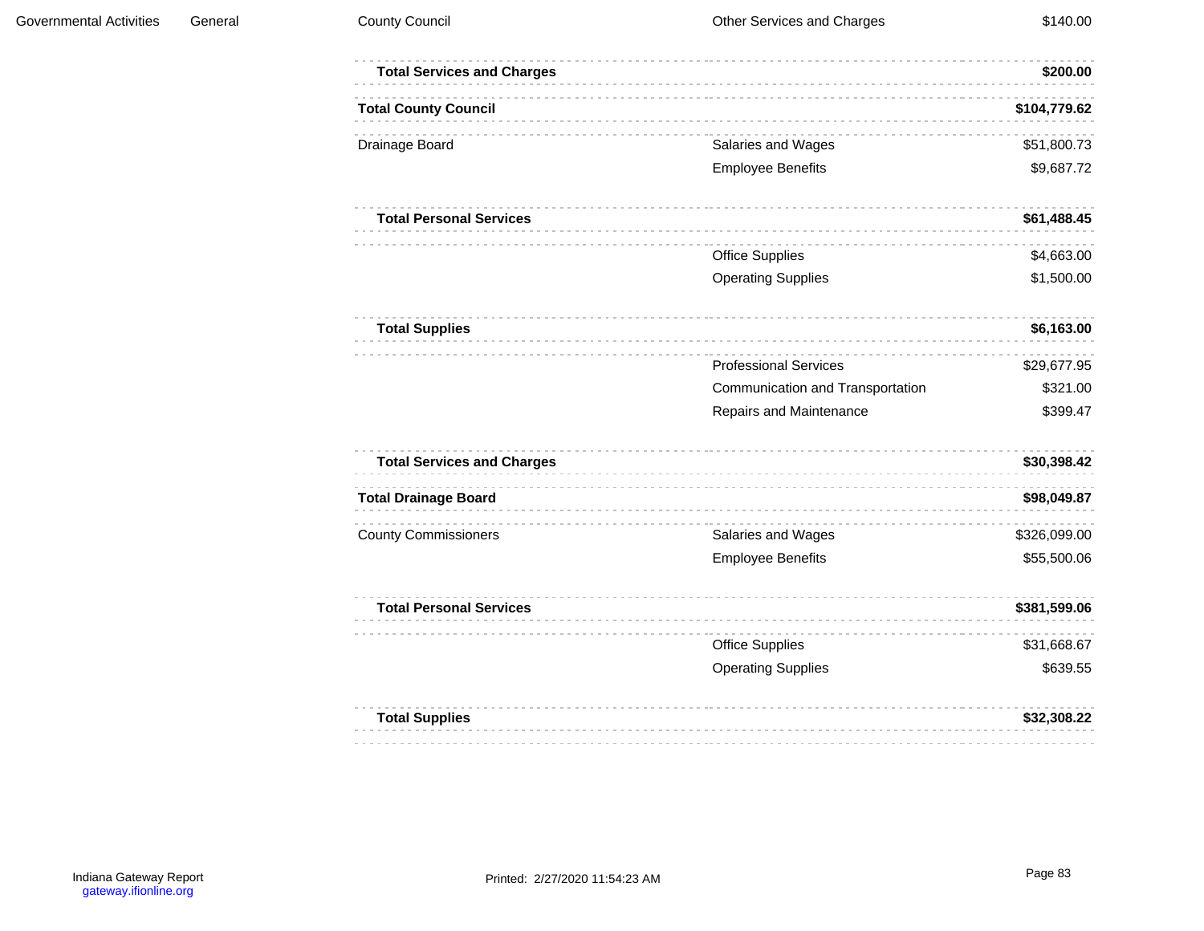| | | | | |
|---|---|---|---|---|
| Governmental Activities | General | County Council | Other Services and Charges | $140.00 |
| | | **Total Services and Charges** | | **$200.00** |
| | | **Total County Council** | | **$104,779.62** |
| | | Drainage Board | Salaries and Wages | $51,800.73 |
| | | | Employee Benefits | $9,687.72 |
| | | **Total Personal Services** | | **$61,488.45** |
| | | | Office Supplies | $4,663.00 |
| | | | Operating Supplies | $1,500.00 |
| | | **Total Supplies** | | **$6,163.00** |
| | | | Professional Services | $29,677.95 |
| | | | Communication and Transportation | $321.00 |
| | | | Repairs and Maintenance | $399.47 |
| | | **Total Services and Charges** | | **$30,398.42** |
| | | **Total Drainage Board** | | **$98,049.87** |
| | | County Commissioners | Salaries and Wages | $326,099.00 |
| | | | Employee Benefits | $55,500.06 |
| | | **Total Personal Services** | | **$381,599.06** |
| | | | Office Supplies | $31,668.67 |
| | | | Operating Supplies | $639.55 |
| | | **Total Supplies** | | **$32,308.22** |

Indiana Gateway Report
gateway.ifionline.org

Printed: 2/27/2020 11:54:23 AM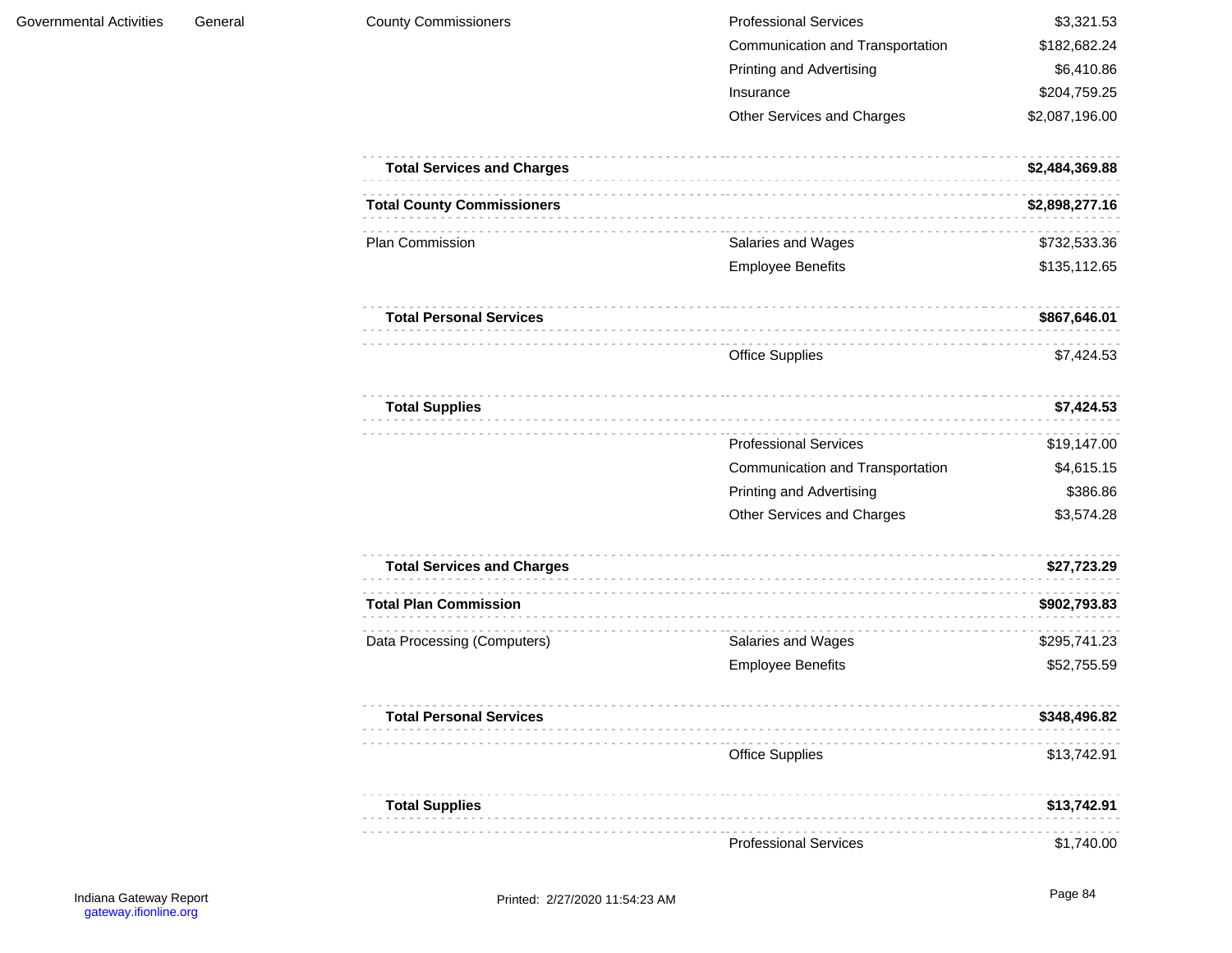| | | | | |
|---|---|---|---|---|
| Governmental Activities | General | County Commissioners | Professional Services | $3,321.53 |
| | | | Communication and Transportation | $182,682.24 |
| | | | Printing and Advertising | $6,410.86 |
| | | | Insurance | $204,759.25 |
| | | | Other Services and Charges | $2,087,196.00 |
| | | **Total Services and Charges** | | **$2,484,369.88** |
| | | **Total County Commissioners** | | **$2,898,277.16** |
| | | Plan Commission | Salaries and Wages | $732,533.36 |
| | | | Employee Benefits | $135,112.65 |
| | | **Total Personal Services** | | **$867,646.01** |
| | | | Office Supplies | $7,424.53 |
| | | **Total Supplies** | | **$7,424.53** |
| | | | Professional Services | $19,147.00 |
| | | | Communication and Transportation | $4,615.15 |
| | | | Printing and Advertising | $386.86 |
| | | | Other Services and Charges | $3,574.28 |
| | | **Total Services and Charges** | | **$27,723.29** |
| | | **Total Plan Commission** | | **$902,793.83** |
| | | Data Processing (Computers) | Salaries and Wages | $295,741.23 |
| | | | Employee Benefits | $52,755.59 |
| | | **Total Personal Services** | | **$348,496.82** |
| | | | Office Supplies | $13,742.91 |
| | | **Total Supplies** | | **$13,742.91** |
| | | | Professional Services | $1,740.00 |

Indiana Gateway Report
gateway.ifionline.org

Printed: 2/27/2020 11:54:23 AM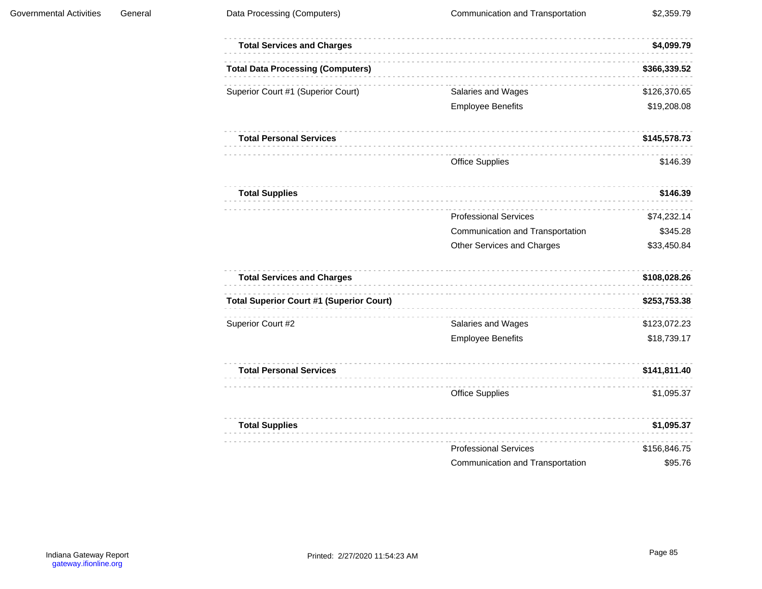| | | | | |
|---|---|---|---|---|
| Governmental Activities | General | Data Processing (Computers) | Communication and Transportation | $2,359.79 |
| | | **Total Services and Charges** | | **$4,099.79** |
| | | **Total Data Processing (Computers)** | | **$366,339.52** |
| | | Superior Court #1 (Superior Court) | Salaries and Wages | $126,370.65 |
| | | | Employee Benefits | $19,208.08 |
| | | **Total Personal Services** | | **$145,578.73** |
| | | | Office Supplies | $146.39 |
| | | **Total Supplies** | | **$146.39** |
| | | | Professional Services | $74,232.14 |
| | | | Communication and Transportation | $345.28 |
| | | | Other Services and Charges | $33,450.84 |
| | | **Total Services and Charges** | | **$108,028.26** |
| | | **Total Superior Court #1 (Superior Court)** | | **$253,753.38** |
| | | Superior Court #2 | Salaries and Wages | $123,072.23 |
| | | | Employee Benefits | $18,739.17 |
| | | **Total Personal Services** | | **$141,811.40** |
| | | | Office Supplies | $1,095.37 |
| | | **Total Supplies** | | **$1,095.37** |
| | | | Professional Services | $156,846.75 |
| | | | Communication and Transportation | $95.76 |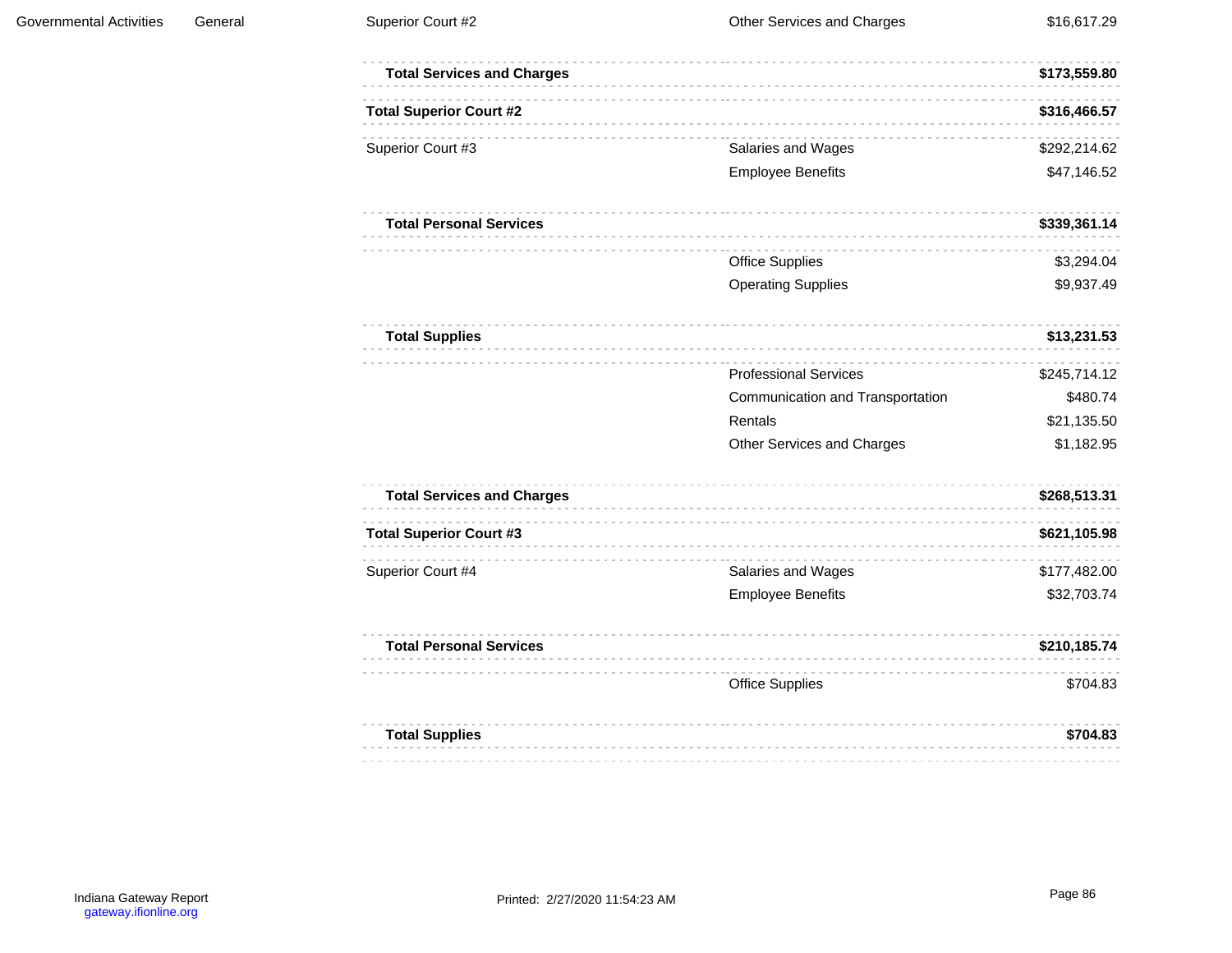| | | | | |
|---|---|---|---|---|
| Governmental Activities | General | Superior Court #2 | Other Services and Charges | $16,617.29 |
| | | **Total Services and Charges** | | **$173,559.80** |
| | | **Total Superior Court #2** | | **$316,466.57** |
| | | Superior Court #3 | Salaries and Wages | $292,214.62 |
| | | | Employee Benefits | $47,146.52 |
| | | **Total Personal Services** | | **$339,361.14** |
| | | | Office Supplies | $3,294.04 |
| | | | Operating Supplies | $9,937.49 |
| | | **Total Supplies** | | **$13,231.53** |
| | | | Professional Services | $245,714.12 |
| | | | Communication and Transportation | $480.74 |
| | | | Rentals | $21,135.50 |
| | | | Other Services and Charges | $1,182.95 |
| | | **Total Services and Charges** | | **$268,513.31** |
| | | **Total Superior Court #3** | | **$621,105.98** |
| | | Superior Court #4 | Salaries and Wages | $177,482.00 |
| | | | Employee Benefits | $32,703.74 |
| | | **Total Personal Services** | | **$210,185.74** |
| | | | Office Supplies | $704.83 |
| | | **Total Supplies** | | **$704.83** |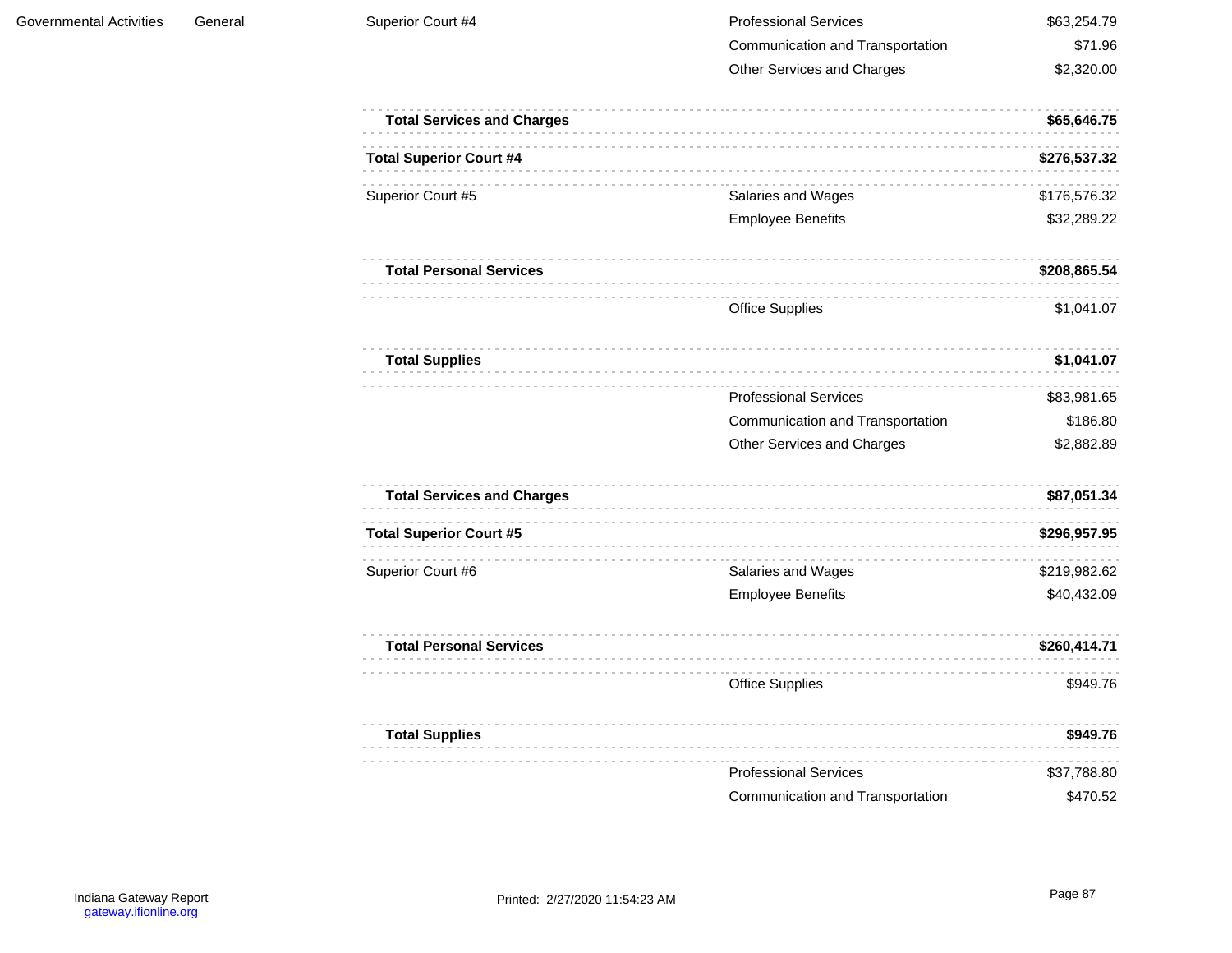| | | | | |
|---|---|---|---|---|
| Governmental Activities | General | Superior Court #4 | Professional Services | $63,254.79 |
| | | | Communication and Transportation | $71.96 |
| | | | Other Services and Charges | $2,320.00 |
| | | **Total Services and Charges** | | **$65,646.75** |
| | | **Total Superior Court #4** | | **$276,537.32** |
| | | Superior Court #5 | Salaries and Wages | $176,576.32 |
| | | | Employee Benefits | $32,289.22 |
| | | **Total Personal Services** | | **$208,865.54** |
| | | | Office Supplies | $1,041.07 |
| | | **Total Supplies** | | **$1,041.07** |
| | | | Professional Services | $83,981.65 |
| | | | Communication and Transportation | $186.80 |
| | | | Other Services and Charges | $2,882.89 |
| | | **Total Services and Charges** | | **$87,051.34** |
| | | **Total Superior Court #5** | | **$296,957.95** |
| | | Superior Court #6 | Salaries and Wages | $219,982.62 |
| | | | Employee Benefits | $40,432.09 |
| | | **Total Personal Services** | | **$260,414.71** |
| | | | Office Supplies | $949.76 |
| | | **Total Supplies** | | **$949.76** |
| | | | Professional Services | $37,788.80 |
| | | | Communication and Transportation | $470.52 |

Indiana Gateway Report
gateway.ifionline.org

Printed: 2/27/2020 11:54:23 AM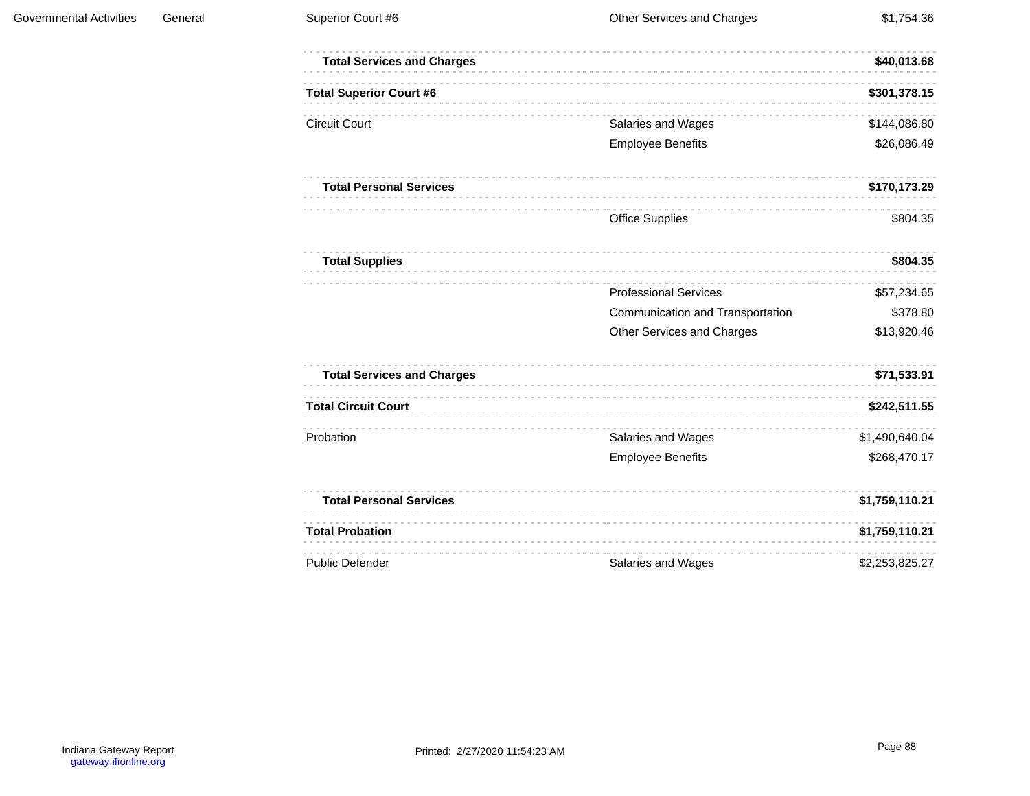| | | | | |
|---|---|---|---|---|
| Governmental Activities | General | Superior Court #6 | Other Services and Charges | $1,754.36 |
| | | **Total Services and Charges** | | **$40,013.68** |
| | | **Total Superior Court #6** | | **$301,378.15** |
| | | Circuit Court | Salaries and Wages | $144,086.80 |
| | | | Employee Benefits | $26,086.49 |
| | | **Total Personal Services** | | **$170,173.29** |
| | | | Office Supplies | $804.35 |
| | | **Total Supplies** | | **$804.35** |
| | | | Professional Services | $57,234.65 |
| | | | Communication and Transportation | $378.80 |
| | | | Other Services and Charges | $13,920.46 |
| | | **Total Services and Charges** | | **$71,533.91** |
| | | **Total Circuit Court** | | **$242,511.55** |
| | | Probation | Salaries and Wages | $1,490,640.04 |
| | | | Employee Benefits | $268,470.17 |
| | | **Total Personal Services** | | **$1,759,110.21** |
| | | **Total Probation** | | **$1,759,110.21** |
| | | Public Defender | Salaries and Wages | $2,253,825.27 |

Indiana Gateway Report
gateway.ifionline.org

Printed: 2/27/2020 11:54:23 AM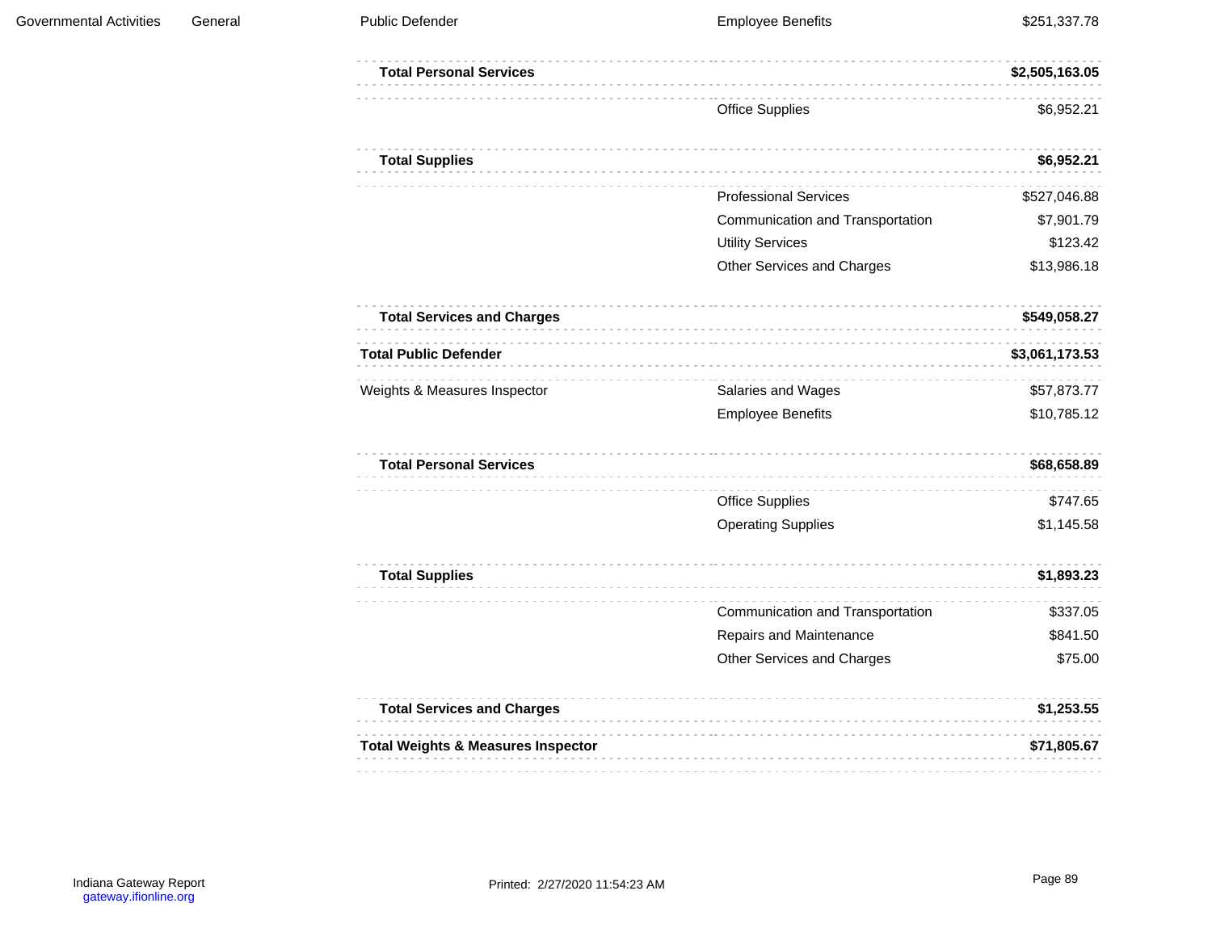| | | | | |
|---|---|---|---|---|
| Governmental Activities | General | Public Defender | Employee Benefits | $251,337.78 |
| | | **Total Personal Services** | | **$2,505,163.05** |
| | | | Office Supplies | $6,952.21 |
| | | **Total Supplies** | | **$6,952.21** |
| | | | Professional Services | $527,046.88 |
| | | | Communication and Transportation | $7,901.79 |
| | | | Utility Services | $123.42 |
| | | | Other Services and Charges | $13,986.18 |
| | | **Total Services and Charges** | | **$549,058.27** |
| | | **Total Public Defender** | | **$3,061,173.53** |
| | | Weights & Measures Inspector | Salaries and Wages | $57,873.77 |
| | | | Employee Benefits | $10,785.12 |
| | | **Total Personal Services** | | **$68,658.89** |
| | | | Office Supplies | $747.65 |
| | | | Operating Supplies | $1,145.58 |
| | | **Total Supplies** | | **$1,893.23** |
| | | | Communication and Transportation | $337.05 |
| | | | Repairs and Maintenance | $841.50 |
| | | | Other Services and Charges | $75.00 |
| | | **Total Services and Charges** | | **$1,253.55** |
| | | **Total Weights & Measures Inspector** | | **$71,805.67** |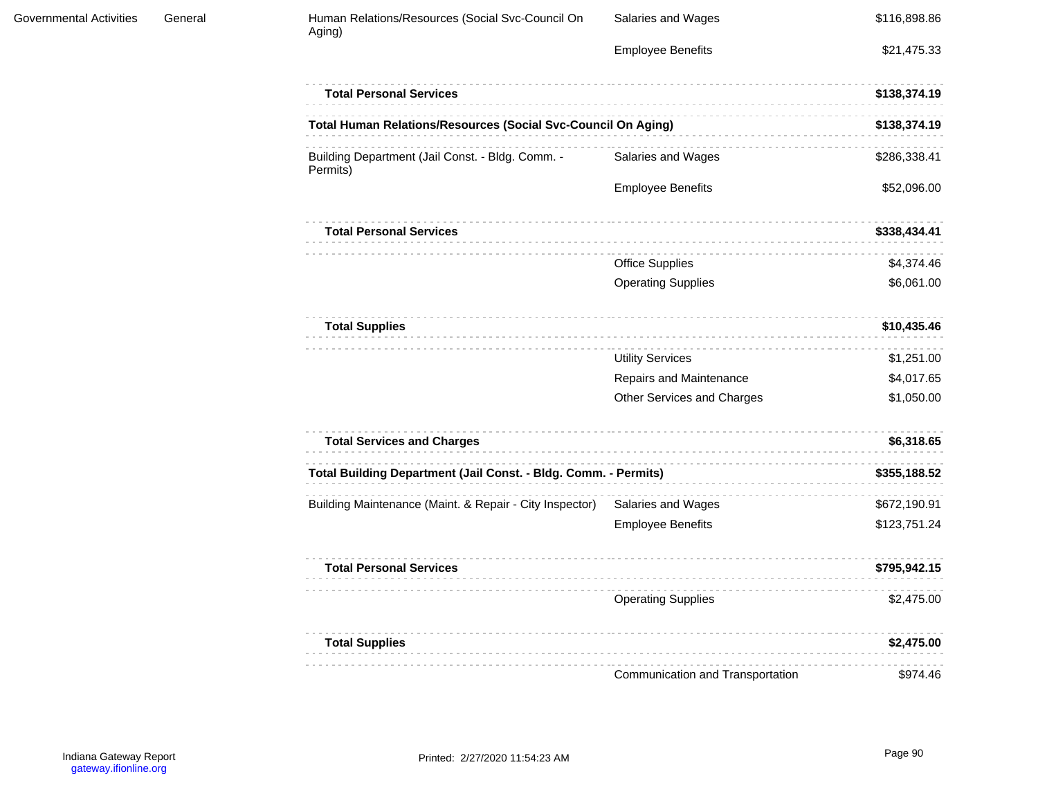| | | | | |
|---|---|---|---|---|
| Governmental Activities | General | Human Relations/Resources (Social Svc-Council On Aging) | Salaries and Wages | $116,898.86 |
| | | | Employee Benefits | $21,475.33 |
| | | **Total Personal Services** | | **$138,374.19** |
| | | **Total Human Relations/Resources (Social Svc-Council On Aging)** | | **$138,374.19** |
| | | Building Department (Jail Const. - Bldg. Comm. - Permits) | Salaries and Wages | $286,338.41 |
| | | | Employee Benefits | $52,096.00 |
| | | **Total Personal Services** | | **$338,434.41** |
| | | | Office Supplies | $4,374.46 |
| | | | Operating Supplies | $6,061.00 |
| | | **Total Supplies** | | **$10,435.46** |
| | | | Utility Services | $1,251.00 |
| | | | Repairs and Maintenance | $4,017.65 |
| | | | Other Services and Charges | $1,050.00 |
| | | **Total Services and Charges** | | **$6,318.65** |
| | | **Total Building Department (Jail Const. - Bldg. Comm. - Permits)** | | **$355,188.52** |
| | | Building Maintenance (Maint. & Repair - City Inspector) | Salaries and Wages | $672,190.91 |
| | | | Employee Benefits | $123,751.24 |
| | | **Total Personal Services** | | **$795,942.15** |
| | | | Operating Supplies | $2,475.00 |
| | | **Total Supplies** | | **$2,475.00** |
| | | | Communication and Transportation | $974.46 |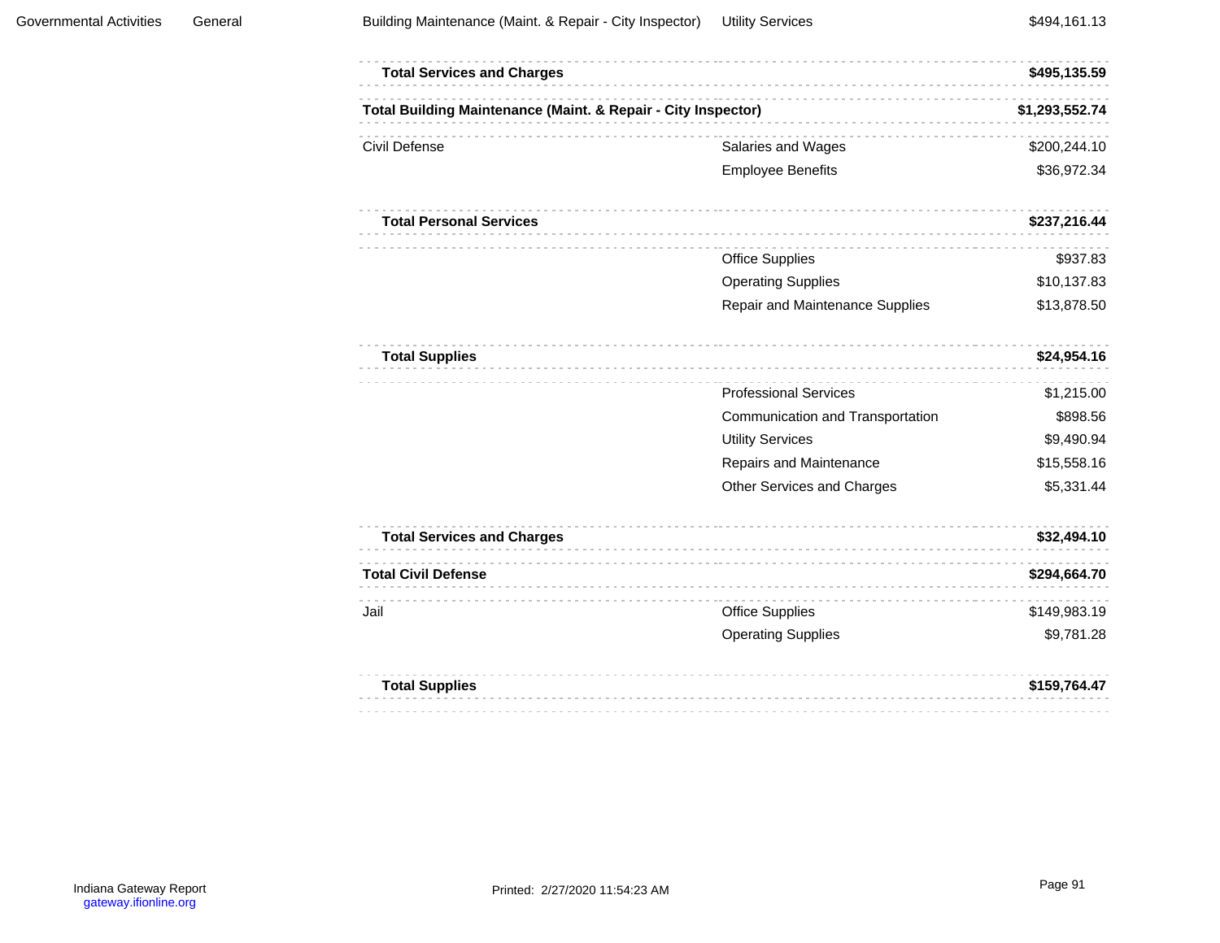| | | | | |
|---|---|---|---|---|
| Governmental Activities | General | Building Maintenance (Maint. & Repair - City Inspector) | Utility Services | $494,161.13 |
| | | **Total Services and Charges** | | **$495,135.59** |
| | | **Total Building Maintenance (Maint. & Repair - City Inspector)** | | **$1,293,552.74** |
| | | Civil Defense | Salaries and Wages | $200,244.10 |
| | | | Employee Benefits | $36,972.34 |
| | | **Total Personal Services** | | **$237,216.44** |
| | | | Office Supplies | $937.83 |
| | | | Operating Supplies | $10,137.83 |
| | | | Repair and Maintenance Supplies | $13,878.50 |
| | | **Total Supplies** | | **$24,954.16** |
| | | | Professional Services | $1,215.00 |
| | | | Communication and Transportation | $898.56 |
| | | | Utility Services | $9,490.94 |
| | | | Repairs and Maintenance | $15,558.16 |
| | | | Other Services and Charges | $5,331.44 |
| | | **Total Services and Charges** | | **$32,494.10** |
| | | **Total Civil Defense** | | **$294,664.70** |
| | | Jail | Office Supplies | $149,983.19 |
| | | | Operating Supplies | $9,781.28 |
| | | **Total Supplies** | | **$159,764.47** |

Indiana Gateway Report
gateway.ifionline.org

Printed: 2/27/2020 11:54:23 AM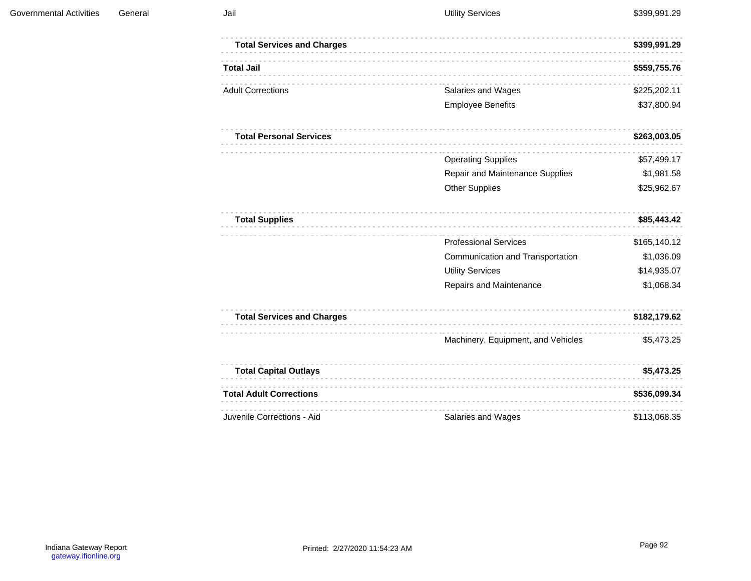| | | | | |
|---|---|---|---|---|
| Governmental Activities | General | Jail | Utility Services | $399,991.29 |
| | | **Total Services and Charges** | | **$399,991.29** |
| | | **Total Jail** | | **$559,755.76** |
| | | Adult Corrections | Salaries and Wages | $225,202.11 |
| | | | Employee Benefits | $37,800.94 |
| | | **Total Personal Services** | | **$263,003.05** |
| | | | Operating Supplies | $57,499.17 |
| | | | Repair and Maintenance Supplies | $1,981.58 |
| | | | Other Supplies | $25,962.67 |
| | | **Total Supplies** | | **$85,443.42** |
| | | | Professional Services | $165,140.12 |
| | | | Communication and Transportation | $1,036.09 |
| | | | Utility Services | $14,935.07 |
| | | | Repairs and Maintenance | $1,068.34 |
| | | **Total Services and Charges** | | **$182,179.62** |
| | | | Machinery, Equipment, and Vehicles | $5,473.25 |
| | | **Total Capital Outlays** | | **$5,473.25** |
| | | **Total Adult Corrections** | | **$536,099.34** |
| | | Juvenile Corrections - Aid | Salaries and Wages | $113,068.35 |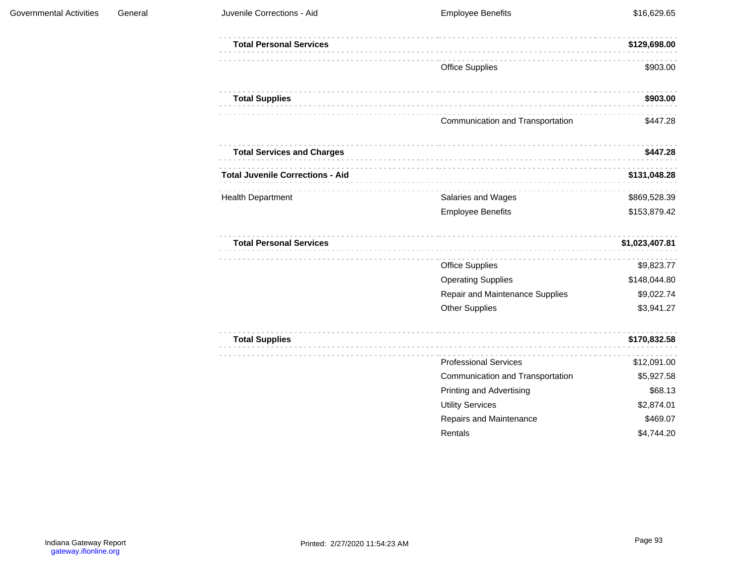| | | | | |
|---|---|---|---|---|
| Governmental Activities | General | Juvenile Corrections - Aid | Employee Benefits | $16,629.65 |
| | | **Total Personal Services** | | **$129,698.00** |
| | | | Office Supplies | $903.00 |
| | | **Total Supplies** | | **$903.00** |
| | | | Communication and Transportation | $447.28 |
| | | **Total Services and Charges** | | **$447.28** |
| | | **Total Juvenile Corrections - Aid** | | **$131,048.28** |
| | | Health Department | Salaries and Wages | $869,528.39 |
| | | | Employee Benefits | $153,879.42 |
| | | **Total Personal Services** | | **$1,023,407.81** |
| | | | Office Supplies | $9,823.77 |
| | | | Operating Supplies | $148,044.80 |
| | | | Repair and Maintenance Supplies | $9,022.74 |
| | | | Other Supplies | $3,941.27 |
| | | **Total Supplies** | | **$170,832.58** |
| | | | Professional Services | $12,091.00 |
| | | | Communication and Transportation | $5,927.58 |
| | | | Printing and Advertising | $68.13 |
| | | | Utility Services | $2,874.01 |
| | | | Repairs and Maintenance | $469.07 |
| | | | Rentals | $4,744.20 |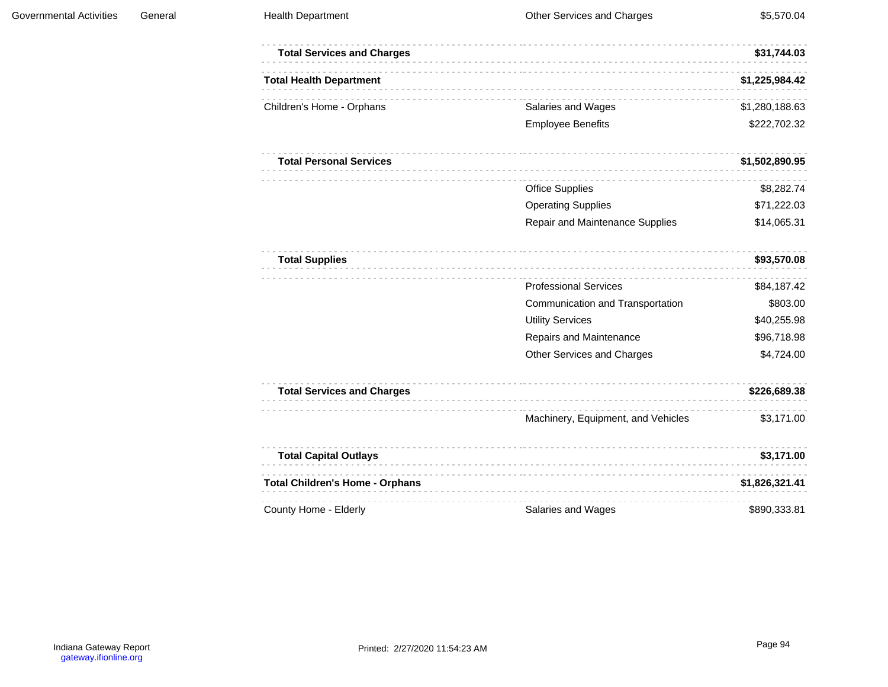| | | | | |
|---|---|---|---|---|
| Governmental Activities | General | Health Department | Other Services and Charges | $5,570.04 |
| | | **Total Services and Charges** | | **$31,744.03** |
| | | **Total Health Department** | | **$1,225,984.42** |
| | | Children's Home - Orphans | Salaries and Wages | $1,280,188.63 |
| | | | Employee Benefits | $222,702.32 |
| | | **Total Personal Services** | | **$1,502,890.95** |
| | | | Office Supplies | $8,282.74 |
| | | | Operating Supplies | $71,222.03 |
| | | | Repair and Maintenance Supplies | $14,065.31 |
| | | **Total Supplies** | | **$93,570.08** |
| | | | Professional Services | $84,187.42 |
| | | | Communication and Transportation | $803.00 |
| | | | Utility Services | $40,255.98 |
| | | | Repairs and Maintenance | $96,718.98 |
| | | | Other Services and Charges | $4,724.00 |
| | | **Total Services and Charges** | | **$226,689.38** |
| | | | Machinery, Equipment, and Vehicles | $3,171.00 |
| | | **Total Capital Outlays** | | **$3,171.00** |
| | | **Total Children's Home - Orphans** | | **$1,826,321.41** |
| | | County Home - Elderly | Salaries and Wages | $890,333.81 |

Indiana Gateway Report
gateway.ifionline.org

Printed: 2/27/2020 11:54:23 AM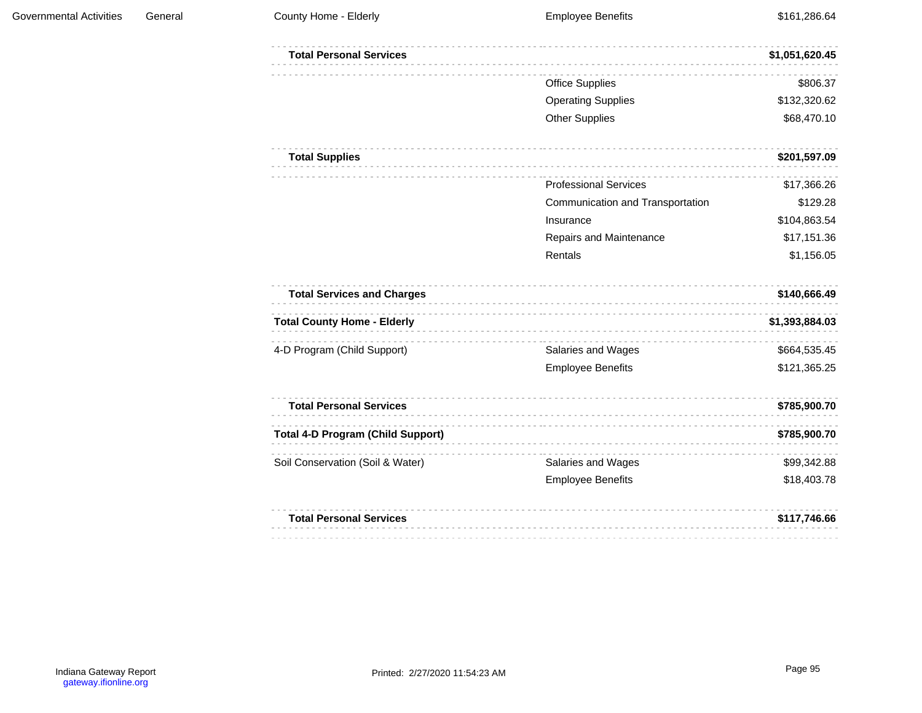| | | | | |
|---|---|---|---|---|
| Governmental Activities | General | County Home - Elderly | Employee Benefits | $161,286.64 |
| | | **Total Personal Services** | | **$1,051,620.45** |
| | | | Office Supplies | $806.37 |
| | | | Operating Supplies | $132,320.62 |
| | | | Other Supplies | $68,470.10 |
| | | **Total Supplies** | | **$201,597.09** |
| | | | Professional Services | $17,366.26 |
| | | | Communication and Transportation | $129.28 |
| | | | Insurance | $104,863.54 |
| | | | Repairs and Maintenance | $17,151.36 |
| | | | Rentals | $1,156.05 |
| | | **Total Services and Charges** | | **$140,666.49** |
| | | **Total County Home - Elderly** | | **$1,393,884.03** |
| | | 4-D Program (Child Support) | Salaries and Wages | $664,535.45 |
| | | | Employee Benefits | $121,365.25 |
| | | **Total Personal Services** | | **$785,900.70** |
| | | **Total 4-D Program (Child Support)** | | **$785,900.70** |
| | | Soil Conservation (Soil & Water) | Salaries and Wages | $99,342.88 |
| | | | Employee Benefits | $18,403.78 |
| | | **Total Personal Services** | | **$117,746.66** |

Indiana Gateway Report
gateway.ifionline.org

Printed: 2/27/2020 11:54:23 AM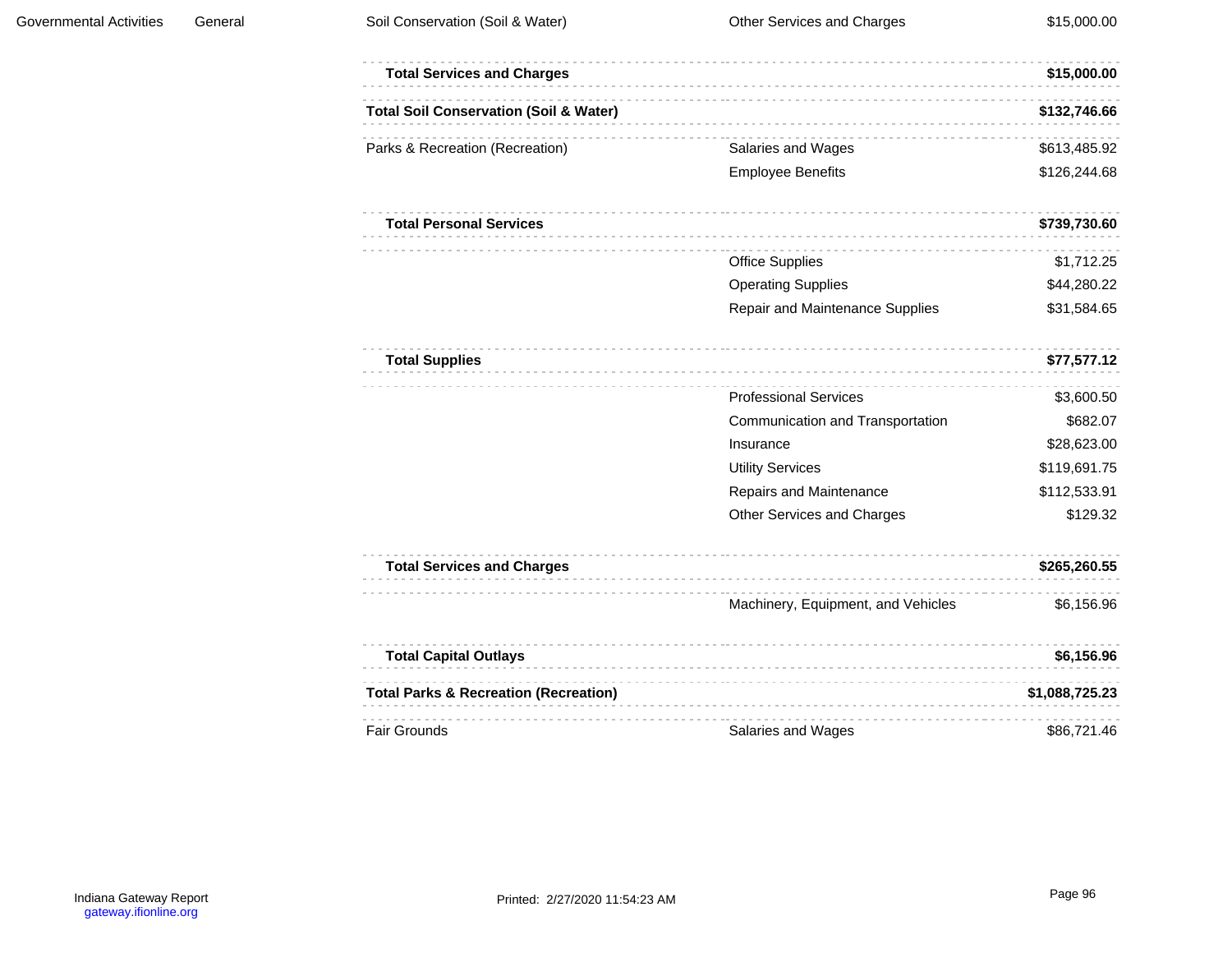| | | | | |
|---|---|---|---|---|
| Governmental Activities | General | Soil Conservation (Soil & Water) | Other Services and Charges | $15,000.00 |
| | | **Total Services and Charges** | | **$15,000.00** |
| | | **Total Soil Conservation (Soil & Water)** | | **$132,746.66** |
| | | Parks & Recreation (Recreation) | Salaries and Wages | $613,485.92 |
| | | | Employee Benefits | $126,244.68 |
| | | **Total Personal Services** | | **$739,730.60** |
| | | | Office Supplies | $1,712.25 |
| | | | Operating Supplies | $44,280.22 |
| | | | Repair and Maintenance Supplies | $31,584.65 |
| | | **Total Supplies** | | **$77,577.12** |
| | | | Professional Services | $3,600.50 |
| | | | Communication and Transportation | $682.07 |
| | | | Insurance | $28,623.00 |
| | | | Utility Services | $119,691.75 |
| | | | Repairs and Maintenance | $112,533.91 |
| | | | Other Services and Charges | $129.32 |
| | | **Total Services and Charges** | | **$265,260.55** |
| | | | Machinery, Equipment, and Vehicles | $6,156.96 |
| | | **Total Capital Outlays** | | **$6,156.96** |
| | | **Total Parks & Recreation (Recreation)** | | **$1,088,725.23** |
| | | Fair Grounds | Salaries and Wages | $86,721.46 |

Indiana Gateway Report
gateway.ifionline.org

Printed: 2/27/2020 11:54:23 AM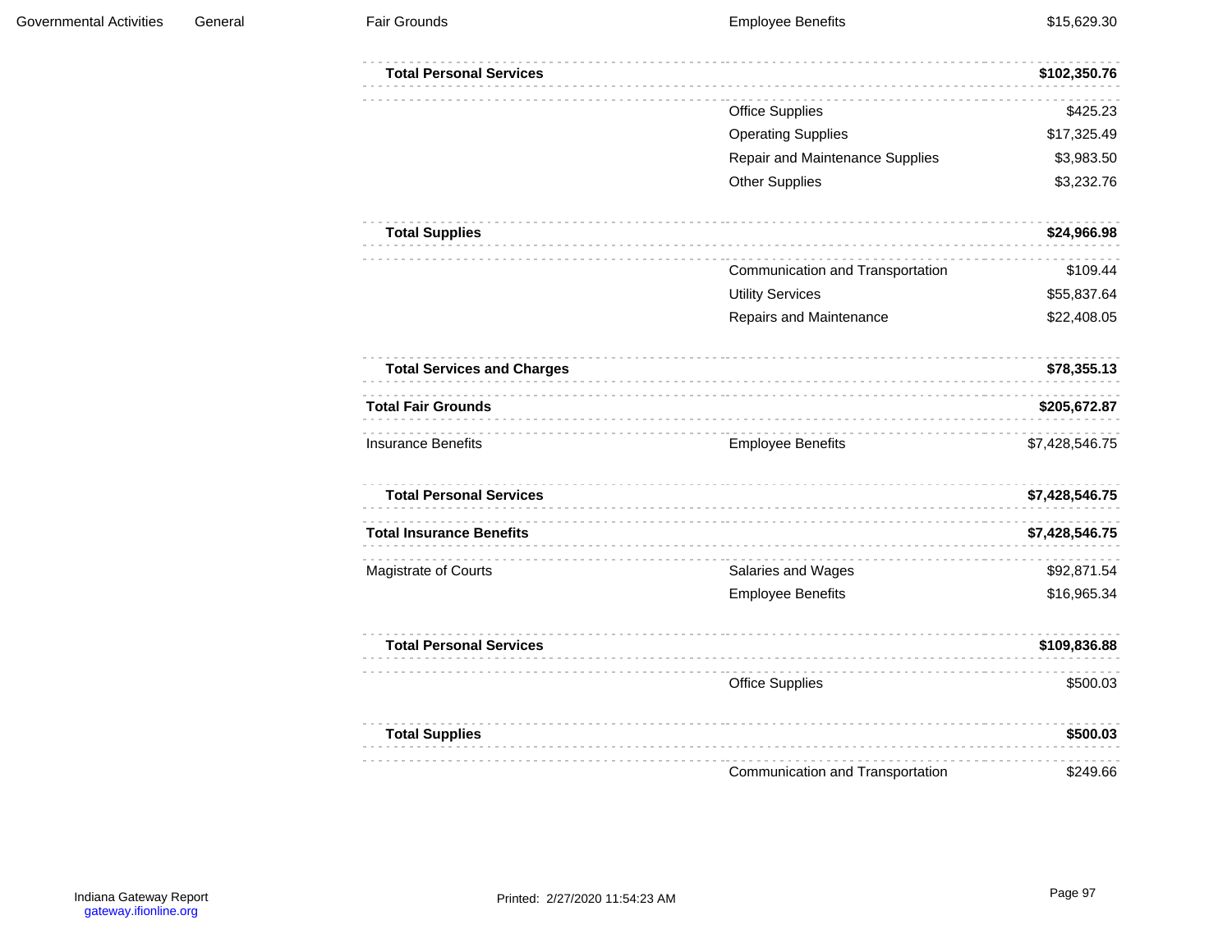| | | | | |
|---|---|---|---|---|
| Governmental Activities | General | Fair Grounds | Employee Benefits | $15,629.30 |
| | | **Total Personal Services** | | **$102,350.76** |
| | | | Office Supplies | $425.23 |
| | | | Operating Supplies | $17,325.49 |
| | | | Repair and Maintenance Supplies | $3,983.50 |
| | | | Other Supplies | $3,232.76 |
| | | **Total Supplies** | | **$24,966.98** |
| | | | Communication and Transportation | $109.44 |
| | | | Utility Services | $55,837.64 |
| | | | Repairs and Maintenance | $22,408.05 |
| | | **Total Services and Charges** | | **$78,355.13** |
| | | **Total Fair Grounds** | | **$205,672.87** |
| | | Insurance Benefits | Employee Benefits | $7,428,546.75 |
| | | **Total Personal Services** | | **$7,428,546.75** |
| | | **Total Insurance Benefits** | | **$7,428,546.75** |
| | | Magistrate of Courts | Salaries and Wages | $92,871.54 |
| | | | Employee Benefits | $16,965.34 |
| | | **Total Personal Services** | | **$109,836.88** |
| | | | Office Supplies | $500.03 |
| | | **Total Supplies** | | **$500.03** |
| | | | Communication and Transportation | $249.66 |

Indiana Gateway Report
gateway.ifionline.org

Printed: 2/27/2020 11:54:23 AM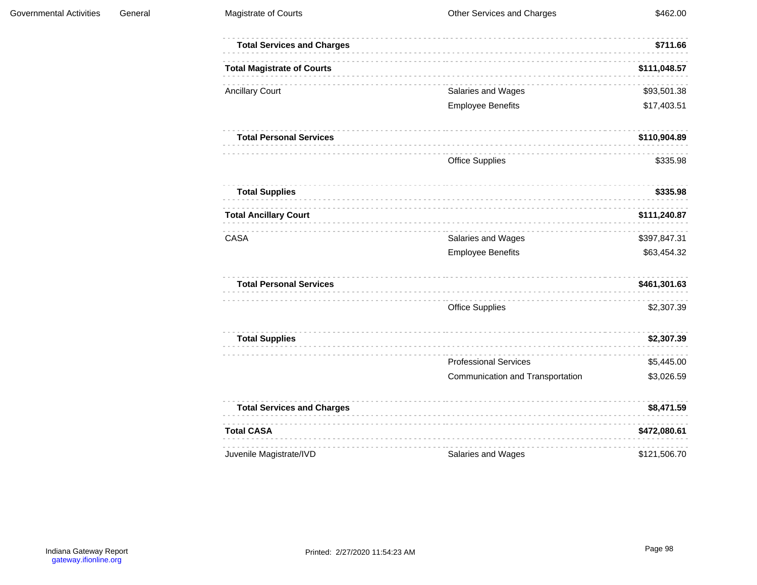| | | | | |
|---|---|---|---|---|
| Governmental Activities | General | Magistrate of Courts | Other Services and Charges | $462.00 |
| | | **Total Services and Charges** | | **$711.66** |
| | | **Total Magistrate of Courts** | | **$111,048.57** |
| | | Ancillary Court | Salaries and Wages | $93,501.38 |
| | | | Employee Benefits | $17,403.51 |
| | | **Total Personal Services** | | **$110,904.89** |
| | | | Office Supplies | $335.98 |
| | | **Total Supplies** | | **$335.98** |
| | | **Total Ancillary Court** | | **$111,240.87** |
| | | CASA | Salaries and Wages | $397,847.31 |
| | | | Employee Benefits | $63,454.32 |
| | | **Total Personal Services** | | **$461,301.63** |
| | | | Office Supplies | $2,307.39 |
| | | **Total Supplies** | | **$2,307.39** |
| | | | Professional Services | $5,445.00 |
| | | | Communication and Transportation | $3,026.59 |
| | | **Total Services and Charges** | | **$8,471.59** |
| | | **Total CASA** | | **$472,080.61** |
| | | Juvenile Magistrate/IVD | Salaries and Wages | $121,506.70 |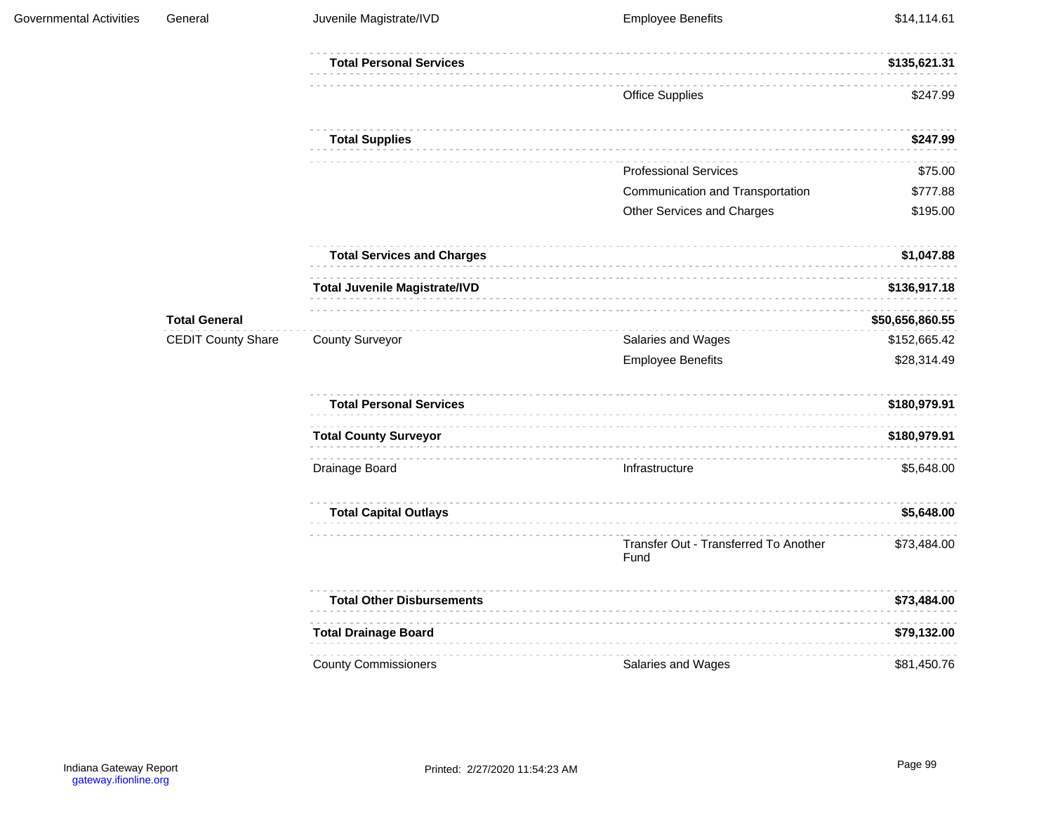| | | | | |
|---|---|---|---|---|
| Governmental Activities | General | Juvenile Magistrate/IVD | Employee Benefits | $14,114.61 |
| | | **Total Personal Services** | | **$135,621.31** |
| | | | Office Supplies | $247.99 |
| | | **Total Supplies** | | **$247.99** |
| | | | Professional Services | $75.00 |
| | | | Communication and Transportation | $777.88 |
| | | | Other Services and Charges | $195.00 |
| | | **Total Services and Charges** | | **$1,047.88** |
| | | **Total Juvenile Magistrate/IVD** | | **$136,917.18** |
| | **Total General** | | | **$50,656,860.55** |
| | CEDIT County Share | County Surveyor | Salaries and Wages | $152,665.42 |
| | | | Employee Benefits | $28,314.49 |
| | | **Total Personal Services** | | **$180,979.91** |
| | | **Total County Surveyor** | | **$180,979.91** |
| | | Drainage Board | Infrastructure | $5,648.00 |
| | | **Total Capital Outlays** | | **$5,648.00** |
| | | | Transfer Out - Transferred To Another Fund | $73,484.00 |
| | | **Total Other Disbursements** | | **$73,484.00** |
| | | **Total Drainage Board** | | **$79,132.00** |
| | | County Commissioners | Salaries and Wages | $81,450.76 |

Indiana Gateway Report
gateway.ifionline.org

Printed: 2/27/2020 11:54:23 AM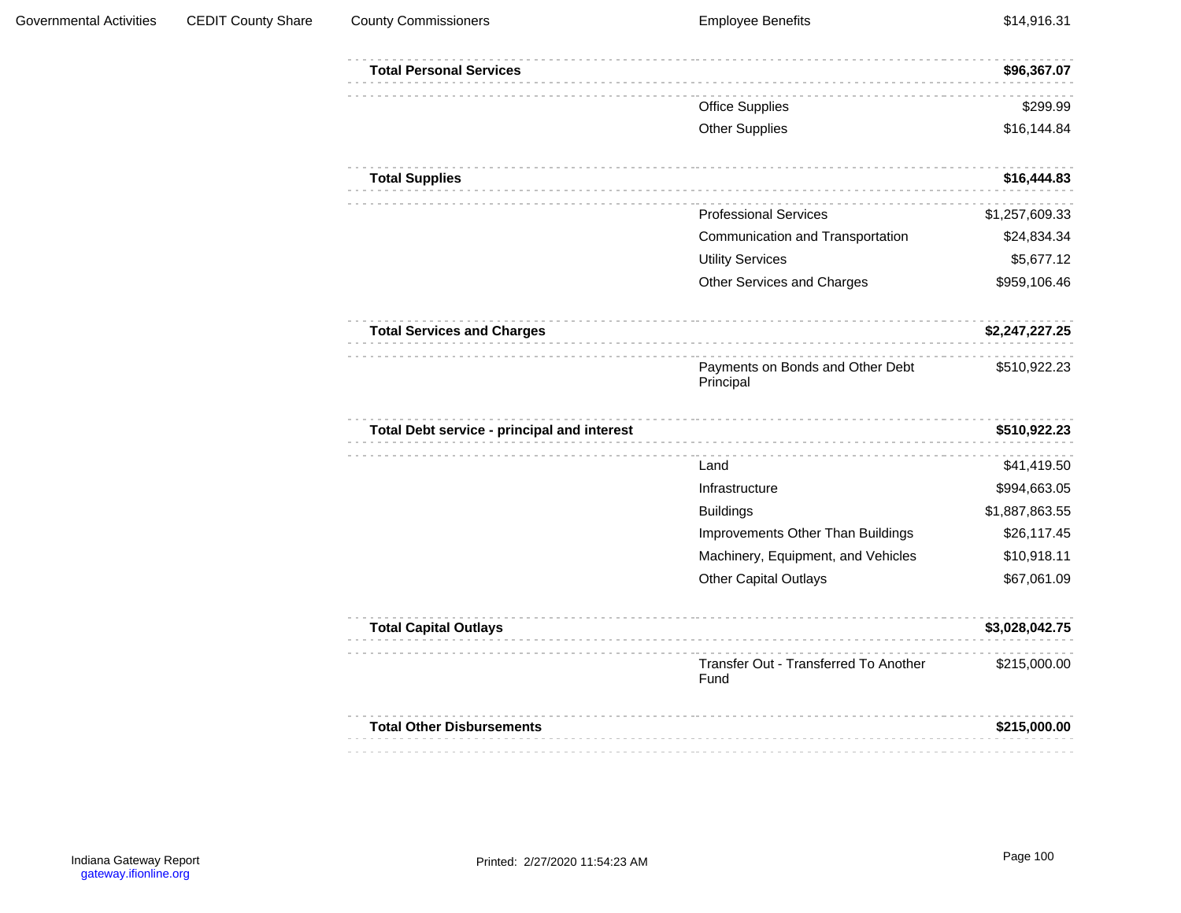| Governmental Activities | CEDIT County Share | County Commissioners | Employee Benefits | $14,916.31 |
|---|---|---|---|---|
| | | **Total Personal Services** | | **$96,367.07** |
| | | | Office Supplies | $299.99 |
| | | | Other Supplies | $16,144.84 |
| | | **Total Supplies** | | **$16,444.83** |
| | | | Professional Services | $1,257,609.33 |
| | | | Communication and Transportation | $24,834.34 |
| | | | Utility Services | $5,677.12 |
| | | | Other Services and Charges | $959,106.46 |
| | | **Total Services and Charges** | | **$2,247,227.25** |
| | | | Payments on Bonds and Other Debt Principal | $510,922.23 |
| | | **Total Debt service - principal and interest** | | **$510,922.23** |
| | | | Land | $41,419.50 |
| | | | Infrastructure | $994,663.05 |
| | | | Buildings | $1,887,863.55 |
| | | | Improvements Other Than Buildings | $26,117.45 |
| | | | Machinery, Equipment, and Vehicles | $10,918.11 |
| | | | Other Capital Outlays | $67,061.09 |
| | | **Total Capital Outlays** | | **$3,028,042.75** |
| | | | Transfer Out - Transferred To Another Fund | $215,000.00 |
| | | **Total Other Disbursements** | | **$215,000.00** |

Indiana Gateway Report
gateway.ifionline.org

Printed: 2/27/2020 11:54:23 AM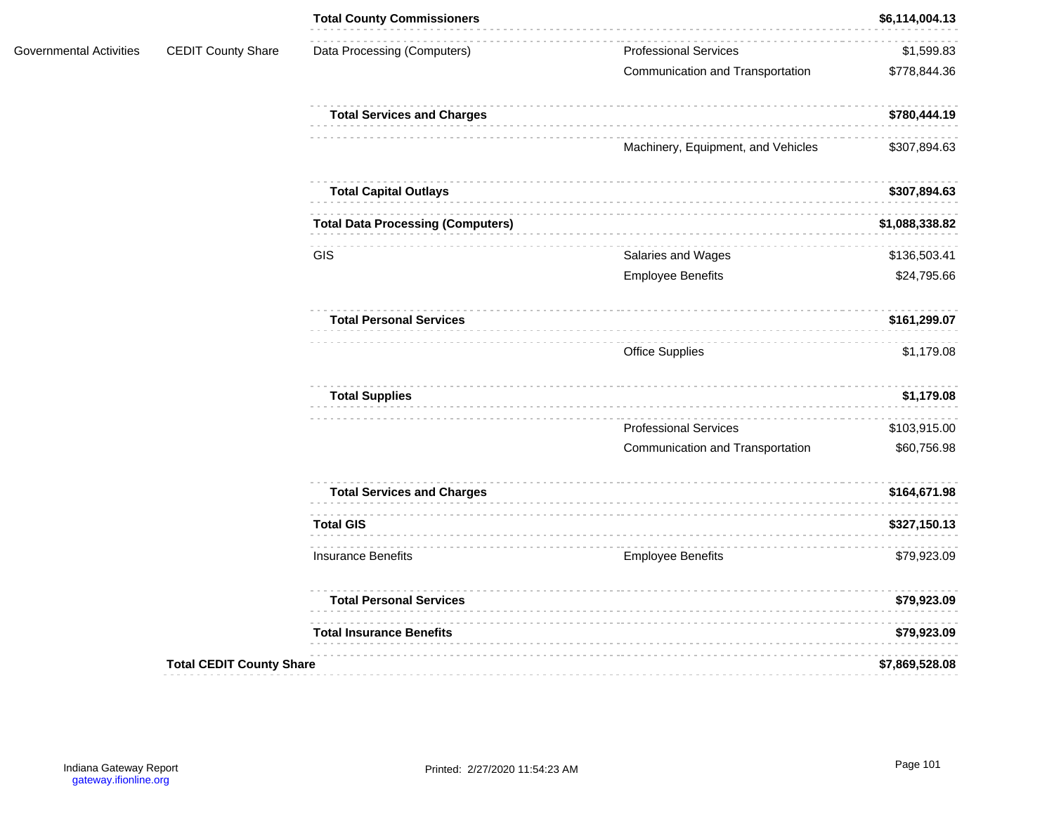| | | | | |
|---|---|---|---|---|
| | | **Total County Commissioners** | | **$6,114,004.13** |
| Governmental Activities | CEDIT County Share | Data Processing (Computers) | Professional Services | $1,599.83 |
| | | | Communication and Transportation | $778,844.36 |
| | | **Total Services and Charges** | | **$780,444.19** |
| | | | Machinery, Equipment, and Vehicles | $307,894.63 |
| | | **Total Capital Outlays** | | **$307,894.63** |
| | | **Total Data Processing (Computers)** | | **$1,088,338.82** |
| | | GIS | Salaries and Wages | $136,503.41 |
| | | | Employee Benefits | $24,795.66 |
| | | **Total Personal Services** | | **$161,299.07** |
| | | | Office Supplies | $1,179.08 |
| | | **Total Supplies** | | **$1,179.08** |
| | | | Professional Services | $103,915.00 |
| | | | Communication and Transportation | $60,756.98 |
| | | **Total Services and Charges** | | **$164,671.98** |
| | | **Total GIS** | | **$327,150.13** |
| | | Insurance Benefits | Employee Benefits | $79,923.09 |
| | | **Total Personal Services** | | **$79,923.09** |
| | | **Total Insurance Benefits** | | **$79,923.09** |
| | **Total CEDIT County Share** | | | **$7,869,528.08** |

Indiana Gateway Report
gateway.ifionline.org

Printed: 2/27/2020 11:54:23 AM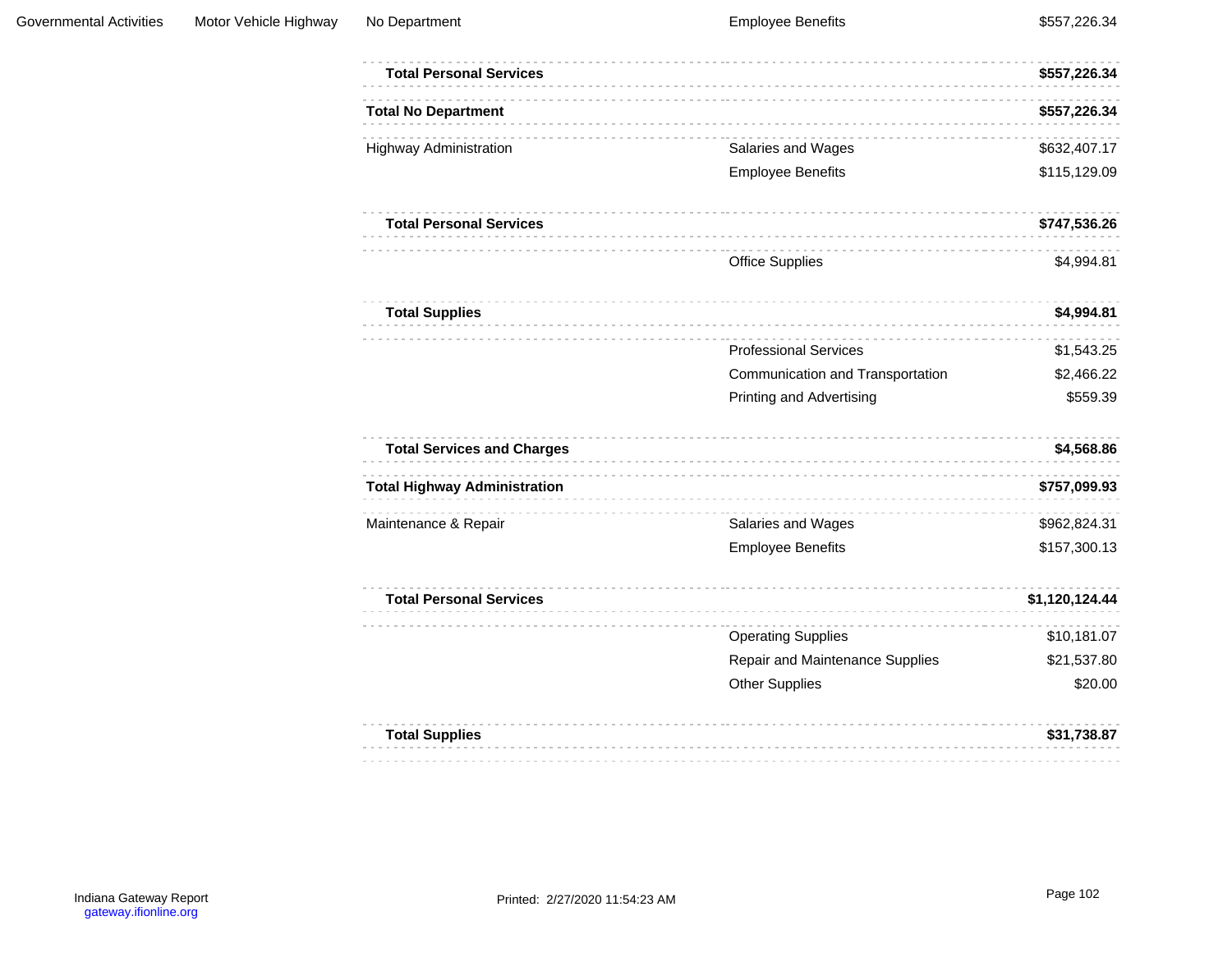| | | | | |
|---|---|---|---|---|
| Governmental Activities | Motor Vehicle Highway | No Department | Employee Benefits | $557,226.34 |
| | | **Total Personal Services** | | **$557,226.34** |
| | | **Total No Department** | | **$557,226.34** |
| | | Highway Administration | Salaries and Wages | $632,407.17 |
| | | | Employee Benefits | $115,129.09 |
| | | **Total Personal Services** | | **$747,536.26** |
| | | | Office Supplies | $4,994.81 |
| | | **Total Supplies** | | **$4,994.81** |
| | | | Professional Services | $1,543.25 |
| | | | Communication and Transportation | $2,466.22 |
| | | | Printing and Advertising | $559.39 |
| | | **Total Services and Charges** | | **$4,568.86** |
| | | **Total Highway Administration** | | **$757,099.93** |
| | | Maintenance & Repair | Salaries and Wages | $962,824.31 |
| | | | Employee Benefits | $157,300.13 |
| | | **Total Personal Services** | | **$1,120,124.44** |
| | | | Operating Supplies | $10,181.07 |
| | | | Repair and Maintenance Supplies | $21,537.80 |
| | | | Other Supplies | $20.00 |
| | | **Total Supplies** | | **$31,738.87** |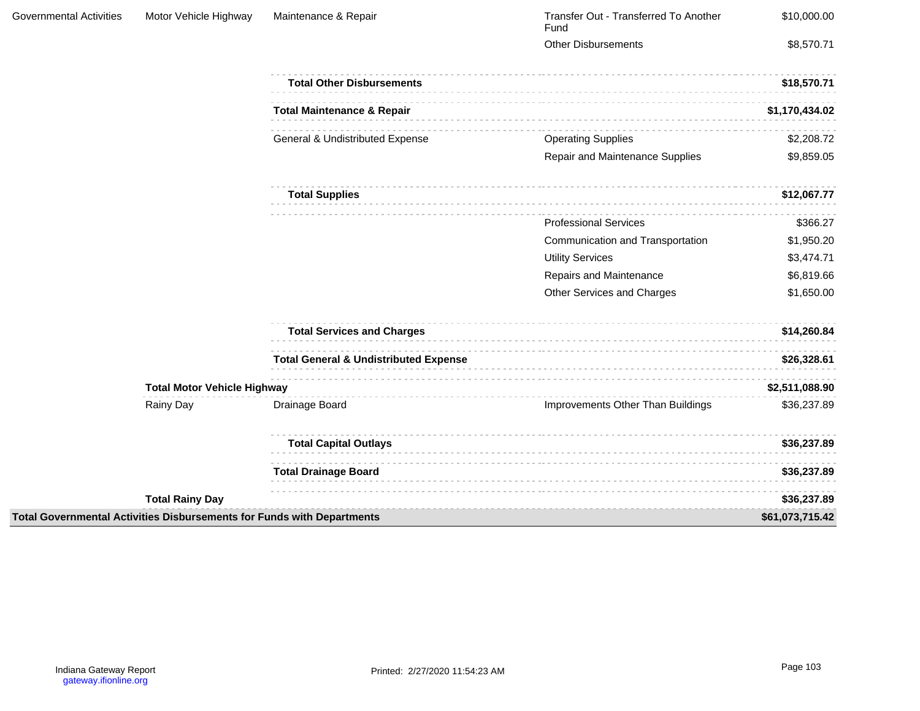| | | | | |
|---|---|---|---|---|
| Governmental Activities | Motor Vehicle Highway | Maintenance & Repair | Transfer Out - Transferred To Another Fund | $10,000.00 |
| | | | Other Disbursements | $8,570.71 |
| | | **Total Other Disbursements** | | **$18,570.71** |
| | | **Total Maintenance & Repair** | | **$1,170,434.02** |
| | | General & Undistributed Expense | Operating Supplies | $2,208.72 |
| | | | Repair and Maintenance Supplies | $9,859.05 |
| | | **Total Supplies** | | **$12,067.77** |
| | | | Professional Services | $366.27 |
| | | | Communication and Transportation | $1,950.20 |
| | | | Utility Services | $3,474.71 |
| | | | Repairs and Maintenance | $6,819.66 |
| | | | Other Services and Charges | $1,650.00 |
| | | **Total Services and Charges** | | **$14,260.84** |
| | | **Total General & Undistributed Expense** | | **$26,328.61** |
| | **Total Motor Vehicle Highway** | | | **$2,511,088.90** |
| | Rainy Day | Drainage Board | Improvements Other Than Buildings | $36,237.89 |
| | | **Total Capital Outlays** | | **$36,237.89** |
| | | **Total Drainage Board** | | **$36,237.89** |
| | **Total Rainy Day** | | | **$36,237.89** |
| **Total Governmental Activities Disbursements for Funds with Departments** | | | | **$61,073,715.42** |

Indiana Gateway Report
gateway.ifionline.org

Printed: 2/27/2020 11:54:23 AM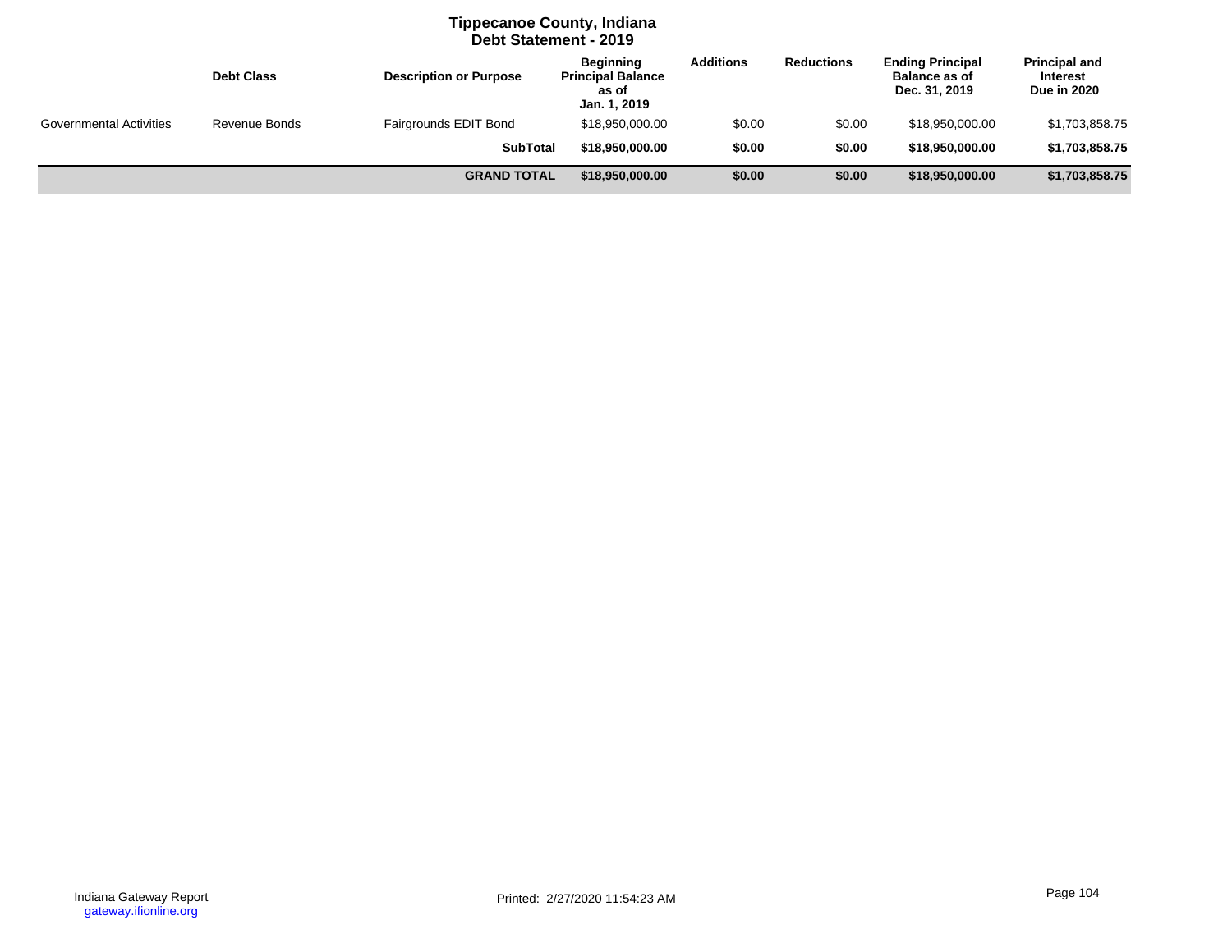# Tippecanoe County, Indiana
## Debt Statement - 2019

| | Debt Class | Description or Purpose | Beginning Principal Balance as of Jan. 1, 2019 | Additions | Reductions | Ending Principal Balance as of Dec. 31, 2019 | Principal and Interest Due in 2020 |
|---|---|---|---|---|---|---|---|
| Governmental Activities | Revenue Bonds | Fairgrounds EDIT Bond | $18,950,000.00 | $0.00 | $0.00 | $18,950,000.00 | $1,703,858.75 |
| | | **SubTotal** | **$18,950,000.00** | **$0.00** | **$0.00** | **$18,950,000.00** | **$1,703,858.75** |
| | | **GRAND TOTAL** | **$18,950,000.00** | **$0.00** | **$0.00** | **$18,950,000.00** | **$1,703,858.75** |

Indiana Gateway Report
gateway.ifionline.org

Printed: 2/27/2020 11:54:23 AM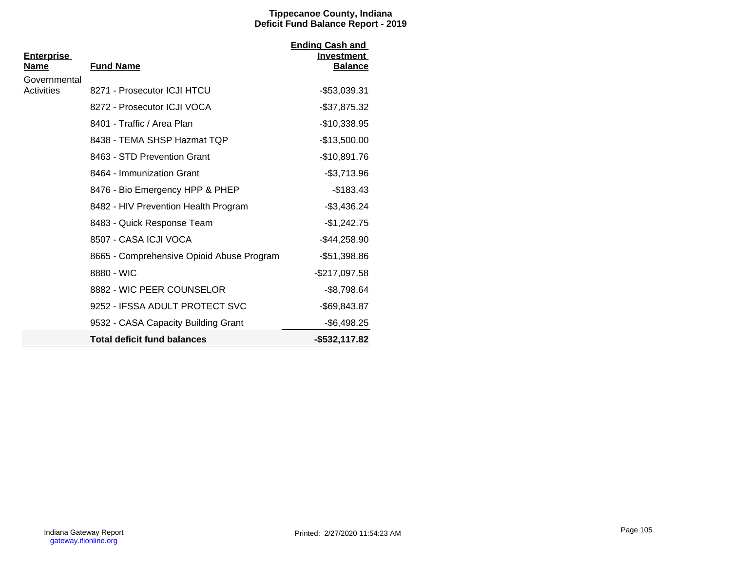# Tippecanoe County, Indiana
## Deficit Fund Balance Report - 2019

| Enterprise Name | Fund Name | Ending Cash and Investment Balance |
|---|---|---|
| Governmental Activities | 8271 - Prosecutor ICJI HTCU | -$53,039.31 |
| | 8272 - Prosecutor ICJI VOCA | -$37,875.32 |
| | 8401 - Traffic / Area Plan | -$10,338.95 |
| | 8438 - TEMA SHSP Hazmat TQP | -$13,500.00 |
| | 8463 - STD Prevention Grant | -$10,891.76 |
| | 8464 - Immunization Grant | -$3,713.96 |
| | 8476 - Bio Emergency HPP & PHEP | -$183.43 |
| | 8482 - HIV Prevention Health Program | -$3,436.24 |
| | 8483 - Quick Response Team | -$1,242.75 |
| | 8507 - CASA ICJI VOCA | -$44,258.90 |
| | 8665 - Comprehensive Opioid Abuse Program | -$51,398.86 |
| | 8880 - WIC | -$217,097.58 |
| | 8882 - WIC PEER COUNSELOR | -$8,798.64 |
| | 9252 - IFSSA ADULT PROTECT SVC | -$69,843.87 |
| | 9532 - CASA Capacity Building Grant | -$6,498.25 |
| | **Total deficit fund balances** | **-$532,117.82** |

Indiana Gateway Report
gateway.ifionline.org

Printed: 2/27/2020 11:54:23 AM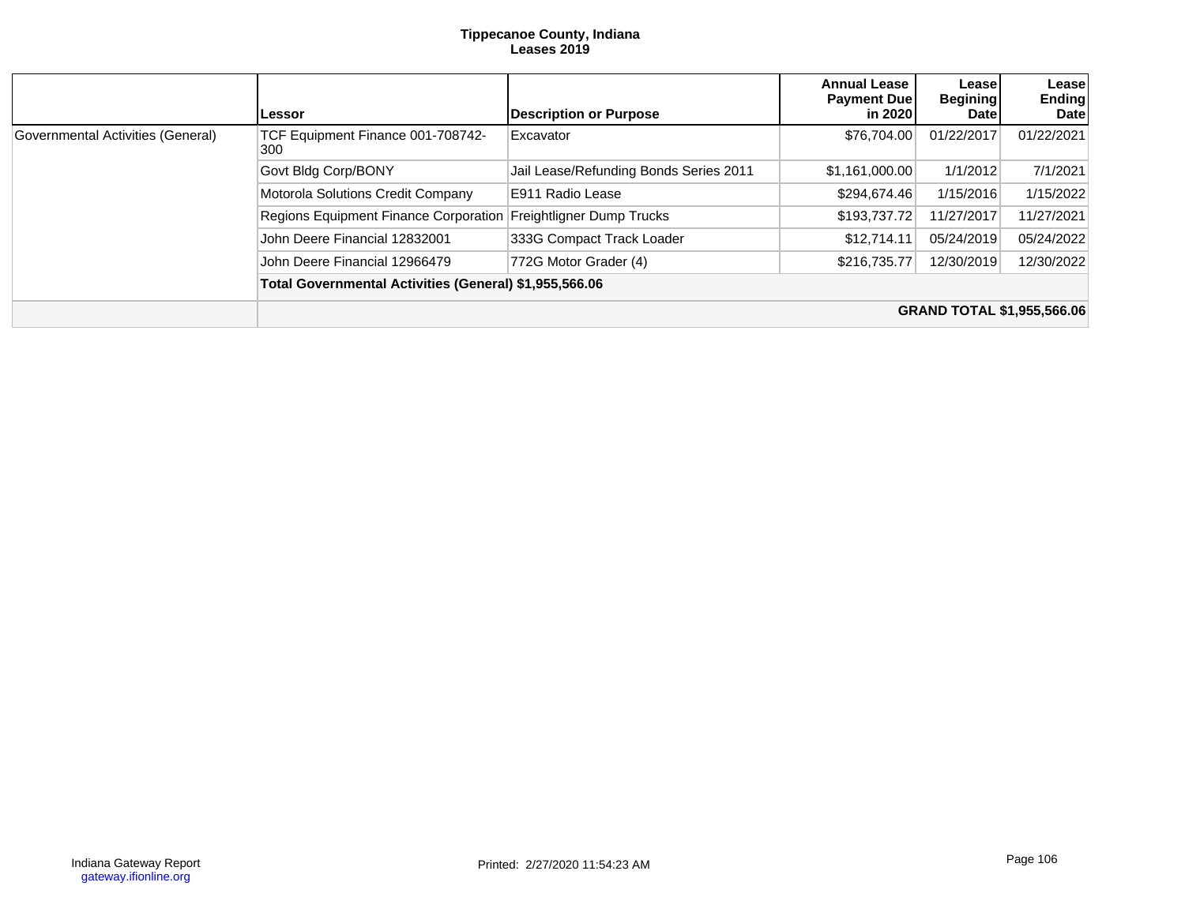# Tippecanoe County, Indiana
## Leases 2019

| | Lessor | Description or Purpose | Annual Lease Payment Due in 2020 | Lease Begining Date | Lease Ending Date |
|---|---|---|---|---|---|
| Governmental Activities (General) | TCF Equipment Finance 001-708742-300 | Excavator | $76,704.00 | 01/22/2017 | 01/22/2021 |
| | Govt Bldg Corp/BONY | Jail Lease/Refunding Bonds Series 2011 | $1,161,000.00 | 1/1/2012 | 7/1/2021 |
| | Motorola Solutions Credit Company | E911 Radio Lease | $294,674.46 | 1/15/2016 | 1/15/2022 |
| | Regions Equipment Finance Corporation | Freightligner Dump Trucks | $193,737.72 | 11/27/2017 | 11/27/2021 |
| | John Deere Financial 12832001 | 333G Compact Track Loader | $12,714.11 | 05/24/2019 | 05/24/2022 |
| | John Deere Financial 12966479 | 772G Motor Grader (4) | $216,735.77 | 12/30/2019 | 12/30/2022 |
| | **Total Governmental Activities (General) $1,955,566.06** | | | | |
| | | | | | **GRAND TOTAL $1,955,566.06** |

Indiana Gateway Report
gateway.ifionline.org

Printed: 2/27/2020 11:54:23 AM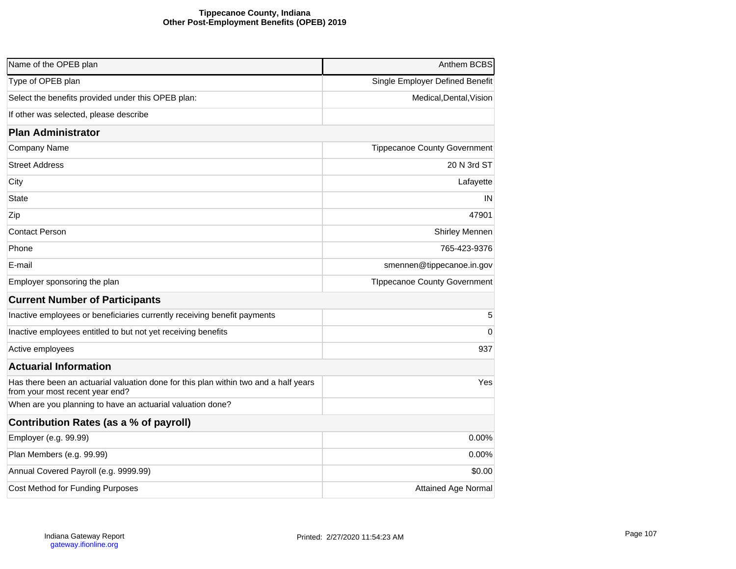# Tippecanoe County, Indiana
## Other Post-Employment Benefits (OPEB) 2019

| Name of the OPEB plan | Anthem BCBS |
|---|---|
| Type of OPEB plan | Single Employer Defined Benefit |
| Select the benefits provided under this OPEB plan: | Medical,Dental,Vision |
| If other was selected, please describe | |
| **Plan Administrator** | |
| Company Name | Tippecanoe County Government |
| Street Address | 20 N 3rd ST |
| City | Lafayette |
| State | IN |
| Zip | 47901 |
| Contact Person | Shirley Mennen |
| Phone | 765-423-9376 |
| E-mail | smennen@tippecanoe.in.gov |
| Employer sponsoring the plan | TIppecanoe County Government |
| **Current Number of Participants** | |
| Inactive employees or beneficiaries currently receiving benefit payments | 5 |
| Inactive employees entitled to but not yet receiving benefits | 0 |
| Active employees | 937 |
| **Actuarial Information** | |
| Has there been an actuarial valuation done for this plan within two and a half years from your most recent year end? | Yes |
| When are you planning to have an actuarial valuation done? | |
| **Contribution Rates (as a % of payroll)** | |
| Employer (e.g. 99.99) | 0.00% |
| Plan Members (e.g. 99.99) | 0.00% |
| Annual Covered Payroll (e.g. 9999.99) | $0.00 |
| Cost Method for Funding Purposes | Attained Age Normal |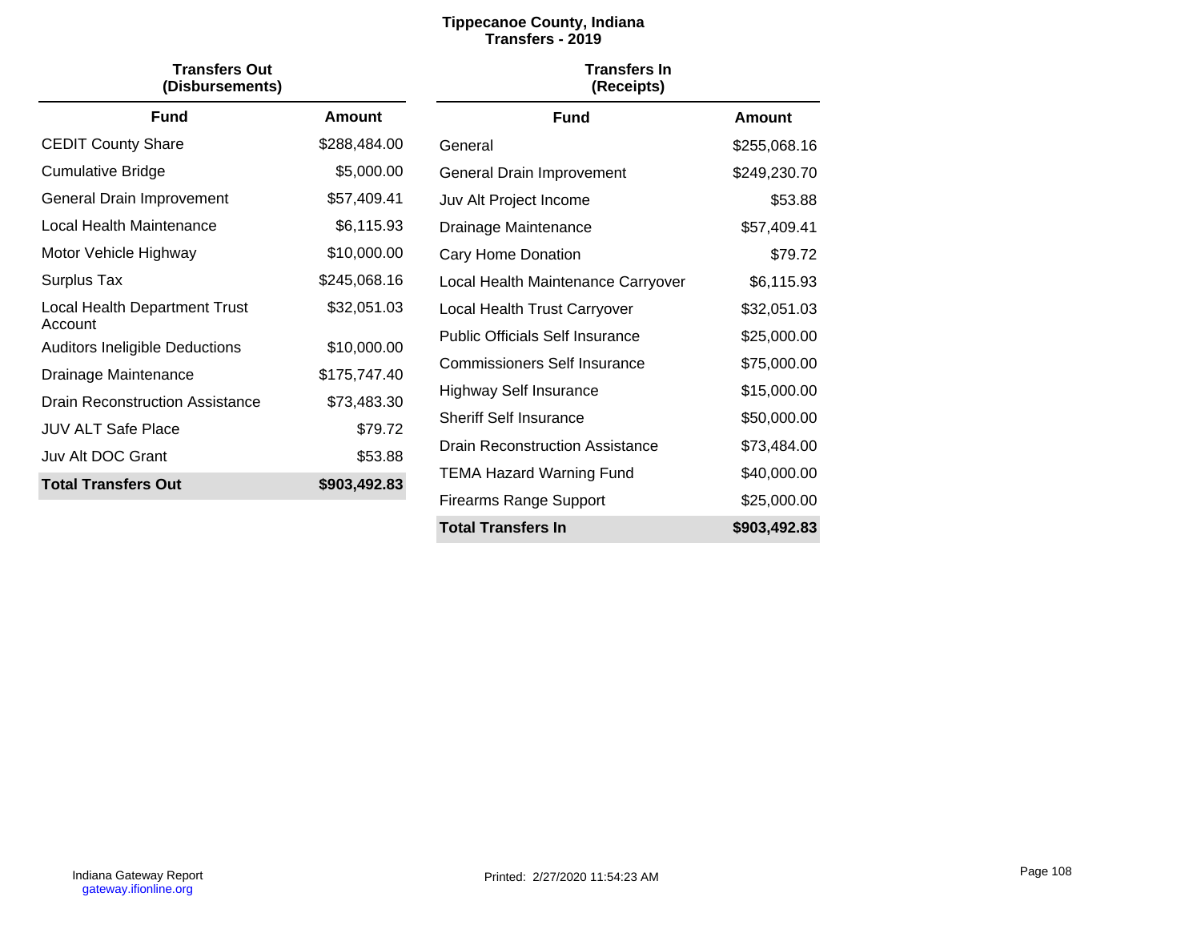# Tippecanoe County, Indiana
## Transfers - 2019

### Transfers Out (Disbursements)

| Fund | Amount |
|---|---|
| CEDIT County Share | $288,484.00 |
| Cumulative Bridge | $5,000.00 |
| General Drain Improvement | $57,409.41 |
| Local Health Maintenance | $6,115.93 |
| Motor Vehicle Highway | $10,000.00 |
| Surplus Tax | $245,068.16 |
| Local Health Department Trust Account | $32,051.03 |
| Auditors Ineligible Deductions | $10,000.00 |
| Drainage Maintenance | $175,747.40 |
| Drain Reconstruction Assistance | $73,483.30 |
| JUV ALT Safe Place | $79.72 |
| Juv Alt DOC Grant | $53.88 |
| **Total Transfers Out** | **$903,492.83** |

### Transfers In (Receipts)

| Fund | Amount |
|---|---|
| General | $255,068.16 |
| General Drain Improvement | $249,230.70 |
| Juv Alt Project Income | $53.88 |
| Drainage Maintenance | $57,409.41 |
| Cary Home Donation | $79.72 |
| Local Health Maintenance Carryover | $6,115.93 |
| Local Health Trust Carryover | $32,051.03 |
| Public Officials Self Insurance | $25,000.00 |
| Commissioners Self Insurance | $75,000.00 |
| Highway Self Insurance | $15,000.00 |
| Sheriff Self Insurance | $50,000.00 |
| Drain Reconstruction Assistance | $73,484.00 |
| TEMA Hazard Warning Fund | $40,000.00 |
| Firearms Range Support | $25,000.00 |
| **Total Transfers In** | **$903,492.83** |

Indiana Gateway Report
gateway.ifionline.org

Printed: 2/27/2020 11:54:23 AM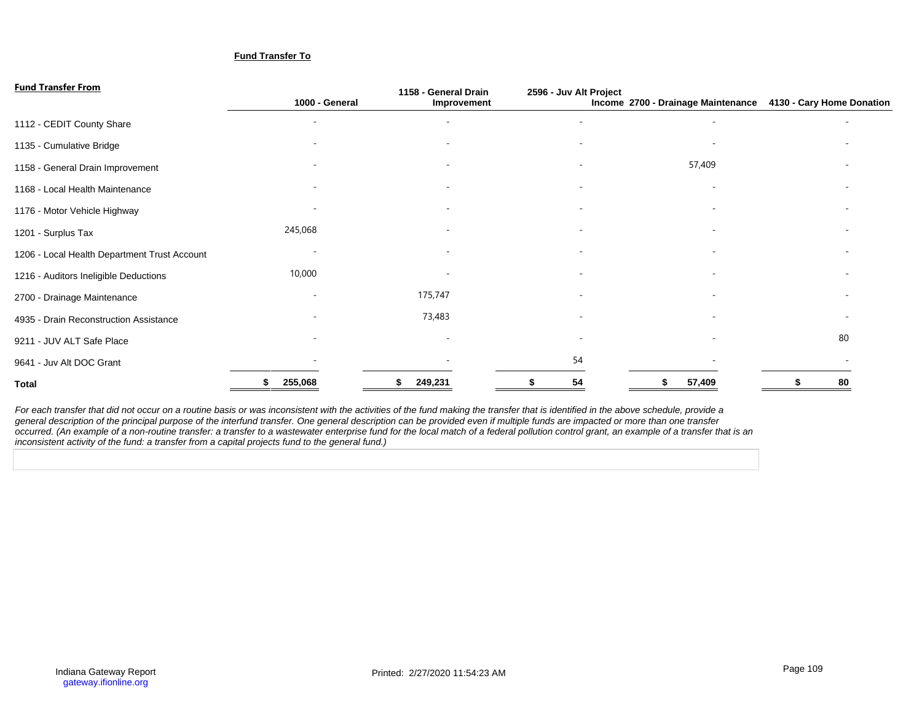**Fund Transfer To**

| **Fund Transfer From** | 1000 - General | 1158 - General Drain Improvement | 2596 - Juv Alt Project Income | 2700 - Drainage Maintenance | 4130 - Cary Home Donation |
|---|---|---|---|---|---|
| 1112 - CEDIT County Share | - | - | - | - | - |
| 1135 - Cumulative Bridge | - | - | - | - | - |
| 1158 - General Drain Improvement | - | - | - | 57,409 | - |
| 1168 - Local Health Maintenance | - | - | - | - | - |
| 1176 - Motor Vehicle Highway | - | - | - | - | - |
| 1201 - Surplus Tax | 245,068 | - | - | - | - |
| 1206 - Local Health Department Trust Account | - | - | - | - | - |
| 1216 - Auditors Ineligible Deductions | 10,000 | - | - | - | - |
| 2700 - Drainage Maintenance | - | 175,747 | - | - | - |
| 4935 - Drain Reconstruction Assistance | - | 73,483 | - | - | - |
| 9211 - JUV ALT Safe Place | - | - | - | - | 80 |
| 9641 - Juv Alt DOC Grant | - | - | 54 | - | - |
| **Total** | **$ 255,068** | **$ 249,231** | **$ 54** | **$ 57,409** | **$ 80** |

*For each transfer that did not occur on a routine basis or was inconsistent with the activities of the fund making the transfer that is identified in the above schedule, provide a general description of the principal purpose of the interfund transfer. One general description can be provided even if multiple funds are impacted or more than one transfer occurred. (An example of a non-routine transfer: a transfer to a wastewater enterprise fund for the local match of a federal pollution control grant, an example of a transfer that is an inconsistent activity of the fund: a transfer from a capital projects fund to the general fund.)*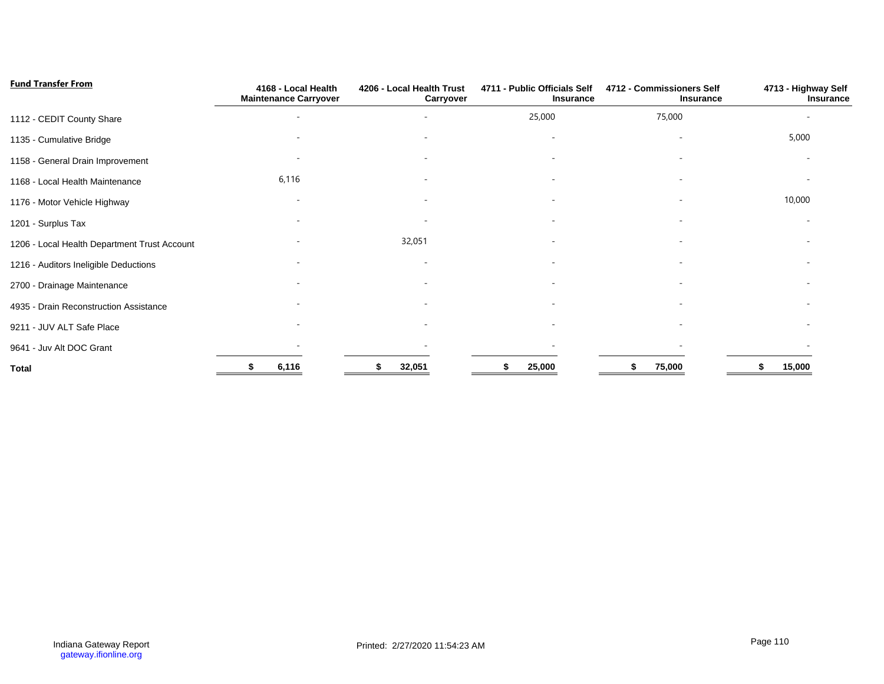| Fund Transfer From | 4168 - Local Health Maintenance Carryover | 4206 - Local Health Trust Carryover | 4711 - Public Officials Self Insurance | 4712 - Commissioners Self Insurance | 4713 - Highway Self Insurance |
|---|---|---|---|---|---|
| 1112 - CEDIT County Share | - | - | 25,000 | 75,000 | - |
| 1135 - Cumulative Bridge | - | - | - | - | 5,000 |
| 1158 - General Drain Improvement | - | - | - | - | - |
| 1168 - Local Health Maintenance | 6,116 | - | - | - | - |
| 1176 - Motor Vehicle Highway | - | - | - | - | 10,000 |
| 1201 - Surplus Tax | - | - | - | - | - |
| 1206 - Local Health Department Trust Account | - | 32,051 | - | - | - |
| 1216 - Auditors Ineligible Deductions | - | - | - | - | - |
| 2700 - Drainage Maintenance | - | - | - | - | - |
| 4935 - Drain Reconstruction Assistance | - | - | - | - | - |
| 9211 - JUV ALT Safe Place | - | - | - | - | - |
| 9641 - Juv Alt DOC Grant | - | - | - | - | - |
| **Total** | **$ 6,116** | **$ 32,051** | **$ 25,000** | **$ 75,000** | **$ 15,000** |

Indiana Gateway Report
gateway.ifionline.org

Printed: 2/27/2020 11:54:23 AM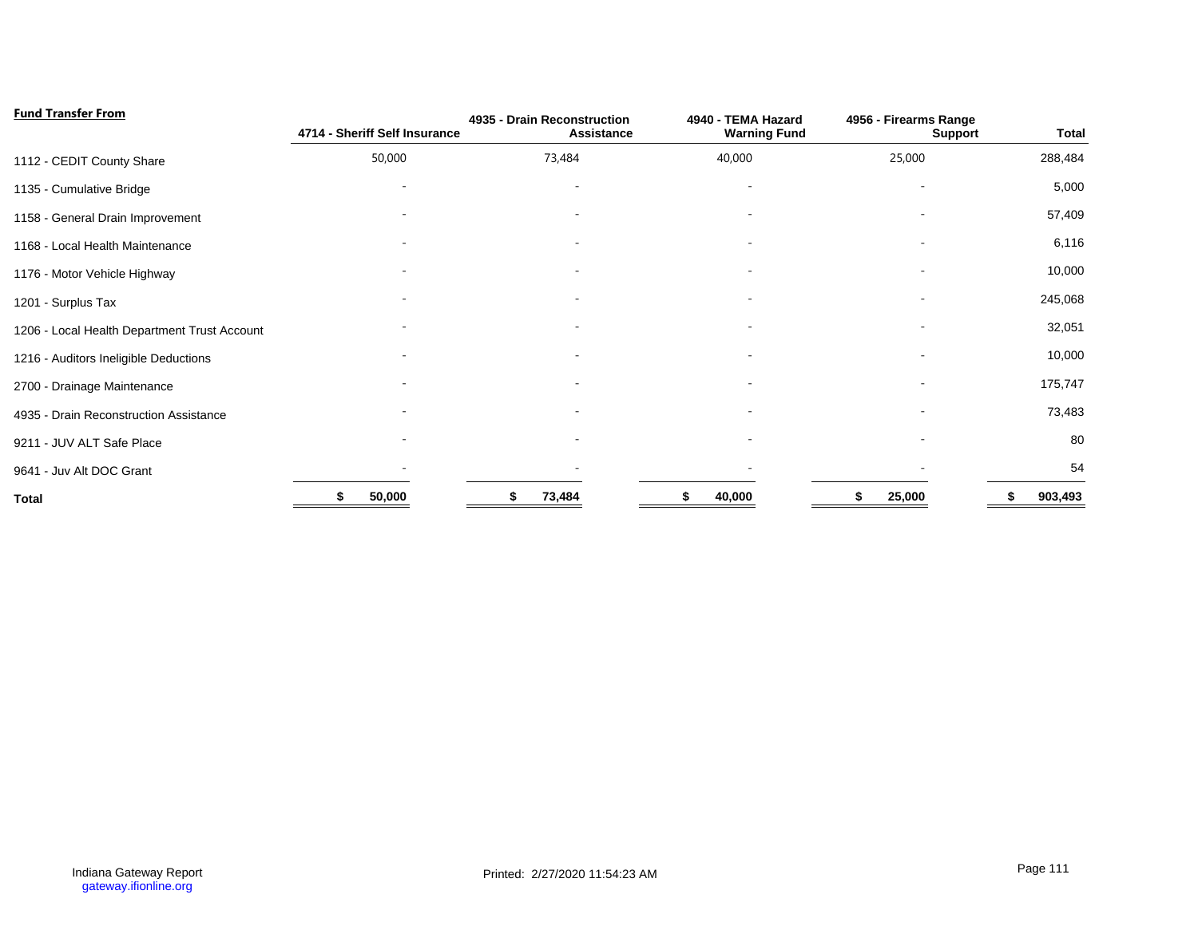**Fund Transfer From**

| | 4714 - Sheriff Self Insurance | 4935 - Drain Reconstruction Assistance | 4940 - TEMA Hazard Warning Fund | 4956 - Firearms Range Support | Total |
|---|---|---|---|---|---|
| 1112 - CEDIT County Share | 50,000 | 73,484 | 40,000 | 25,000 | 288,484 |
| 1135 - Cumulative Bridge | - | - | - | - | 5,000 |
| 1158 - General Drain Improvement | - | - | - | - | 57,409 |
| 1168 - Local Health Maintenance | - | - | - | - | 6,116 |
| 1176 - Motor Vehicle Highway | - | - | - | - | 10,000 |
| 1201 - Surplus Tax | - | - | - | - | 245,068 |
| 1206 - Local Health Department Trust Account | - | - | - | - | 32,051 |
| 1216 - Auditors Ineligible Deductions | - | - | - | - | 10,000 |
| 2700 - Drainage Maintenance | - | - | - | - | 175,747 |
| 4935 - Drain Reconstruction Assistance | - | - | - | - | 73,483 |
| 9211 - JUV ALT Safe Place | - | - | - | - | 80 |
| 9641 - Juv Alt DOC Grant | - | - | - | - | 54 |
| **Total** | **$ 50,000** | **$ 73,484** | **$ 40,000** | **$ 25,000** | **$ 903,493** |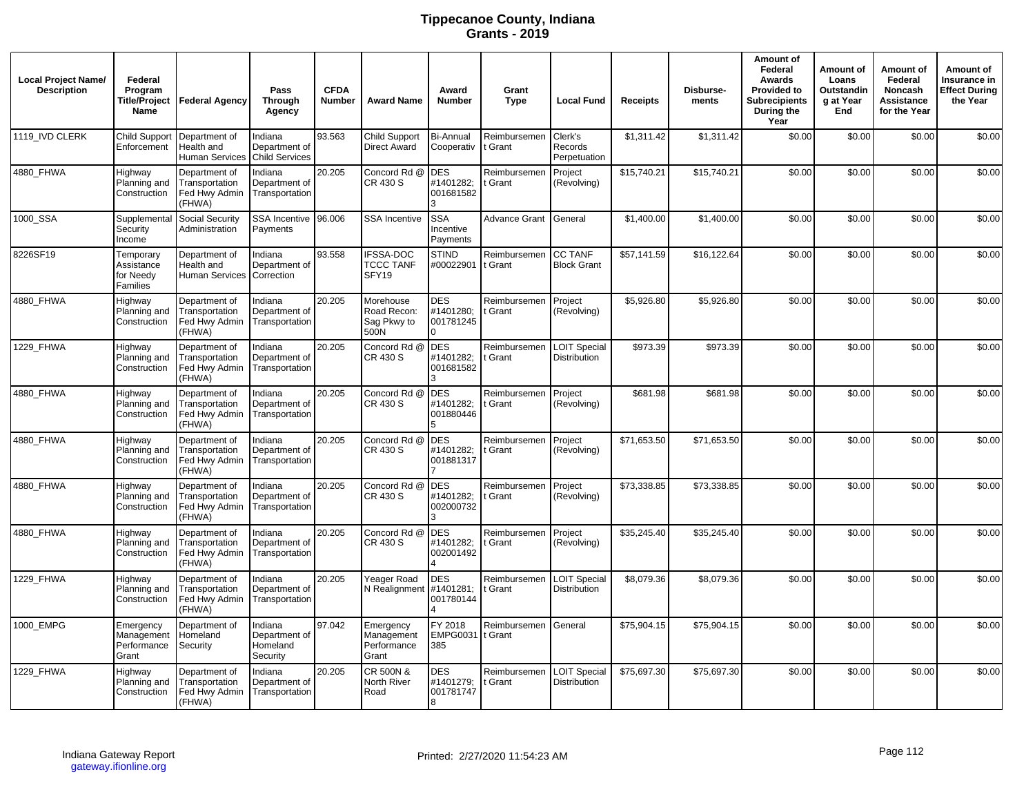# Tippecanoe County, Indiana
## Grants - 2019

| Local Project Name/ Description | Federal Program Title/Project Name | Federal Agency | Pass Through Agency | CFDA Number | Award Name | Award Number | Grant Type | Local Fund | Receipts | Disburse-ments | Amount of Federal Awards Provided to Subrecipients During the Year | Amount of Loans Outstanding at Year End | Amount of Federal Noncash Assistance for the Year | Amount of Insurance in Effect During the Year |
|---|---|---|---|---|---|---|---|---|---|---|---|---|---|---|
| 1119_IVD CLERK | Child Support Enforcement | Department of Health and Human Services | Indiana Department of Child Services | 93.563 | Child Support Direct Award | Bi-Annual Cooperativ | Reimbursement Grant | Clerk's Records Perpetuation | $1,311.42 | $1,311.42 | $0.00 | $0.00 | $0.00 | $0.00 |
| 4880_FHWA | Highway Planning and Construction | Department of Transportation Fed Hwy Admin (FHWA) | Indiana Department of Transportation | 20.205 | Concord Rd @ CR 430 S | DES #1401282; 0016815823 | Reimbursement Grant | Project (Revolving) | $15,740.21 | $15,740.21 | $0.00 | $0.00 | $0.00 | $0.00 |
| 1000_SSA | Supplemental Security Income | Social Security Administration | SSA Incentive Payments | 96.006 | SSA Incentive | SSA Incentive Payments | Advance Grant | General | $1,400.00 | $1,400.00 | $0.00 | $0.00 | $0.00 | $0.00 |
| 8226SF19 | Temporary Assistance for Needy Families | Department of Health and Human Services | Indiana Department of Correction | 93.558 | IFSSA-DOC TCCC TANF SFY19 | STIND #00022901 | Reimbursement Grant | CC TANF Block Grant | $57,141.59 | $16,122.64 | $0.00 | $0.00 | $0.00 | $0.00 |
| 4880_FHWA | Highway Planning and Construction | Department of Transportation Fed Hwy Admin (FHWA) | Indiana Department of Transportation | 20.205 | Morehouse Road Recon: Sag Pkwy to 500N | DES #1401280; 0017812450 | Reimbursement Grant | Project (Revolving) | $5,926.80 | $5,926.80 | $0.00 | $0.00 | $0.00 | $0.00 |
| 1229_FHWA | Highway Planning and Construction | Department of Transportation Fed Hwy Admin (FHWA) | Indiana Department of Transportation | 20.205 | Concord Rd @ CR 430 S | DES #1401282; 0016815823 | Reimbursement Grant | LOIT Special Distribution | $973.39 | $973.39 | $0.00 | $0.00 | $0.00 | $0.00 |
| 4880_FHWA | Highway Planning and Construction | Department of Transportation Fed Hwy Admin (FHWA) | Indiana Department of Transportation | 20.205 | Concord Rd @ CR 430 S | DES #1401282; 0018804465 | Reimbursement Grant | Project (Revolving) | $681.98 | $681.98 | $0.00 | $0.00 | $0.00 | $0.00 |
| 4880_FHWA | Highway Planning and Construction | Department of Transportation Fed Hwy Admin (FHWA) | Indiana Department of Transportation | 20.205 | Concord Rd @ CR 430 S | DES #1401282; 0018813177 | Reimbursement Grant | Project (Revolving) | $71,653.50 | $71,653.50 | $0.00 | $0.00 | $0.00 | $0.00 |
| 4880_FHWA | Highway Planning and Construction | Department of Transportation Fed Hwy Admin (FHWA) | Indiana Department of Transportation | 20.205 | Concord Rd @ CR 430 S | DES #1401282; 0020007323 | Reimbursement Grant | Project (Revolving) | $73,338.85 | $73,338.85 | $0.00 | $0.00 | $0.00 | $0.00 |
| 4880_FHWA | Highway Planning and Construction | Department of Transportation Fed Hwy Admin (FHWA) | Indiana Department of Transportation | 20.205 | Concord Rd @ CR 430 S | DES #1401282; 0020014924 | Reimbursement Grant | Project (Revolving) | $35,245.40 | $35,245.40 | $0.00 | $0.00 | $0.00 | $0.00 |
| 1229_FHWA | Highway Planning and Construction | Department of Transportation Fed Hwy Admin (FHWA) | Indiana Department of Transportation | 20.205 | Yeager Road N Realignment | DES #1401281; 0017801444 | Reimbursement Grant | LOIT Special Distribution | $8,079.36 | $8,079.36 | $0.00 | $0.00 | $0.00 | $0.00 |
| 1000_EMPG | Emergency Management Performance Grant | Department of Homeland Security | Indiana Department of Homeland Security | 97.042 | Emergency Management Performance Grant | FY 2018 EMPG0031385 | Reimbursement Grant | General | $75,904.15 | $75,904.15 | $0.00 | $0.00 | $0.00 | $0.00 |
| 1229_FHWA | Highway Planning and Construction | Department of Transportation Fed Hwy Admin (FHWA) | Indiana Department of Transportation | 20.205 | CR 500N & North River Road | DES #1401279; 0017817478 | Reimbursement Grant | LOIT Special Distribution | $75,697.30 | $75,697.30 | $0.00 | $0.00 | $0.00 | $0.00 |

Indiana Gateway Report
gateway.ifionline.org

Printed: 2/27/2020 11:54:23 AM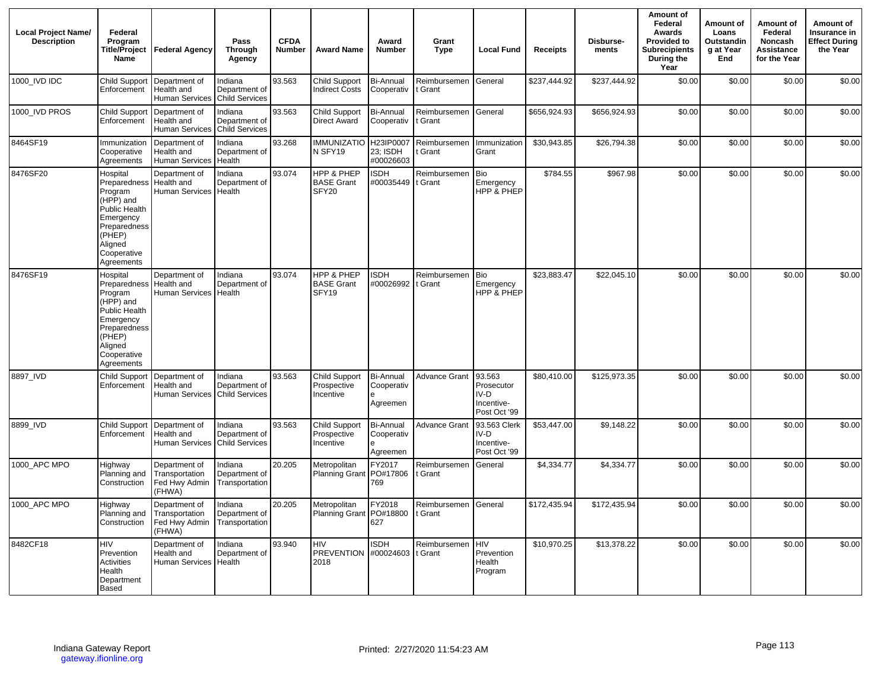| Local Project Name/ Description | Federal Program Title/Project Name | Federal Agency | Pass Through Agency | CFDA Number | Award Name | Award Number | Grant Type | Local Fund | Receipts | Disburse-ments | Amount of Federal Awards Provided to Subrecipients During the Year | Amount of Loans Outstanding at Year End | Amount of Federal Noncash Assistance for the Year | Amount of Insurance in Effect During the Year |
|---|---|---|---|---|---|---|---|---|---|---|---|---|---|---|
| 1000_IVD IDC | Child Support Enforcement | Department of Health and Human Services | Indiana Department of Child Services | 93.563 | Child Support Indirect Costs | Bi-Annual Cooperativ | Reimbursement Grant | General | $237,444.92 | $237,444.92 | $0.00 | $0.00 | $0.00 | $0.00 |
| 1000_IVD PROS | Child Support Enforcement | Department of Health and Human Services | Indiana Department of Child Services | 93.563 | Child Support Direct Award | Bi-Annual Cooperativ | Reimbursement Grant | General | $656,924.93 | $656,924.93 | $0.00 | $0.00 | $0.00 | $0.00 |
| 8464SF19 | Immunization Cooperative Agreements | Department of Health and Human Services | Indiana Department of Health | 93.268 | IMMUNIZATION SFY19 | H23IP000723; ISDH #00026603 | Reimbursement Grant | Immunization Grant | $30,943.85 | $26,794.38 | $0.00 | $0.00 | $0.00 | $0.00 |
| 8476SF20 | Hospital Preparedness Program (HPP) and Public Health Emergency Preparedness (PHEP) Aligned Cooperative Agreements | Department of Health and Human Services | Indiana Department of Health | 93.074 | HPP & PHEP BASE Grant SFY20 | ISDH #00035449 | Reimbursement Grant | Bio Emergency HPP & PHEP | $784.55 | $967.98 | $0.00 | $0.00 | $0.00 | $0.00 |
| 8476SF19 | Hospital Preparedness Program (HPP) and Public Health Emergency Preparedness (PHEP) Aligned Cooperative Agreements | Department of Health and Human Services | Indiana Department of Health | 93.074 | HPP & PHEP BASE Grant SFY19 | ISDH #00026992 | Reimbursement Grant | Bio Emergency HPP & PHEP | $23,883.47 | $22,045.10 | $0.00 | $0.00 | $0.00 | $0.00 |
| 8897_IVD | Child Support Enforcement | Department of Health and Human Services | Indiana Department of Child Services | 93.563 | Child Support Prospective Incentive | Bi-Annual Cooperative Agreemen | Advance Grant | 93.563 Prosecutor IV-D Incentive-Post Oct '99 | $80,410.00 | $125,973.35 | $0.00 | $0.00 | $0.00 | $0.00 |
| 8899_IVD | Child Support Enforcement | Department of Health and Human Services | Indiana Department of Child Services | 93.563 | Child Support Prospective Incentive | Bi-Annual Cooperative Agreemen | Advance Grant | 93.563 Clerk IV-D Incentive-Post Oct '99 | $53,447.00 | $9,148.22 | $0.00 | $0.00 | $0.00 | $0.00 |
| 1000_APC MPO | Highway Planning and Construction | Department of Transportation Fed Hwy Admin (FHWA) | Indiana Department of Transportation | 20.205 | Metropolitan Planning Grant | FY2017 PO#17806769 | Reimbursement Grant | General | $4,334.77 | $4,334.77 | $0.00 | $0.00 | $0.00 | $0.00 |
| 1000_APC MPO | Highway Planning and Construction | Department of Transportation Fed Hwy Admin (FHWA) | Indiana Department of Transportation | 20.205 | Metropolitan Planning Grant | FY2018 PO#18800627 | Reimbursement Grant | General | $172,435.94 | $172,435.94 | $0.00 | $0.00 | $0.00 | $0.00 |
| 8482CF18 | HIV Prevention Activities Health Department Based | Department of Health and Human Services | Indiana Department of Health | 93.940 | HIV PREVENTION 2018 | ISDH #00024603 | Reimbursement Grant | HIV Prevention Health Program | $10,970.25 | $13,378.22 | $0.00 | $0.00 | $0.00 | $0.00 |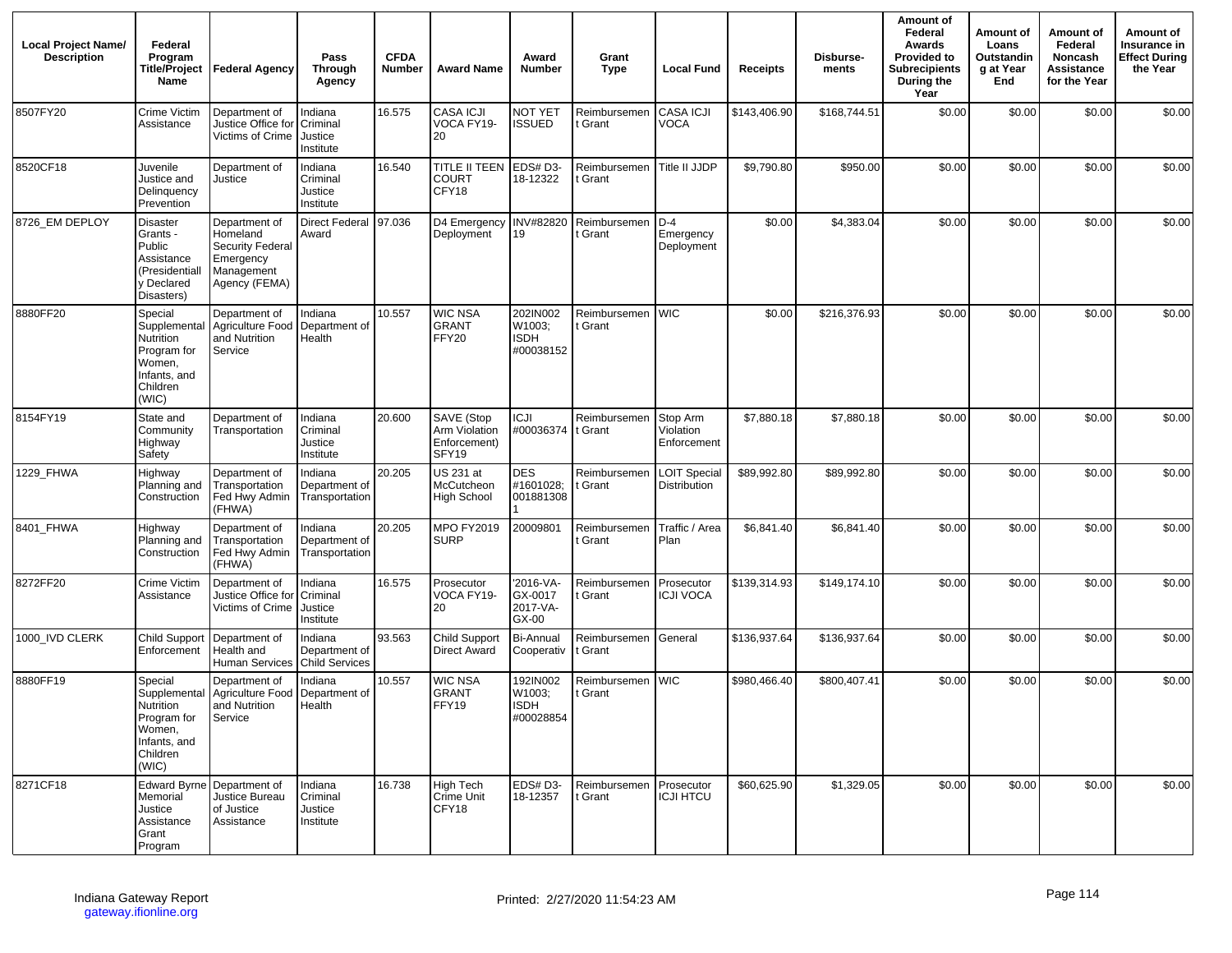| Local Project Name/ Description | Federal Program Title/Project Name | Federal Agency | Pass Through Agency | CFDA Number | Award Name | Award Number | Grant Type | Local Fund | Receipts | Disburse-ments | Amount of Federal Awards Provided to Subrecipients During the Year | Amount of Loans Outstanding at Year End | Amount of Federal Noncash Assistance for the Year | Amount of Insurance in Effect During the Year |
|---|---|---|---|---|---|---|---|---|---|---|---|---|---|---|
| 8507FY20 | Crime Victim Assistance | Department of Justice Office for Victims of Crime | Indiana Criminal Justice Institute | 16.575 | CASA ICJI VOCA FY19-20 | NOT YET ISSUED | Reimbursement Grant | CASA ICJI VOCA | $143,406.90 | $168,744.51 | $0.00 | $0.00 | $0.00 | $0.00 |
| 8520CF18 | Juvenile Justice and Delinquency Prevention | Department of Justice | Indiana Criminal Justice Institute | 16.540 | TITLE II TEEN COURT CFY18 | EDS# D3-18-12322 | Reimbursement Grant | Title II JJDP | $9,790.80 | $950.00 | $0.00 | $0.00 | $0.00 | $0.00 |
| 8726_EM DEPLOY | Disaster Grants - Public Assistance (Presidentially Declared Disasters) | Department of Homeland Security Federal Emergency Management Agency (FEMA) | Direct Federal Award | 97.036 | D4 Emergency Deployment | INV#8282019 | Reimbursement Grant | D-4 Emergency Deployment | $0.00 | $4,383.04 | $0.00 | $0.00 | $0.00 | $0.00 |
| 8880FF20 | Special Supplemental Nutrition Program for Women, Infants, and Children (WIC) | Department of Agriculture Food and Nutrition Service | Indiana Department of Health | 10.557 | WIC NSA GRANT FFY20 | 202IN002W1003; ISDH #00038152 | Reimbursement Grant | WIC | $0.00 | $216,376.93 | $0.00 | $0.00 | $0.00 | $0.00 |
| 8154FY19 | State and Community Highway Safety | Department of Transportation | Indiana Criminal Justice Institute | 20.600 | SAVE (Stop Arm Violation Enforcement) SFY19 | ICJI #00036374 | Reimbursement Grant | Stop Arm Violation Enforcement | $7,880.18 | $7,880.18 | $0.00 | $0.00 | $0.00 | $0.00 |
| 1229_FHWA | Highway Planning and Construction | Department of Transportation Fed Hwy Admin (FHWA) | Indiana Department of Transportation | 20.205 | US 231 at McCutcheon High School | DES #1601028; 0018813081 | Reimbursement Grant | LOIT Special Distribution | $89,992.80 | $89,992.80 | $0.00 | $0.00 | $0.00 | $0.00 |
| 8401_FHWA | Highway Planning and Construction | Department of Transportation Fed Hwy Admin (FHWA) | Indiana Department of Transportation | 20.205 | MPO FY2019 SURP | 20009801 | Reimbursement Grant | Traffic / Area Plan | $6,841.40 | $6,841.40 | $0.00 | $0.00 | $0.00 | $0.00 |
| 8272FF20 | Crime Victim Assistance | Department of Justice Office for Victims of Crime | Indiana Criminal Justice Institute | 16.575 | Prosecutor VOCA FY19-20 | '2016-VA-GX-0017 2017-VA-GX-00 | Reimbursement Grant | Prosecutor ICJI VOCA | $139,314.93 | $149,174.10 | $0.00 | $0.00 | $0.00 | $0.00 |
| 1000_IVD CLERK | Child Support Enforcement | Department of Health and Human Services | Indiana Department of Child Services | 93.563 | Child Support Direct Award | Bi-Annual Cooperativ | Reimbursement Grant | General | $136,937.64 | $136,937.64 | $0.00 | $0.00 | $0.00 | $0.00 |
| 8880FF19 | Special Supplemental Nutrition Program for Women, Infants, and Children (WIC) | Department of Agriculture Food and Nutrition Service | Indiana Department of Health | 10.557 | WIC NSA GRANT FFY19 | 192IN002W1003; ISDH #00028854 | Reimbursement Grant | WIC | $980,466.40 | $800,407.41 | $0.00 | $0.00 | $0.00 | $0.00 |
| 8271CF18 | Edward Byrne Memorial Justice Assistance Grant Program | Department of Justice Bureau of Justice Assistance | Indiana Criminal Justice Institute | 16.738 | High Tech Crime Unit CFY18 | EDS# D3-18-12357 | Reimbursement Grant | Prosecutor ICJI HTCU | $60,625.90 | $1,329.05 | $0.00 | $0.00 | $0.00 | $0.00 |

Indiana Gateway Report
gateway.ifionline.org

Printed: 2/27/2020 11:54:23 AM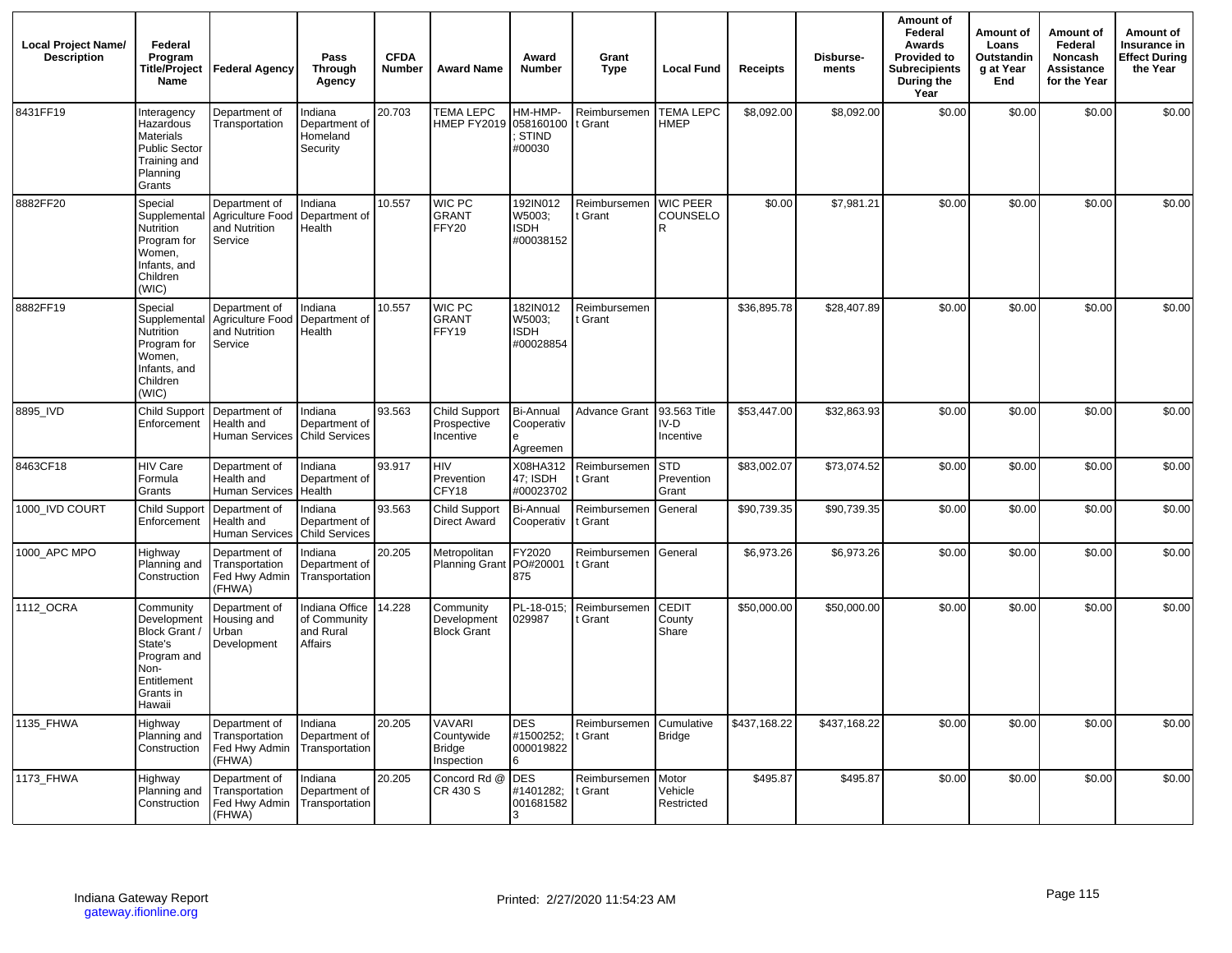| Local Project Name/ Description | Federal Program Title/Project Name | Federal Agency | Pass Through Agency | CFDA Number | Award Name | Award Number | Grant Type | Local Fund | Receipts | Disburse-ments | Amount of Federal Awards Provided to Subrecipients During the Year | Amount of Loans Outstanding at Year End | Amount of Federal Noncash Assistance for the Year | Amount of Insurance in Effect During the Year |
|---|---|---|---|---|---|---|---|---|---|---|---|---|---|---|
| 8431FF19 | Interagency Hazardous Materials Public Sector Training and Planning Grants | Department of Transportation | Indiana Department of Homeland Security | 20.703 | TEMA LEPC HMEP FY2019 | HM-HMP-058160100; STIND #00030 | Reimbursement Grant | TEMA LEPC HMEP | $8,092.00 | $8,092.00 | $0.00 | $0.00 | $0.00 | $0.00 |
| 8882FF20 | Special Supplemental Nutrition Program for Women, Infants, and Children (WIC) | Department of Agriculture Food and Nutrition Service | Indiana Department of Health | 10.557 | WIC PC GRANT FFY20 | 192IN012 W5003; ISDH #00038152 | Reimbursement Grant | WIC PEER COUNSELOR | $0.00 | $7,981.21 | $0.00 | $0.00 | $0.00 | $0.00 |
| 8882FF19 | Special Supplemental Nutrition Program for Women, Infants, and Children (WIC) | Department of Agriculture Food and Nutrition Service | Indiana Department of Health | 10.557 | WIC PC GRANT FFY19 | 182IN012 W5003; ISDH #00028854 | Reimbursement Grant | | $36,895.78 | $28,407.89 | $0.00 | $0.00 | $0.00 | $0.00 |
| 8895_IVD | Child Support Enforcement | Department of Health and Human Services | Indiana Department of Child Services | 93.563 | Child Support Prospective Incentive | Bi-Annual Cooperative Agreemen | Advance Grant | 93.563 Title IV-D Incentive | $53,447.00 | $32,863.93 | $0.00 | $0.00 | $0.00 | $0.00 |
| 8463CF18 | HIV Care Formula Grants | Department of Health and Human Services | Indiana Department of Health | 93.917 | HIV Prevention CFY18 | X08HA31247; ISDH #00023702 | Reimbursement Grant | STD Prevention Grant | $83,002.07 | $73,074.52 | $0.00 | $0.00 | $0.00 | $0.00 |
| 1000_IVD COURT | Child Support Enforcement | Department of Health and Human Services | Indiana Department of Child Services | 93.563 | Child Support Direct Award | Bi-Annual Cooperativ | Reimbursement Grant | General | $90,739.35 | $90,739.35 | $0.00 | $0.00 | $0.00 | $0.00 |
| 1000_APC MPO | Highway Planning and Construction | Department of Transportation Fed Hwy Admin (FHWA) | Indiana Department of Transportation | 20.205 | Metropolitan Planning Grant | FY2020 PO#20001875 | Reimbursement Grant | General | $6,973.26 | $6,973.26 | $0.00 | $0.00 | $0.00 | $0.00 |
| 1112_OCRA | Community Development Block Grant / State's Program and Non-Entitlement Grants in Hawaii | Department of Housing and Urban Development | Indiana Office of Community and Rural Affairs | 14.228 | Community Development Block Grant | PL-18-015; 029987 | Reimbursement Grant | CEDIT County Share | $50,000.00 | $50,000.00 | $0.00 | $0.00 | $0.00 | $0.00 |
| 1135_FHWA | Highway Planning and Construction | Department of Transportation Fed Hwy Admin (FHWA) | Indiana Department of Transportation | 20.205 | VAVARI Countywide Bridge Inspection | DES #1500252; 0000198226 | Reimbursement Grant | Cumulative Bridge | $437,168.22 | $437,168.22 | $0.00 | $0.00 | $0.00 | $0.00 |
| 1173_FHWA | Highway Planning and Construction | Department of Transportation Fed Hwy Admin (FHWA) | Indiana Department of Transportation | 20.205 | Concord Rd @ CR 430 S | DES #1401282; 0016815823 | Reimbursement Grant | Motor Vehicle Restricted | $495.87 | $495.87 | $0.00 | $0.00 | $0.00 | $0.00 |

Indiana Gateway Report
gateway.ifionline.org

Printed: 2/27/2020 11:54:23 AM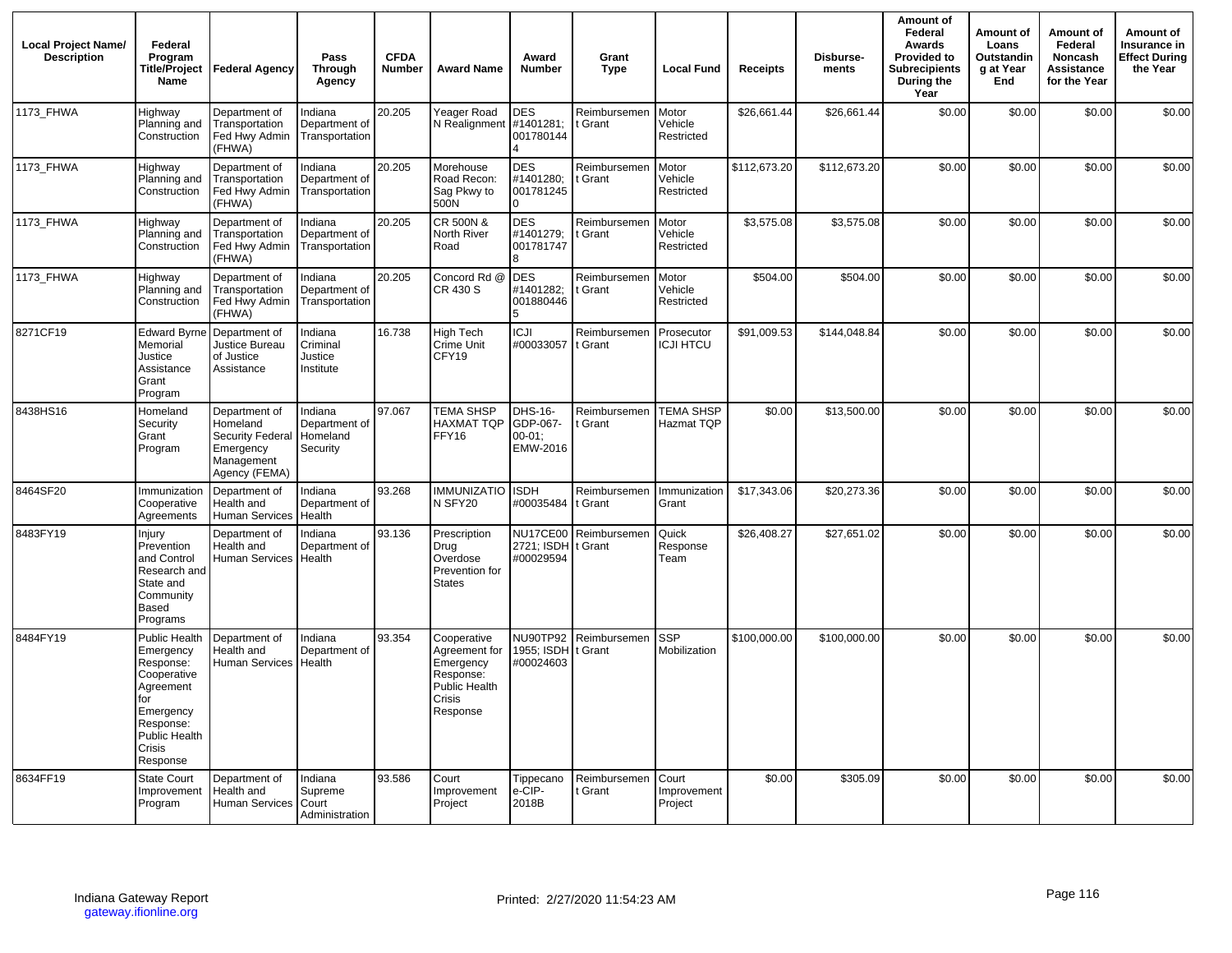| Local Project Name/ Description | Federal Program Title/Project Name | Federal Agency | Pass Through Agency | CFDA Number | Award Name | Award Number | Grant Type | Local Fund | Receipts | Disburse-ments | Amount of Federal Awards Provided to Subrecipients During the Year | Amount of Loans Outstanding at Year End | Amount of Federal Noncash Assistance for the Year | Amount of Insurance in Effect During the Year |
|---|---|---|---|---|---|---|---|---|---|---|---|---|---|---|
| 1173_FHWA | Highway Planning and Construction | Department of Transportation Fed Hwy Admin (FHWA) | Indiana Department of Transportation | 20.205 | Yeager Road N Realignment | DES #1401281; 0017801444 | Reimbursement Grant | Motor Vehicle Restricted | $26,661.44 | $26,661.44 | $0.00 | $0.00 | $0.00 | $0.00 |
| 1173_FHWA | Highway Planning and Construction | Department of Transportation Fed Hwy Admin (FHWA) | Indiana Department of Transportation | 20.205 | Morehouse Road Recon: Sag Pkwy to 500N | DES #1401280; 0017812450 | Reimbursement Grant | Motor Vehicle Restricted | $112,673.20 | $112,673.20 | $0.00 | $0.00 | $0.00 | $0.00 |
| 1173_FHWA | Highway Planning and Construction | Department of Transportation Fed Hwy Admin (FHWA) | Indiana Department of Transportation | 20.205 | CR 500N & North River Road | DES #1401279; 0017817478 | Reimbursement Grant | Motor Vehicle Restricted | $3,575.08 | $3,575.08 | $0.00 | $0.00 | $0.00 | $0.00 |
| 1173_FHWA | Highway Planning and Construction | Department of Transportation Fed Hwy Admin (FHWA) | Indiana Department of Transportation | 20.205 | Concord Rd @ CR 430 S | DES #1401282; 0018804465 | Reimbursement Grant | Motor Vehicle Restricted | $504.00 | $504.00 | $0.00 | $0.00 | $0.00 | $0.00 |
| 8271CF19 | Edward Byrne Memorial Justice Assistance Grant Program | Department of Justice Bureau of Justice Assistance | Indiana Criminal Justice Institute | 16.738 | High Tech Crime Unit CFY19 | ICJI #00033057 | Reimbursement Grant | Prosecutor ICJI HTCU | $91,009.53 | $144,048.84 | $0.00 | $0.00 | $0.00 | $0.00 |
| 8438HS16 | Homeland Security Grant Program | Department of Homeland Security Federal Emergency Management Agency (FEMA) | Indiana Department of Homeland Security | 97.067 | TEMA SHSP HAXMAT TQP FFY16 | DHS-16-GDP-067-00-01; EMW-2016 | Reimbursement Grant | TEMA SHSP Hazmat TQP | $0.00 | $13,500.00 | $0.00 | $0.00 | $0.00 | $0.00 |
| 8464SF20 | Immunization Cooperative Agreements | Department of Health and Human Services | Indiana Department of Health | 93.268 | IMMUNIZATION SFY20 | ISDH #00035484 | Reimbursement Grant | Immunization Grant | $17,343.06 | $20,273.36 | $0.00 | $0.00 | $0.00 | $0.00 |
| 8483FY19 | Injury Prevention and Control Research and State and Community Based Programs | Department of Health and Human Services | Indiana Department of Health | 93.136 | Prescription Drug Overdose Prevention for States | NU17CE002721; ISDH #00029594 | Reimbursement Grant | Quick Response Team | $26,408.27 | $27,651.02 | $0.00 | $0.00 | $0.00 | $0.00 |
| 8484FY19 | Public Health Emergency Response: Cooperative Agreement for Emergency Response: Public Health Crisis Response | Department of Health and Human Services | Indiana Department of Health | 93.354 | Cooperative Agreement for Emergency Response: Public Health Crisis Response | NU90TP921955; ISDH #00024603 | Reimbursement Grant | SSP Mobilization | $100,000.00 | $100,000.00 | $0.00 | $0.00 | $0.00 | $0.00 |
| 8634FF19 | State Court Improvement Program | Department of Health and Human Services | Indiana Supreme Court Administration | 93.586 | Court Improvement Project | Tippecanoe-CIP-2018B | Reimbursement Grant | Court Improvement Project | $0.00 | $305.09 | $0.00 | $0.00 | $0.00 | $0.00 |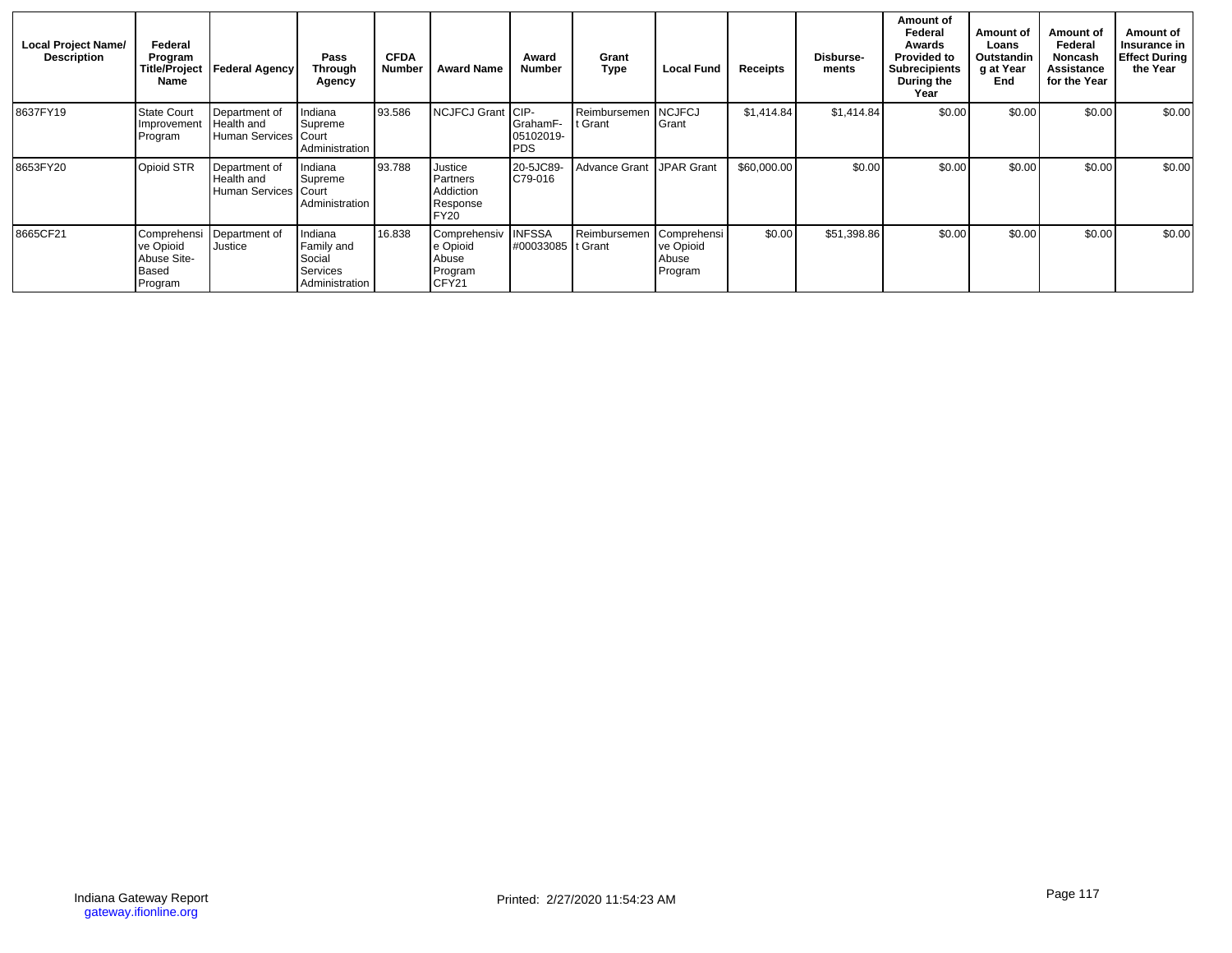| Local Project Name/ Description | Federal Program Title/Project Name | Federal Agency | Pass Through Agency | CFDA Number | Award Name | Award Number | Grant Type | Local Fund | Receipts | Disburse-ments | Amount of Federal Awards Provided to Subrecipients During the Year | Amount of Loans Outstanding at Year End | Amount of Federal Noncash Assistance for the Year | Amount of Insurance in Effect During the Year |
|---|---|---|---|---|---|---|---|---|---|---|---|---|---|---|
| 8637FY19 | State Court Improvement Program | Department of Health and Human Services | Indiana Supreme Court Administration | 93.586 | NCJFCJ Grant | CIP-GrahamF-05102019-PDS | Reimbursement Grant | NCJFCJ Grant | $1,414.84 | $1,414.84 | $0.00 | $0.00 | $0.00 | $0.00 |
| 8653FY20 | Opioid STR | Department of Health and Human Services | Indiana Supreme Court Administration | 93.788 | Justice Partners Addiction Response FY20 | 20-5JC89-C79-016 | Advance Grant | JPAR Grant | $60,000.00 | $0.00 | $0.00 | $0.00 | $0.00 | $0.00 |
| 8665CF21 | Comprehensive Opioid Abuse Site-Based Program | Department of Justice | Indiana Family and Social Services Administration | 16.838 | Comprehensive Opioid Abuse Program CFY21 | INFSSA #00033085 | Reimbursement Grant | Comprehensive Opioid Abuse Program | $0.00 | $51,398.86 | $0.00 | $0.00 | $0.00 | $0.00 |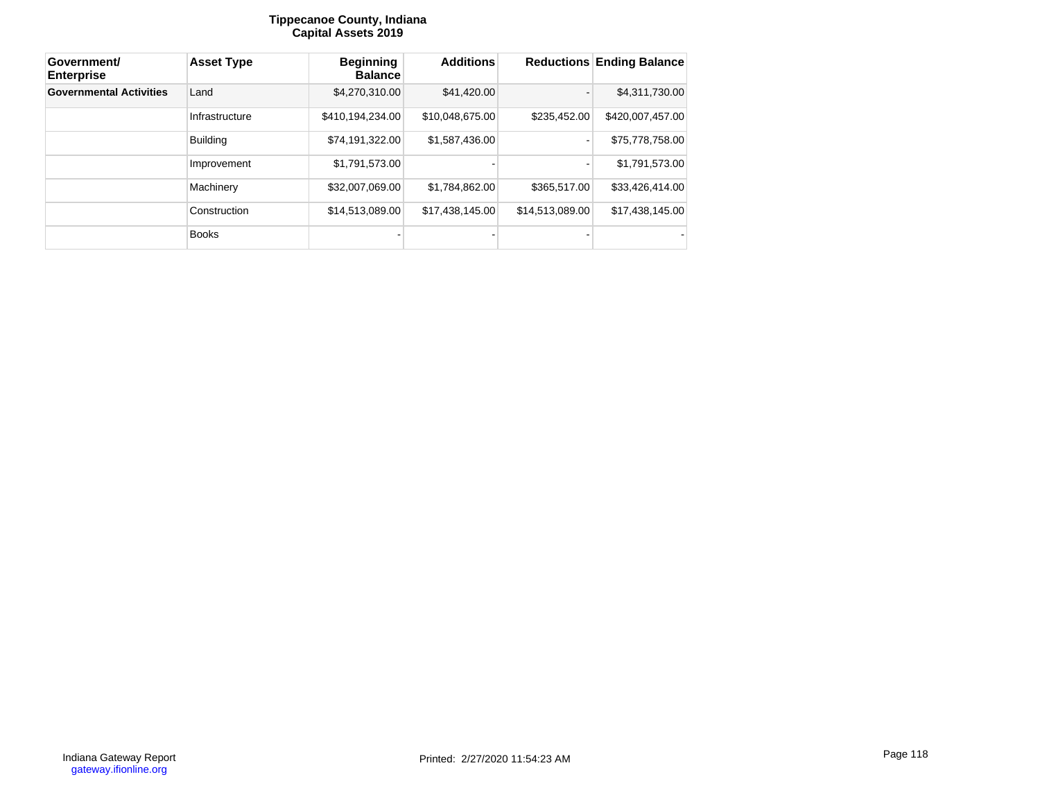**Tippecanoe County, Indiana**
**Capital Assets 2019**

| Government/ Enterprise | Asset Type | Beginning Balance | Additions | Reductions | Ending Balance |
|---|---|---|---|---|---|
| **Governmental Activities** | Land | $4,270,310.00 | $41,420.00 | - | $4,311,730.00 |
| | Infrastructure | $410,194,234.00 | $10,048,675.00 | $235,452.00 | $420,007,457.00 |
| | Building | $74,191,322.00 | $1,587,436.00 | - | $75,778,758.00 |
| | Improvement | $1,791,573.00 | - | - | $1,791,573.00 |
| | Machinery | $32,007,069.00 | $1,784,862.00 | $365,517.00 | $33,426,414.00 |
| | Construction | $14,513,089.00 | $17,438,145.00 | $14,513,089.00 | $17,438,145.00 |
| | Books | - | - | - | - |

Indiana Gateway Report
gateway.ifionline.org

Printed: 2/27/2020 11:54:23 AM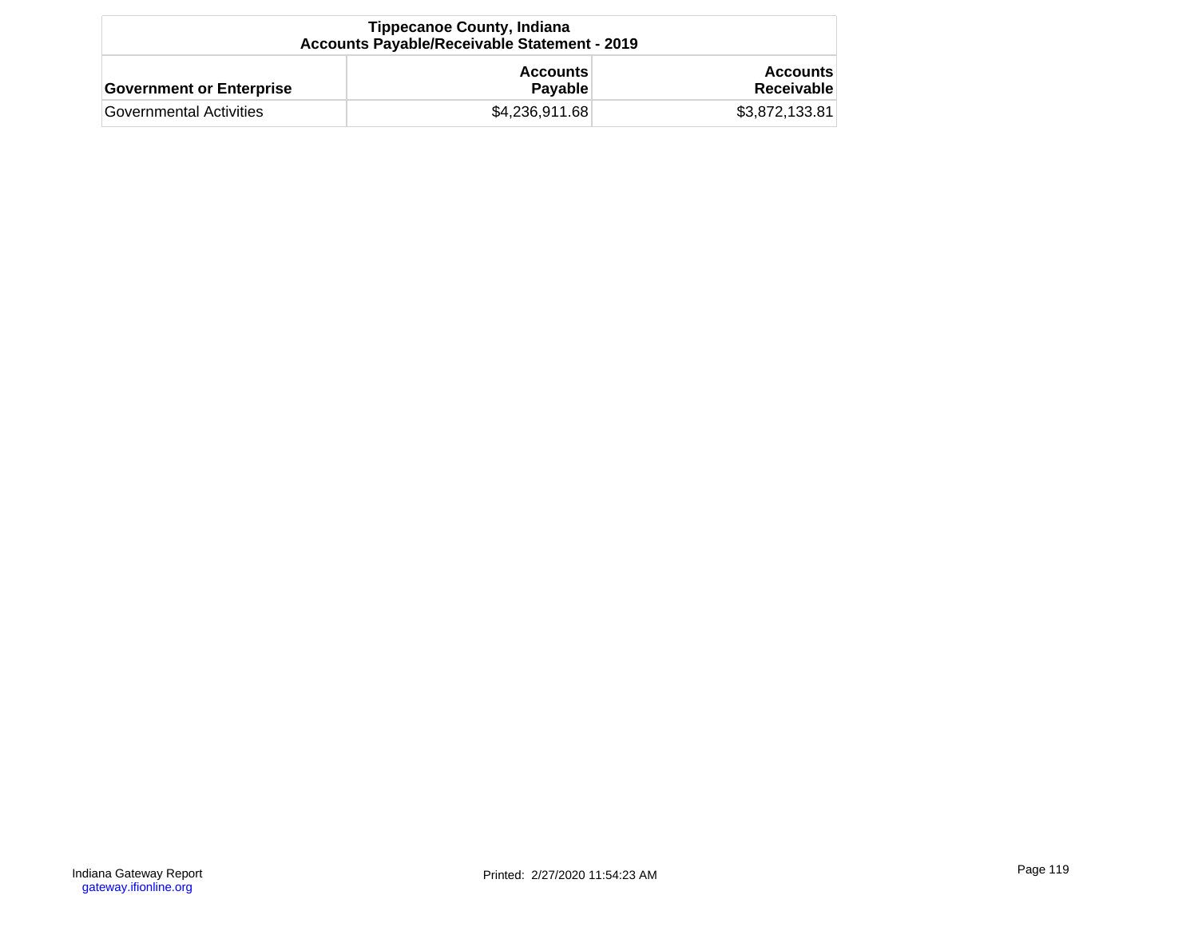| Tippecanoe County, Indiana<br>Accounts Payable/Receivable Statement - 2019 | | |
|---|---|---|
| **Government or Enterprise** | **Accounts Payable** | **Accounts Receivable** |
| Governmental Activities | $4,236,911.68 | $3,872,133.81 |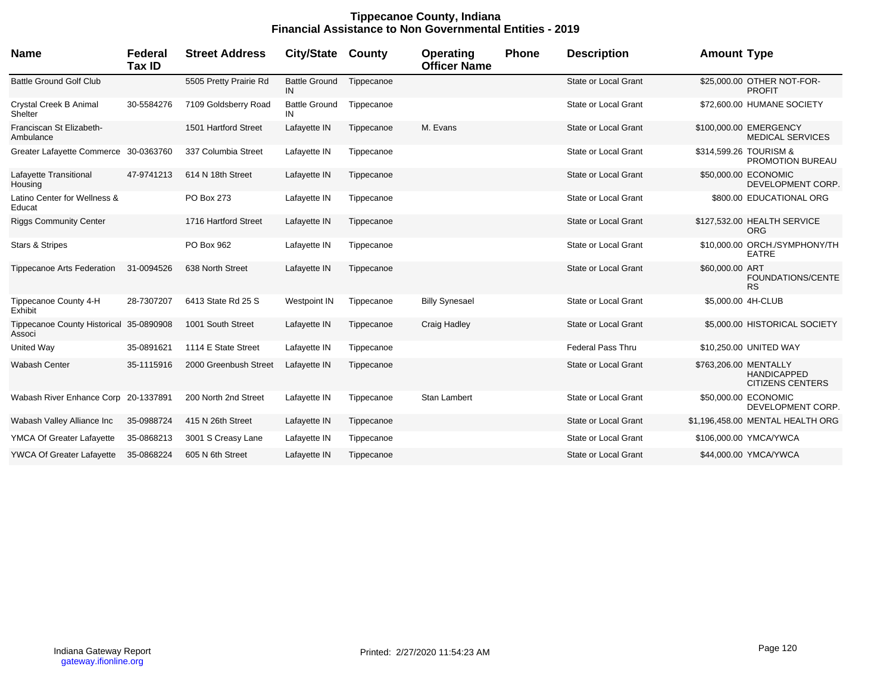# Tippecanoe County, Indiana
## Financial Assistance to Non Governmental Entities - 2019

| Name | Federal Tax ID | Street Address | City/State | County | Operating Officer Name | Phone | Description | Amount | Type |
|---|---|---|---|---|---|---|---|---|---|
| Battle Ground Golf Club | | 5505 Pretty Prairie Rd | Battle Ground IN | Tippecanoe | | | State or Local Grant | $25,000.00 | OTHER NOT-FOR-PROFIT |
| Crystal Creek B Animal Shelter | 30-5584276 | 7109 Goldsberry Road | Battle Ground IN | Tippecanoe | | | State or Local Grant | $72,600.00 | HUMANE SOCIETY |
| Franciscan St Elizabeth-Ambulance | | 1501 Hartford Street | Lafayette IN | Tippecanoe | M. Evans | | State or Local Grant | $100,000.00 | EMERGENCY MEDICAL SERVICES |
| Greater Lafayette Commerce | 30-0363760 | 337 Columbia Street | Lafayette IN | Tippecanoe | | | State or Local Grant | $314,599.26 | TOURISM & PROMOTION BUREAU |
| Lafayette Transitional Housing | 47-9741213 | 614 N 18th Street | Lafayette IN | Tippecanoe | | | State or Local Grant | $50,000.00 | ECONOMIC DEVELOPMENT CORP. |
| Latino Center for Wellness & Educat | | PO Box 273 | Lafayette IN | Tippecanoe | | | State or Local Grant | $800.00 | EDUCATIONAL ORG |
| Riggs Community Center | | 1716 Hartford Street | Lafayette IN | Tippecanoe | | | State or Local Grant | $127,532.00 | HEALTH SERVICE ORG |
| Stars & Stripes | | PO Box 962 | Lafayette IN | Tippecanoe | | | State or Local Grant | $10,000.00 | ORCH./SYMPHONY/THEATRE |
| Tippecanoe Arts Federation | 31-0094526 | 638 North Street | Lafayette IN | Tippecanoe | | | State or Local Grant | $60,000.00 | ART FOUNDATIONS/CENTERS |
| Tippecanoe County 4-H Exhibit | 28-7307207 | 6413 State Rd 25 S | Westpoint IN | Tippecanoe | Billy Synesael | | State or Local Grant | $5,000.00 | 4H-CLUB |
| Tippecanoe County Historical Associ | 35-0890908 | 1001 South Street | Lafayette IN | Tippecanoe | Craig Hadley | | State or Local Grant | $5,000.00 | HISTORICAL SOCIETY |
| United Way | 35-0891621 | 1114 E State Street | Lafayette IN | Tippecanoe | | | Federal Pass Thru | $10,250.00 | UNITED WAY |
| Wabash Center | 35-1115916 | 2000 Greenbush Street | Lafayette IN | Tippecanoe | | | State or Local Grant | $763,206.00 | MENTALLY HANDICAPPED CITIZENS CENTERS |
| Wabash River Enhance Corp | 20-1337891 | 200 North 2nd Street | Lafayette IN | Tippecanoe | Stan Lambert | | State or Local Grant | $50,000.00 | ECONOMIC DEVELOPMENT CORP. |
| Wabash Valley Alliance Inc | 35-0988724 | 415 N 26th Street | Lafayette IN | Tippecanoe | | | State or Local Grant | $1,196,458.00 | MENTAL HEALTH ORG |
| YMCA Of Greater Lafayette | 35-0868213 | 3001 S Creasy Lane | Lafayette IN | Tippecanoe | | | State or Local Grant | $106,000.00 | YMCA/YWCA |
| YWCA Of Greater Lafayette | 35-0868224 | 605 N 6th Street | Lafayette IN | Tippecanoe | | | State or Local Grant | $44,000.00 | YMCA/YWCA |

Indiana Gateway Report
gateway.ifionline.org

Printed: 2/27/2020 11:54:23 AM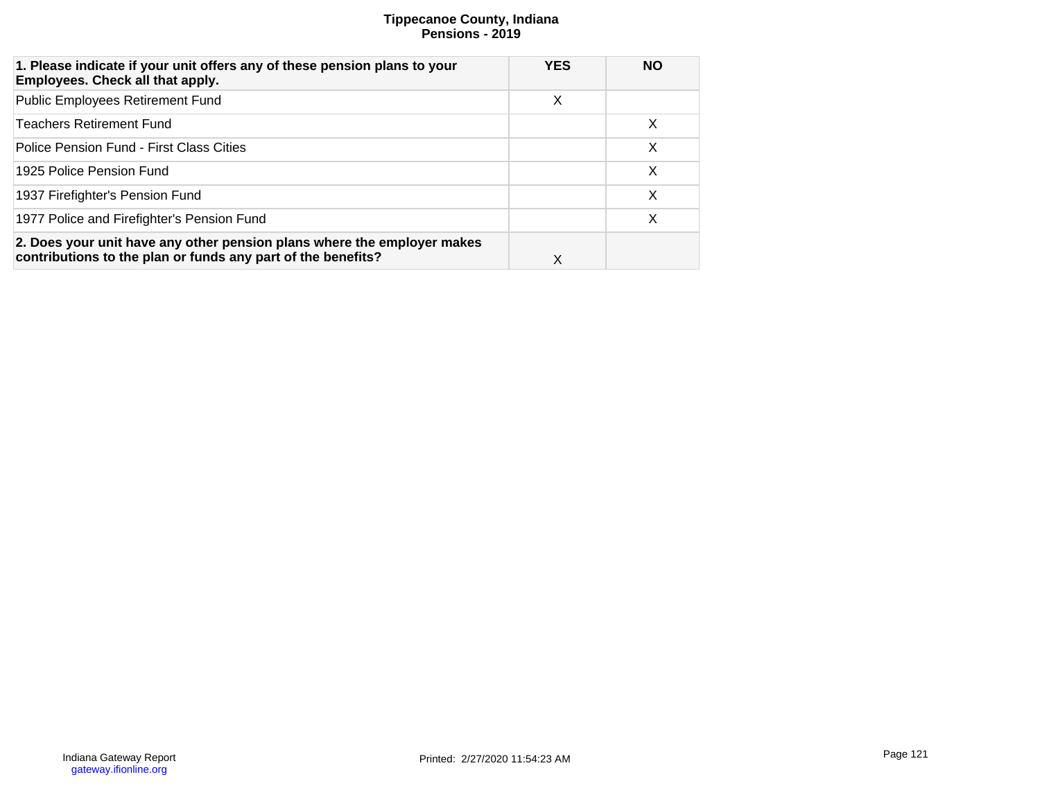# Tippecanoe County, Indiana
## Pensions - 2019

| 1. Please indicate if your unit offers any of these pension plans to your Employees. Check all that apply. | YES | NO |
|---|---|---|
| Public Employees Retirement Fund | X | |
| Teachers Retirement Fund | | X |
| Police Pension Fund - First Class Cities | | X |
| 1925 Police Pension Fund | | X |
| 1937 Firefighter's Pension Fund | | X |
| 1977 Police and Firefighter's Pension Fund | | X |
| **2. Does your unit have any other pension plans where the employer makes contributions to the plan or funds any part of the benefits?** | X | |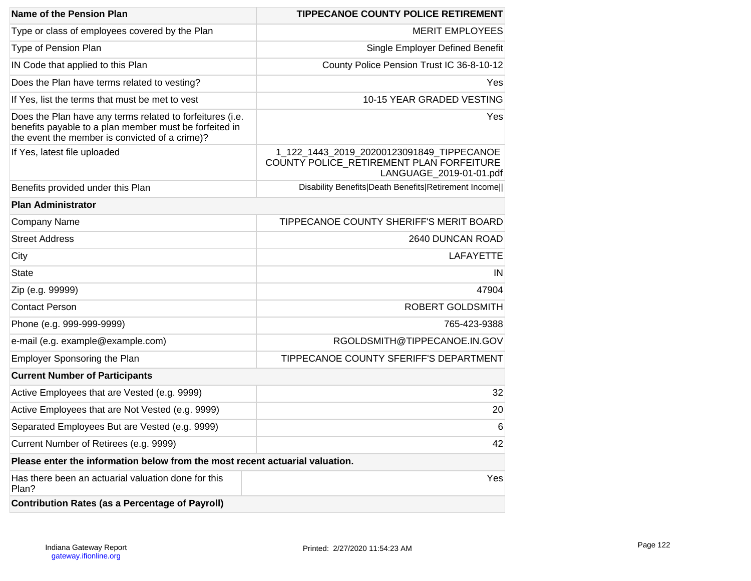| Name of the Pension Plan | TIPPECANOE COUNTY POLICE RETIREMENT |
|---|---|
| Type or class of employees covered by the Plan | MERIT EMPLOYEES |
| Type of Pension Plan | Single Employer Defined Benefit |
| IN Code that applied to this Plan | County Police Pension Trust IC 36-8-10-12 |
| Does the Plan have terms related to vesting? | Yes |
| If Yes, list the terms that must be met to vest | 10-15 YEAR GRADED VESTING |
| Does the Plan have any terms related to forfeitures (i.e. benefits payable to a plan member must be forfeited in the event the member is convicted of a crime)? | Yes |
| If Yes, latest file uploaded | 1_122_1443_2019_20200123091849_TIPPECANOE COUNTY POLICE_RETIREMENT PLAN FORFEITURE LANGUAGE_2019-01-01.pdf |
| Benefits provided under this Plan | Disability Benefits\|Death Benefits\|Retirement Income\|\| |
| **Plan Administrator** | |
| Company Name | TIPPECANOE COUNTY SHERIFF'S MERIT BOARD |
| Street Address | 2640 DUNCAN ROAD |
| City | LAFAYETTE |
| State | IN |
| Zip (e.g. 99999) | 47904 |
| Contact Person | ROBERT GOLDSMITH |
| Phone (e.g. 999-999-9999) | 765-423-9388 |
| e-mail (e.g. example@example.com) | RGOLDSMITH@TIPPECANOE.IN.GOV |
| Employer Sponsoring the Plan | TIPPECANOE COUNTY SFERIFF'S DEPARTMENT |
| **Current Number of Participants** | |
| Active Employees that are Vested (e.g. 9999) | 32 |
| Active Employees that are Not Vested (e.g. 9999) | 20 |
| Separated Employees But are Vested (e.g. 9999) | 6 |
| Current Number of Retirees (e.g. 9999) | 42 |
| **Please enter the information below from the most recent actuarial valuation.** | |
| Has there been an actuarial valuation done for this Plan? | Yes |
| **Contribution Rates (as a Percentage of Payroll)** | |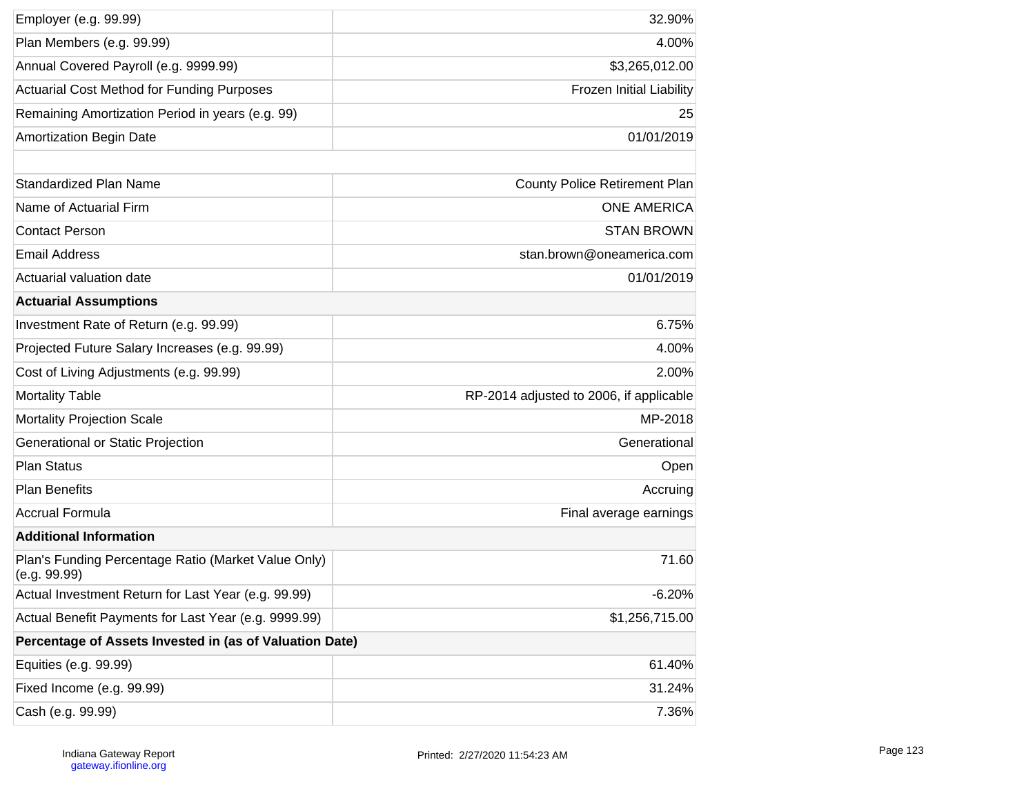| | |
|---|---|
| Employer (e.g. 99.99) | 32.90% |
| Plan Members (e.g. 99.99) | 4.00% |
| Annual Covered Payroll (e.g. 9999.99) | $3,265,012.00 |
| Actuarial Cost Method for Funding Purposes | Frozen Initial Liability |
| Remaining Amortization Period in years (e.g. 99) | 25 |
| Amortization Begin Date | 01/01/2019 |

| | |
|---|---|
| Standardized Plan Name | County Police Retirement Plan |
| Name of Actuarial Firm | ONE AMERICA |
| Contact Person | STAN BROWN |
| Email Address | stan.brown@oneamerica.com |
| Actuarial valuation date | 01/01/2019 |
| **Actuarial Assumptions** | |
| Investment Rate of Return (e.g. 99.99) | 6.75% |
| Projected Future Salary Increases (e.g. 99.99) | 4.00% |
| Cost of Living Adjustments (e.g. 99.99) | 2.00% |
| Mortality Table | RP-2014 adjusted to 2006, if applicable |
| Mortality Projection Scale | MP-2018 |
| Generational or Static Projection | Generational |
| Plan Status | Open |
| Plan Benefits | Accruing |
| Accrual Formula | Final average earnings |
| **Additional Information** | |
| Plan's Funding Percentage Ratio (Market Value Only) (e.g. 99.99) | 71.60 |
| Actual Investment Return for Last Year (e.g. 99.99) | -6.20% |
| Actual Benefit Payments for Last Year (e.g. 9999.99) | $1,256,715.00 |
| **Percentage of Assets Invested in (as of Valuation Date)** | |
| Equities (e.g. 99.99) | 61.40% |
| Fixed Income (e.g. 99.99) | 31.24% |
| Cash (e.g. 99.99) | 7.36% |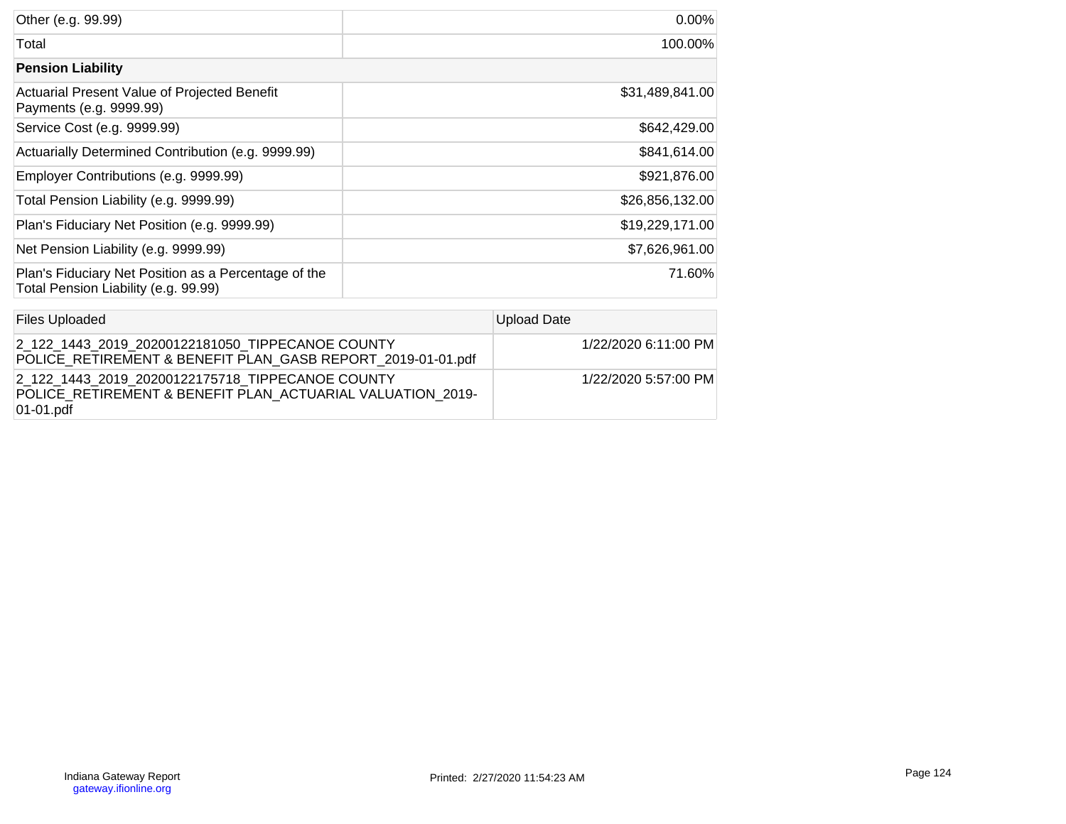| | |
|---|---|
| Other (e.g. 99.99) | 0.00% |
| Total | 100.00% |
| **Pension Liability** | |
| Actuarial Present Value of Projected Benefit Payments (e.g. 9999.99) | $31,489,841.00 |
| Service Cost (e.g. 9999.99) | $642,429.00 |
| Actuarially Determined Contribution (e.g. 9999.99) | $841,614.00 |
| Employer Contributions (e.g. 9999.99) | $921,876.00 |
| Total Pension Liability (e.g. 9999.99) | $26,856,132.00 |
| Plan's Fiduciary Net Position (e.g. 9999.99) | $19,229,171.00 |
| Net Pension Liability (e.g. 9999.99) | $7,626,961.00 |
| Plan's Fiduciary Net Position as a Percentage of the Total Pension Liability (e.g. 99.99) | 71.60% |

| Files Uploaded | Upload Date |
|---|---|
| 2_122_1443_2019_20200122181050_TIPPECANOE COUNTY POLICE_RETIREMENT & BENEFIT PLAN_GASB REPORT_2019-01-01.pdf | 1/22/2020 6:11:00 PM |
| 2_122_1443_2019_20200122175718_TIPPECANOE COUNTY POLICE_RETIREMENT & BENEFIT PLAN_ACTUARIAL VALUATION_2019-01-01.pdf | 1/22/2020 5:57:00 PM |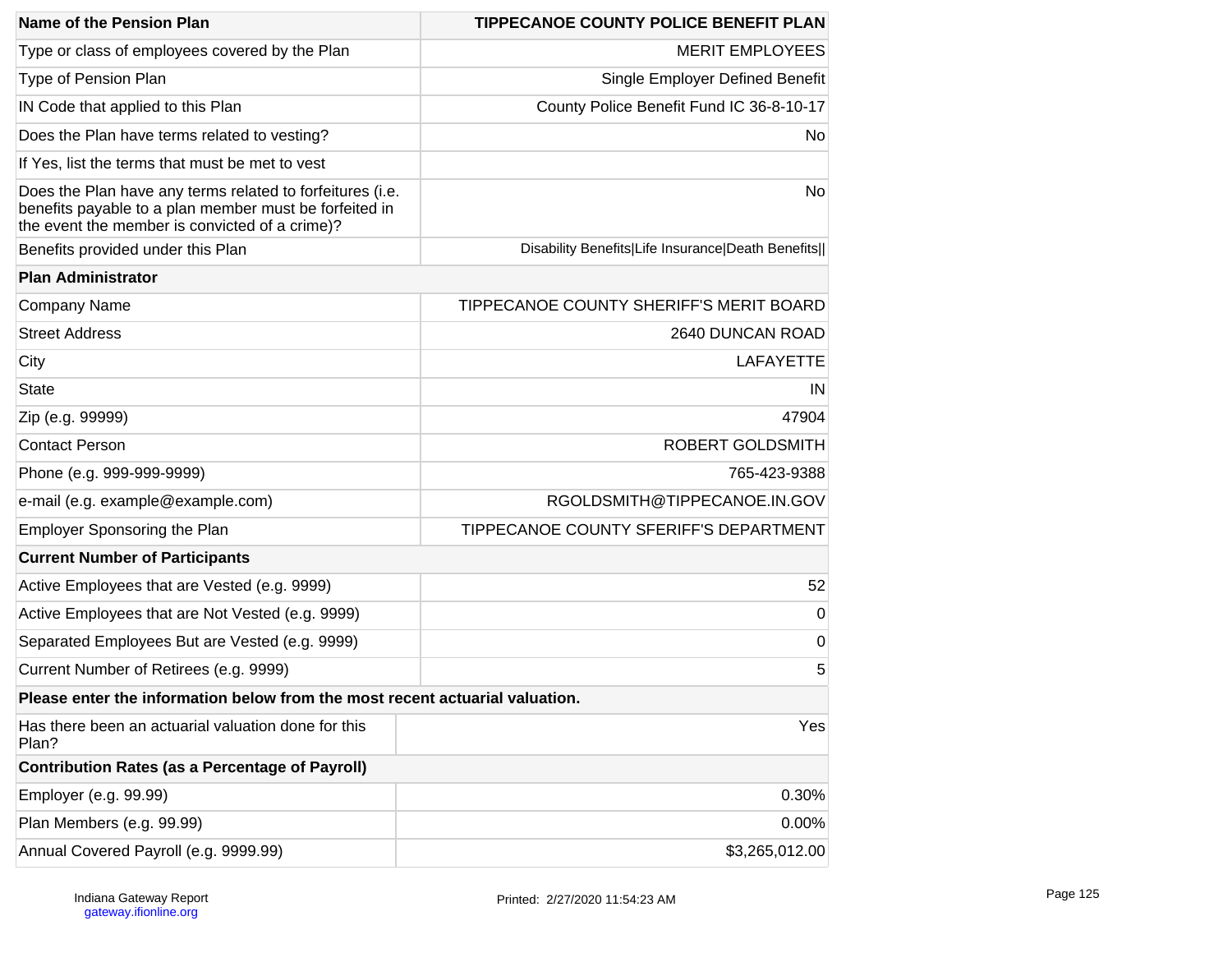| Name of the Pension Plan | TIPPECANOE COUNTY POLICE BENEFIT PLAN |
|---|---|
| Type or class of employees covered by the Plan | MERIT EMPLOYEES |
| Type of Pension Plan | Single Employer Defined Benefit |
| IN Code that applied to this Plan | County Police Benefit Fund IC 36-8-10-17 |
| Does the Plan have terms related to vesting? | No |
| If Yes, list the terms that must be met to vest | |
| Does the Plan have any terms related to forfeitures (i.e. benefits payable to a plan member must be forfeited in the event the member is convicted of a crime)? | No |
| Benefits provided under this Plan | Disability Benefits\|Life Insurance\|Death Benefits\|\| |
| **Plan Administrator** | |
| Company Name | TIPPECANOE COUNTY SHERIFF'S MERIT BOARD |
| Street Address | 2640 DUNCAN ROAD |
| City | LAFAYETTE |
| State | IN |
| Zip (e.g. 99999) | 47904 |
| Contact Person | ROBERT GOLDSMITH |
| Phone (e.g. 999-999-9999) | 765-423-9388 |
| e-mail (e.g. example@example.com) | RGOLDSMITH@TIPPECANOE.IN.GOV |
| Employer Sponsoring the Plan | TIPPECANOE COUNTY SFERIFF'S DEPARTMENT |
| **Current Number of Participants** | |
| Active Employees that are Vested (e.g. 9999) | 52 |
| Active Employees that are Not Vested (e.g. 9999) | 0 |
| Separated Employees But are Vested (e.g. 9999) | 0 |
| Current Number of Retirees (e.g. 9999) | 5 |
| **Please enter the information below from the most recent actuarial valuation.** | |
| Has there been an actuarial valuation done for this Plan? | Yes |
| **Contribution Rates (as a Percentage of Payroll)** | |
| Employer (e.g. 99.99) | 0.30% |
| Plan Members (e.g. 99.99) | 0.00% |
| Annual Covered Payroll (e.g. 9999.99) | $3,265,012.00 |

Indiana Gateway Report
gateway.ifionline.org

Printed: 2/27/2020 11:54:23 AM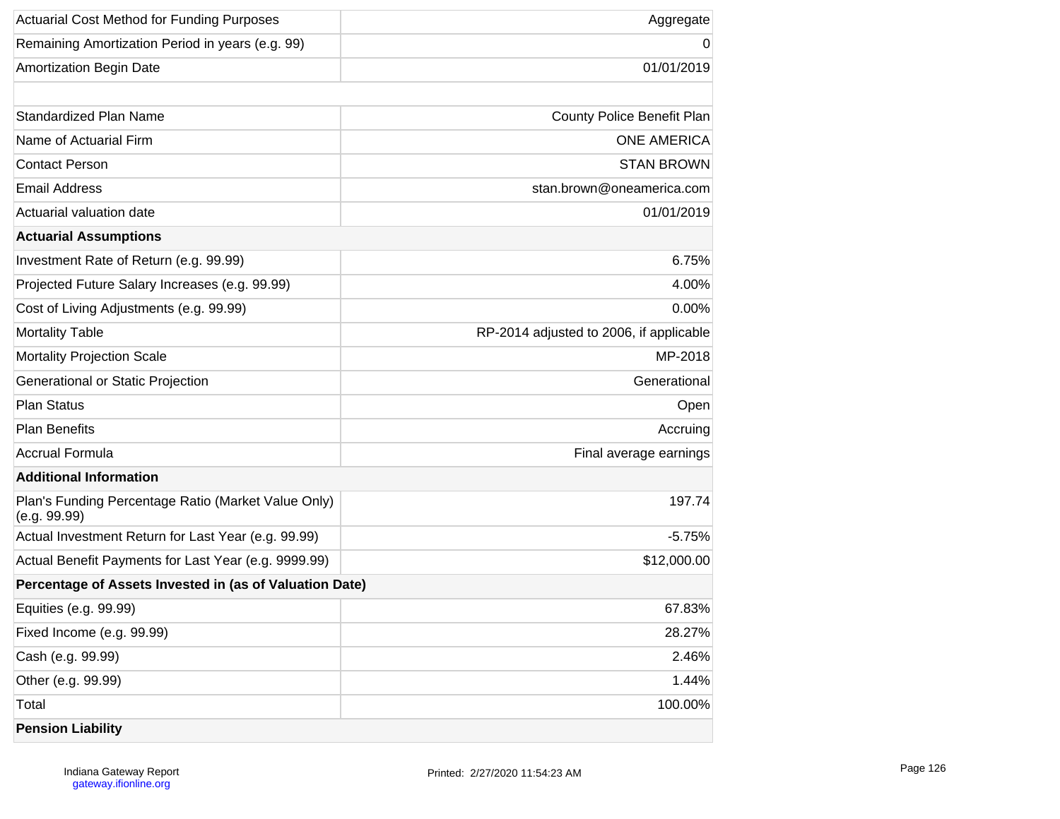| | |
|---|---|
| Actuarial Cost Method for Funding Purposes | Aggregate |
| Remaining Amortization Period in years (e.g. 99) | 0 |
| Amortization Begin Date | 01/01/2019 |

| | |
|---|---|
| Standardized Plan Name | County Police Benefit Plan |
| Name of Actuarial Firm | ONE AMERICA |
| Contact Person | STAN BROWN |
| Email Address | stan.brown@oneamerica.com |
| Actuarial valuation date | 01/01/2019 |
| **Actuarial Assumptions** | |
| Investment Rate of Return (e.g. 99.99) | 6.75% |
| Projected Future Salary Increases (e.g. 99.99) | 4.00% |
| Cost of Living Adjustments (e.g. 99.99) | 0.00% |
| Mortality Table | RP-2014 adjusted to 2006, if applicable |
| Mortality Projection Scale | MP-2018 |
| Generational or Static Projection | Generational |
| Plan Status | Open |
| Plan Benefits | Accruing |
| Accrual Formula | Final average earnings |
| **Additional Information** | |
| Plan's Funding Percentage Ratio (Market Value Only) (e.g. 99.99) | 197.74 |
| Actual Investment Return for Last Year (e.g. 99.99) | -5.75% |
| Actual Benefit Payments for Last Year (e.g. 9999.99) | $12,000.00 |
| **Percentage of Assets Invested in (as of Valuation Date)** | |
| Equities (e.g. 99.99) | 67.83% |
| Fixed Income (e.g. 99.99) | 28.27% |
| Cash (e.g. 99.99) | 2.46% |
| Other (e.g. 99.99) | 1.44% |
| Total | 100.00% |
| **Pension Liability** | |

Indiana Gateway Report
gateway.ifionline.org

Printed: 2/27/2020 11:54:23 AM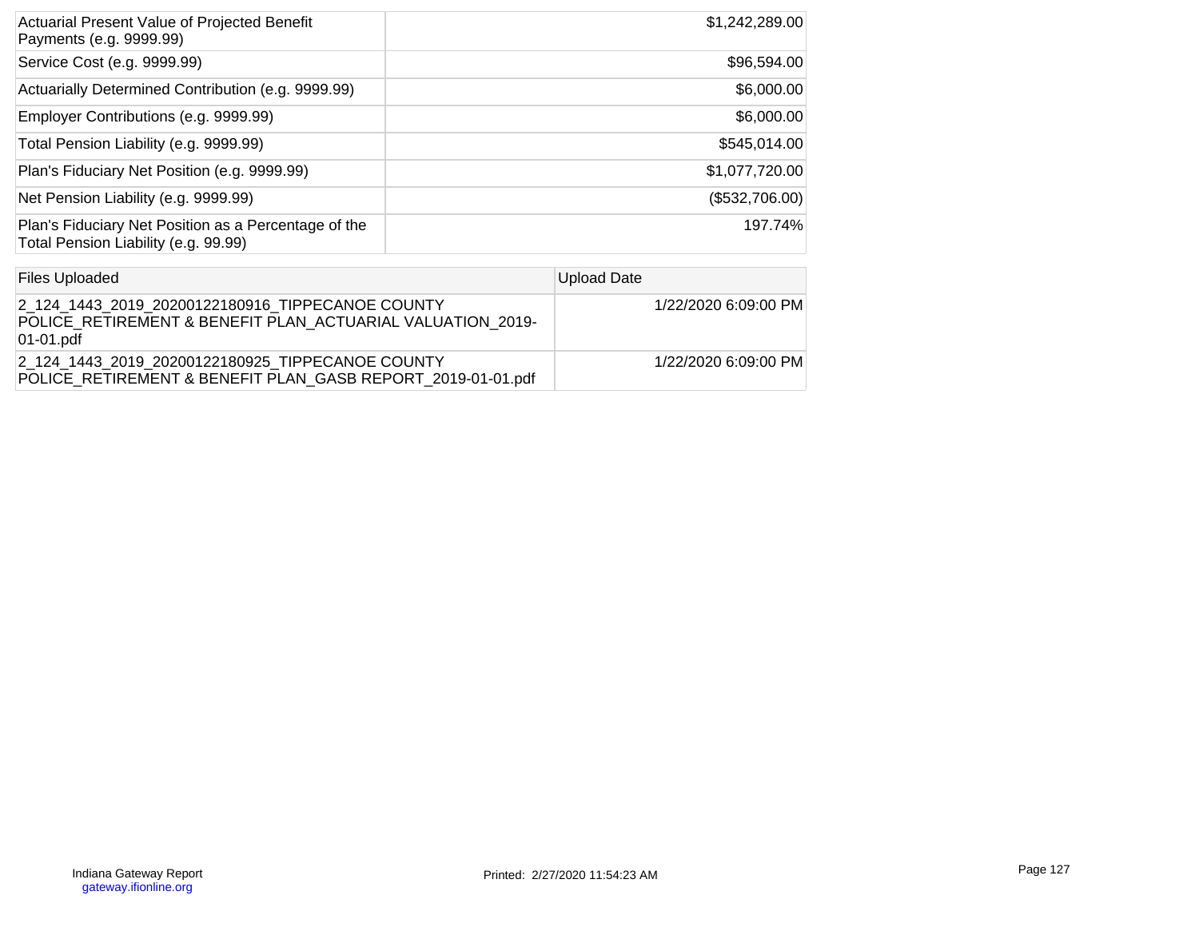| | |
|---|---|
| Actuarial Present Value of Projected Benefit Payments (e.g. 9999.99) | $1,242,289.00 |
| Service Cost (e.g. 9999.99) | $96,594.00 |
| Actuarially Determined Contribution (e.g. 9999.99) | $6,000.00 |
| Employer Contributions (e.g. 9999.99) | $6,000.00 |
| Total Pension Liability (e.g. 9999.99) | $545,014.00 |
| Plan's Fiduciary Net Position (e.g. 9999.99) | $1,077,720.00 |
| Net Pension Liability (e.g. 9999.99) | ($532,706.00) |
| Plan's Fiduciary Net Position as a Percentage of the Total Pension Liability (e.g. 99.99) | 197.74% |

| Files Uploaded | Upload Date |
|---|---|
| 2_124_1443_2019_20200122180916_TIPPECANOE COUNTY POLICE_RETIREMENT & BENEFIT PLAN_ACTUARIAL VALUATION_2019-01-01.pdf | 1/22/2020 6:09:00 PM |
| 2_124_1443_2019_20200122180925_TIPPECANOE COUNTY POLICE_RETIREMENT & BENEFIT PLAN_GASB REPORT_2019-01-01.pdf | 1/22/2020 6:09:00 PM |